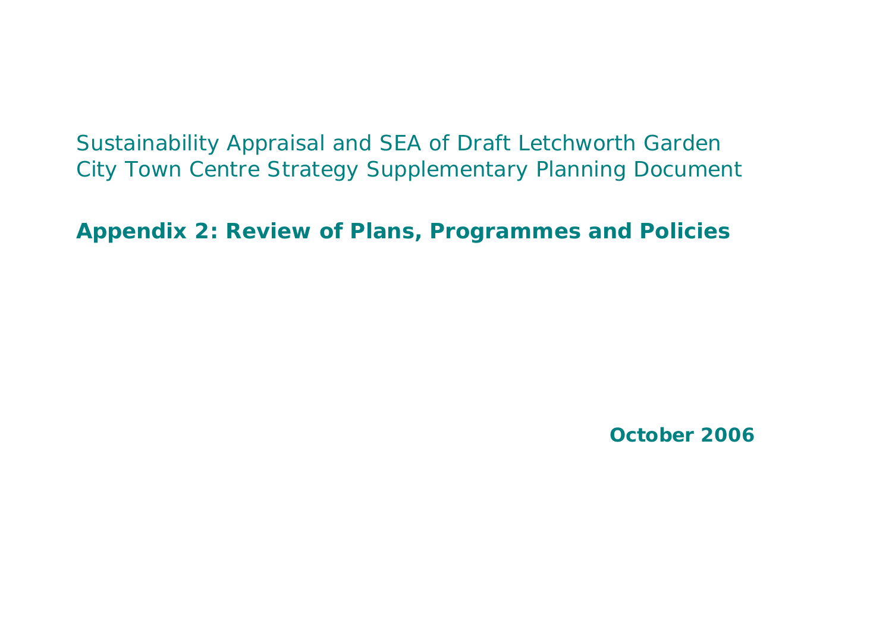Sustainability Appraisal and SEA of Draft Letchworth Garden City Town Centre Strategy Supplementary Planning Document

# Appendix 2: Review of Plans, Programmes and Policies

**October 2006**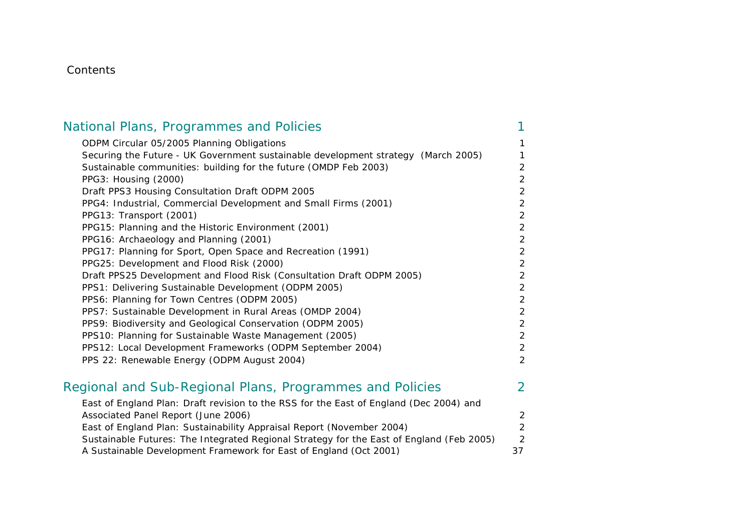Contents

## National Plans, Programmes and Policies 1

- ODPM Circular 05/2005 Planning Obligations 1
- Securing the Future - UK Government sustainable development strategy (March 2005) 1
- Sustainable communities: building for the future (OMDP Feb 2003) 2
- PPG3: Housing (2000) 2
- Draft PPS3 Housing Consultation Draft ODPM 2005 2
- PPG4: Industrial, Commercial Development and Small Firms (2001) 2
- PPG13: Transport (2001) 2
- PPG15: Planning and the Historic Environment (2001) 2
- PPG16: Archaeology and Planning (2001) 2
- PPG17: Planning for Sport, Open Space and Recreation (1991) 2
- PPG25: Development and Flood Risk (2000) 2
- Draft PPS25 Development and Flood Risk (Consultation Draft ODPM 2005) 2
- PPS1: Delivering Sustainable Development (ODPM 2005) 2
- PPS6: Planning for Town Centres (ODPM 2005) 2
- PPS7: Sustainable Development in Rural Areas (OMDP 2004) 2
- PPS9: Biodiversity and Geological Conservation (ODPM 2005) 2
- PPS10: Planning for Sustainable Waste Management (2005) 2
- PPS12: Local Development Frameworks (ODPM September 2004) 2
- PPS 22: Renewable Energy (ODPM August 2004) 2

## Regional and Sub-Regional Plans, Programmes and Policies 2

- East of England Plan: Draft revision to the RSS for the East of England (Dec 2004) and Associated Panel Report (June 2006) 2
- East of England Plan: Sustainability Appraisal Report (November 2004) 2
- Sustainable Futures: The Integrated Regional Strategy for the East of England (Feb 2005) 2
- A Sustainable Development Framework for East of England (Oct 2001) 37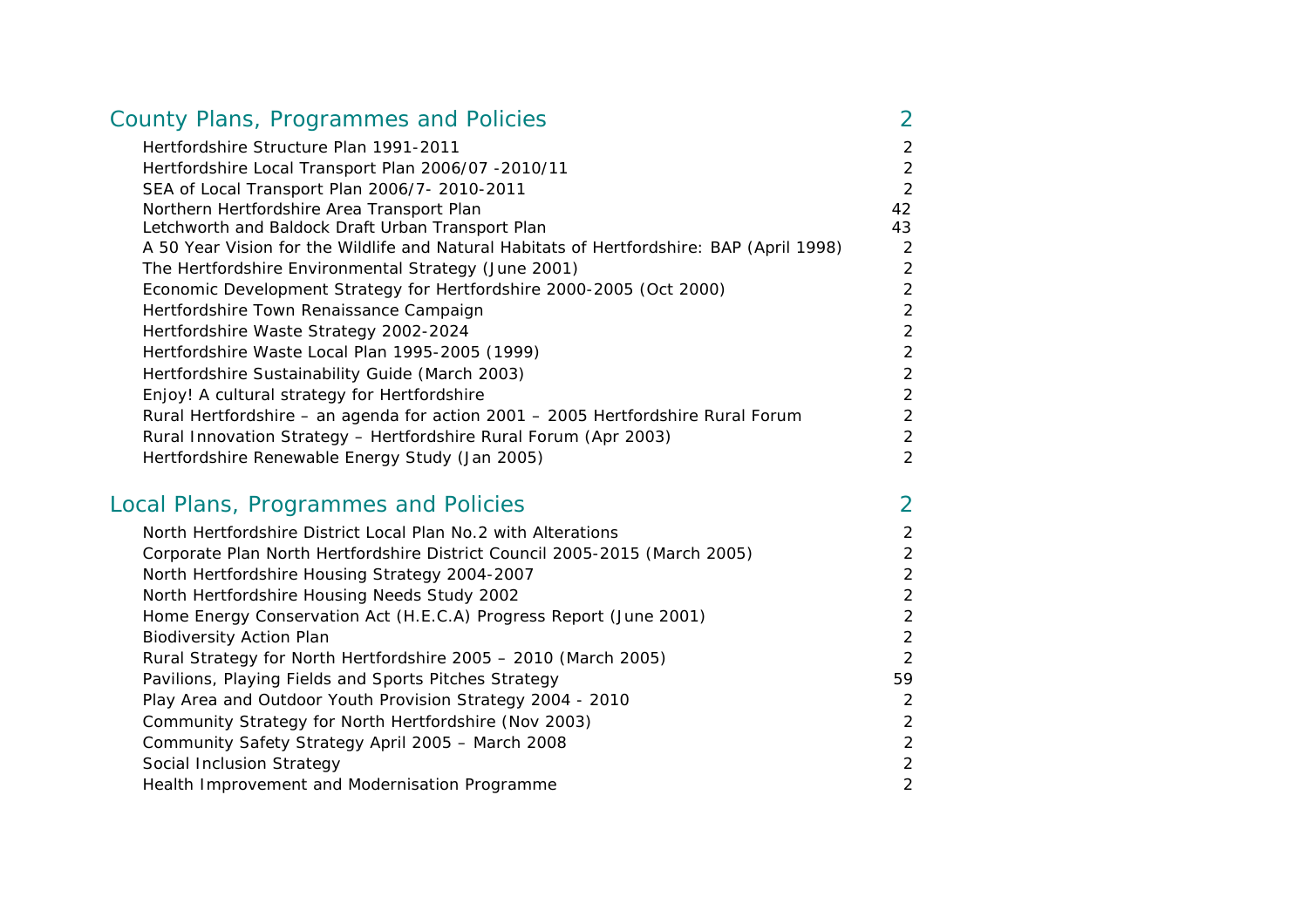## County Plans, Programmes and Policies 2

| | |
|---|---|
| Hertfordshire Structure Plan 1991-2011 | 2 |
| Hertfordshire Local Transport Plan 2006/07 -2010/11 | 2 |
| SEA of Local Transport Plan 2006/7- 2010-2011 | 2 |
| Northern Hertfordshire Area Transport Plan | 42 |
| Letchworth and Baldock Draft Urban Transport Plan | 43 |
| A 50 Year Vision for the Wildlife and Natural Habitats of Hertfordshire: BAP (April 1998) | 2 |
| The Hertfordshire Environmental Strategy (June 2001) | 2 |
| Economic Development Strategy for Hertfordshire 2000-2005 (Oct 2000) | 2 |
| Hertfordshire Town Renaissance Campaign | 2 |
| Hertfordshire Waste Strategy 2002-2024 | 2 |
| Hertfordshire Waste Local Plan 1995-2005 (1999) | 2 |
| Hertfordshire Sustainability Guide (March 2003) | 2 |
| Enjoy! A cultural strategy for Hertfordshire | 2 |
| Rural Hertfordshire – an agenda for action 2001 – 2005 Hertfordshire Rural Forum | 2 |
| Rural Innovation Strategy – Hertfordshire Rural Forum (Apr 2003) | 2 |
| Hertfordshire Renewable Energy Study (Jan 2005) | 2 |

## Local Plans, Programmes and Policies 2

| | |
|---|---|
| North Hertfordshire District Local Plan No.2 with Alterations | 2 |
| Corporate Plan North Hertfordshire District Council 2005-2015 (March 2005) | 2 |
| North Hertfordshire Housing Strategy 2004-2007 | 2 |
| North Hertfordshire Housing Needs Study 2002 | 2 |
| Home Energy Conservation Act (H.E.C.A) Progress Report (June 2001) | 2 |
| Biodiversity Action Plan | 2 |
| Rural Strategy for North Hertfordshire 2005 – 2010 (March 2005) | 2 |
| Pavilions, Playing Fields and Sports Pitches Strategy | 59 |
| Play Area and Outdoor Youth Provision Strategy 2004 - 2010 | 2 |
| Community Strategy for North Hertfordshire (Nov 2003) | 2 |
| Community Safety Strategy April 2005 – March 2008 | 2 |
| Social Inclusion Strategy | 2 |
| Health Improvement and Modernisation Programme | 2 |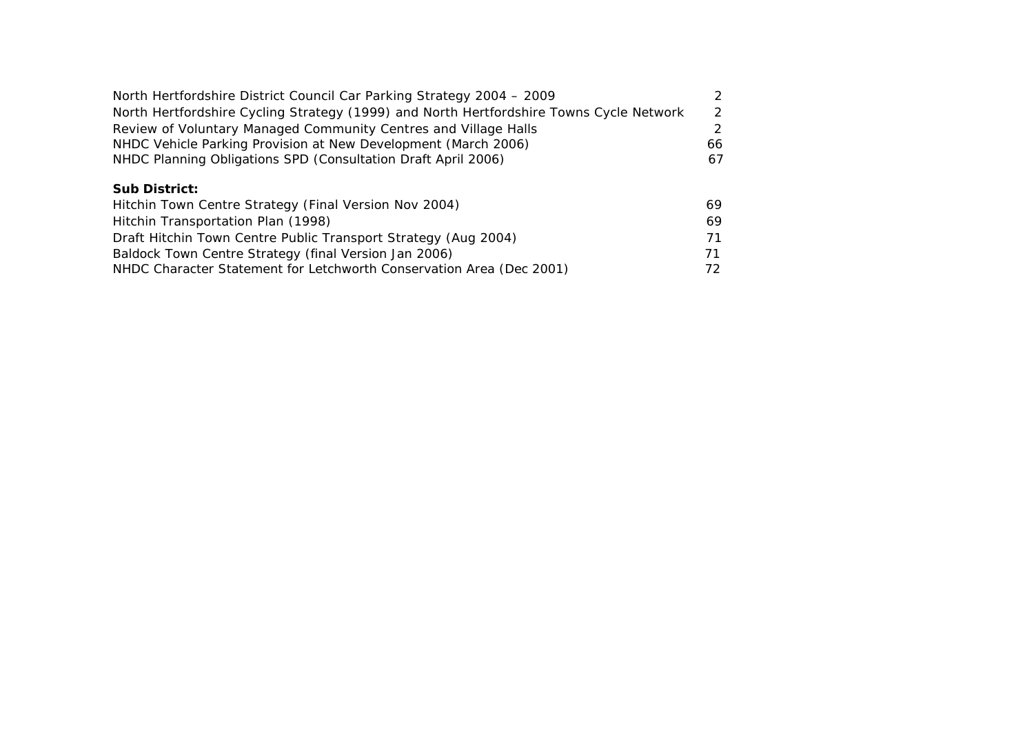| | |
|---|---|
| North Hertfordshire District Council Car Parking Strategy 2004 – 2009 | 2 |
| North Hertfordshire Cycling Strategy (1999) and North Hertfordshire Towns Cycle Network | 2 |
| Review of Voluntary Managed Community Centres and Village Halls | 2 |
| NHDC Vehicle Parking Provision at New Development (March 2006) | 66 |
| NHDC Planning Obligations SPD (Consultation Draft April 2006) | 67 |

**Sub District:**

| | |
|---|---|
| Hitchin Town Centre Strategy (Final Version Nov 2004) | 69 |
| Hitchin Transportation Plan (1998) | 69 |
| Draft Hitchin Town Centre Public Transport Strategy (Aug 2004) | 71 |
| Baldock Town Centre Strategy (final Version Jan 2006) | 71 |
| NHDC Character Statement for Letchworth Conservation Area (Dec 2001) | 72 |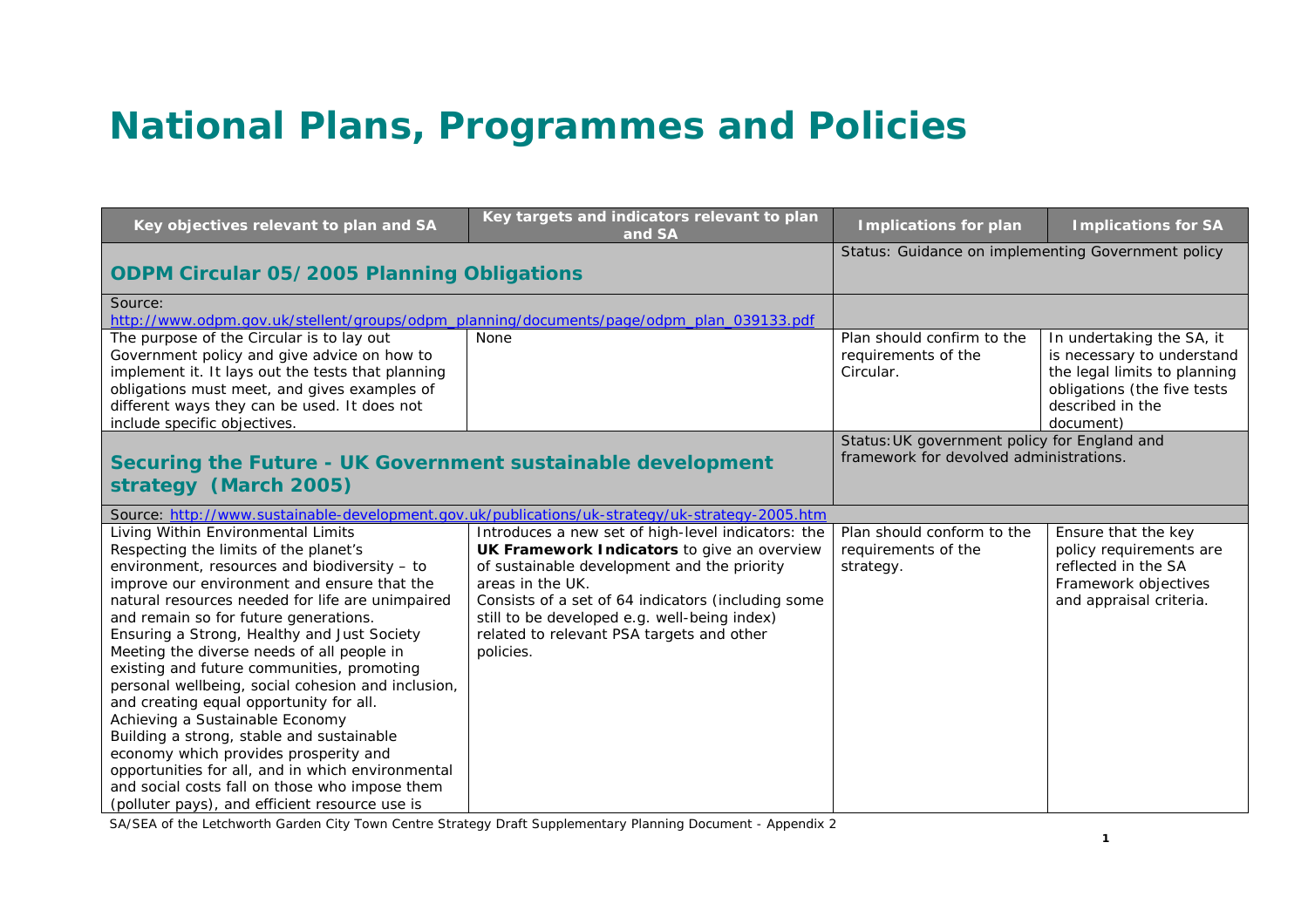# National Plans, Programmes and Policies

| Key objectives relevant to plan and SA | Key targets and indicators relevant to plan and SA | Implications for plan | Implications for SA |
|---|---|---|---|
| **ODPM Circular 05/2005 Planning Obligations** | | Status: Guidance on implementing Government policy | |
| Source: http://www.odpm.gov.uk/stellent/groups/odpm_planning/documents/page/odpm_plan_039133.pdf | | | |
| The purpose of the Circular is to lay out Government policy and give advice on how to implement it. It lays out the tests that planning obligations must meet, and gives examples of different ways they can be used. It does not include specific objectives. | None | Plan should confirm to the requirements of the Circular. | In undertaking the SA, it is necessary to understand the legal limits to planning obligations (the five tests described in the document) |
| **Securing the Future - UK Government sustainable development strategy (March 2005)** | | Status: UK government policy for England and framework for devolved administrations. | |
| Source: http://www.sustainable-development.gov.uk/publications/uk-strategy/uk-strategy-2005.htm | | | |
| Living Within Environmental Limits<br>Respecting the limits of the planet's environment, resources and biodiversity – to improve our environment and ensure that the natural resources needed for life are unimpaired and remain so for future generations.<br>Ensuring a Strong, Healthy and Just Society<br>Meeting the diverse needs of all people in existing and future communities, promoting personal wellbeing, social cohesion and inclusion, and creating equal opportunity for all.<br>Achieving a Sustainable Economy<br>Building a strong, stable and sustainable economy which provides prosperity and opportunities for all, and in which environmental and social costs fall on those who impose them (polluter pays), and efficient resource use is | Introduces a new set of high-level indicators: the **UK Framework Indicators** to give an overview of sustainable development and the priority areas in the UK.<br>Consists of a set of 64 indicators (including some still to be developed e.g. well-being index) related to relevant PSA targets and other policies. | Plan should conform to the requirements of the strategy. | Ensure that the key policy requirements are reflected in the SA Framework objectives and appraisal criteria. |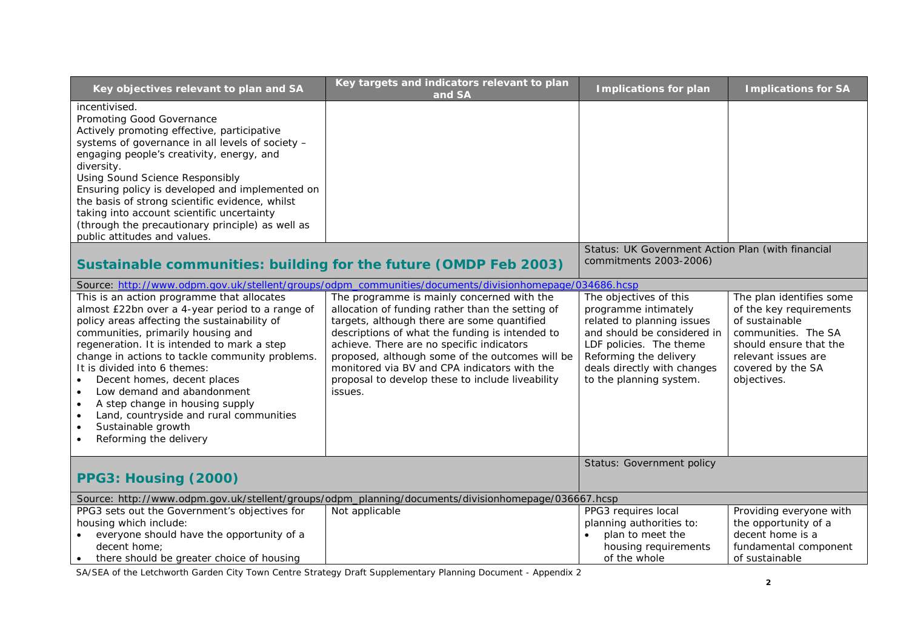| Key objectives relevant to plan and SA | Key targets and indicators relevant to plan and SA | Implications for plan | Implications for SA |
|---|---|---|---|
| incentivised.<br>Promoting Good Governance<br>Actively promoting effective, participative systems of governance in all levels of society – engaging people's creativity, energy, and diversity.<br>Using Sound Science Responsibly<br>Ensuring policy is developed and implemented on the basis of strong scientific evidence, whilst taking into account scientific uncertainty (through the precautionary principle) as well as public attitudes and values. | | | |
| **Sustainable communities: building for the future (OMDP Feb 2003)** | | Status: UK Government Action Plan (with financial commitments 2003-2006) | |
| Source: http://www.odpm.gov.uk/stellent/groups/odpm_communities/documents/divisionhomepage/034686.hcsp | | | |
| This is an action programme that allocates almost £22bn over a 4-year period to a range of policy areas affecting the sustainability of communities, primarily housing and regeneration. It is intended to mark a step change in actions to tackle community problems. It is divided into 6 themes:<br>• Decent homes, decent places<br>• Low demand and abandonment<br>• A step change in housing supply<br>• Land, countryside and rural communities<br>• Sustainable growth<br>• Reforming the delivery | The programme is mainly concerned with the allocation of funding rather than the setting of targets, although there are some quantified descriptions of what the funding is intended to achieve. There are no specific indicators proposed, although some of the outcomes will be monitored via BV and CPA indicators with the proposal to develop these to include liveability issues. | The objectives of this programme intimately related to planning issues and should be considered in LDF policies. The theme Reforming the delivery deals directly with changes to the planning system. | The plan identifies some of the key requirements of sustainable communities. The SA should ensure that the relevant issues are covered by the SA objectives. |
| **PPG3: Housing (2000)** | | Status: Government policy | |
| Source: http://www.odpm.gov.uk/stellent/groups/odpm_planning/documents/divisionhomepage/036667.hcsp | | | |
| PPG3 sets out the Government's objectives for housing which include:<br>• everyone should have the opportunity of a decent home;<br>• there should be greater choice of housing | Not applicable | PPG3 requires local planning authorities to:<br>• plan to meet the housing requirements of the whole | Providing everyone with the opportunity of a decent home is a fundamental component of sustainable |

SA/SEA of the Letchworth Garden City Town Centre Strategy Draft Supplementary Planning Document - Appendix 2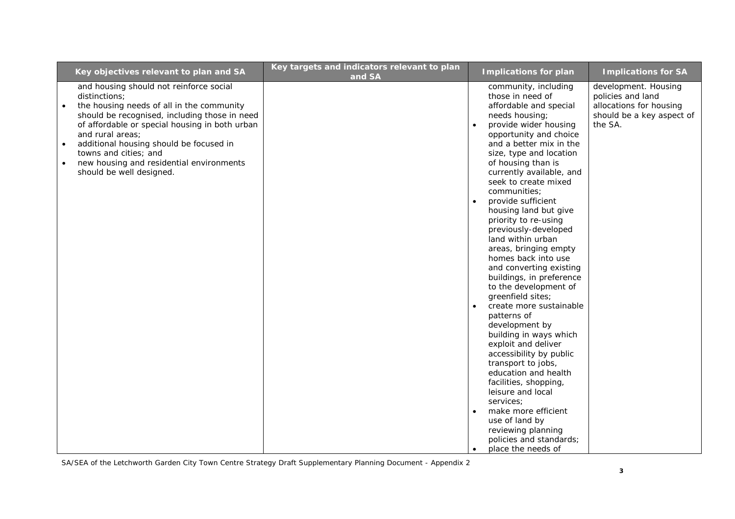| Key objectives relevant to plan and SA | Key targets and indicators relevant to plan and SA | Implications for plan | Implications for SA |
|---|---|---|---|
| and housing should not reinforce social distinctions;<br>• the housing needs of all in the community should be recognised, including those in need of affordable or special housing in both urban and rural areas;<br>• additional housing should be focused in towns and cities; and<br>• new housing and residential environments should be well designed. | | community, including those in need of affordable and special needs housing;<br>• provide wider housing opportunity and choice and a better mix in the size, type and location of housing than is currently available, and seek to create mixed communities;<br>• provide sufficient housing land but give priority to re-using previously-developed land within urban areas, bringing empty homes back into use and converting existing buildings, in preference to the development of greenfield sites;<br>• create more sustainable patterns of development by building in ways which exploit and deliver accessibility by public transport to jobs, education and health facilities, shopping, leisure and local services;<br>• make more efficient use of land by reviewing planning policies and standards;<br>• place the needs of | development. Housing policies and land allocations for housing should be a key aspect of the SA. |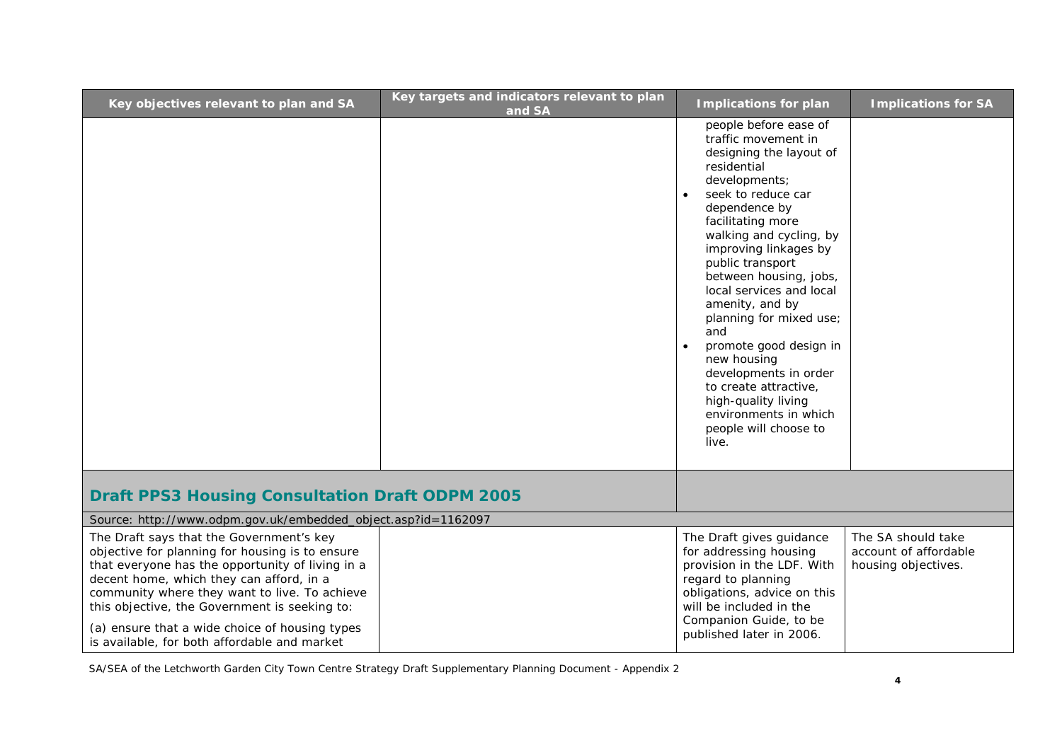| Key objectives relevant to plan and SA | Key targets and indicators relevant to plan and SA | Implications for plan | Implications for SA |
|---|---|---|---|
| | | people before ease of traffic movement in designing the layout of residential developments; <br>• seek to reduce car dependence by facilitating more walking and cycling, by improving linkages by public transport between housing, jobs, local services and local amenity, and by planning for mixed use; and <br>• promote good design in new housing developments in order to create attractive, high-quality living environments in which people will choose to live. | |
| **Draft PPS3 Housing Consultation Draft ODPM 2005** | | | |
| Source: http://www.odpm.gov.uk/embedded_object.asp?id=1162097 | | | |
| The Draft says that the Government's key objective for planning for housing is to ensure that everyone has the opportunity of living in a decent home, which they can afford, in a community where they want to live. To achieve this objective, the Government is seeking to: <br><br>(a) ensure that a wide choice of housing types is available, for both affordable and market | | The Draft gives guidance for addressing housing provision in the LDF. With regard to planning obligations, advice on this will be included in the Companion Guide, to be published later in 2006. | The SA should take account of affordable housing objectives. |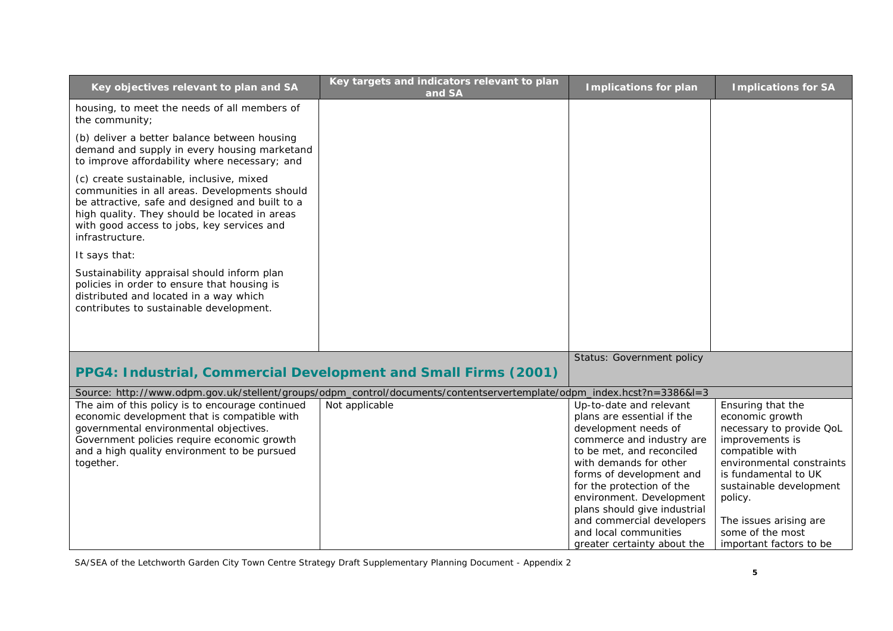| Key objectives relevant to plan and SA | Key targets and indicators relevant to plan and SA | Implications for plan | Implications for SA |
|---|---|---|---|
| housing, to meet the needs of all members of the community;<br><br>(b) deliver a better balance between housing demand and supply in every housing marketand to improve affordability where necessary; and<br><br>(c) create sustainable, inclusive, mixed communities in all areas. Developments should be attractive, safe and designed and built to a high quality. They should be located in areas with good access to jobs, key services and infrastructure.<br><br>It says that:<br><br>Sustainability appraisal should inform plan policies in order to ensure that housing is distributed and located in a way which contributes to sustainable development. | | | |
| **PPG4: Industrial, Commercial Development and Small Firms (2001)** | | Status: Government policy | |
| Source: http://www.odpm.gov.uk/stellent/groups/odpm_control/documents/contentservertemplate/odpm_index.hcst?n=3386&l=3 | | | |
| The aim of this policy is to encourage continued economic development that is compatible with governmental environmental objectives. Government policies require economic growth and a high quality environment to be pursued together. | Not applicable | Up-to-date and relevant plans are essential if the development needs of commerce and industry are to be met, and reconciled with demands for other forms of development and for the protection of the environment. Development plans should give industrial and commercial developers and local communities greater certainty about the | Ensuring that the economic growth necessary to provide QoL improvements is compatible with environmental constraints is fundamental to UK sustainable development policy.<br><br>The issues arising are some of the most important factors to be |

SA/SEA of the Letchworth Garden City Town Centre Strategy Draft Supplementary Planning Document - Appendix 2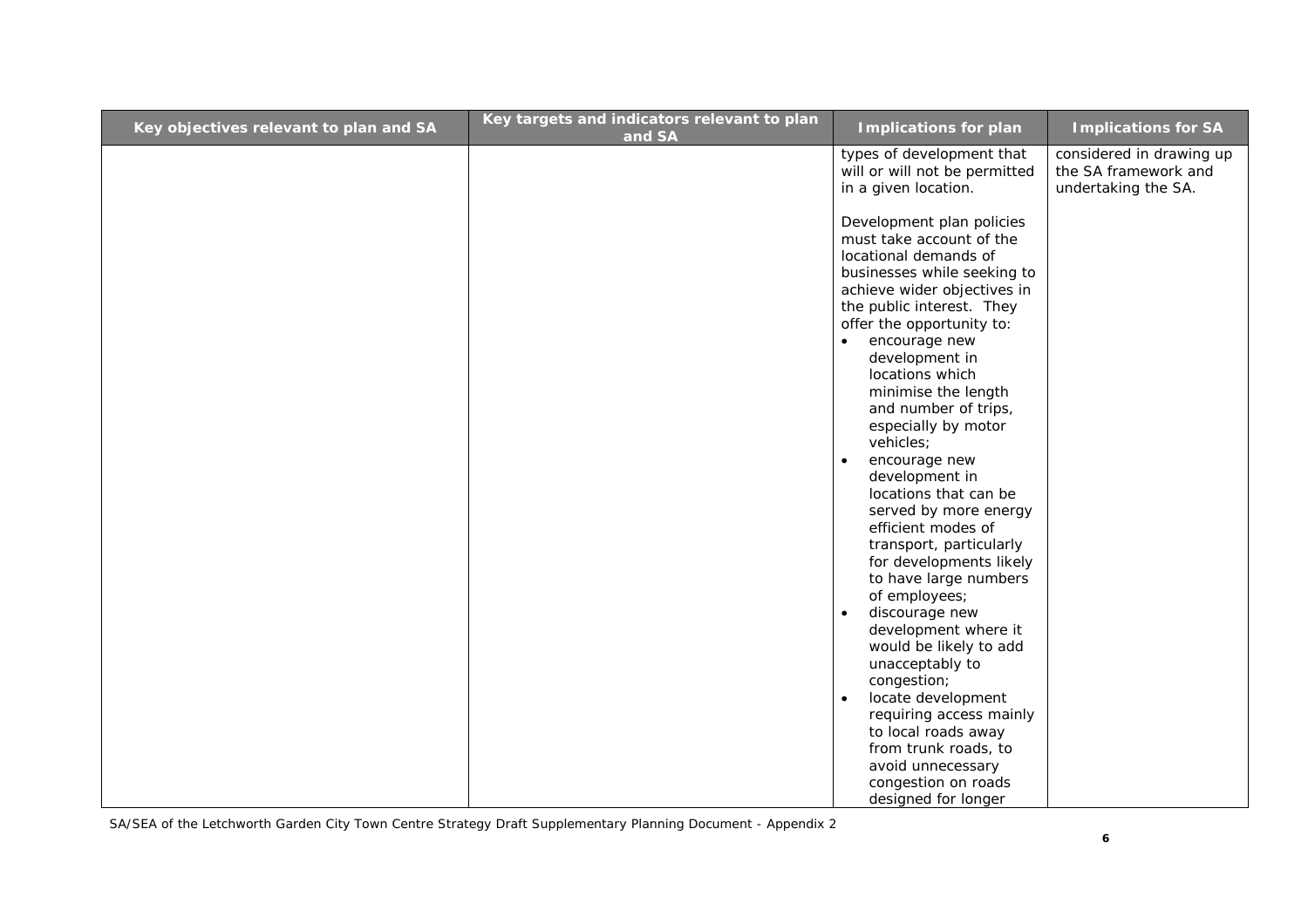| Key objectives relevant to plan and SA | Key targets and indicators relevant to plan and SA | Implications for plan | Implications for SA |
|---|---|---|---|
| | | types of development that will or will not be permitted in a given location.<br><br>Development plan policies must take account of the locational demands of businesses while seeking to achieve wider objectives in the public interest. They offer the opportunity to:<br>• encourage new development in locations which minimise the length and number of trips, especially by motor vehicles;<br>• encourage new development in locations that can be served by more energy efficient modes of transport, particularly for developments likely to have large numbers of employees;<br>• discourage new development where it would be likely to add unacceptably to congestion;<br>• locate development requiring access mainly to local roads away from trunk roads, to avoid unnecessary congestion on roads designed for longer | considered in drawing up the SA framework and undertaking the SA. |

SA/SEA of the Letchworth Garden City Town Centre Strategy Draft Supplementary Planning Document - Appendix 2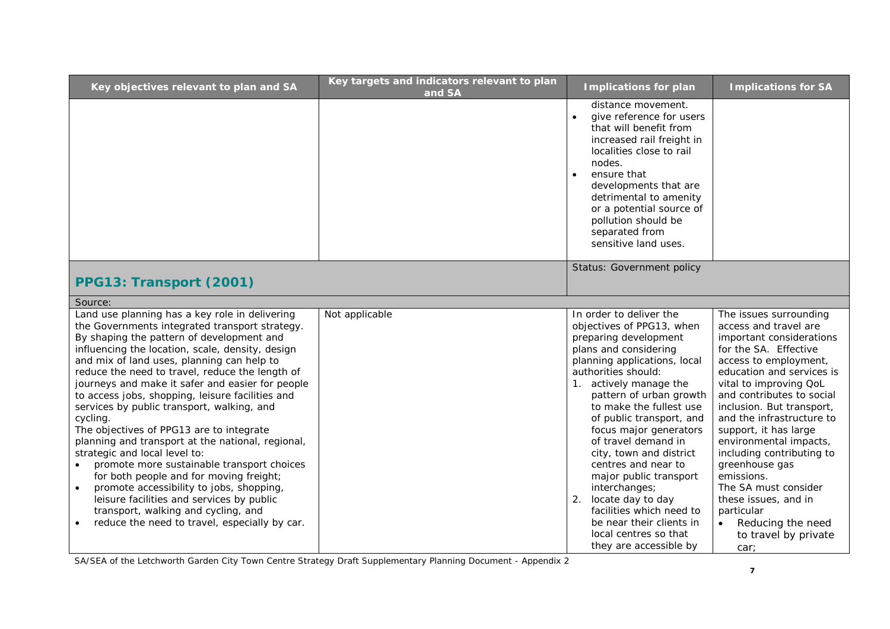| Key objectives relevant to plan and SA | Key targets and indicators relevant to plan and SA | Implications for plan | Implications for SA |
|---|---|---|---|
| | | distance movement.<br>• give reference for users that will benefit from increased rail freight in localities close to rail nodes.<br>• ensure that developments that are detrimental to amenity or a potential source of pollution should be separated from sensitive land uses. | |
| **PPG13: Transport (2001)** | | Status: Government policy | |
| Source: | | | |
| Land use planning has a key role in delivering the Governments integrated transport strategy. By shaping the pattern of development and influencing the location, scale, density, design and mix of land uses, planning can help to reduce the need to travel, reduce the length of journeys and make it safer and easier for people to access jobs, shopping, leisure facilities and services by public transport, walking, and cycling.<br>The objectives of PPG13 are to integrate planning and transport at the national, regional, strategic and local level to:<br>• promote more sustainable transport choices for both people and for moving freight;<br>• promote accessibility to jobs, shopping, leisure facilities and services by public transport, walking and cycling, and<br>• reduce the need to travel, especially by car. | Not applicable | In order to deliver the objectives of PPG13, when preparing development plans and considering planning applications, local authorities should:<br>1. actively manage the pattern of urban growth to make the fullest use of public transport, and focus major generators of travel demand in city, town and district centres and near to major public transport interchanges;<br>2. locate day to day facilities which need to be near their clients in local centres so that they are accessible by | The issues surrounding access and travel are important considerations for the SA. Effective access to employment, education and services is vital to improving QoL and contributes to social inclusion. But transport, and the infrastructure to support, it has large environmental impacts, including contributing to greenhouse gas emissions.<br>The SA must consider these issues, and in particular<br>• Reducing the need to travel by private car; |

SA/SEA of the Letchworth Garden City Town Centre Strategy Draft Supplementary Planning Document - Appendix 2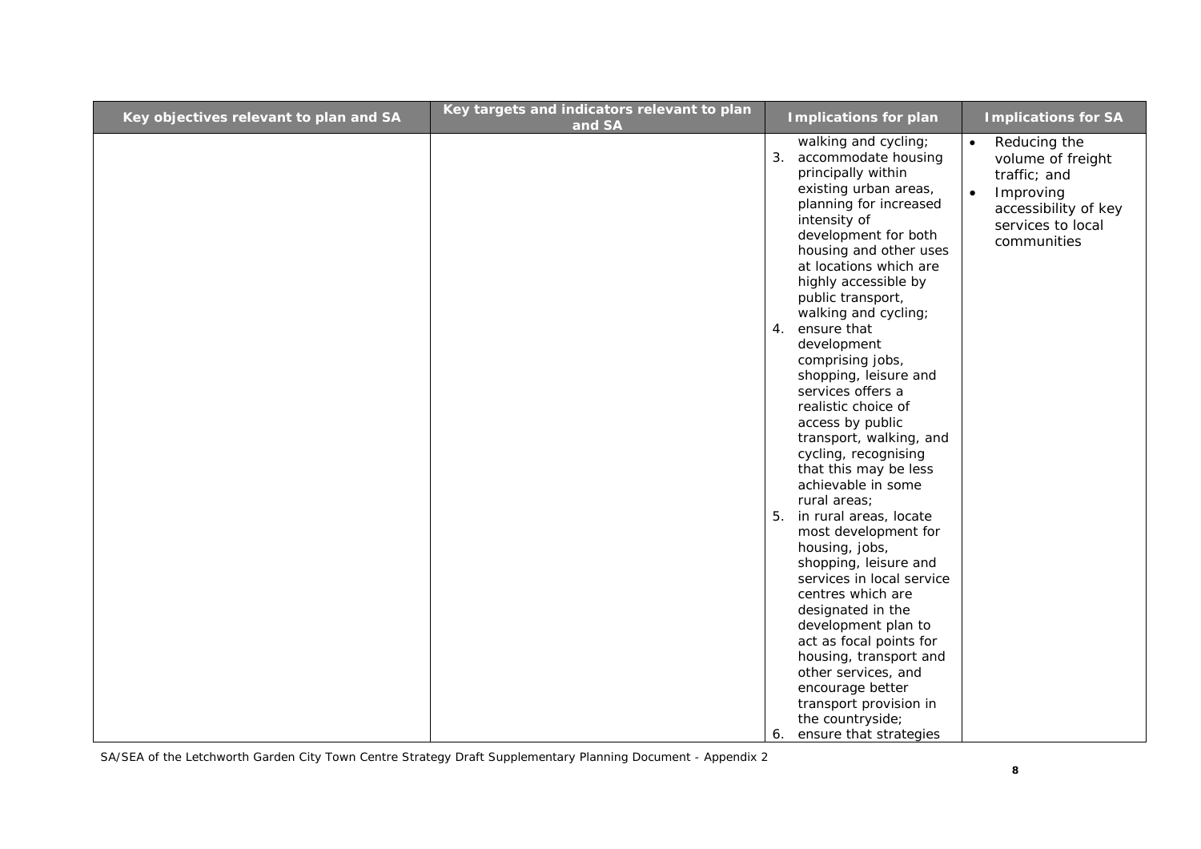| Key objectives relevant to plan and SA | Key targets and indicators relevant to plan and SA | Implications for plan | Implications for SA |
|---|---|---|---|
| | | walking and cycling;<br>3. accommodate housing principally within existing urban areas, planning for increased intensity of development for both housing and other uses at locations which are highly accessible by public transport, walking and cycling;<br>4. ensure that development comprising jobs, shopping, leisure and services offers a realistic choice of access by public transport, walking, and cycling, recognising that this may be less achievable in some rural areas;<br>5. in rural areas, locate most development for housing, jobs, shopping, leisure and services in local service centres which are designated in the development plan to act as focal points for housing, transport and other services, and encourage better transport provision in the countryside;<br>6. ensure that strategies | • Reducing the volume of freight traffic; and<br>• Improving accessibility of key services to local communities |

SA/SEA of the Letchworth Garden City Town Centre Strategy Draft Supplementary Planning Document - Appendix 2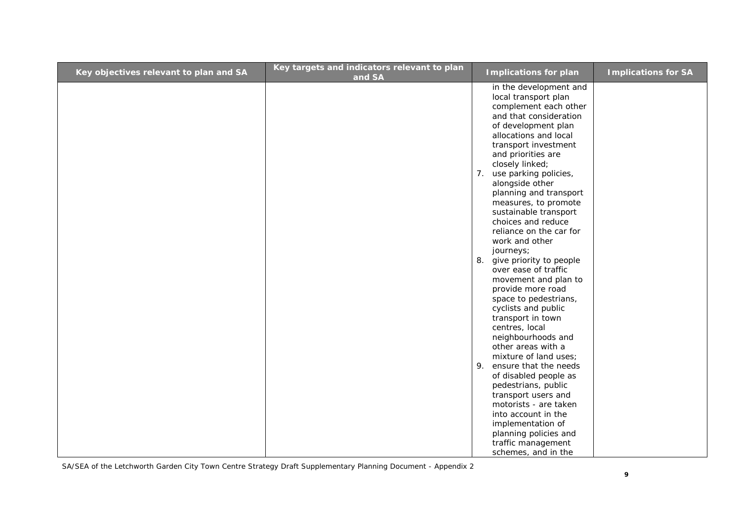| Key objectives relevant to plan and SA | Key targets and indicators relevant to plan and SA | Implications for plan | Implications for SA |
|---|---|---|---|
| | | in the development and local transport plan complement each other and that consideration of development plan allocations and local transport investment and priorities are closely linked;<br>7. use parking policies, alongside other planning and transport measures, to promote sustainable transport choices and reduce reliance on the car for work and other journeys;<br>8. give priority to people over ease of traffic movement and plan to provide more road space to pedestrians, cyclists and public transport in town centres, local neighbourhoods and other areas with a mixture of land uses;<br>9. ensure that the needs of disabled people as pedestrians, public transport users and motorists - are taken into account in the implementation of planning policies and traffic management schemes, and in the | |

SA/SEA of the Letchworth Garden City Town Centre Strategy Draft Supplementary Planning Document - Appendix 2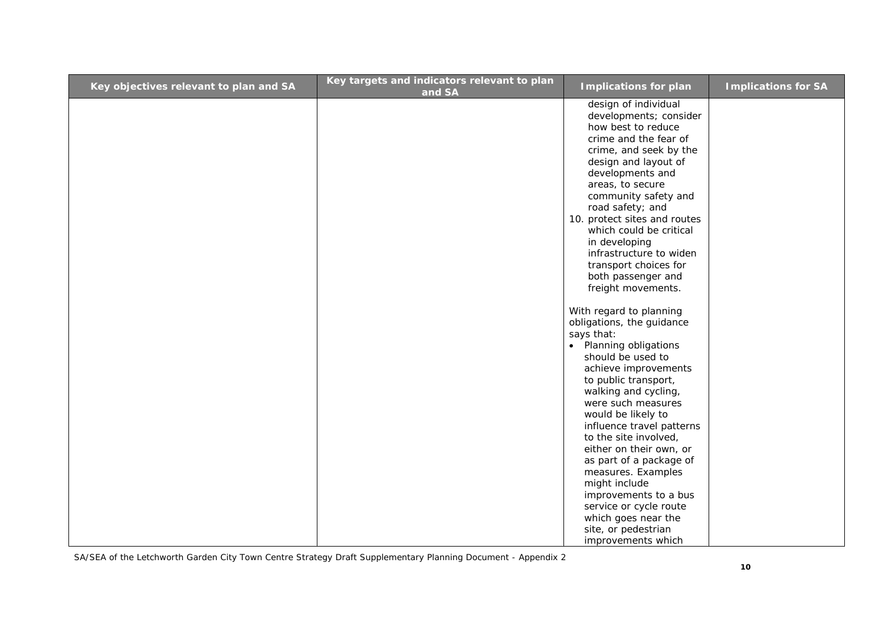| Key objectives relevant to plan and SA | Key targets and indicators relevant to plan and SA | Implications for plan | Implications for SA |
|---|---|---|---|
| | | design of individual developments; consider how best to reduce crime and the fear of crime, and seek by the design and layout of developments and areas, to secure community safety and road safety; and<br>10. protect sites and routes which could be critical in developing infrastructure to widen transport choices for both passenger and freight movements.<br><br>With regard to planning obligations, the guidance says that:<br>• Planning obligations should be used to achieve improvements to public transport, walking and cycling, were such measures would be likely to influence travel patterns to the site involved, either on their own, or as part of a package of measures. Examples might include improvements to a bus service or cycle route which goes near the site, or pedestrian improvements which | |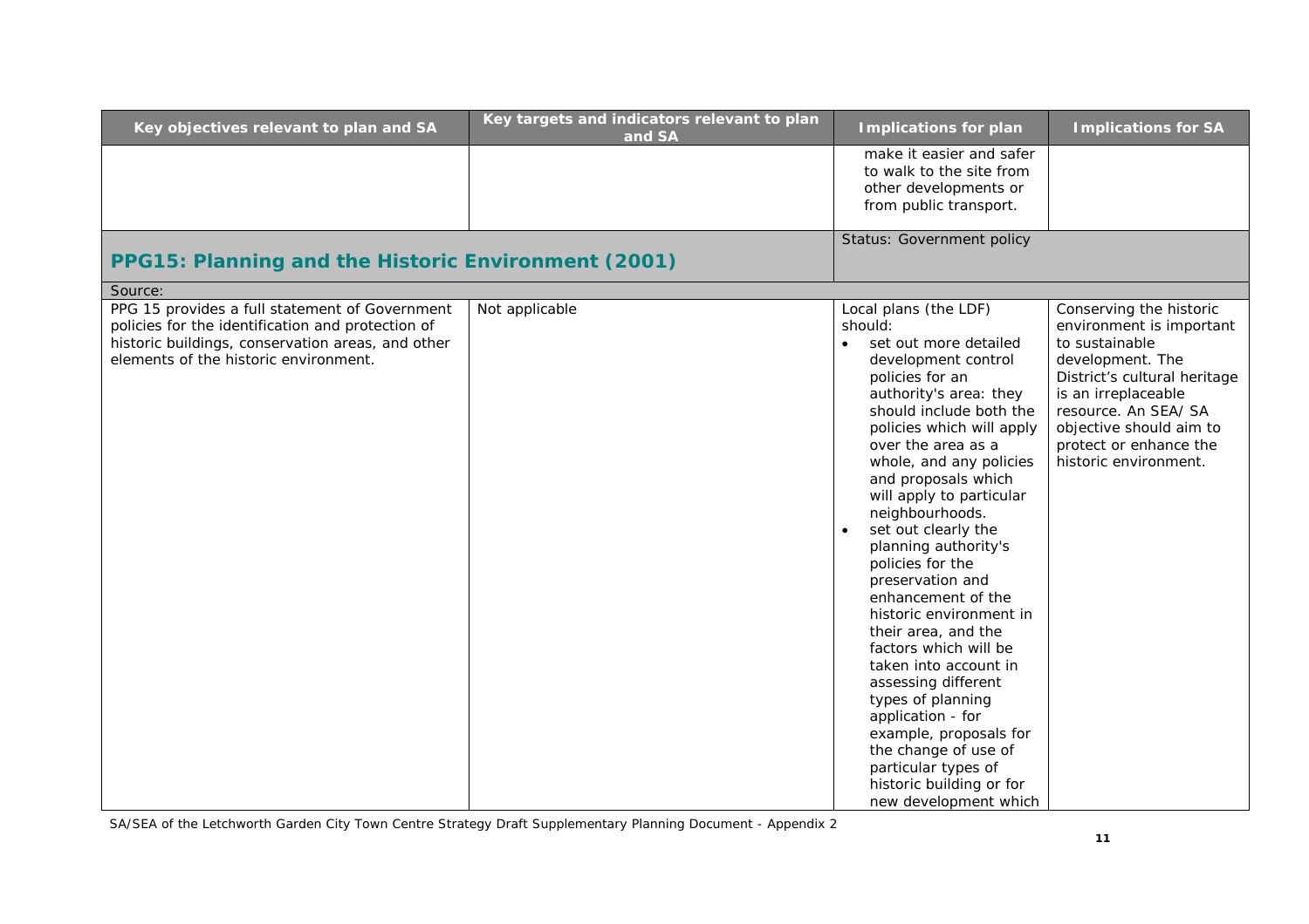| Key objectives relevant to plan and SA | Key targets and indicators relevant to plan and SA | Implications for plan | Implications for SA |
|---|---|---|---|
| | | make it easier and safer to walk to the site from other developments or from public transport. | |
| **PPG15: Planning and the Historic Environment (2001)** | | Status: Government policy | |
| Source: | | | |
| PPG 15 provides a full statement of Government policies for the identification and protection of historic buildings, conservation areas, and other elements of the historic environment. | Not applicable | Local plans (the LDF) should: <br>• set out more detailed development control policies for an authority's area: they should include both the policies which will apply over the area as a whole, and any policies and proposals which will apply to particular neighbourhoods. <br>• set out clearly the planning authority's policies for the preservation and enhancement of the historic environment in their area, and the factors which will be taken into account in assessing different types of planning application - for example, proposals for the change of use of particular types of historic building or for new development which | Conserving the historic environment is important to sustainable development. The District's cultural heritage is an irreplaceable resource. An SEA/ SA objective should aim to protect or enhance the historic environment. |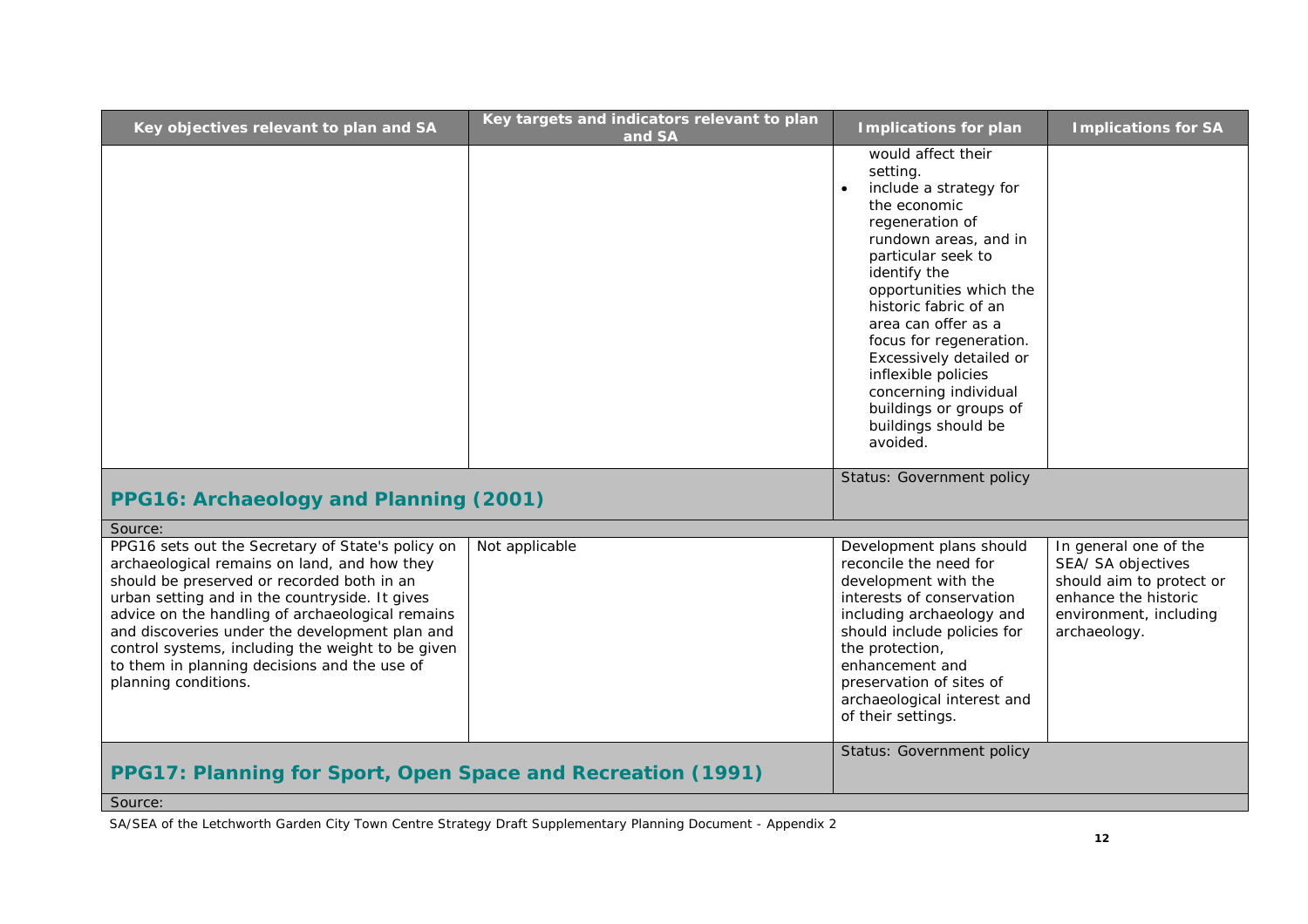| Key objectives relevant to plan and SA | Key targets and indicators relevant to plan and SA | Implications for plan | Implications for SA |
|---|---|---|---|
| | | would affect their setting.<br>• include a strategy for the economic regeneration of rundown areas, and in particular seek to identify the opportunities which the historic fabric of an area can offer as a focus for regeneration. Excessively detailed or inflexible policies concerning individual buildings or groups of buildings should be avoided. | |
| **PPG16: Archaeology and Planning (2001)** | | Status: Government policy | |
| Source: | | | |
| PPG16 sets out the Secretary of State's policy on archaeological remains on land, and how they should be preserved or recorded both in an urban setting and in the countryside. It gives advice on the handling of archaeological remains and discoveries under the development plan and control systems, including the weight to be given to them in planning decisions and the use of planning conditions. | Not applicable | Development plans should reconcile the need for development with the interests of conservation including archaeology and should include policies for the protection, enhancement and preservation of sites of archaeological interest and of their settings. | In general one of the SEA/ SA objectives should aim to protect or enhance the historic environment, including archaeology. |
| **PPG17: Planning for Sport, Open Space and Recreation (1991)** | | Status: Government policy | |
| Source: | | | |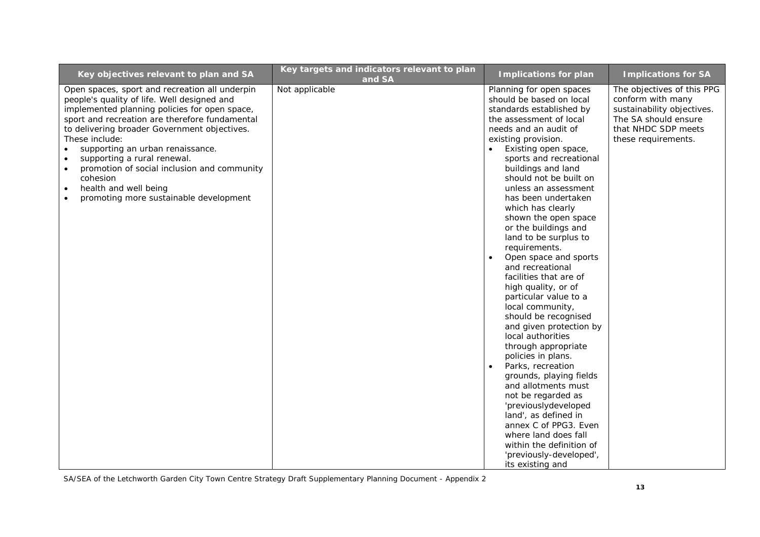| Key objectives relevant to plan and SA | Key targets and indicators relevant to plan and SA | Implications for plan | Implications for SA |
|---|---|---|---|
| Open spaces, sport and recreation all underpin people's quality of life. Well designed and implemented planning policies for open space, sport and recreation are therefore fundamental to delivering broader Government objectives. These include:<br>• supporting an urban renaissance.<br>• supporting a rural renewal.<br>• promotion of social inclusion and community cohesion<br>• health and well being<br>• promoting more sustainable development | Not applicable | Planning for open spaces should be based on local standards established by the assessment of local needs and an audit of existing provision.<br>• Existing open space, sports and recreational buildings and land should not be built on unless an assessment has been undertaken which has clearly shown the open space or the buildings and land to be surplus to requirements.<br>• Open space and sports and recreational facilities that are of high quality, or of particular value to a local community, should be recognised and given protection by local authorities through appropriate policies in plans.<br>• Parks, recreation grounds, playing fields and allotments must not be regarded as 'previouslydeveloped land', as defined in annex C of PPG3. Even where land does fall within the definition of 'previously-developed', its existing and | The objectives of this PPG conform with many sustainability objectives. The SA should ensure that NHDC SDP meets these requirements. |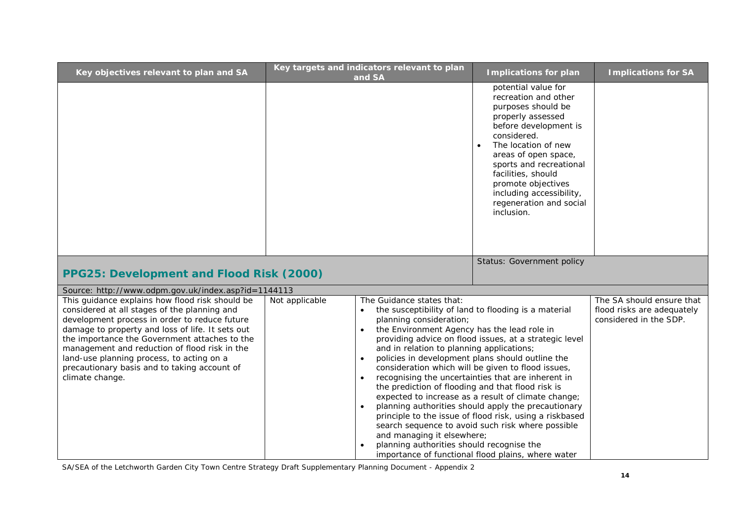| Key objectives relevant to plan and SA | Key targets and indicators relevant to plan and SA | Implications for plan | Implications for SA |
| --- | --- | --- | --- |
| | | potential value for recreation and other purposes should be properly assessed before development is considered.<br>• The location of new areas of open space, sports and recreational facilities, should promote objectives including accessibility, regeneration and social inclusion. | |

## PPG25: Development and Flood Risk (2000)

Status: Government policy

Source: http://www.odpm.gov.uk/index.asp?id=1144113

| Key objectives relevant to plan and SA | Key targets and indicators relevant to plan and SA | Implications for plan | Implications for SA |
| --- | --- | --- | --- |
| This guidance explains how flood risk should be considered at all stages of the planning and development process in order to reduce future damage to property and loss of life. It sets out the importance the Government attaches to the management and reduction of flood risk in the land-use planning process, to acting on a precautionary basis and to taking account of climate change. | Not applicable | The Guidance states that:<br>• the susceptibility of land to flooding is a material planning consideration;<br>• the Environment Agency has the lead role in providing advice on flood issues, at a strategic level and in relation to planning applications;<br>• policies in development plans should outline the consideration which will be given to flood issues, recognising the uncertainties that are inherent in the prediction of flooding and that flood risk is expected to increase as a result of climate change;<br>• planning authorities should apply the precautionary principle to the issue of flood risk, using a riskbased search sequence to avoid such risk where possible and managing it elsewhere;<br>• planning authorities should recognise the importance of functional flood plains, where water | The SA should ensure that flood risks are adequately considered in the SDP. |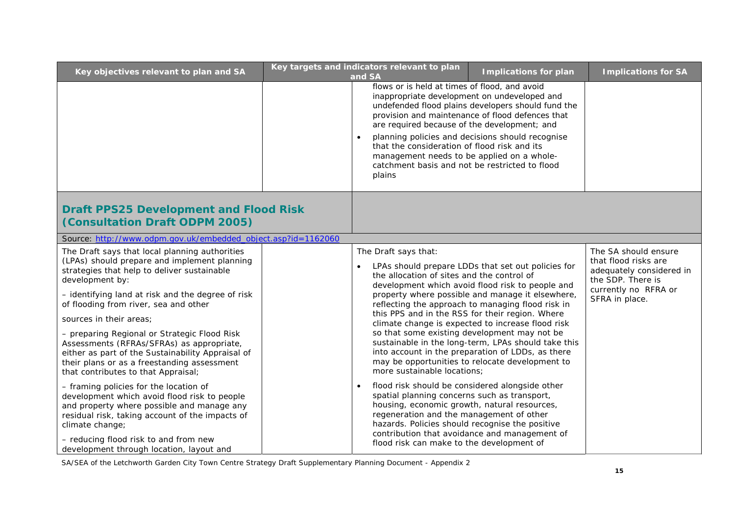| Key objectives relevant to plan and SA | Key targets and indicators relevant to plan and SA | Implications for plan | Implications for SA |
|---|---|---|---|
| | | flows or is held at times of flood, and avoid inappropriate development on undeveloped and undefended flood plains developers should fund the provision and maintenance of flood defences that are required because of the development; and<br>• planning policies and decisions should recognise that the consideration of flood risk and its management needs to be applied on a whole-catchment basis and not be restricted to flood plains | |
| **Draft PPS25 Development and Flood Risk (Consultation Draft ODPM 2005)** | | | |
| Source: [http://www.odpm.gov.uk/embedded_object.asp?id=1162060](http://www.odpm.gov.uk/embedded_object.asp?id=1162060) | | | |
| The Draft says that local planning authorities (LPAs) should prepare and implement planning strategies that help to deliver sustainable development by:<br>– identifying land at risk and the degree of risk of flooding from river, sea and other<br>sources in their areas;<br>– preparing Regional or Strategic Flood Risk Assessments (RFRAs/SFRAs) as appropriate, either as part of the Sustainability Appraisal of their plans or as a freestanding assessment that contributes to that Appraisal;<br>– framing policies for the location of development which avoid flood risk to people and property where possible and manage any residual risk, taking account of the impacts of climate change;<br>– reducing flood risk to and from new development through location, layout and | | The Draft says that:<br>• LPAs should prepare LDDs that set out policies for the allocation of sites and the control of development which avoid flood risk to people and property where possible and manage it elsewhere, reflecting the approach to managing flood risk in this PPS and in the RSS for their region. Where climate change is expected to increase flood risk so that some existing development may not be sustainable in the long-term, LPAs should take this into account in the preparation of LDDs, as there may be opportunities to relocate development to more sustainable locations;<br>• flood risk should be considered alongside other spatial planning concerns such as transport, housing, economic growth, natural resources, regeneration and the management of other hazards. Policies should recognise the positive contribution that avoidance and management of flood risk can make to the development of | The SA should ensure that flood risks are adequately considered in the SDP. There is currently no RFRA or SFRA in place. |

SA/SEA of the Letchworth Garden City Town Centre Strategy Draft Supplementary Planning Document - Appendix 2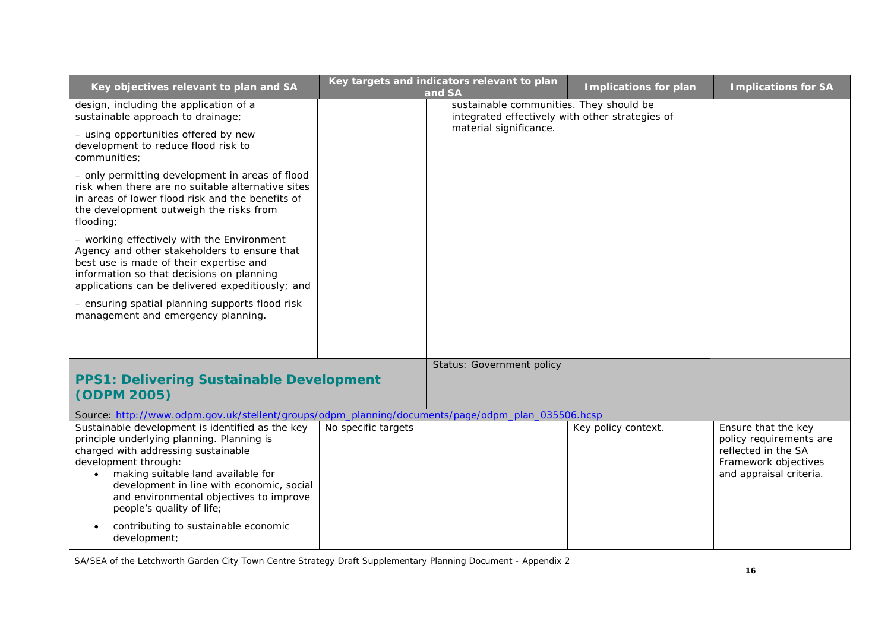| Key objectives relevant to plan and SA | Key targets and indicators relevant to plan and SA | Implications for plan | Implications for SA |
|---|---|---|---|
| design, including the application of a sustainable approach to drainage;<br><br>– using opportunities offered by new development to reduce flood risk to communities;<br><br>– only permitting development in areas of flood risk when there are no suitable alternative sites in areas of lower flood risk and the benefits of the development outweigh the risks from flooding;<br><br>– working effectively with the Environment Agency and other stakeholders to ensure that best use is made of their expertise and information so that decisions on planning applications can be delivered expeditiously; and<br><br>– ensuring spatial planning supports flood risk management and emergency planning. | | sustainable communities. They should be integrated effectively with other strategies of material significance. | |
| **PPS1: Delivering Sustainable Development (ODPM 2005)** | Status: Government policy | | |
| Source: http://www.odpm.gov.uk/stellent/groups/odpm_planning/documents/page/odpm_plan_035506.hcsp | | | |
| Sustainable development is identified as the key principle underlying planning. Planning is charged with addressing sustainable development through:<br>• making suitable land available for development in line with economic, social and environmental objectives to improve people's quality of life;<br>• contributing to sustainable economic development; | No specific targets | Key policy context. | Ensure that the key policy requirements are reflected in the SA Framework objectives and appraisal criteria. |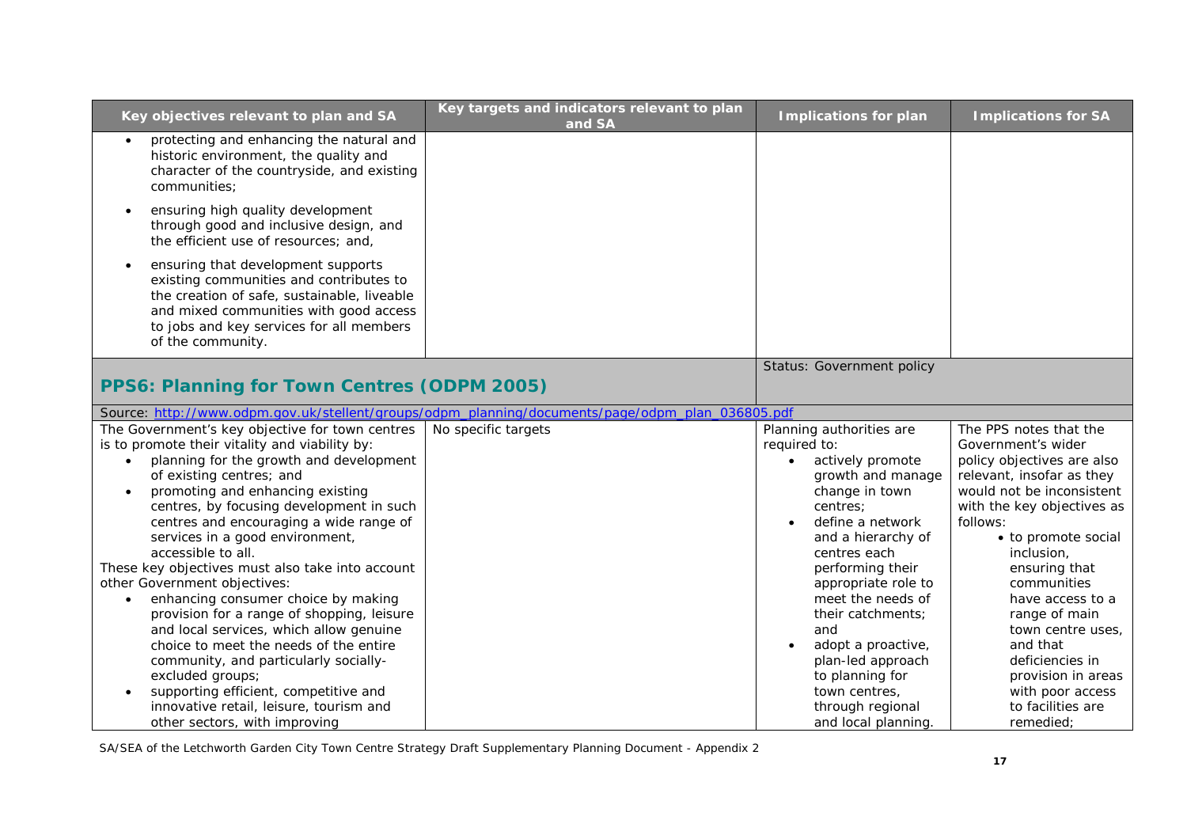| Key objectives relevant to plan and SA | Key targets and indicators relevant to plan and SA | Implications for plan | Implications for SA |
|---|---|---|---|
| • protecting and enhancing the natural and historic environment, the quality and character of the countryside, and existing communities;<br>• ensuring high quality development through good and inclusive design, and the efficient use of resources; and,<br>• ensuring that development supports existing communities and contributes to the creation of safe, sustainable, liveable and mixed communities with good access to jobs and key services for all members of the community. | | | |
| **PPS6: Planning for Town Centres (ODPM 2005)** | | Status: Government policy | |
| Source: [http://www.odpm.gov.uk/stellent/groups/odpm_planning/documents/page/odpm_plan_036805.pdf](http://www.odpm.gov.uk/stellent/groups/odpm_planning/documents/page/odpm_plan_036805.pdf) | | | |
| The Government's key objective for town centres is to promote their vitality and viability by:<br>• planning for the growth and development of existing centres; and<br>• promoting and enhancing existing centres, by focusing development in such centres and encouraging a wide range of services in a good environment, accessible to all.<br>These key objectives must also take into account other Government objectives:<br>• enhancing consumer choice by making provision for a range of shopping, leisure and local services, which allow genuine choice to meet the needs of the entire community, and particularly socially-excluded groups;<br>• supporting efficient, competitive and innovative retail, leisure, tourism and other sectors, with improving | No specific targets | Planning authorities are required to:<br>• actively promote growth and manage change in town centres;<br>• define a network and a hierarchy of centres each performing their appropriate role to meet the needs of their catchments; and<br>• adopt a proactive, plan-led approach to planning for town centres, through regional and local planning. | The PPS notes that the Government's wider policy objectives are also relevant, insofar as they would not be inconsistent with the key objectives as follows:<br>• to promote social inclusion, ensuring that communities have access to a range of main town centre uses, and that deficiencies in provision in areas with poor access to facilities are remedied; |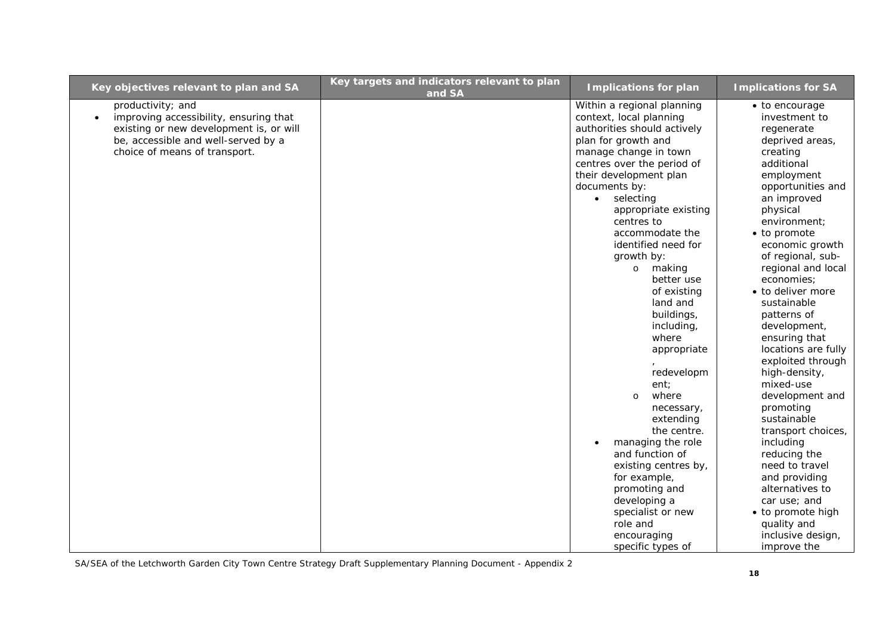| Key objectives relevant to plan and SA | Key targets and indicators relevant to plan and SA | Implications for plan | Implications for SA |
|---|---|---|---|
| productivity; and<br>• improving accessibility, ensuring that existing or new development is, or will be, accessible and well-served by a choice of means of transport. | | Within a regional planning context, local planning authorities should actively plan for growth and manage change in town centres over the period of their development plan documents by:<br>• selecting appropriate existing centres to accommodate the identified need for growth by:<br>  o making better use of existing land and buildings, including, where appropriate, redevelopment;<br>  o where necessary, extending the centre.<br>• managing the role and function of existing centres by, for example, promoting and developing a specialist or new role and encouraging specific types of | • to encourage investment to regenerate deprived areas, creating additional employment opportunities and an improved physical environment;<br>• to promote economic growth of regional, sub-regional and local economies;<br>• to deliver more sustainable patterns of development, ensuring that locations are fully exploited through high-density, mixed-use development and promoting sustainable transport choices, including reducing the need to travel and providing alternatives to car use; and<br>• to promote high quality and inclusive design, improve the |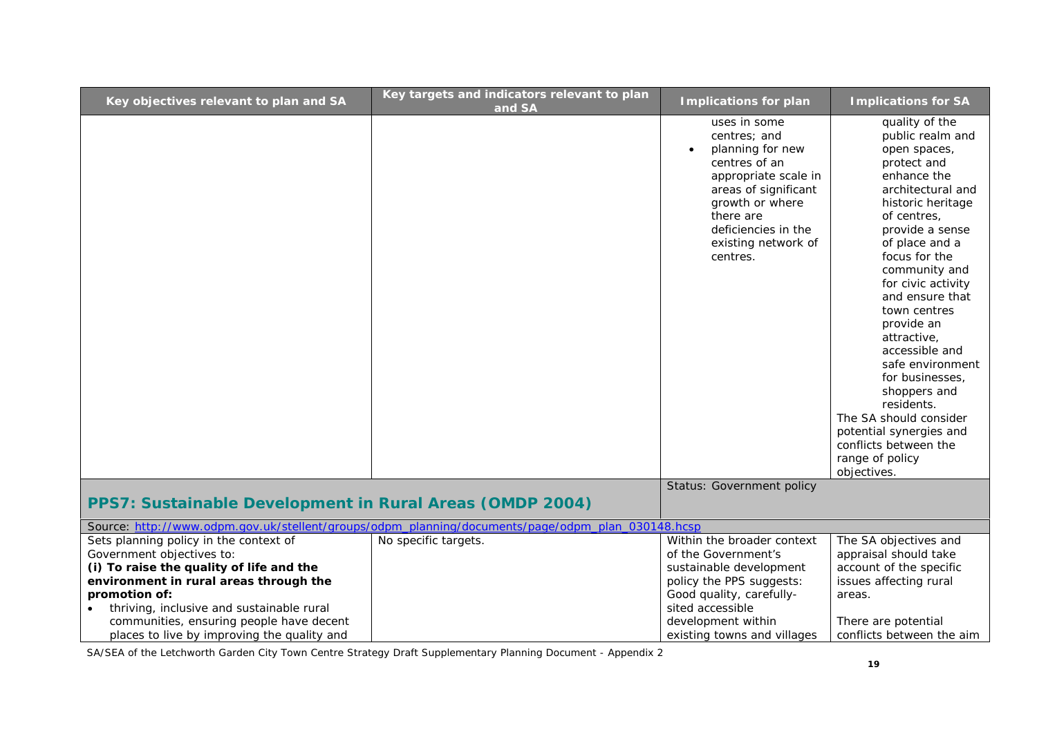| Key objectives relevant to plan and SA | Key targets and indicators relevant to plan and SA | Implications for plan | Implications for SA |
|---|---|---|---|
| | | uses in some centres; and<br>• planning for new centres of an appropriate scale in areas of significant growth or where there are deficiencies in the existing network of centres. | quality of the public realm and open spaces, protect and enhance the architectural and historic heritage of centres, provide a sense of place and a focus for the community and for civic activity and ensure that town centres provide an attractive, accessible and safe environment for businesses, shoppers and residents.<br>The SA should consider potential synergies and conflicts between the range of policy objectives. |
| **PPS7: Sustainable Development in Rural Areas (OMDP 2004)** | | Status: Government policy | |
| Source: http://www.odpm.gov.uk/stellent/groups/odpm_planning/documents/page/odpm_plan_030148.hcsp | | | |
| Sets planning policy in the context of Government objectives to:<br>**(i) To raise the quality of life and the environment in rural areas through the promotion of:**<br>• thriving, inclusive and sustainable rural communities, ensuring people have decent places to live by improving the quality and | No specific targets. | Within the broader context of the Government's sustainable development policy the PPS suggests:<br>Good quality, carefully-sited accessible development within existing towns and villages | The SA objectives and appraisal should take account of the specific issues affecting rural areas.<br><br>There are potential conflicts between the aim |

SA/SEA of the Letchworth Garden City Town Centre Strategy Draft Supplementary Planning Document - Appendix 2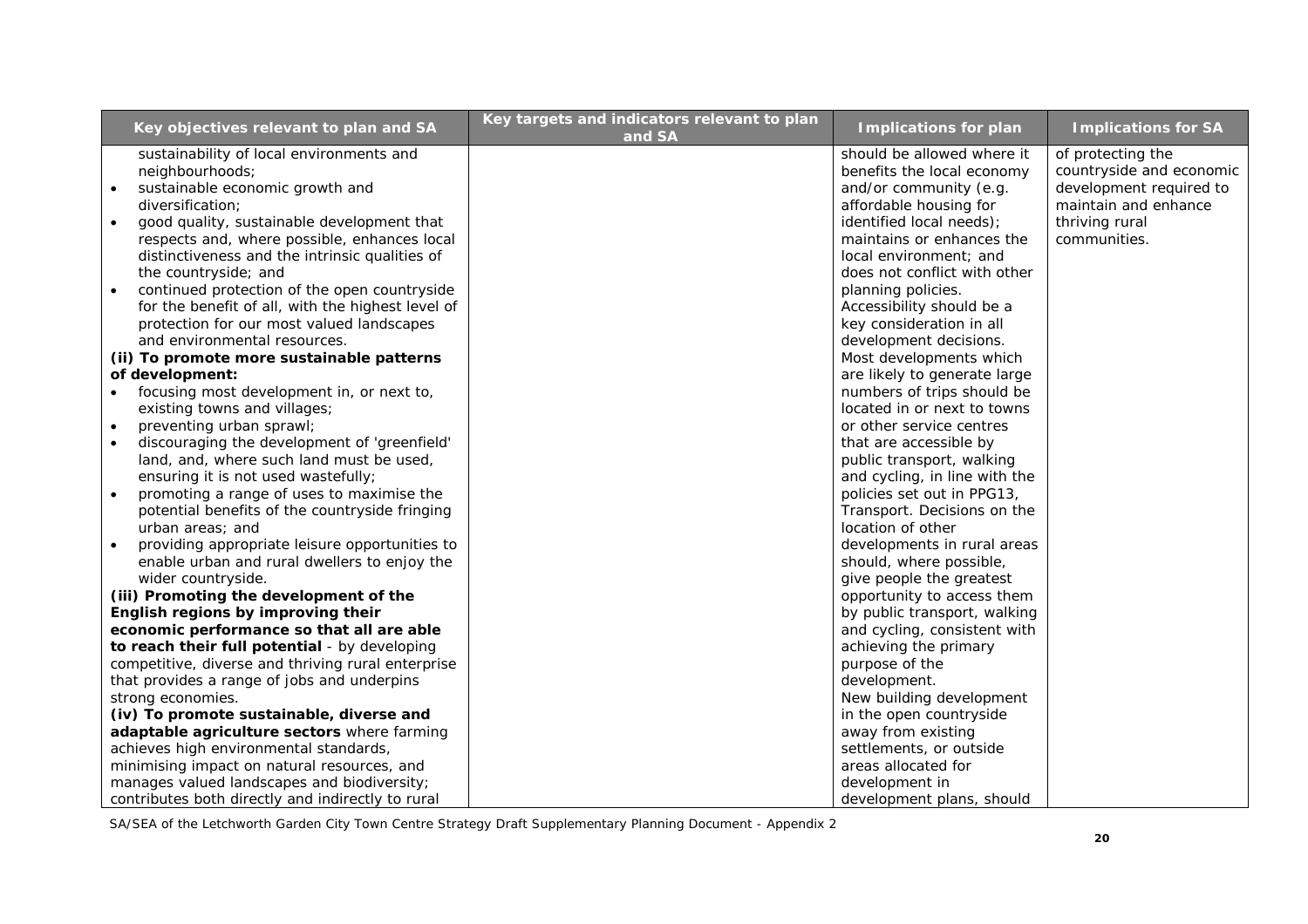| Key objectives relevant to plan and SA | Key targets and indicators relevant to plan and SA | Implications for plan | Implications for SA |
|---|---|---|---|
| sustainability of local environments and neighbourhoods;<br>• sustainable economic growth and diversification;<br>• good quality, sustainable development that respects and, where possible, enhances local distinctiveness and the intrinsic qualities of the countryside; and<br>• continued protection of the open countryside for the benefit of all, with the highest level of protection for our most valued landscapes and environmental resources.<br>**(ii) To promote more sustainable patterns of development:**<br>• focusing most development in, or next to, existing towns and villages;<br>• preventing urban sprawl;<br>• discouraging the development of 'greenfield' land, and, where such land must be used, ensuring it is not used wastefully;<br>• promoting a range of uses to maximise the potential benefits of the countryside fringing urban areas; and<br>• providing appropriate leisure opportunities to enable urban and rural dwellers to enjoy the wider countryside.<br>**(iii) Promoting the development of the English regions by improving their economic performance so that all are able to reach their full potential** - by developing competitive, diverse and thriving rural enterprise that provides a range of jobs and underpins strong economies.<br>**(iv) To promote sustainable, diverse and adaptable agriculture sectors** where farming achieves high environmental standards, minimising impact on natural resources, and manages valued landscapes and biodiversity; contributes both directly and indirectly to rural | | should be allowed where it benefits the local economy and/or community (e.g. affordable housing for identified local needs); maintains or enhances the local environment; and does not conflict with other planning policies.<br>Accessibility should be a key consideration in all development decisions. Most developments which are likely to generate large numbers of trips should be located in or next to towns or other service centres that are accessible by public transport, walking and cycling, in line with the policies set out in PPG13, Transport. Decisions on the location of other developments in rural areas should, where possible, give people the greatest opportunity to access them by public transport, walking and cycling, consistent with achieving the primary purpose of the development.<br>New building development in the open countryside away from existing settlements, or outside areas allocated for development in development plans, should | of protecting the countryside and economic development required to maintain and enhance thriving rural communities. |

SA/SEA of the Letchworth Garden City Town Centre Strategy Draft Supplementary Planning Document - Appendix 2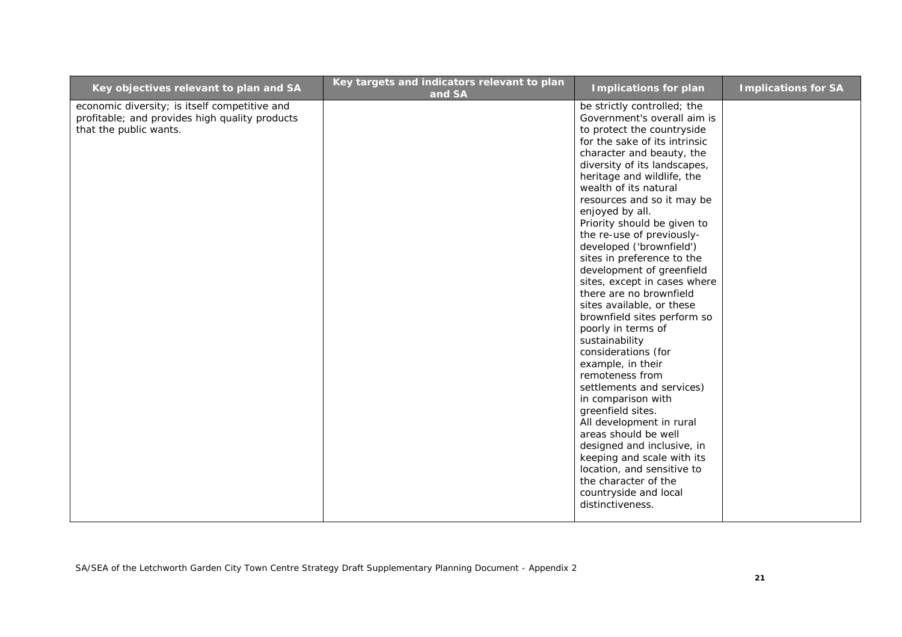| Key objectives relevant to plan and SA | Key targets and indicators relevant to plan and SA | Implications for plan | Implications for SA |
|---|---|---|---|
| economic diversity; is itself competitive and profitable; and provides high quality products that the public wants. | | be strictly controlled; the Government's overall aim is to protect the countryside for the sake of its intrinsic character and beauty, the diversity of its landscapes, heritage and wildlife, the wealth of its natural resources and so it may be enjoyed by all.<br>Priority should be given to the re-use of previously-developed ('brownfield') sites in preference to the development of greenfield sites, except in cases where there are no brownfield sites available, or these brownfield sites perform so poorly in terms of sustainability considerations (for example, in their remoteness from settlements and services) in comparison with greenfield sites.<br>All development in rural areas should be well designed and inclusive, in keeping and scale with its location, and sensitive to the character of the countryside and local distinctiveness. | |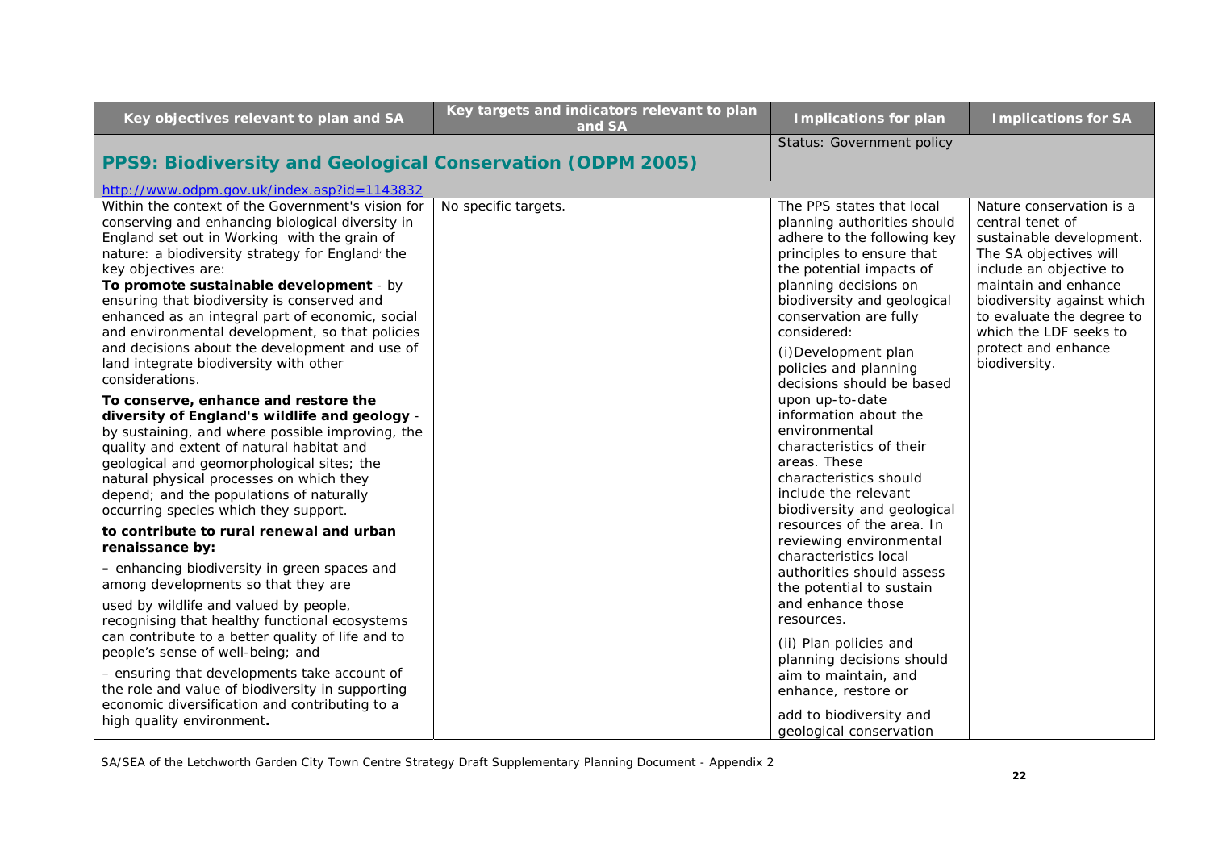| Key objectives relevant to plan and SA | Key targets and indicators relevant to plan and SA | Implications for plan | Implications for SA |
|---|---|---|---|
| **PPS9: Biodiversity and Geological Conservation (ODPM 2005)** | | Status: Government policy | |
| http://www.odpm.gov.uk/index.asp?id=1143832 | | | |
| Within the context of the Government's vision for conserving and enhancing biological diversity in England set out in Working with the grain of nature: a biodiversity strategy for England the key objectives are:<br>**To promote sustainable development** - by ensuring that biodiversity is conserved and enhanced as an integral part of economic, social and environmental development, so that policies and decisions about the development and use of land integrate biodiversity with other considerations.<br>**To conserve, enhance and restore the diversity of England's wildlife and geology** - by sustaining, and where possible improving, the quality and extent of natural habitat and geological and geomorphological sites; the natural physical processes on which they depend; and the populations of naturally occurring species which they support.<br>**to contribute to rural renewal and urban renaissance by:**<br>**-** enhancing biodiversity in green spaces and among developments so that they are used by wildlife and valued by people, recognising that healthy functional ecosystems can contribute to a better quality of life and to people's sense of well-being; and<br>- ensuring that developments take account of the role and value of biodiversity in supporting economic diversification and contributing to a high quality environment**.** | No specific targets. | The PPS states that local planning authorities should adhere to the following key principles to ensure that the potential impacts of planning decisions on biodiversity and geological conservation are fully considered:<br>(i)Development plan policies and planning decisions should be based upon up-to-date information about the environmental characteristics of their areas. These characteristics should include the relevant biodiversity and geological resources of the area. In reviewing environmental characteristics local authorities should assess the potential to sustain and enhance those resources.<br>(ii) Plan policies and planning decisions should aim to maintain, and enhance, restore or add to biodiversity and geological conservation | Nature conservation is a central tenet of sustainable development. The SA objectives will include an objective to maintain and enhance biodiversity against which to evaluate the degree to which the LDF seeks to protect and enhance biodiversity. |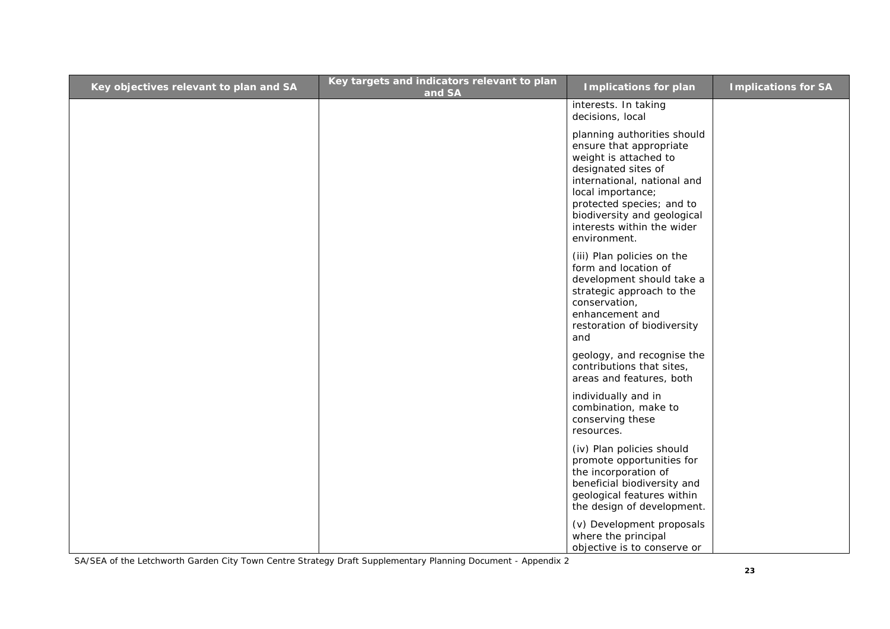| Key objectives relevant to plan and SA | Key targets and indicators relevant to plan and SA | Implications for plan | Implications for SA |
| --- | --- | --- | --- |
| | | interests. In taking decisions, local planning authorities should ensure that appropriate weight is attached to designated sites of international, national and local importance; protected species; and to biodiversity and geological interests within the wider environment.<br><br>(iii) Plan policies on the form and location of development should take a strategic approach to the conservation, enhancement and restoration of biodiversity and geology, and recognise the contributions that sites, areas and features, both individually and in combination, make to conserving these resources.<br><br>(iv) Plan policies should promote opportunities for the incorporation of beneficial biodiversity and geological features within the design of development.<br><br>(v) Development proposals where the principal objective is to conserve or | |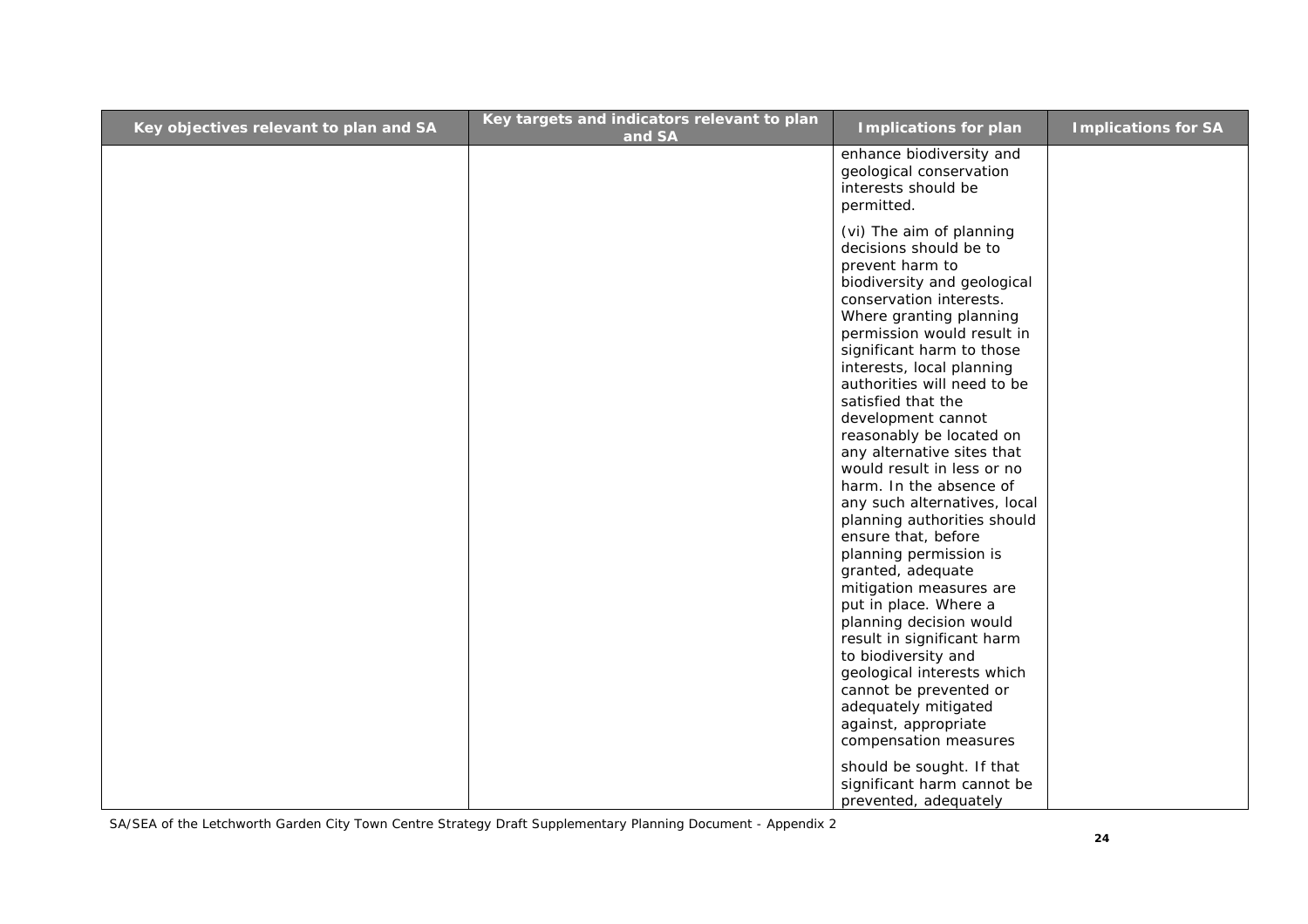| Key objectives relevant to plan and SA | Key targets and indicators relevant to plan and SA | Implications for plan | Implications for SA |
|---|---|---|---|
| | | enhance biodiversity and geological conservation interests should be permitted.<br><br>(vi) The aim of planning decisions should be to prevent harm to biodiversity and geological conservation interests. Where granting planning permission would result in significant harm to those interests, local planning authorities will need to be satisfied that the development cannot reasonably be located on any alternative sites that would result in less or no harm. In the absence of any such alternatives, local planning authorities should ensure that, before planning permission is granted, adequate mitigation measures are put in place. Where a planning decision would result in significant harm to biodiversity and geological interests which cannot be prevented or adequately mitigated against, appropriate compensation measures should be sought. If that significant harm cannot be prevented, adequately | |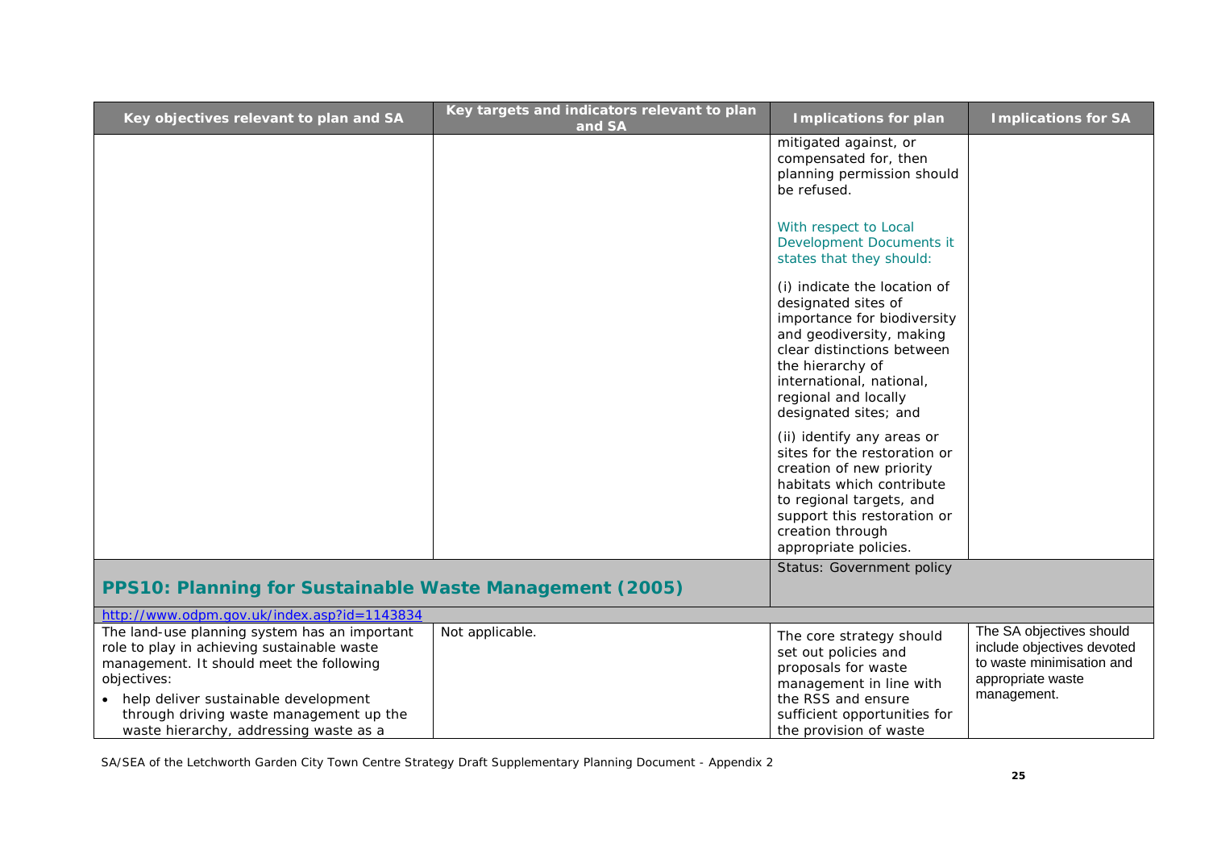| Key objectives relevant to plan and SA | Key targets and indicators relevant to plan and SA | Implications for plan | Implications for SA |
|---|---|---|---|
| | | mitigated against, or compensated for, then planning permission should be refused.<br><br>With respect to Local Development Documents it states that they should:<br><br>(i) indicate the location of designated sites of importance for biodiversity and geodiversity, making clear distinctions between the hierarchy of international, national, regional and locally designated sites; and<br><br>(ii) identify any areas or sites for the restoration or creation of new priority habitats which contribute to regional targets, and support this restoration or creation through appropriate policies. | |
| **PPS10: Planning for Sustainable Waste Management (2005)** | | Status: Government policy | |
| http://www.odpm.gov.uk/index.asp?id=1143834 | | | |
| The land-use planning system has an important role to play in achieving sustainable waste management. It should meet the following objectives:<br><br>• help deliver sustainable development through driving waste management up the waste hierarchy, addressing waste as a | Not applicable. | The core strategy should set out policies and proposals for waste management in line with the RSS and ensure sufficient opportunities for the provision of waste | The SA objectives should include objectives devoted to waste minimisation and appropriate waste management. |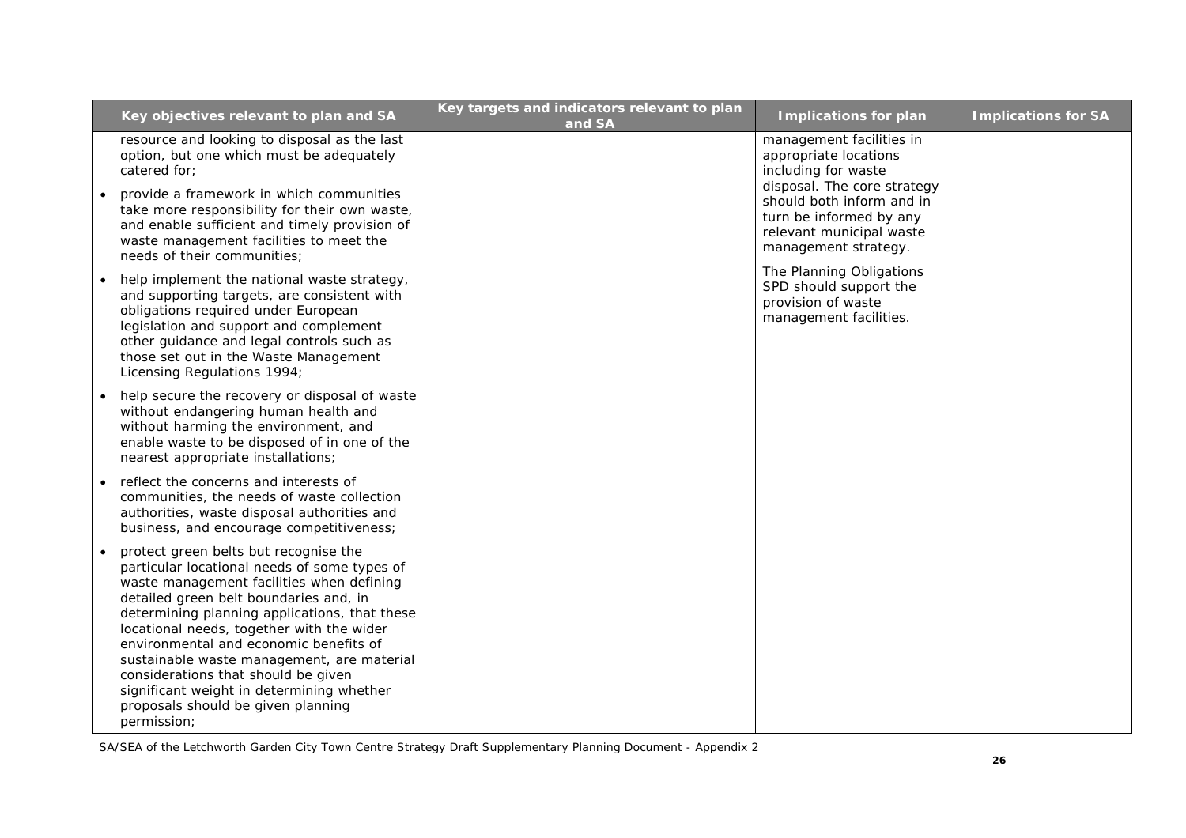| Key objectives relevant to plan and SA | Key targets and indicators relevant to plan and SA | Implications for plan | Implications for SA |
|---|---|---|---|
| resource and looking to disposal as the last option, but one which must be adequately catered for;<br>• provide a framework in which communities take more responsibility for their own waste, and enable sufficient and timely provision of waste management facilities to meet the needs of their communities;<br>• help implement the national waste strategy, and supporting targets, are consistent with obligations required under European legislation and support and complement other guidance and legal controls such as those set out in the Waste Management Licensing Regulations 1994;<br>• help secure the recovery or disposal of waste without endangering human health and without harming the environment, and enable waste to be disposed of in one of the nearest appropriate installations;<br>• reflect the concerns and interests of communities, the needs of waste collection authorities, waste disposal authorities and business, and encourage competitiveness;<br>• protect green belts but recognise the particular locational needs of some types of waste management facilities when defining detailed green belt boundaries and, in determining planning applications, that these locational needs, together with the wider environmental and economic benefits of sustainable waste management, are material considerations that should be given significant weight in determining whether proposals should be given planning permission; | | management facilities in appropriate locations including for waste disposal. The core strategy should both inform and in turn be informed by any relevant municipal waste management strategy.<br><br>The Planning Obligations SPD should support the provision of waste management facilities. | |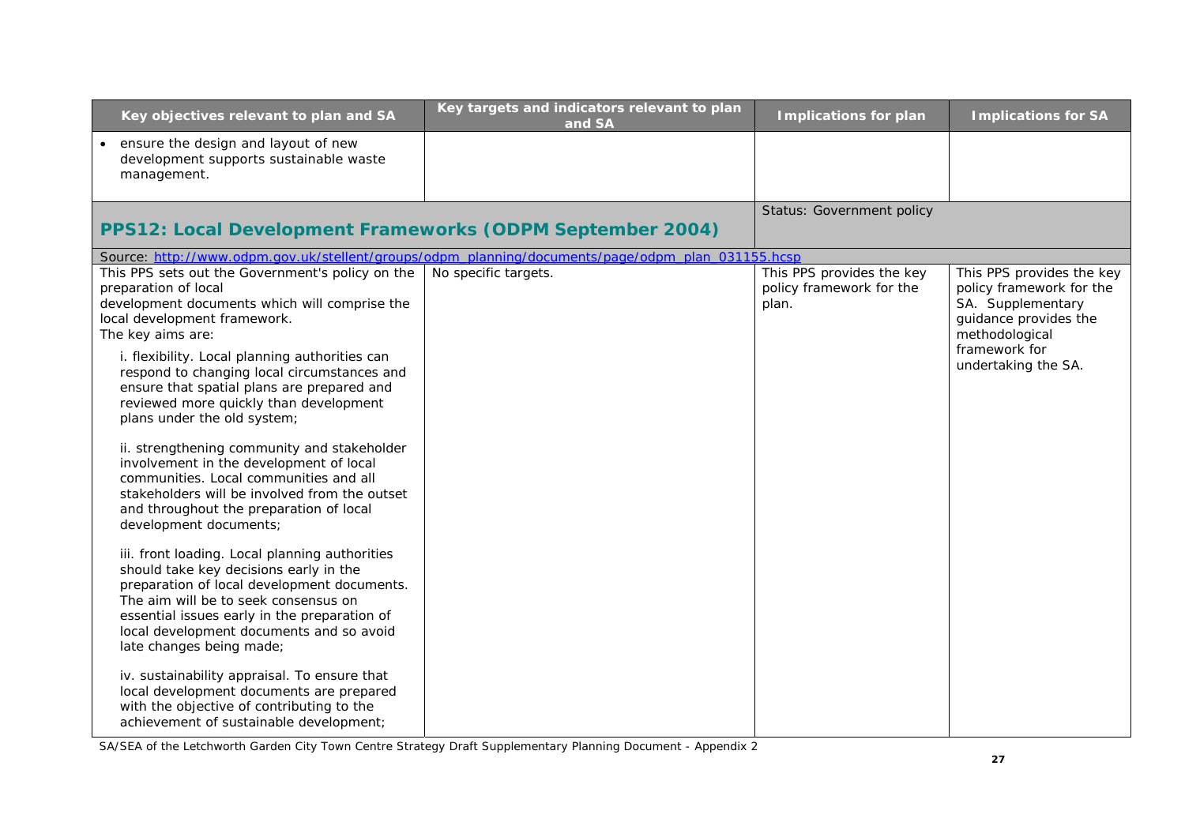| Key objectives relevant to plan and SA | Key targets and indicators relevant to plan and SA | Implications for plan | Implications for SA |
|---|---|---|---|
| • ensure the design and layout of new development supports sustainable waste management. | | | |
| **PPS12: Local Development Frameworks (ODPM September 2004)** | | Status: Government policy | |
| Source: http://www.odpm.gov.uk/stellent/groups/odpm_planning/documents/page/odpm_plan_031155.hcsp | | | |
| This PPS sets out the Government's policy on the preparation of local development documents which will comprise the local development framework.<br>The key aims are:<br>i. flexibility. Local planning authorities can respond to changing local circumstances and ensure that spatial plans are prepared and reviewed more quickly than development plans under the old system;<br>ii. strengthening community and stakeholder involvement in the development of local communities. Local communities and all stakeholders will be involved from the outset and throughout the preparation of local development documents;<br>iii. front loading. Local planning authorities should take key decisions early in the preparation of local development documents. The aim will be to seek consensus on essential issues early in the preparation of local development documents and so avoid late changes being made;<br>iv. sustainability appraisal. To ensure that local development documents are prepared with the objective of contributing to the achievement of sustainable development; | No specific targets. | This PPS provides the key policy framework for the plan. | This PPS provides the key policy framework for the SA. Supplementary guidance provides the methodological framework for undertaking the SA. |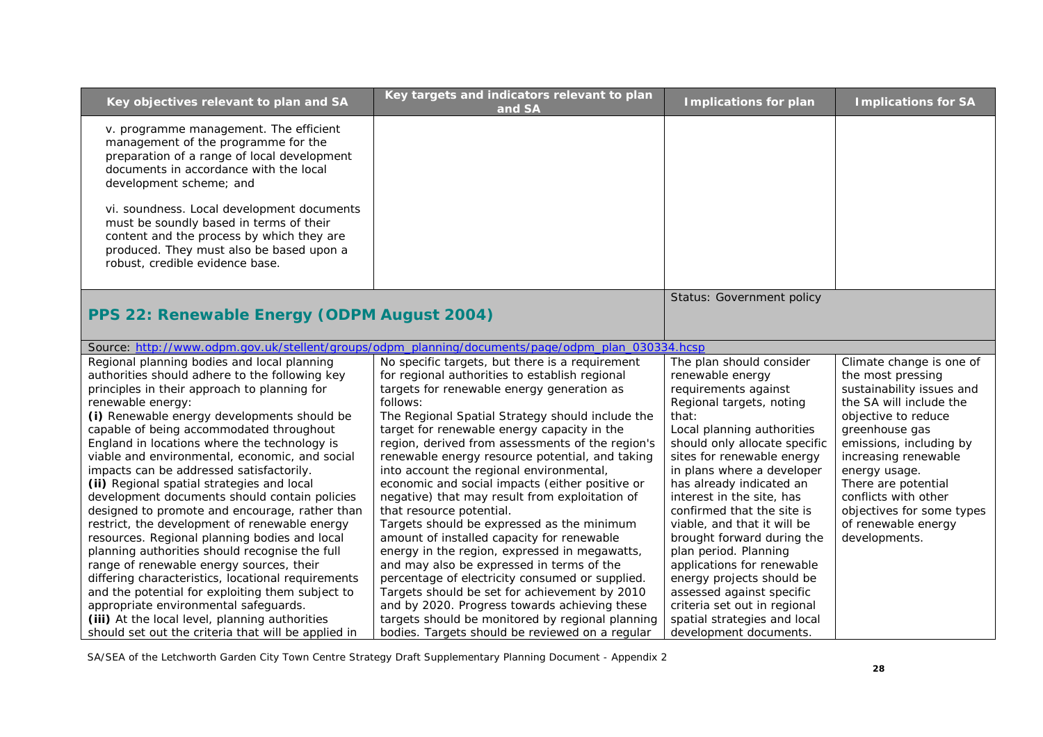| Key objectives relevant to plan and SA | Key targets and indicators relevant to plan and SA | Implications for plan | Implications for SA |
|---|---|---|---|
| v. programme management. The efficient management of the programme for the preparation of a range of local development documents in accordance with the local development scheme; and<br><br>vi. soundness. Local development documents must be soundly based in terms of their content and the process by which they are produced. They must also be based upon a robust, credible evidence base. | | | |
| **PPS 22: Renewable Energy (ODPM August 2004)** | | Status: Government policy | |
| Source: http://www.odpm.gov.uk/stellent/groups/odpm_planning/documents/page/odpm_plan_030334.hcsp | | | |
| Regional planning bodies and local planning authorities should adhere to the following key principles in their approach to planning for renewable energy:<br>**(i)** Renewable energy developments should be capable of being accommodated throughout England in locations where the technology is viable and environmental, economic, and social impacts can be addressed satisfactorily.<br>**(ii)** Regional spatial strategies and local development documents should contain policies designed to promote and encourage, rather than restrict, the development of renewable energy resources. Regional planning bodies and local planning authorities should recognise the full range of renewable energy sources, their differing characteristics, locational requirements and the potential for exploiting them subject to appropriate environmental safeguards.<br>**(iii)** At the local level, planning authorities should set out the criteria that will be applied in | No specific targets, but there is a requirement for regional authorities to establish regional targets for renewable energy generation as follows:<br>The Regional Spatial Strategy should include the target for renewable energy capacity in the region, derived from assessments of the region's renewable energy resource potential, and taking into account the regional environmental, economic and social impacts (either positive or negative) that may result from exploitation of that resource potential.<br>Targets should be expressed as the minimum amount of installed capacity for renewable energy in the region, expressed in megawatts, and may also be expressed in terms of the percentage of electricity consumed or supplied.<br>Targets should be set for achievement by 2010 and by 2020. Progress towards achieving these targets should be monitored by regional planning bodies. Targets should be reviewed on a regular | The plan should consider renewable energy requirements against Regional targets, noting that:<br>Local planning authorities should only allocate specific sites for renewable energy in plans where a developer has already indicated an interest in the site, has confirmed that the site is viable, and that it will be brought forward during the plan period. Planning applications for renewable energy projects should be assessed against specific criteria set out in regional spatial strategies and local development documents. | Climate change is one of the most pressing sustainability issues and the SA will include the objective to reduce greenhouse gas emissions, including by increasing renewable energy usage.<br>There are potential conflicts with other objectives for some types of renewable energy developments. |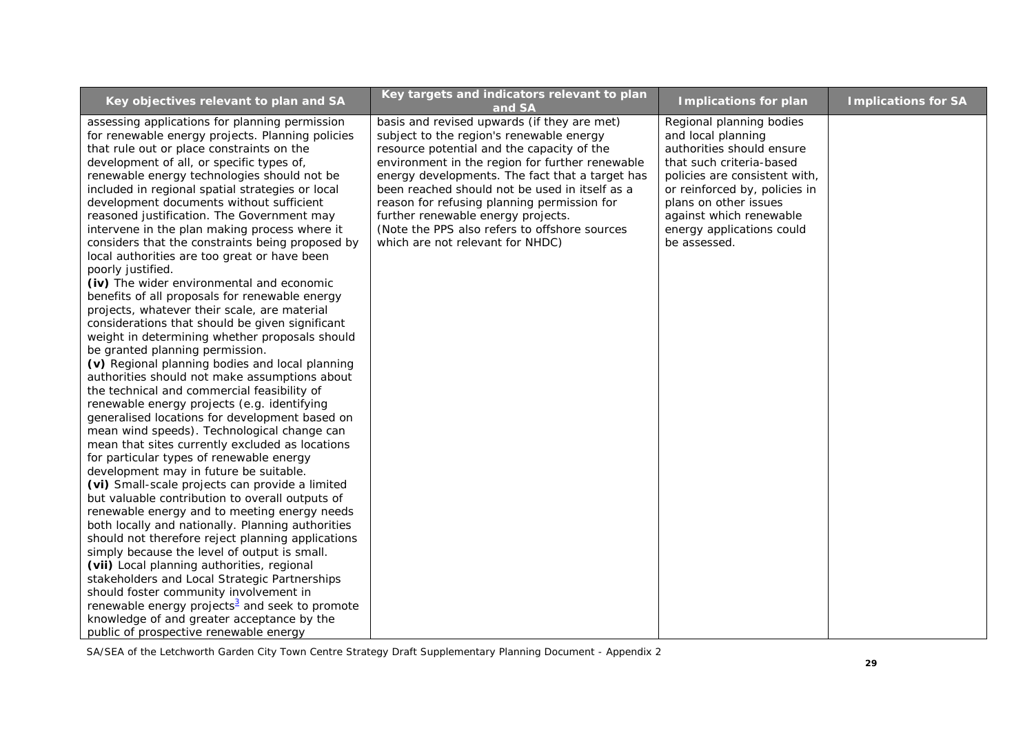| Key objectives relevant to plan and SA | Key targets and indicators relevant to plan and SA | Implications for plan | Implications for SA |
|---|---|---|---|
| assessing applications for planning permission for renewable energy projects. Planning policies that rule out or place constraints on the development of all, or specific types of, renewable energy technologies should not be included in regional spatial strategies or local development documents without sufficient reasoned justification. The Government may intervene in the plan making process where it considers that the constraints being proposed by local authorities are too great or have been poorly justified.<br>**(iv)** The wider environmental and economic benefits of all proposals for renewable energy projects, whatever their scale, are material considerations that should be given significant weight in determining whether proposals should be granted planning permission.<br>**(v)** Regional planning bodies and local planning authorities should not make assumptions about the technical and commercial feasibility of renewable energy projects (e.g. identifying generalised locations for development based on mean wind speeds). Technological change can mean that sites currently excluded as locations for particular types of renewable energy development may in future be suitable.<br>**(vi)** Small-scale projects can provide a limited but valuable contribution to overall outputs of renewable energy and to meeting energy needs both locally and nationally. Planning authorities should not therefore reject planning applications simply because the level of output is small.<br>**(vii)** Local planning authorities, regional stakeholders and Local Strategic Partnerships should foster community involvement in renewable energy projects[3] and seek to promote knowledge of and greater acceptance by the public of prospective renewable energy | basis and revised upwards (if they are met) subject to the region's renewable energy resource potential and the capacity of the environment in the region for further renewable energy developments. The fact that a target has been reached should not be used in itself as a reason for refusing planning permission for further renewable energy projects.<br>(Note the PPS also refers to offshore sources which are not relevant for NHDC) | Regional planning bodies and local planning authorities should ensure that such criteria-based policies are consistent with, or reinforced by, policies in plans on other issues against which renewable energy applications could be assessed. | |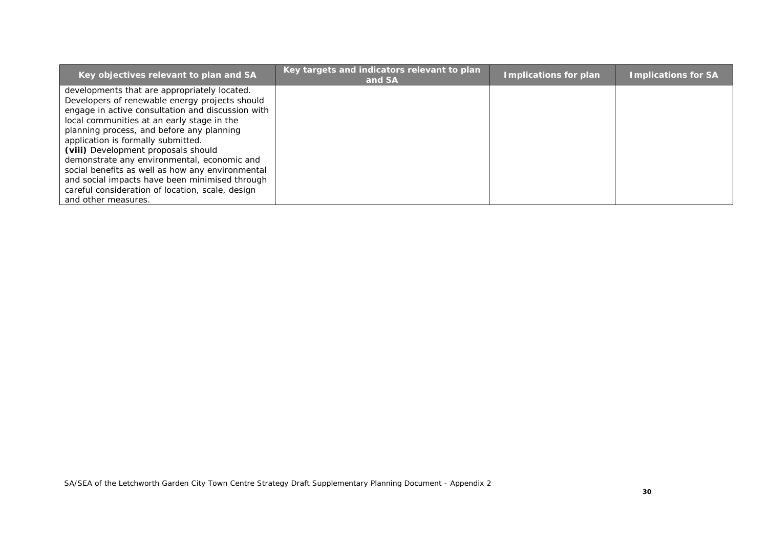| Key objectives relevant to plan and SA | Key targets and indicators relevant to plan and SA | Implications for plan | Implications for SA |
|---|---|---|---|
| developments that are appropriately located. Developers of renewable energy projects should engage in active consultation and discussion with local communities at an early stage in the planning process, and before any planning application is formally submitted. **(viii)** Development proposals should demonstrate any environmental, economic and social benefits as well as how any environmental and social impacts have been minimised through careful consideration of location, scale, design and other measures. | | | |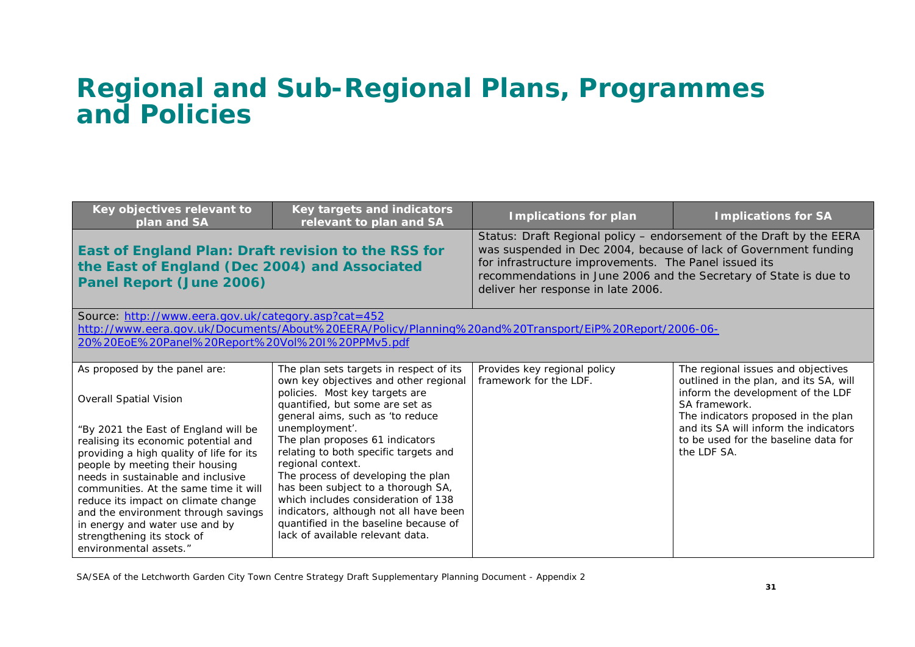# Regional and Sub-Regional Plans, Programmes and Policies

| Key objectives relevant to plan and SA | Key targets and indicators relevant to plan and SA | Implications for plan | Implications for SA |
|---|---|---|---|
| **East of England Plan: Draft revision to the RSS for the East of England (Dec 2004) and Associated Panel Report (June 2006)** | | Status: Draft Regional policy – endorsement of the Draft by the EERA was suspended in Dec 2004, because of lack of Government funding for infrastructure improvements. The Panel issued its recommendations in June 2006 and the Secretary of State is due to deliver her response in late 2006. | |
| Source: http://www.eera.gov.uk/category.asp?cat=452 http://www.eera.gov.uk/Documents/About%20EERA/Policy/Planning%20and%20Transport/EiP%20Report/2006-06-20%20EoE%20Panel%20Report%20Vol%20I%20PPMv5.pdf | | | |
| As proposed by the panel are:<br><br>Overall Spatial Vision<br><br>"By 2021 the East of England will be realising its economic potential and providing a high quality of life for its people by meeting their housing needs in sustainable and inclusive communities. At the same time it will reduce its impact on climate change and the environment through savings in energy and water use and by strengthening its stock of environmental assets." | The plan sets targets in respect of its own key objectives and other regional policies. Most key targets are quantified, but some are set as general aims, such as 'to reduce unemployment'.<br>The plan proposes 61 indicators relating to both specific targets and regional context.<br>The process of developing the plan has been subject to a thorough SA, which includes consideration of 138 indicators, although not all have been quantified in the baseline because of lack of available relevant data. | Provides key regional policy framework for the LDF. | The regional issues and objectives outlined in the plan, and its SA, will inform the development of the LDF SA framework.<br>The indicators proposed in the plan and its SA will inform the indicators to be used for the baseline data for the LDF SA. |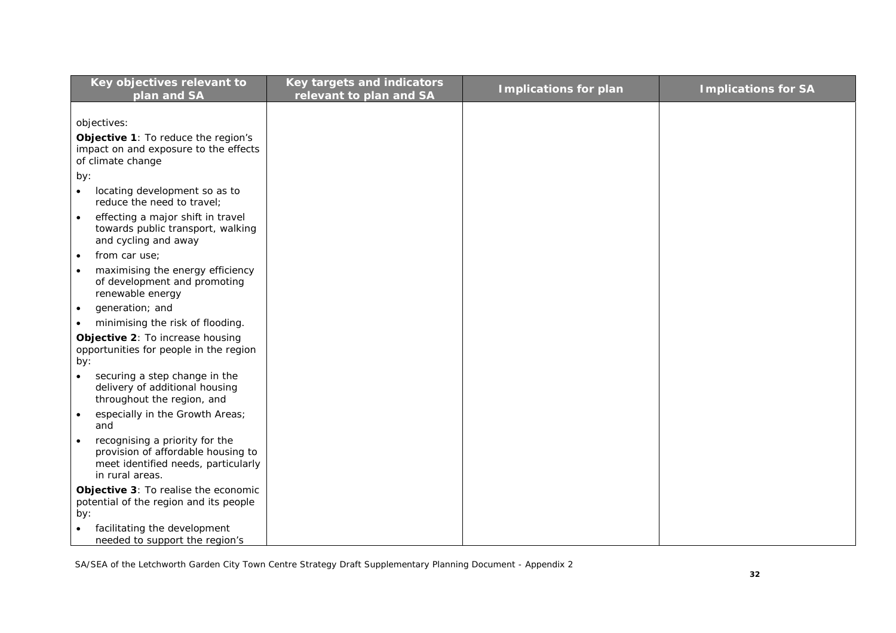| Key objectives relevant to plan and SA | Key targets and indicators relevant to plan and SA | Implications for plan | Implications for SA |
|---|---|---|---|
| objectives:<br>**Objective 1**: To reduce the region's impact on and exposure to the effects of climate change<br>by:<br>• locating development so as to reduce the need to travel;<br>• effecting a major shift in travel towards public transport, walking and cycling and away<br>• from car use;<br>• maximising the energy efficiency of development and promoting renewable energy<br>• generation; and<br>• minimising the risk of flooding.<br>**Objective 2**: To increase housing opportunities for people in the region by:<br>• securing a step change in the delivery of additional housing throughout the region, and<br>• especially in the Growth Areas; and<br>• recognising a priority for the provision of affordable housing to meet identified needs, particularly in rural areas.<br>**Objective 3**: To realise the economic potential of the region and its people by:<br>• facilitating the development needed to support the region's | | | |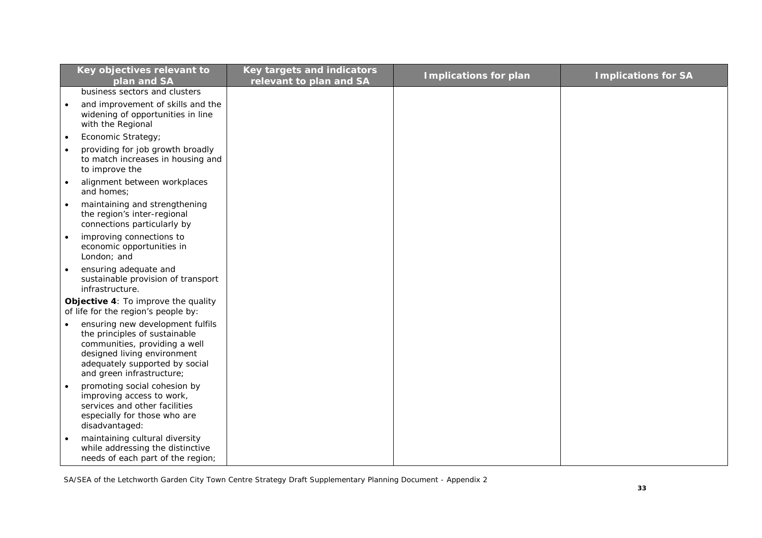| Key objectives relevant to plan and SA | Key targets and indicators relevant to plan and SA | Implications for plan | Implications for SA |
|---|---|---|---|
| business sectors and clusters<br>• and improvement of skills and the widening of opportunities in line with the Regional<br>• Economic Strategy;<br>• providing for job growth broadly to match increases in housing and to improve the<br>• alignment between workplaces and homes;<br>• maintaining and strengthening the region's inter-regional connections particularly by<br>• improving connections to economic opportunities in London; and<br>• ensuring adequate and sustainable provision of transport infrastructure.<br>**Objective 4**: To improve the quality of life for the region's people by:<br>• ensuring new development fulfils the principles of sustainable communities, providing a well designed living environment adequately supported by social and green infrastructure;<br>• promoting social cohesion by improving access to work, services and other facilities especially for those who are disadvantaged:<br>• maintaining cultural diversity while addressing the distinctive needs of each part of the region; | | | |

SA/SEA of the Letchworth Garden City Town Centre Strategy Draft Supplementary Planning Document - Appendix 2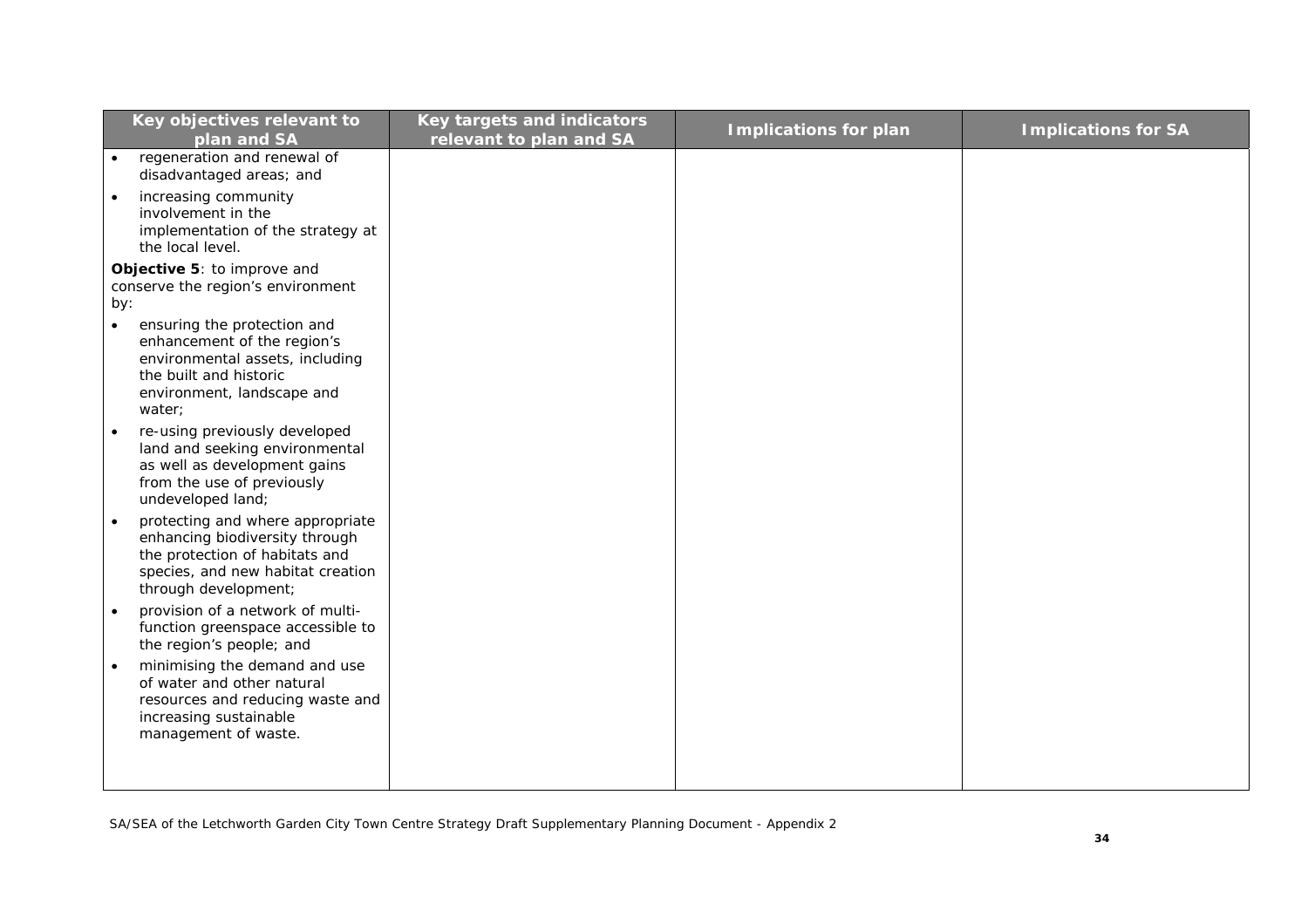| Key objectives relevant to plan and SA | Key targets and indicators relevant to plan and SA | Implications for plan | Implications for SA |
|---|---|---|---|
| • regeneration and renewal of disadvantaged areas; and<br>• increasing community involvement in the implementation of the strategy at the local level.<br>**Objective 5**: to improve and conserve the region's environment by:<br>• ensuring the protection and enhancement of the region's environmental assets, including the built and historic environment, landscape and water;<br>• re-using previously developed land and seeking environmental as well as development gains from the use of previously undeveloped land;<br>• protecting and where appropriate enhancing biodiversity through the protection of habitats and species, and new habitat creation through development;<br>• provision of a network of multi-function greenspace accessible to the region's people; and<br>• minimising the demand and use of water and other natural resources and reducing waste and increasing sustainable management of waste. | | | |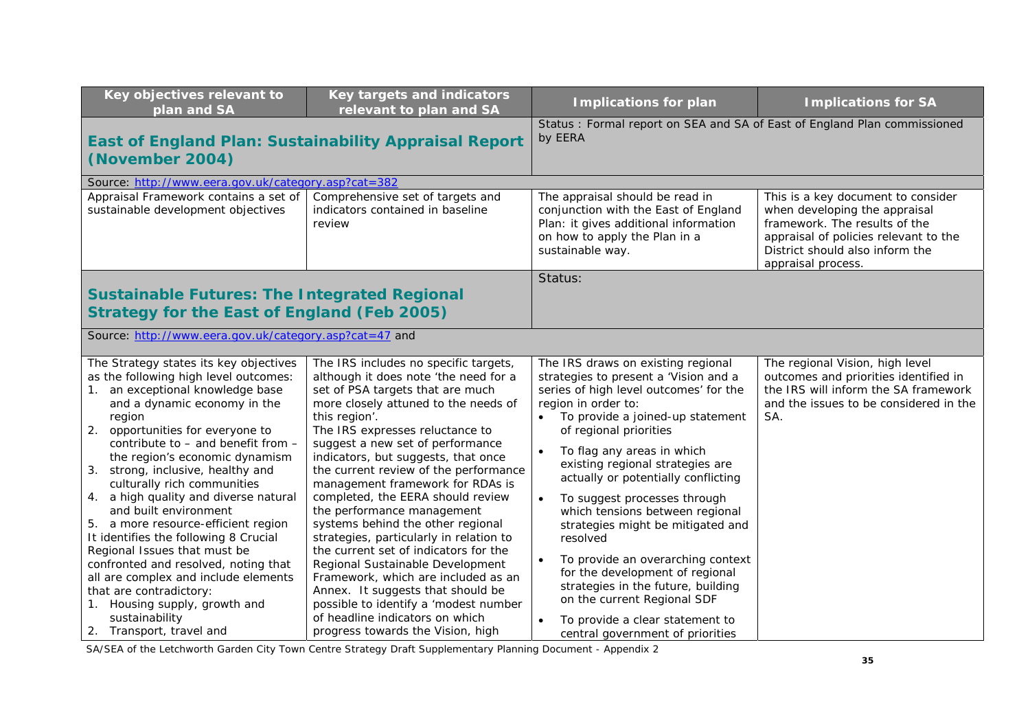| Key objectives relevant to plan and SA | Key targets and indicators relevant to plan and SA | Implications for plan | Implications for SA |
|---|---|---|---|
| **East of England Plan: Sustainability Appraisal Report (November 2004)** | | Status : Formal report on SEA and SA of East of England Plan commissioned by EERA | |
| Source: http://www.eera.gov.uk/category.asp?cat=382 | | | |
| Appraisal Framework contains a set of sustainable development objectives | Comprehensive set of targets and indicators contained in baseline review | The appraisal should be read in conjunction with the East of England Plan: it gives additional information on how to apply the Plan in a sustainable way. | This is a key document to consider when developing the appraisal framework. The results of the appraisal of policies relevant to the District should also inform the appraisal process. |
| **Sustainable Futures: The Integrated Regional Strategy for the East of England (Feb 2005)** | | Status: | |
| Source: http://www.eera.gov.uk/category.asp?cat=47 and | | | |
| The Strategy states its key objectives as the following high level outcomes:<br>1. an exceptional knowledge base and a dynamic economy in the region<br>2. opportunities for everyone to contribute to – and benefit from – the region's economic dynamism<br>3. strong, inclusive, healthy and culturally rich communities<br>4. a high quality and diverse natural and built environment<br>5. a more resource-efficient region<br>It identifies the following 8 Crucial Regional Issues that must be confronted and resolved, noting that all are complex and include elements that are contradictory:<br>1. Housing supply, growth and sustainability<br>2. Transport, travel and | The IRS includes no specific targets, although it does note 'the need for a set of PSA targets that are much more closely attuned to the needs of this region'.<br>The IRS expresses reluctance to suggest a new set of performance indicators, but suggests, that once the current review of the performance management framework for RDAs is completed, the EERA should review the performance management systems behind the other regional strategies, particularly in relation to the current set of indicators for the Regional Sustainable Development Framework, which are included as an Annex. It suggests that should be possible to identify a 'modest number of headline indicators on which progress towards the Vision, high | The IRS draws on existing regional strategies to present a 'Vision and a series of high level outcomes' for the region in order to:<br>• To provide a joined-up statement of regional priorities<br>• To flag any areas in which existing regional strategies are actually or potentially conflicting<br>• To suggest processes through which tensions between regional strategies might be mitigated and resolved<br>• To provide an overarching context for the development of regional strategies in the future, building on the current Regional SDF<br>• To provide a clear statement to central government of priorities | The regional Vision, high level outcomes and priorities identified in the IRS will inform the SA framework and the issues to be considered in the SA. |

SA/SEA of the Letchworth Garden City Town Centre Strategy Draft Supplementary Planning Document - Appendix 2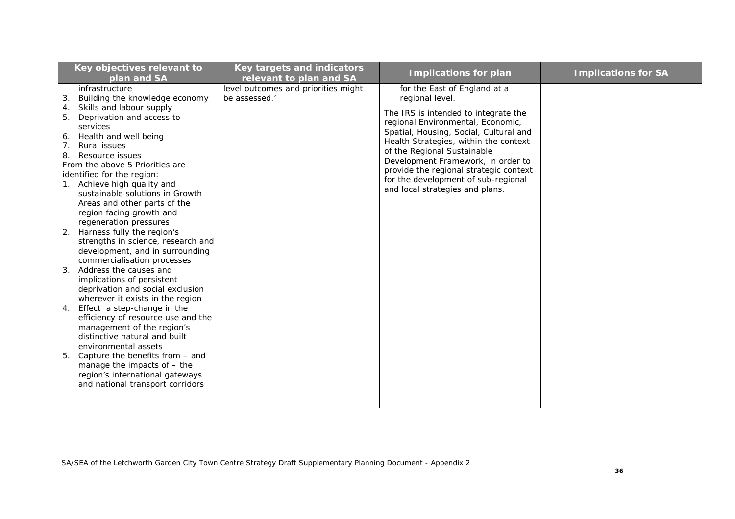| Key objectives relevant to plan and SA | Key targets and indicators relevant to plan and SA | Implications for plan | Implications for SA |
|---|---|---|---|
| infrastructure<br>3. Building the knowledge economy<br>4. Skills and labour supply<br>5. Deprivation and access to services<br>6. Health and well being<br>7. Rural issues<br>8. Resource issues<br>From the above 5 Priorities are identified for the region:<br>1. Achieve high quality and sustainable solutions in Growth Areas and other parts of the region facing growth and regeneration pressures<br>2. Harness fully the region's strengths in science, research and development, and in surrounding commercialisation processes<br>3. Address the causes and implications of persistent deprivation and social exclusion wherever it exists in the region<br>4. Effect a step-change in the efficiency of resource use and the management of the region's distinctive natural and built environmental assets<br>5. Capture the benefits from – and manage the impacts of – the region's international gateways and national transport corridors | level outcomes and priorities might be assessed.' | for the East of England at a regional level.<br><br>The IRS is intended to integrate the regional Environmental, Economic, Spatial, Housing, Social, Cultural and Health Strategies, within the context of the Regional Sustainable Development Framework, in order to provide the regional strategic context for the development of sub-regional and local strategies and plans. | |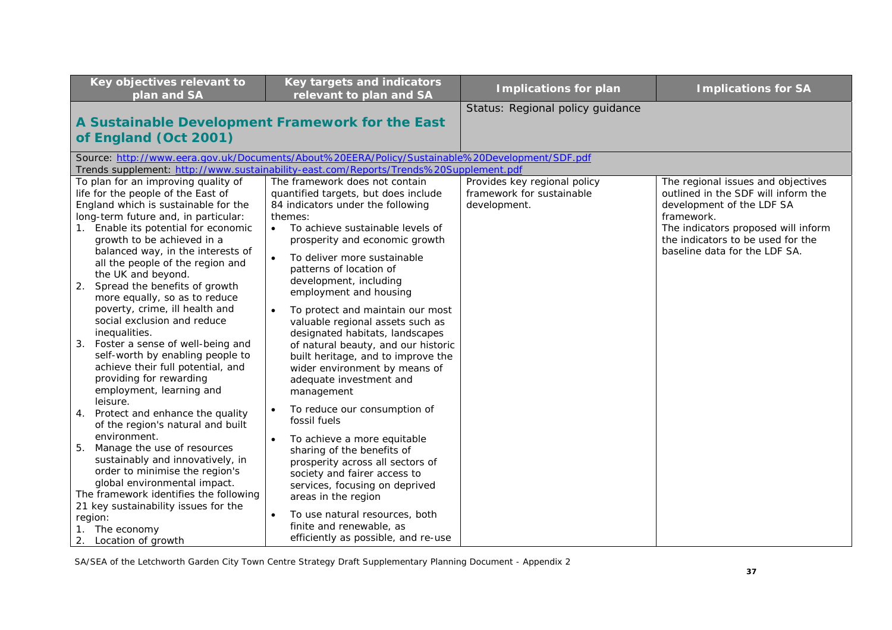| Key objectives relevant to plan and SA | Key targets and indicators relevant to plan and SA | Implications for plan | Implications for SA |
|---|---|---|---|
| **A Sustainable Development Framework for the East of England (Oct 2001)** | | Status: Regional policy guidance | |
| Source: http://www.eera.gov.uk/Documents/About%20EERA/Policy/Sustainable%20Development/SDF.pdf<br>Trends supplement: http://www.sustainability-east.com/Reports/Trends%20Supplement.pdf | | | |
| To plan for an improving quality of life for the people of the East of England which is sustainable for the long-term future and, in particular:<br>1. Enable its potential for economic growth to be achieved in a balanced way, in the interests of all the people of the region and the UK and beyond.<br>2. Spread the benefits of growth more equally, so as to reduce poverty, crime, ill health and social exclusion and reduce inequalities.<br>3. Foster a sense of well-being and self-worth by enabling people to achieve their full potential, and providing for rewarding employment, learning and leisure.<br>4. Protect and enhance the quality of the region's natural and built environment.<br>5. Manage the use of resources sustainably and innovatively, in order to minimise the region's global environmental impact.<br>The framework identifies the following 21 key sustainability issues for the region:<br>1. The economy<br>2. Location of growth | The framework does not contain quantified targets, but does include 84 indicators under the following themes:<br>• To achieve sustainable levels of prosperity and economic growth<br>• To deliver more sustainable patterns of location of development, including employment and housing<br>• To protect and maintain our most valuable regional assets such as designated habitats, landscapes of natural beauty, and our historic built heritage, and to improve the wider environment by means of adequate investment and management<br>• To reduce our consumption of fossil fuels<br>• To achieve a more equitable sharing of the benefits of prosperity across all sectors of society and fairer access to services, focusing on deprived areas in the region<br>• To use natural resources, both finite and renewable, as efficiently as possible, and re-use | Provides key regional policy framework for sustainable development. | The regional issues and objectives outlined in the SDF will inform the development of the LDF SA framework.<br>The indicators proposed will inform the indicators to be used for the baseline data for the LDF SA. |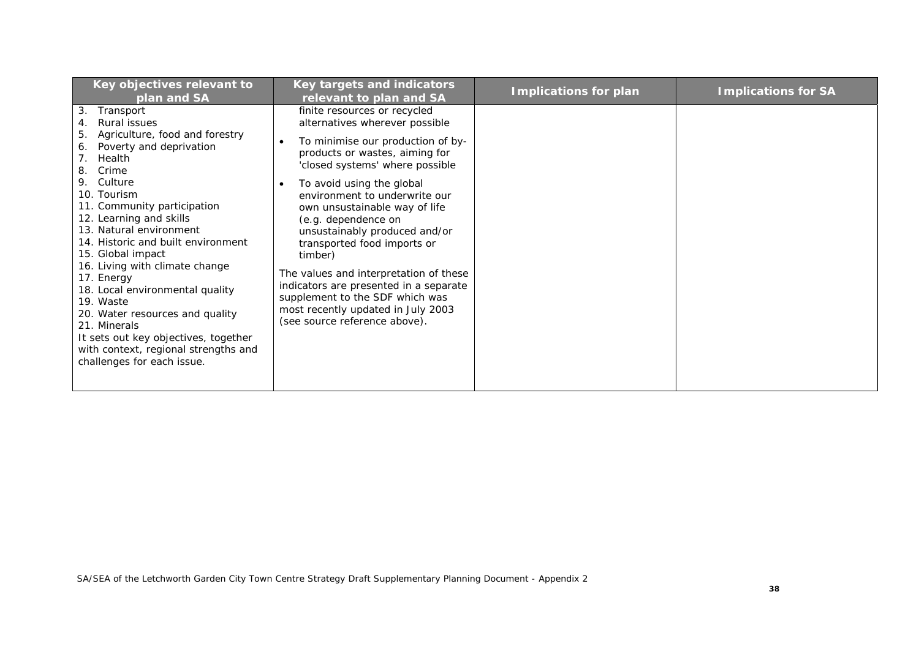| Key objectives relevant to plan and SA | Key targets and indicators relevant to plan and SA | Implications for plan | Implications for SA |
|---|---|---|---|
| 3. Transport<br>4. Rural issues<br>5. Agriculture, food and forestry<br>6. Poverty and deprivation<br>7. Health<br>8. Crime<br>9. Culture<br>10. Tourism<br>11. Community participation<br>12. Learning and skills<br>13. Natural environment<br>14. Historic and built environment<br>15. Global impact<br>16. Living with climate change<br>17. Energy<br>18. Local environmental quality<br>19. Waste<br>20. Water resources and quality<br>21. Minerals<br>It sets out key objectives, together with context, regional strengths and challenges for each issue. | finite resources or recycled alternatives wherever possible<br>• To minimise our production of by-products or wastes, aiming for 'closed systems' where possible<br>• To avoid using the global environment to underwrite our own unsustainable way of life (e.g. dependence on unsustainably produced and/or transported food imports or timber)<br>The values and interpretation of these indicators are presented in a separate supplement to the SDF which was most recently updated in July 2003 (see source reference above). | | |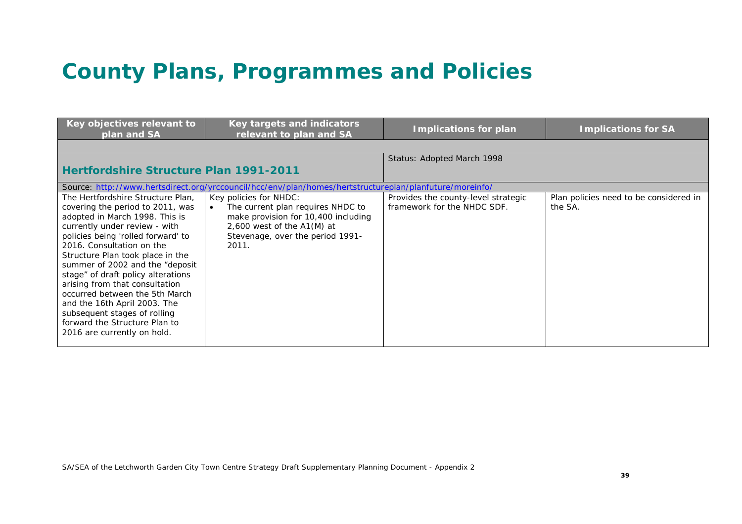# County Plans, Programmes and Policies

| Key objectives relevant to plan and SA | Key targets and indicators relevant to plan and SA | Implications for plan | Implications for SA |
|---|---|---|---|
| | | | |
| **Hertfordshire Structure Plan 1991-2011** | | Status: Adopted March 1998 | |
| Source: [http://www.hertsdirect.org/yrccouncil/hcc/env/plan/homes/hertstructureplan/planfuture/moreinfo/](http://www.hertsdirect.org/yrccouncil/hcc/env/plan/homes/hertstructureplan/planfuture/moreinfo/) | | | |
| The Hertfordshire Structure Plan, covering the period to 2011, was adopted in March 1998. This is currently under review - with policies being 'rolled forward' to 2016. Consultation on the Structure Plan took place in the summer of 2002 and the "deposit stage" of draft policy alterations arising from that consultation occurred between the 5th March and the 16th April 2003. The subsequent stages of rolling forward the Structure Plan to 2016 are currently on hold. | Key policies for NHDC:<br>• The current plan requires NHDC to make provision for 10,400 including 2,600 west of the A1(M) at Stevenage, over the period 1991-2011. | Provides the county-level strategic framework for the NHDC SDF. | Plan policies need to be considered in the SA. |

SA/SEA of the Letchworth Garden City Town Centre Strategy Draft Supplementary Planning Document - Appendix 2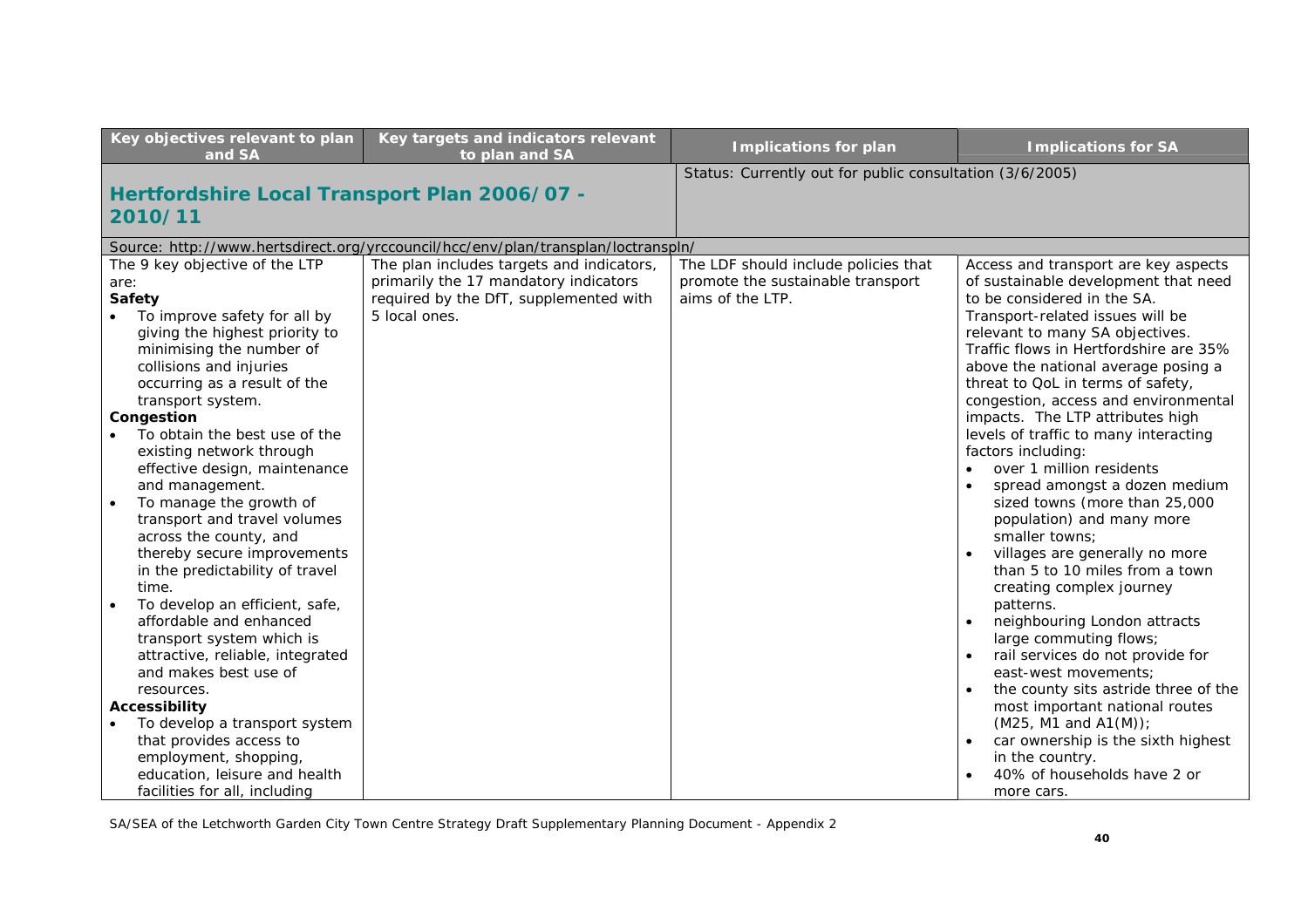| Key objectives relevant to plan and SA | Key targets and indicators relevant to plan and SA | Implications for plan | Implications for SA |
|---|---|---|---|
| **Hertfordshire Local Transport Plan 2006/07 - 2010/11** | | Status: Currently out for public consultation (3/6/2005) | |
| Source: http://www.hertsdirect.org/yrccouncil/hcc/env/plan/transplan/loctranspln/ | | | |
| The 9 key objective of the LTP are:<br>**Safety**<br>• To improve safety for all by giving the highest priority to minimising the number of collisions and injuries occurring as a result of the transport system.<br>**Congestion**<br>• To obtain the best use of the existing network through effective design, maintenance and management.<br>• To manage the growth of transport and travel volumes across the county, and thereby secure improvements in the predictability of travel time.<br>• To develop an efficient, safe, affordable and enhanced transport system which is attractive, reliable, integrated and makes best use of resources.<br>**Accessibility**<br>• To develop a transport system that provides access to employment, shopping, education, leisure and health facilities for all, including | The plan includes targets and indicators, primarily the 17 mandatory indicators required by the DfT, supplemented with 5 local ones. | The LDF should include policies that promote the sustainable transport aims of the LTP. | Access and transport are key aspects of sustainable development that need to be considered in the SA.<br>Transport-related issues will be relevant to many SA objectives.<br>Traffic flows in Hertfordshire are 35% above the national average posing a threat to QoL in terms of safety, congestion, access and environmental impacts. The LTP attributes high levels of traffic to many interacting factors including:<br>• over 1 million residents<br>• spread amongst a dozen medium sized towns (more than 25,000 population) and many more smaller towns;<br>• villages are generally no more than 5 to 10 miles from a town creating complex journey patterns.<br>• neighbouring London attracts large commuting flows;<br>• rail services do not provide for east-west movements;<br>• the county sits astride three of the most important national routes (M25, M1 and A1(M));<br>• car ownership is the sixth highest in the country.<br>• 40% of households have 2 or more cars. |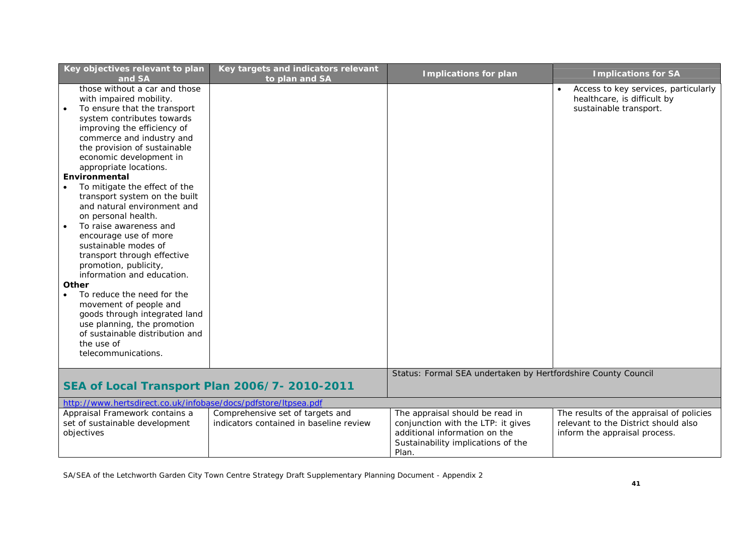| Key objectives relevant to plan and SA | Key targets and indicators relevant to plan and SA | Implications for plan | Implications for SA |
|---|---|---|---|
| those without a car and those with impaired mobility.<br>• To ensure that the transport system contributes towards improving the efficiency of commerce and industry and the provision of sustainable economic development in appropriate locations.<br>**Environmental**<br>• To mitigate the effect of the transport system on the built and natural environment and on personal health.<br>• To raise awareness and encourage use of more sustainable modes of transport through effective promotion, publicity, information and education.<br>**Other**<br>• To reduce the need for the movement of people and goods through integrated land use planning, the promotion of sustainable distribution and the use of telecommunications. | | | • Access to key services, particularly healthcare, is difficult by sustainable transport. |
| **SEA of Local Transport Plan 2006/7- 2010-2011** | | Status: Formal SEA undertaken by Hertfordshire County Council | |
| http://www.hertsdirect.co.uk/infobase/docs/pdfstore/ltpsea.pdf | | | |
| Appraisal Framework contains a set of sustainable development objectives | Comprehensive set of targets and indicators contained in baseline review | The appraisal should be read in conjunction with the LTP: it gives additional information on the Sustainability implications of the Plan. | The results of the appraisal of policies relevant to the District should also inform the appraisal process. |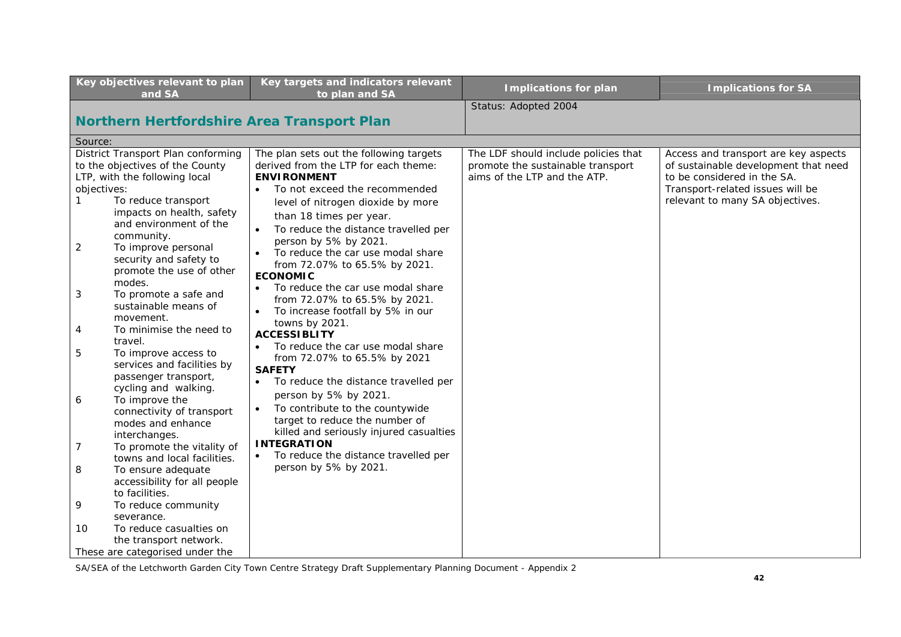| Key objectives relevant to plan and SA | Key targets and indicators relevant to plan and SA | Implications for plan | Implications for SA |
|---|---|---|---|
| **Northern Hertfordshire Area Transport Plan** | | Status: Adopted 2004 | |
| Source: | | | |
| District Transport Plan conforming to the objectives of the County LTP, with the following local objectives:<br>1 To reduce transport impacts on health, safety and environment of the community.<br>2 To improve personal security and safety to promote the use of other modes.<br>3 To promote a safe and sustainable means of movement.<br>4 To minimise the need to travel.<br>5 To improve access to services and facilities by passenger transport, cycling and walking.<br>6 To improve the connectivity of transport modes and enhance interchanges.<br>7 To promote the vitality of towns and local facilities.<br>8 To ensure adequate accessibility for all people to facilities.<br>9 To reduce community severance.<br>10 To reduce casualties on the transport network.<br>These are categorised under the | The plan sets out the following targets derived from the LTP for each theme:<br>**ENVIRONMENT**<br>• To not exceed the recommended level of nitrogen dioxide by more than 18 times per year.<br>• To reduce the distance travelled per person by 5% by 2021.<br>• To reduce the car use modal share from 72.07% to 65.5% by 2021.<br>**ECONOMIC**<br>• To reduce the car use modal share from 72.07% to 65.5% by 2021.<br>• To increase footfall by 5% in our towns by 2021.<br>**ACCESSIBLITY**<br>• To reduce the car use modal share from 72.07% to 65.5% by 2021<br>**SAFETY**<br>• To reduce the distance travelled per person by 5% by 2021.<br>• To contribute to the countywide target to reduce the number of killed and seriously injured casualties<br>**INTEGRATION**<br>• To reduce the distance travelled per person by 5% by 2021. | The LDF should include policies that promote the sustainable transport aims of the LTP and the ATP. | Access and transport are key aspects of sustainable development that need to be considered in the SA. Transport-related issues will be relevant to many SA objectives. |

SA/SEA of the Letchworth Garden City Town Centre Strategy Draft Supplementary Planning Document - Appendix 2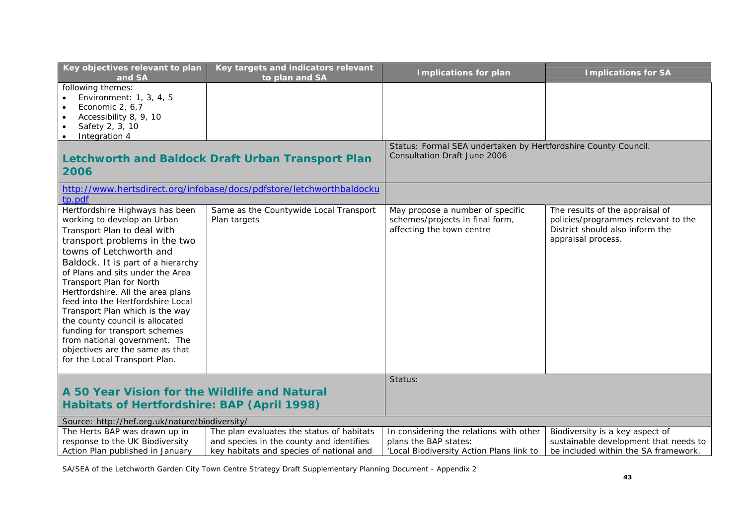| Key objectives relevant to plan and SA | Key targets and indicators relevant to plan and SA | Implications for plan | Implications for SA |
|---|---|---|---|
| following themes:<br>• Environment: 1, 3, 4, 5<br>• Economic 2, 6,7<br>• Accessibility 8, 9, 10<br>• Safety 2, 3, 10<br>• Integration 4 | | | |
| **Letchworth and Baldock Draft Urban Transport Plan 2006** | | Status: Formal SEA undertaken by Hertfordshire County Council. Consultation Draft June 2006 | |
| http://www.hertsdirect.org/infobase/docs/pdfstore/letchworthbaldockutp.pdf | | | |
| Hertfordshire Highways has been working to develop an Urban Transport Plan to deal with transport problems in the two towns of Letchworth and Baldock. It is part of a hierarchy of Plans and sits under the Area Transport Plan for North Hertfordshire. All the area plans feed into the Hertfordshire Local Transport Plan which is the way the county council is allocated funding for transport schemes from national government. The objectives are the same as that for the Local Transport Plan. | Same as the Countywide Local Transport Plan targets | May propose a number of specific schemes/projects in final form, affecting the town centre | The results of the appraisal of policies/programmes relevant to the District should also inform the appraisal process. |
| **A 50 Year Vision for the Wildlife and Natural Habitats of Hertfordshire: BAP (April 1998)** | | Status: | |
| Source: http://hef.org.uk/nature/biodiversity/ | | | |
| The Herts BAP was drawn up in response to the UK Biodiversity Action Plan published in January | The plan evaluates the status of habitats and species in the county and identifies key habitats and species of national and | In considering the relations with other plans the BAP states:<br>'Local Biodiversity Action Plans link to | Biodiversity is a key aspect of sustainable development that needs to be included within the SA framework. |

SA/SEA of the Letchworth Garden City Town Centre Strategy Draft Supplementary Planning Document - Appendix 2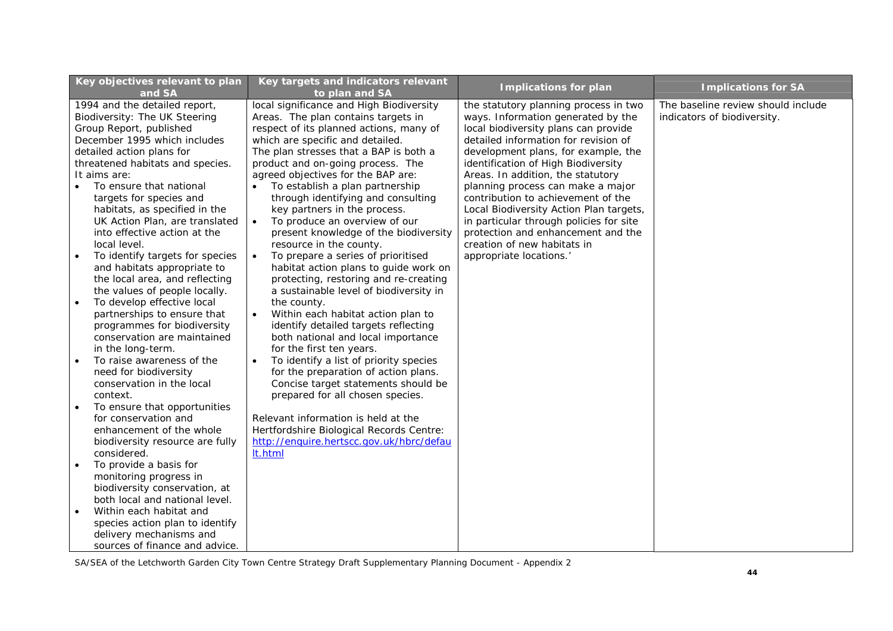| Key objectives relevant to plan and SA | Key targets and indicators relevant to plan and SA | Implications for plan | Implications for SA |
|---|---|---|---|
| 1994 and the detailed report, Biodiversity: The UK Steering Group Report, published December 1995 which includes detailed action plans for threatened habitats and species. It aims are:<br>• To ensure that national targets for species and habitats, as specified in the UK Action Plan, are translated into effective action at the local level.<br>• To identify targets for species and habitats appropriate to the local area, and reflecting the values of people locally.<br>• To develop effective local partnerships to ensure that programmes for biodiversity conservation are maintained in the long-term.<br>• To raise awareness of the need for biodiversity conservation in the local context.<br>• To ensure that opportunities for conservation and enhancement of the whole biodiversity resource are fully considered.<br>• To provide a basis for monitoring progress in biodiversity conservation, at both local and national level.<br>• Within each habitat and species action plan to identify delivery mechanisms and sources of finance and advice. | local significance and High Biodiversity Areas. The plan contains targets in respect of its planned actions, many of which are specific and detailed.<br>The plan stresses that a BAP is both a product and on-going process. The agreed objectives for the BAP are:<br>• To establish a plan partnership through identifying and consulting key partners in the process.<br>• To produce an overview of our present knowledge of the biodiversity resource in the county.<br>• To prepare a series of prioritised habitat action plans to guide work on protecting, restoring and re-creating a sustainable level of biodiversity in the county.<br>• Within each habitat action plan to identify detailed targets reflecting both national and local importance for the first ten years.<br>• To identify a list of priority species for the preparation of action plans. Concise target statements should be prepared for all chosen species.<br><br>Relevant information is held at the Hertfordshire Biological Records Centre: [http://enquire.hertscc.gov.uk/hbrc/default.html](http://enquire.hertscc.gov.uk/hbrc/default.html) | the statutory planning process in two ways. Information generated by the local biodiversity plans can provide detailed information for revision of development plans, for example, the identification of High Biodiversity Areas. In addition, the statutory planning process can make a major contribution to achievement of the Local Biodiversity Action Plan targets, in particular through policies for site protection and enhancement and the creation of new habitats in appropriate locations.' | The baseline review should include indicators of biodiversity. |

SA/SEA of the Letchworth Garden City Town Centre Strategy Draft Supplementary Planning Document - Appendix 2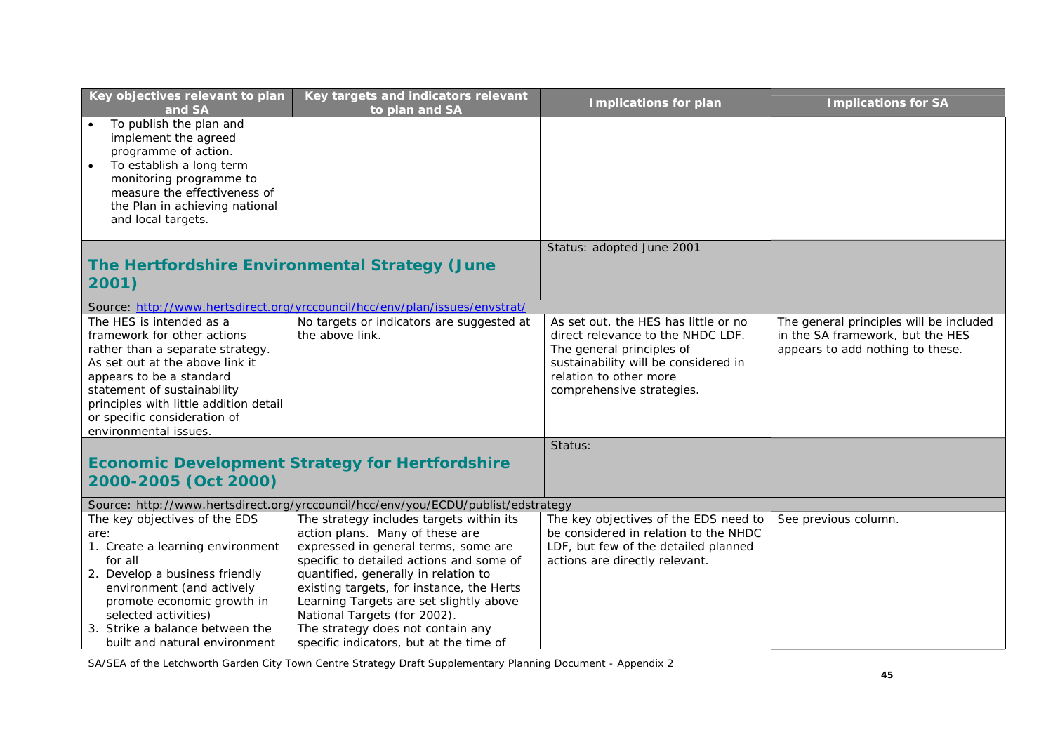| Key objectives relevant to plan and SA | Key targets and indicators relevant to plan and SA | Implications for plan | Implications for SA |
|---|---|---|---|
| • To publish the plan and implement the agreed programme of action.<br>• To establish a long term monitoring programme to measure the effectiveness of the Plan in achieving national and local targets. | | | |
| **The Hertfordshire Environmental Strategy (June 2001)** | | Status: adopted June 2001 | |
| Source: http://www.hertsdirect.org/yrccouncil/hcc/env/plan/issues/envstrat/ | | | |
| The HES is intended as a framework for other actions rather than a separate strategy. As set out at the above link it appears to be a standard statement of sustainability principles with little addition detail or specific consideration of environmental issues. | No targets or indicators are suggested at the above link. | As set out, the HES has little or no direct relevance to the NHDC LDF. The general principles of sustainability will be considered in relation to other more comprehensive strategies. | The general principles will be included in the SA framework, but the HES appears to add nothing to these. |
| **Economic Development Strategy for Hertfordshire 2000-2005 (Oct 2000)** | | Status: | |
| Source: http://www.hertsdirect.org/yrccouncil/hcc/env/you/ECDU/publist/edstrategy | | | |
| The key objectives of the EDS are:<br>1. Create a learning environment for all<br>2. Develop a business friendly environment (and actively promote economic growth in selected activities)<br>3. Strike a balance between the built and natural environment | The strategy includes targets within its action plans. Many of these are expressed in general terms, some are specific to detailed actions and some of quantified, generally in relation to existing targets, for instance, the Herts Learning Targets are set slightly above National Targets (for 2002).<br>The strategy does not contain any specific indicators, but at the time of | The key objectives of the EDS need to be considered in relation to the NHDC LDF, but few of the detailed planned actions are directly relevant. | See previous column. |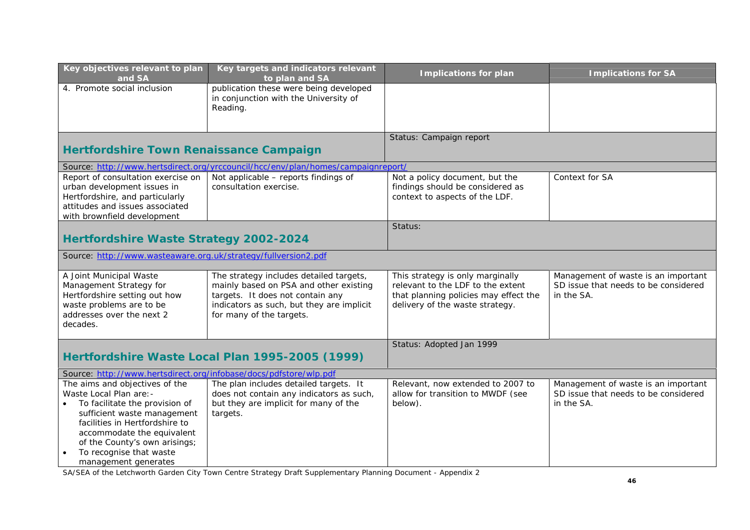| Key objectives relevant to plan and SA | Key targets and indicators relevant to plan and SA | Implications for plan | Implications for SA |
|---|---|---|---|
| 4. Promote social inclusion | publication these were being developed in conjunction with the University of Reading. | | |
| **Hertfordshire Town Renaissance Campaign** | | Status: Campaign report | |
| Source: http://www.hertsdirect.org/yrccouncil/hcc/env/plan/homes/campaignreport/ | | | |
| Report of consultation exercise on urban development issues in Hertfordshire, and particularly attitudes and issues associated with brownfield development | Not applicable – reports findings of consultation exercise. | Not a policy document, but the findings should be considered as context to aspects of the LDF. | Context for SA |
| **Hertfordshire Waste Strategy 2002-2024** | | Status: | |
| Source: http://www.wasteaware.org.uk/strategy/fullversion2.pdf | | | |
| A Joint Municipal Waste Management Strategy for Hertfordshire setting out how waste problems are to be addresses over the next 2 decades. | The strategy includes detailed targets, mainly based on PSA and other existing targets. It does not contain any indicators as such, but they are implicit for many of the targets. | This strategy is only marginally relevant to the LDF to the extent that planning policies may effect the delivery of the waste strategy. | Management of waste is an important SD issue that needs to be considered in the SA. |
| **Hertfordshire Waste Local Plan 1995-2005 (1999)** | | Status: Adopted Jan 1999 | |
| Source: http://www.hertsdirect.org/infobase/docs/pdfstore/wlp.pdf | | | |
| The aims and objectives of the Waste Local Plan are:-<br>• To facilitate the provision of sufficient waste management facilities in Hertfordshire to accommodate the equivalent of the County's own arisings;<br>• To recognise that waste management generates | The plan includes detailed targets. It does not contain any indicators as such, but they are implicit for many of the targets. | Relevant, now extended to 2007 to allow for transition to MWDF (see below). | Management of waste is an important SD issue that needs to be considered in the SA. |

SA/SEA of the Letchworth Garden City Town Centre Strategy Draft Supplementary Planning Document - Appendix 2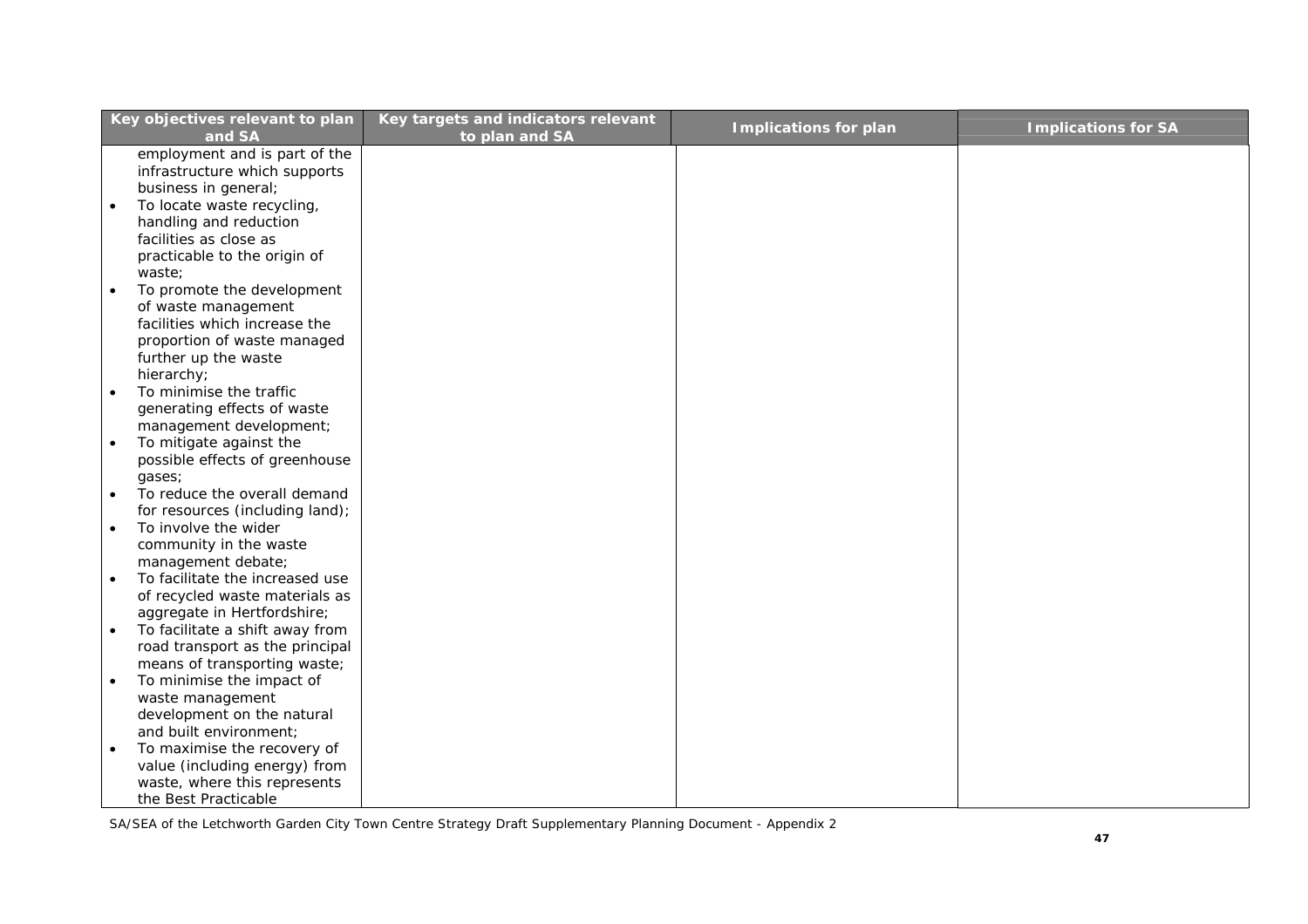| Key objectives relevant to plan and SA | Key targets and indicators relevant to plan and SA | Implications for plan | Implications for SA |
| --- | --- | --- | --- |
| employment and is part of the infrastructure which supports business in general;<br>• To locate waste recycling, handling and reduction facilities as close as practicable to the origin of waste;<br>• To promote the development of waste management facilities which increase the proportion of waste managed further up the waste hierarchy;<br>• To minimise the traffic generating effects of waste management development;<br>• To mitigate against the possible effects of greenhouse gases;<br>• To reduce the overall demand for resources (including land);<br>• To involve the wider community in the waste management debate;<br>• To facilitate the increased use of recycled waste materials as aggregate in Hertfordshire;<br>• To facilitate a shift away from road transport as the principal means of transporting waste;<br>• To minimise the impact of waste management development on the natural and built environment;<br>• To maximise the recovery of value (including energy) from waste, where this represents the Best Practicable | | | |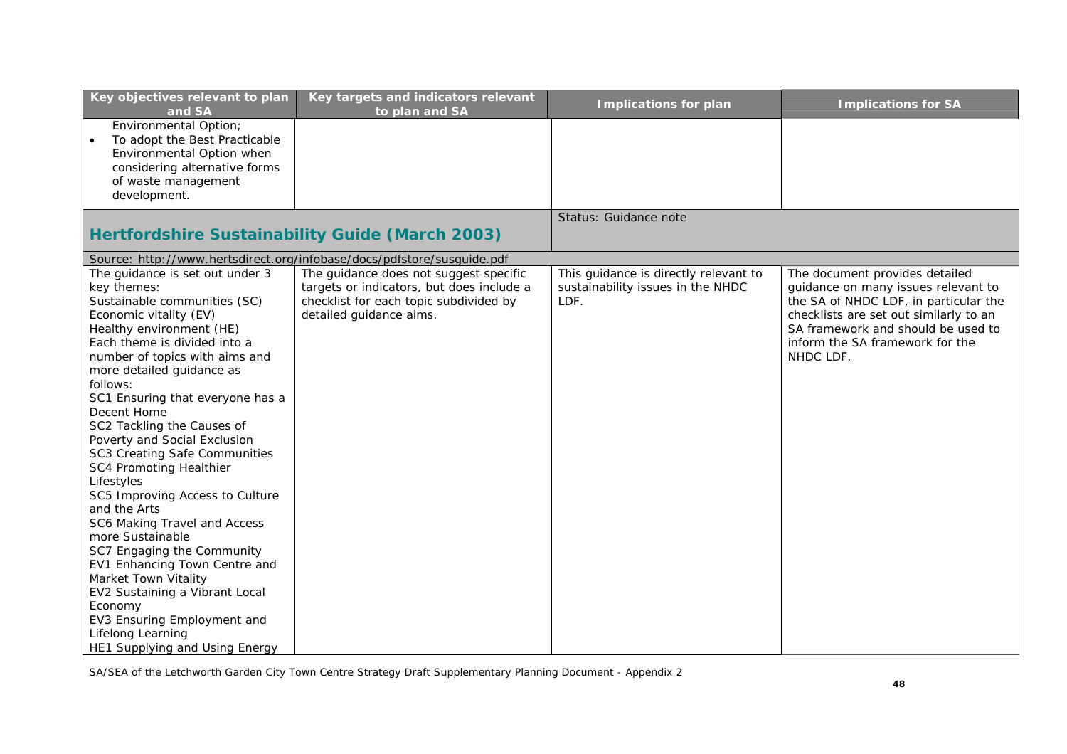| Key objectives relevant to plan and SA | Key targets and indicators relevant to plan and SA | Implications for plan | Implications for SA |
|---|---|---|---|
| Environmental Option;<br>• To adopt the Best Practicable Environmental Option when considering alternative forms of waste management development. | | | |
| **Hertfordshire Sustainability Guide (March 2003)** | | Status: Guidance note | |
| Source: http://www.hertsdirect.org/infobase/docs/pdfstore/susguide.pdf | | | |
| The guidance is set out under 3 key themes:<br>Sustainable communities (SC)<br>Economic vitality (EV)<br>Healthy environment (HE)<br>Each theme is divided into a number of topics with aims and more detailed guidance as follows:<br>SC1 Ensuring that everyone has a Decent Home<br>SC2 Tackling the Causes of Poverty and Social Exclusion<br>SC3 Creating Safe Communities<br>SC4 Promoting Healthier Lifestyles<br>SC5 Improving Access to Culture and the Arts<br>SC6 Making Travel and Access more Sustainable<br>SC7 Engaging the Community<br>EV1 Enhancing Town Centre and Market Town Vitality<br>EV2 Sustaining a Vibrant Local Economy<br>EV3 Ensuring Employment and Lifelong Learning<br>HE1 Supplying and Using Energy | The guidance does not suggest specific targets or indicators, but does include a checklist for each topic subdivided by detailed guidance aims. | This guidance is directly relevant to sustainability issues in the NHDC LDF. | The document provides detailed guidance on many issues relevant to the SA of NHDC LDF, in particular the checklists are set out similarly to an SA framework and should be used to inform the SA framework for the NHDC LDF. |

SA/SEA of the Letchworth Garden City Town Centre Strategy Draft Supplementary Planning Document - Appendix 2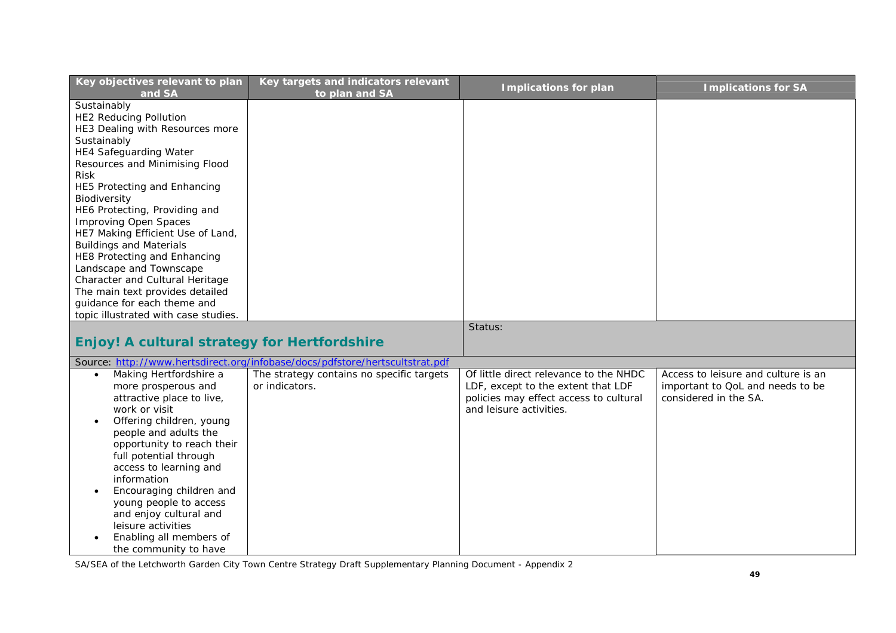| Key objectives relevant to plan and SA | Key targets and indicators relevant to plan and SA | Implications for plan | Implications for SA |
|---|---|---|---|
| Sustainably<br>HE2 Reducing Pollution<br>HE3 Dealing with Resources more Sustainably<br>HE4 Safeguarding Water Resources and Minimising Flood Risk<br>HE5 Protecting and Enhancing Biodiversity<br>HE6 Protecting, Providing and Improving Open Spaces<br>HE7 Making Efficient Use of Land, Buildings and Materials<br>HE8 Protecting and Enhancing Landscape and Townscape Character and Cultural Heritage<br>The main text provides detailed guidance for each theme and topic illustrated with case studies. | | | |
| **Enjoy! A cultural strategy for Hertfordshire** | | Status: | |
| Source: http://www.hertsdirect.org/infobase/docs/pdfstore/hertscultstrat.pdf | | | |
| • Making Hertfordshire a more prosperous and attractive place to live, work or visit<br>• Offering children, young people and adults the opportunity to reach their full potential through access to learning and information<br>• Encouraging children and young people to access and enjoy cultural and leisure activities<br>• Enabling all members of the community to have | The strategy contains no specific targets or indicators. | Of little direct relevance to the NHDC LDF, except to the extent that LDF policies may effect access to cultural and leisure activities. | Access to leisure and culture is an important to QoL and needs to be considered in the SA. |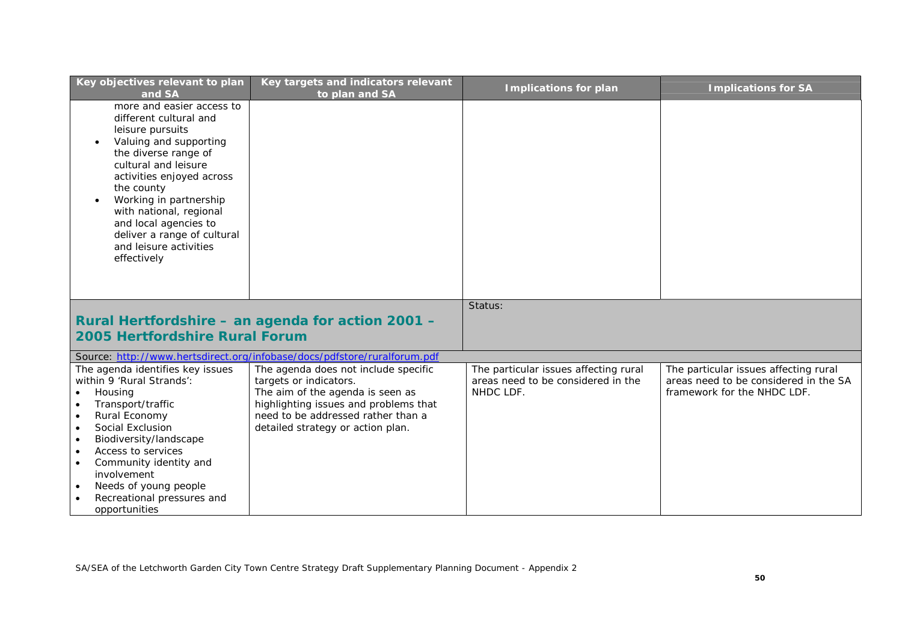| Key objectives relevant to plan and SA | Key targets and indicators relevant to plan and SA | Implications for plan | Implications for SA |
|---|---|---|---|
| more and easier access to different cultural and leisure pursuits<br>• Valuing and supporting the diverse range of cultural and leisure activities enjoyed across the county<br>• Working in partnership with national, regional and local agencies to deliver a range of cultural and leisure activities effectively | | | |
| **Rural Hertfordshire – an agenda for action 2001 – 2005 Hertfordshire Rural Forum** | | Status: | |
| Source: http://www.hertsdirect.org/infobase/docs/pdfstore/ruralforum.pdf | | | |
| The agenda identifies key issues within 9 'Rural Strands':<br>• Housing<br>• Transport/traffic<br>• Rural Economy<br>• Social Exclusion<br>• Biodiversity/landscape<br>• Access to services<br>• Community identity and involvement<br>• Needs of young people<br>• Recreational pressures and opportunities | The agenda does not include specific targets or indicators.<br>The aim of the agenda is seen as highlighting issues and problems that need to be addressed rather than a detailed strategy or action plan. | The particular issues affecting rural areas need to be considered in the NHDC LDF. | The particular issues affecting rural areas need to be considered in the SA framework for the NHDC LDF. |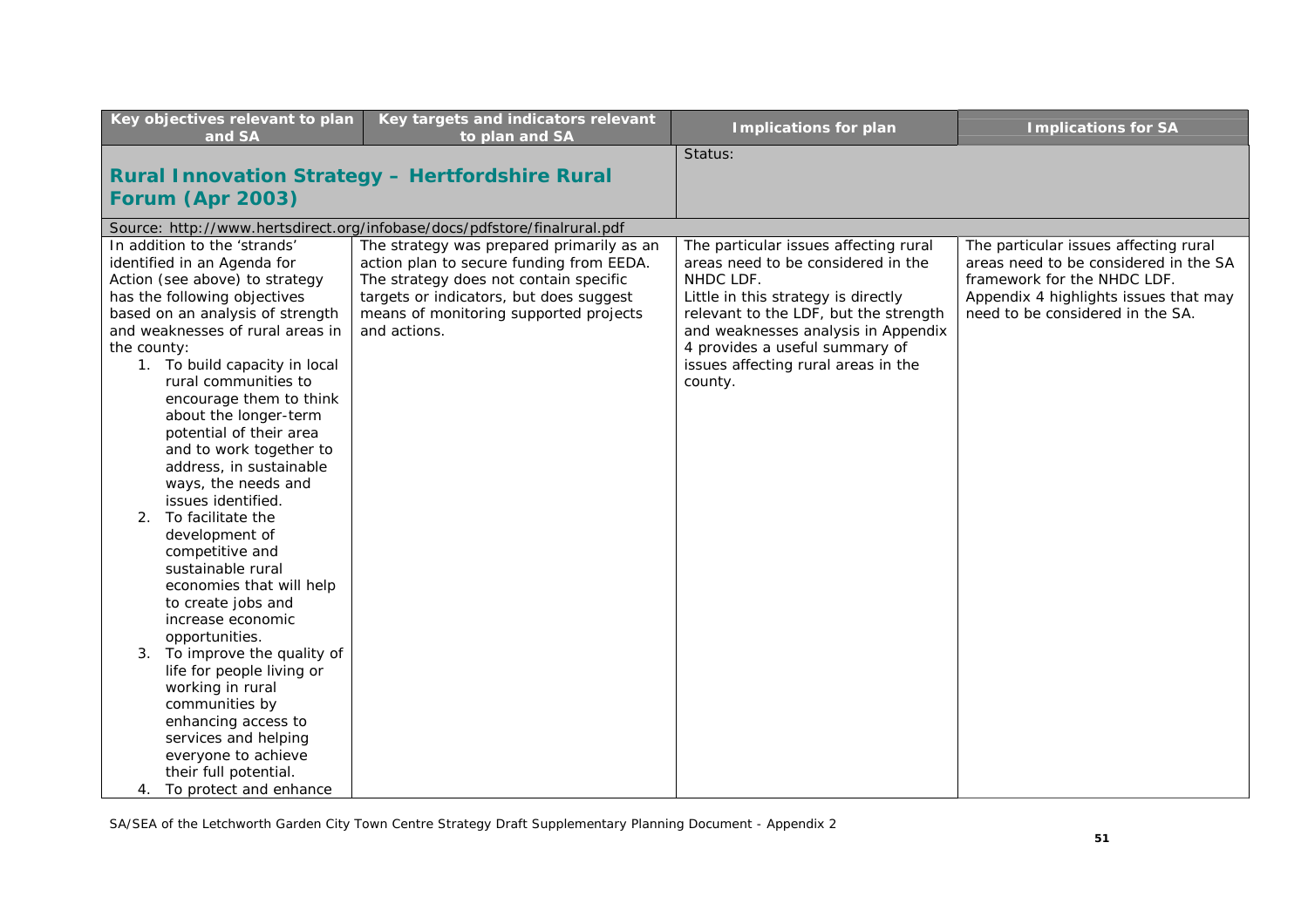| Key objectives relevant to plan and SA | Key targets and indicators relevant to plan and SA | Implications for plan | Implications for SA |
|---|---|---|---|
| **Rural Innovation Strategy – Hertfordshire Rural Forum (Apr 2003)** | | Status: | |
| Source: http://www.hertsdirect.org/infobase/docs/pdfstore/finalrural.pdf | | | |
| In addition to the 'strands' identified in an Agenda for Action (see above) to strategy has the following objectives based on an analysis of strength and weaknesses of rural areas in the county:<br>1. To build capacity in local rural communities to encourage them to think about the longer-term potential of their area and to work together to address, in sustainable ways, the needs and issues identified.<br>2. To facilitate the development of competitive and sustainable rural economies that will help to create jobs and increase economic opportunities.<br>3. To improve the quality of life for people living or working in rural communities by enhancing access to services and helping everyone to achieve their full potential.<br>4. To protect and enhance | The strategy was prepared primarily as an action plan to secure funding from EEDA. The strategy does not contain specific targets or indicators, but does suggest means of monitoring supported projects and actions. | The particular issues affecting rural areas need to be considered in the NHDC LDF.<br>Little in this strategy is directly relevant to the LDF, but the strength and weaknesses analysis in Appendix 4 provides a useful summary of issues affecting rural areas in the county. | The particular issues affecting rural areas need to be considered in the SA framework for the NHDC LDF.<br>Appendix 4 highlights issues that may need to be considered in the SA. |

SA/SEA of the Letchworth Garden City Town Centre Strategy Draft Supplementary Planning Document - Appendix 2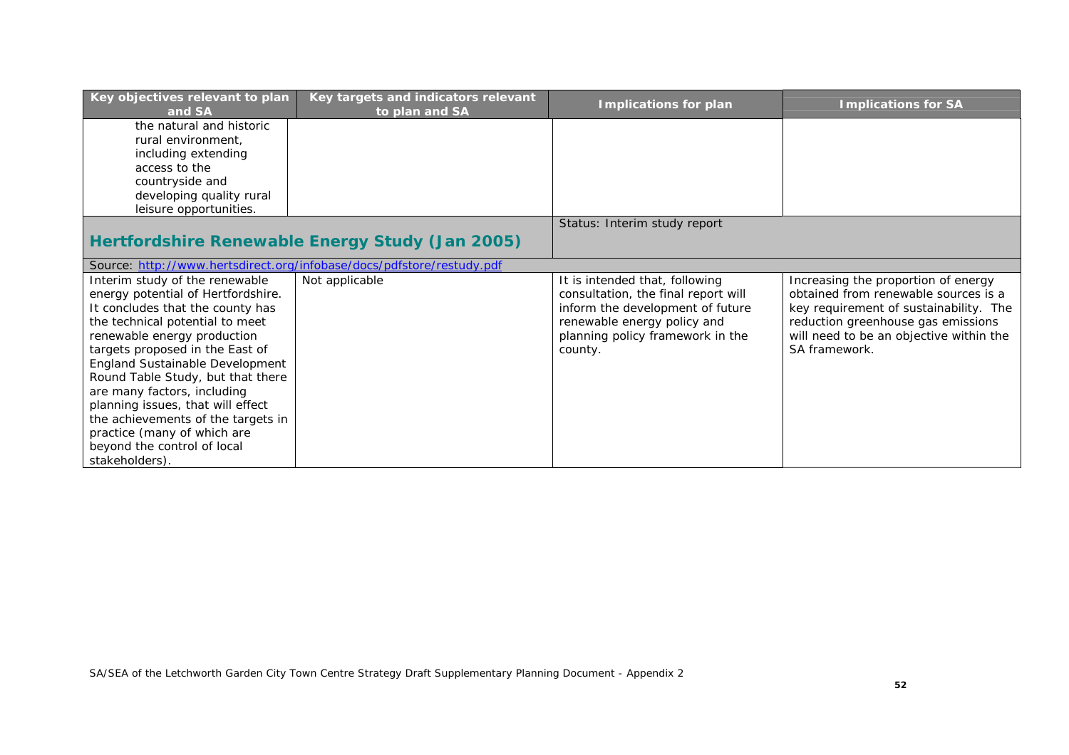| Key objectives relevant to plan and SA | Key targets and indicators relevant to plan and SA | Implications for plan | Implications for SA |
|---|---|---|---|
| the natural and historic rural environment, including extending access to the countryside and developing quality rural leisure opportunities. | | | |
| **Hertfordshire Renewable Energy Study (Jan 2005)** | | Status: Interim study report | |
| Source: http://www.hertsdirect.org/infobase/docs/pdfstore/restudy.pdf | | | |
| Interim study of the renewable energy potential of Hertfordshire. It concludes that the county has the technical potential to meet renewable energy production targets proposed in the East of England Sustainable Development Round Table Study, but that there are many factors, including planning issues, that will effect the achievements of the targets in practice (many of which are beyond the control of local stakeholders). | Not applicable | It is intended that, following consultation, the final report will inform the development of future renewable energy policy and planning policy framework in the county. | Increasing the proportion of energy obtained from renewable sources is a key requirement of sustainability. The reduction greenhouse gas emissions will need to be an objective within the SA framework. |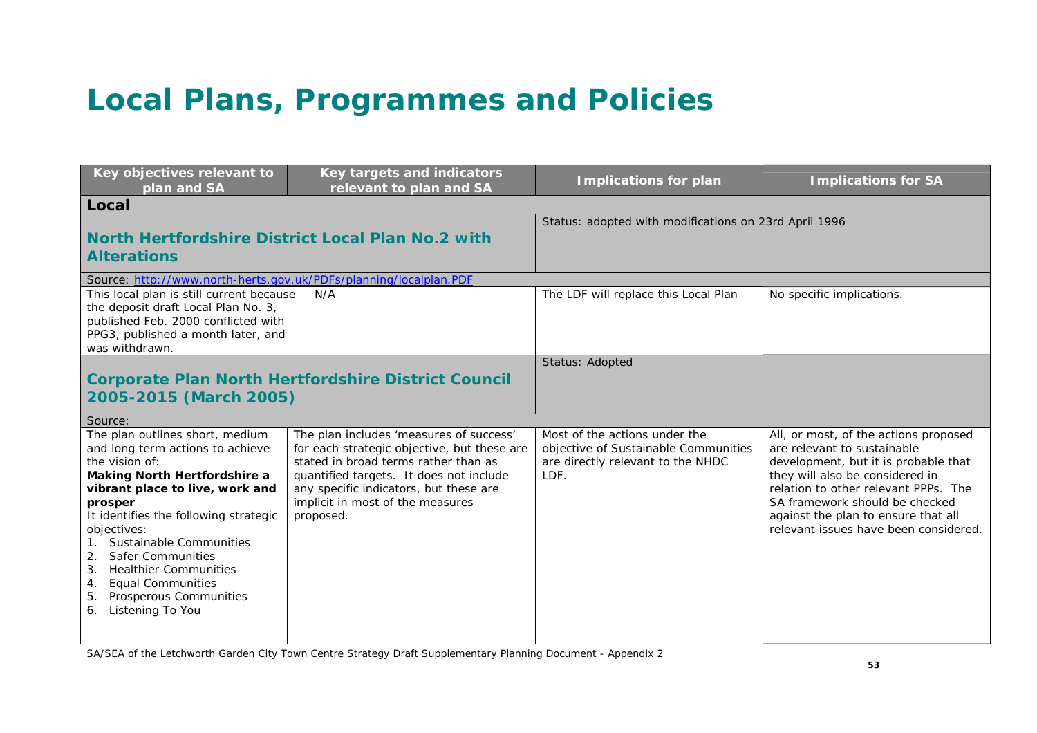# Local Plans, Programmes and Policies

| Key objectives relevant to plan and SA | Key targets and indicators relevant to plan and SA | Implications for plan | Implications for SA |
|---|---|---|---|
| **Local** | | | |
| **North Hertfordshire District Local Plan No.2 with Alterations** | | Status: adopted with modifications on 23rd April 1996 | |
| Source: http://www.north-herts.gov.uk/PDFs/planning/localplan.PDF | | | |
| This local plan is still current because the deposit draft Local Plan No. 3, published Feb. 2000 conflicted with PPG3, published a month later, and was withdrawn. | N/A | The LDF will replace this Local Plan | No specific implications. |
| **Corporate Plan North Hertfordshire District Council 2005-2015 (March 2005)** | | Status: Adopted | |
| Source: | | | |
| The plan outlines short, medium and long term actions to achieve the vision of: **Making North Hertfordshire a vibrant place to live, work and prosper** It identifies the following strategic objectives: 1. Sustainable Communities 2. Safer Communities 3. Healthier Communities 4. Equal Communities 5. Prosperous Communities 6. Listening To You | The plan includes 'measures of success' for each strategic objective, but these are stated in broad terms rather than as quantified targets. It does not include any specific indicators, but these are implicit in most of the measures proposed. | Most of the actions under the objective of Sustainable Communities are directly relevant to the NHDC LDF. | All, or most, of the actions proposed are relevant to sustainable development, but it is probable that they will also be considered in relation to other relevant PPPs. The SA framework should be checked against the plan to ensure that all relevant issues have been considered. |

SA/SEA of the Letchworth Garden City Town Centre Strategy Draft Supplementary Planning Document - Appendix 2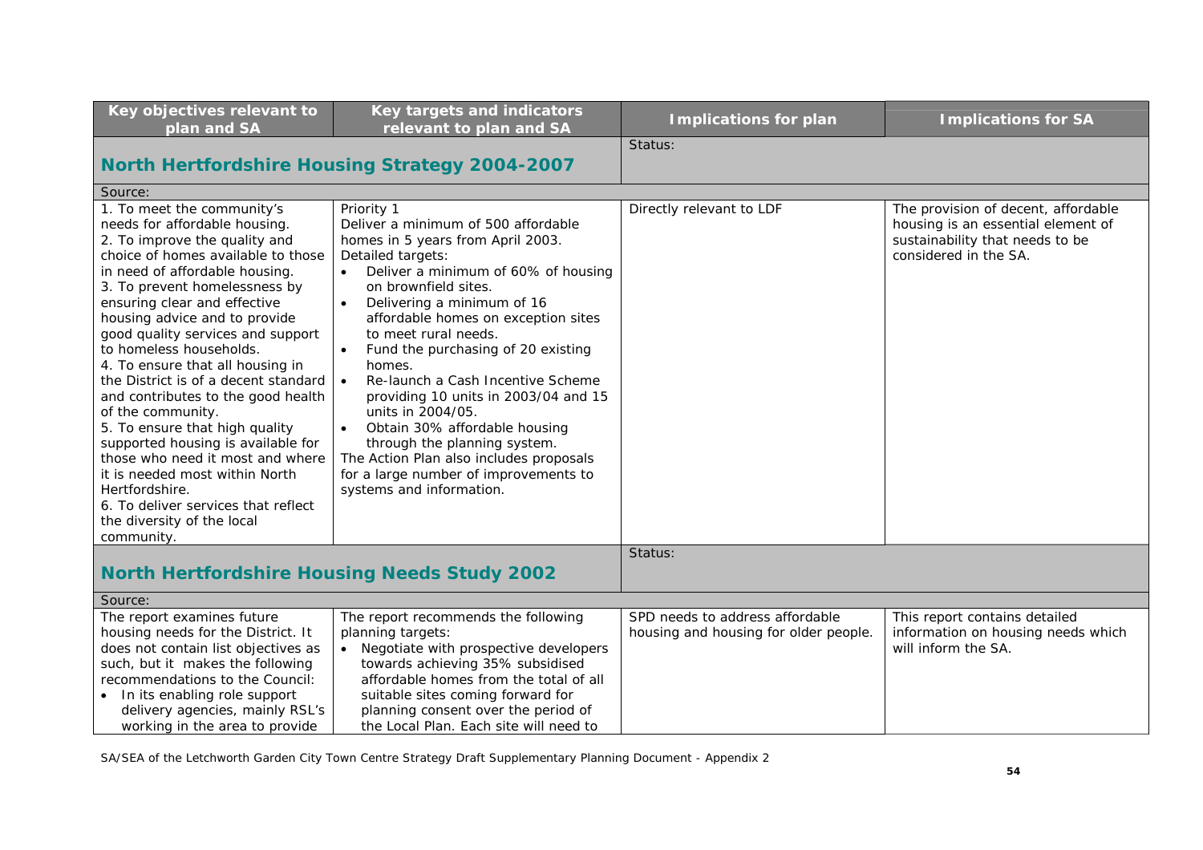| Key objectives relevant to plan and SA | Key targets and indicators relevant to plan and SA | Implications for plan | Implications for SA |
|---|---|---|---|
| **North Hertfordshire Housing Strategy 2004-2007** | | Status: | |
| Source: | | | |
| 1. To meet the community's needs for affordable housing.<br>2. To improve the quality and choice of homes available to those in need of affordable housing.<br>3. To prevent homelessness by ensuring clear and effective housing advice and to provide good quality services and support to homeless households.<br>4. To ensure that all housing in the District is of a decent standard and contributes to the good health of the community.<br>5. To ensure that high quality supported housing is available for those who need it most and where it is needed most within North Hertfordshire.<br>6. To deliver services that reflect the diversity of the local community. | Priority 1<br>Deliver a minimum of 500 affordable homes in 5 years from April 2003.<br>Detailed targets:<br>• Deliver a minimum of 60% of housing on brownfield sites.<br>• Delivering a minimum of 16 affordable homes on exception sites to meet rural needs.<br>• Fund the purchasing of 20 existing homes.<br>• Re-launch a Cash Incentive Scheme providing 10 units in 2003/04 and 15 units in 2004/05.<br>• Obtain 30% affordable housing through the planning system.<br>The Action Plan also includes proposals for a large number of improvements to systems and information. | Directly relevant to LDF | The provision of decent, affordable housing is an essential element of sustainability that needs to be considered in the SA. |
| **North Hertfordshire Housing Needs Study 2002** | | Status: | |
| Source: | | | |
| The report examines future housing needs for the District. It does not contain list objectives as such, but it makes the following recommendations to the Council:<br>• In its enabling role support delivery agencies, mainly RSL's working in the area to provide | The report recommends the following planning targets:<br>• Negotiate with prospective developers towards achieving 35% subsidised affordable homes from the total of all suitable sites coming forward for planning consent over the period of the Local Plan. Each site will need to | SPD needs to address affordable housing and housing for older people. | This report contains detailed information on housing needs which will inform the SA. |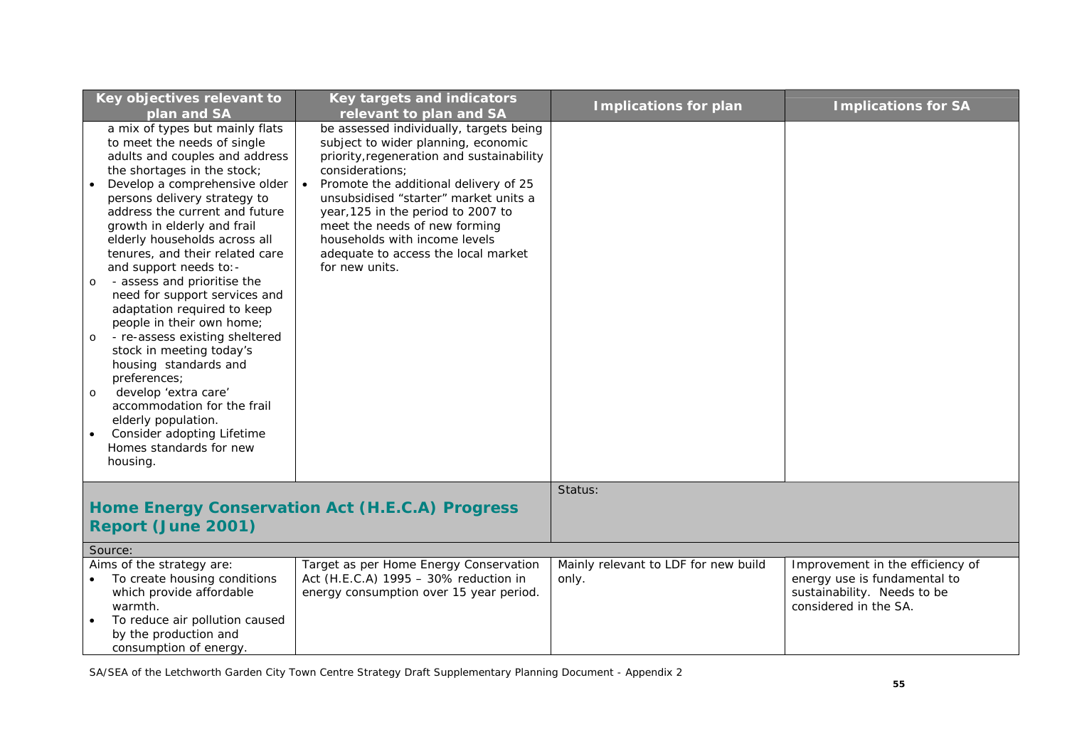| Key objectives relevant to plan and SA | Key targets and indicators relevant to plan and SA | Implications for plan | Implications for SA |
|---|---|---|---|
| a mix of types but mainly flats to meet the needs of single adults and couples and address the shortages in the stock; <br>• Develop a comprehensive older persons delivery strategy to address the current and future growth in elderly and frail elderly households across all tenures, and their related care and support needs to:- <br>o - assess and prioritise the need for support services and adaptation required to keep people in their own home; <br>o - re-assess existing sheltered stock in meeting today's housing standards and preferences; <br>o develop 'extra care' accommodation for the frail elderly population. <br>• Consider adopting Lifetime Homes standards for new housing. | be assessed individually, targets being subject to wider planning, economic priority,regeneration and sustainability considerations; <br>• Promote the additional delivery of 25 unsubsidised "starter" market units a year,125 in the period to 2007 to meet the needs of new forming households with income levels adequate to access the local market for new units. | | |
| **Home Energy Conservation Act (H.E.C.A) Progress Report (June 2001)** | | Status: | |
| Source: | | | |
| Aims of the strategy are: <br>• To create housing conditions which provide affordable warmth. <br>• To reduce air pollution caused by the production and consumption of energy. | Target as per Home Energy Conservation Act (H.E.C.A) 1995 – 30% reduction in energy consumption over 15 year period. | Mainly relevant to LDF for new build only. | Improvement in the efficiency of energy use is fundamental to sustainability. Needs to be considered in the SA. |

SA/SEA of the Letchworth Garden City Town Centre Strategy Draft Supplementary Planning Document - Appendix 2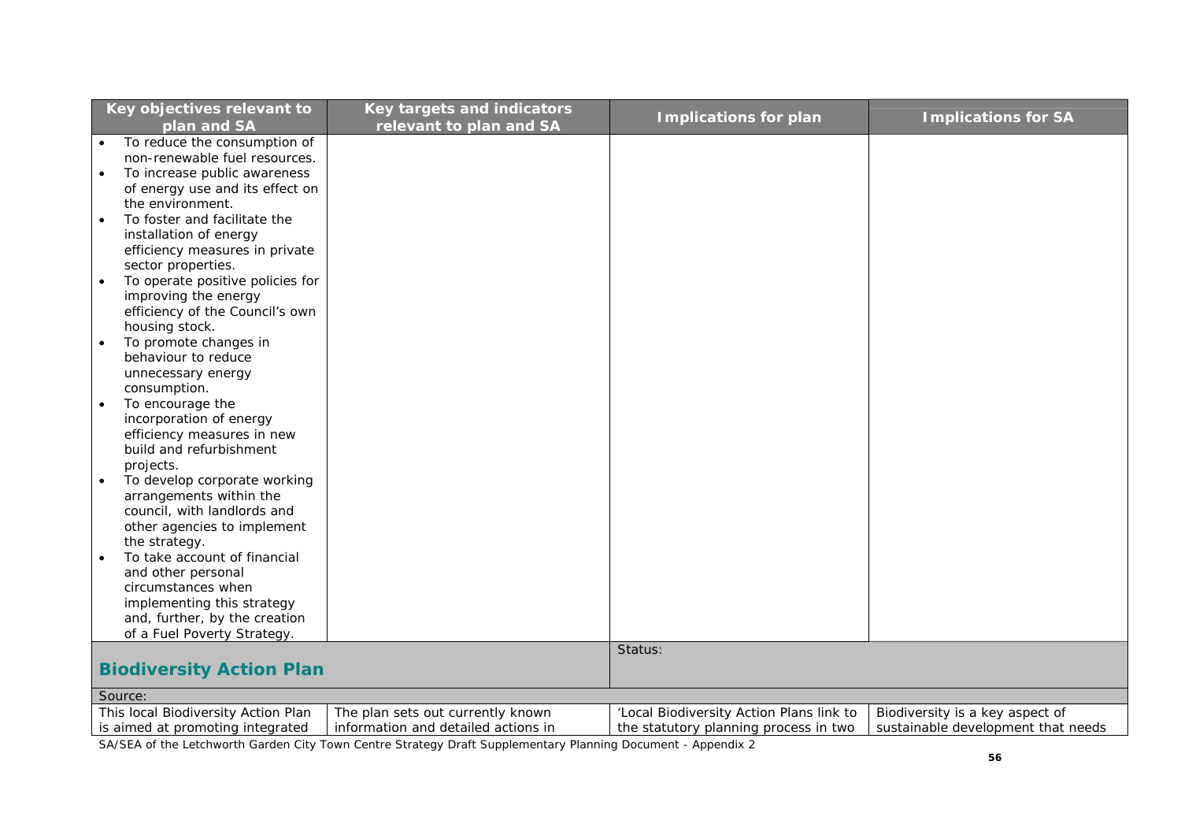| Key objectives relevant to plan and SA | Key targets and indicators relevant to plan and SA | Implications for plan | Implications for SA |
|---|---|---|---|
| • To reduce the consumption of non-renewable fuel resources.<br>• To increase public awareness of energy use and its effect on the environment.<br>• To foster and facilitate the installation of energy efficiency measures in private sector properties.<br>• To operate positive policies for improving the energy efficiency of the Council's own housing stock.<br>• To promote changes in behaviour to reduce unnecessary energy consumption.<br>• To encourage the incorporation of energy efficiency measures in new build and refurbishment projects.<br>• To develop corporate working arrangements within the council, with landlords and other agencies to implement the strategy.<br>• To take account of financial and other personal circumstances when implementing this strategy and, further, by the creation of a Fuel Poverty Strategy. | | | |
| **Biodiversity Action Plan** | | Status: | |
| Source: | | | |
| This local Biodiversity Action Plan is aimed at promoting integrated | The plan sets out currently known information and detailed actions in | 'Local Biodiversity Action Plans link to the statutory planning process in two | Biodiversity is a key aspect of sustainable development that needs |

SA/SEA of the Letchworth Garden City Town Centre Strategy Draft Supplementary Planning Document - Appendix 2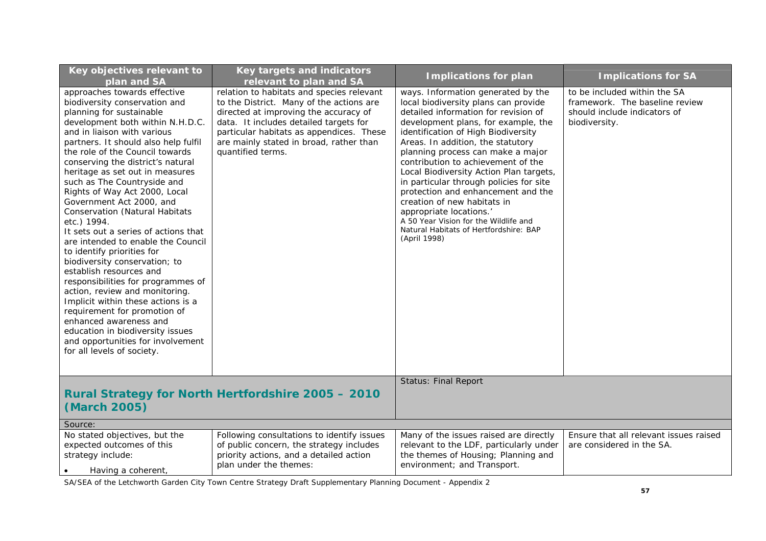| Key objectives relevant to plan and SA | Key targets and indicators relevant to plan and SA | Implications for plan | Implications for SA |
|---|---|---|---|
| approaches towards effective biodiversity conservation and planning for sustainable development both within N.H.D.C. and in liaison with various partners. It should also help fulfil the role of the Council towards conserving the district's natural heritage as set out in measures such as The Countryside and Rights of Way Act 2000, Local Government Act 2000, and Conservation (Natural Habitats etc.) 1994.<br>It sets out a series of actions that are intended to enable the Council to identify priorities for biodiversity conservation; to establish resources and responsibilities for programmes of action, review and monitoring. Implicit within these actions is a requirement for promotion of enhanced awareness and education in biodiversity issues and opportunities for involvement for all levels of society. | relation to habitats and species relevant to the District. Many of the actions are directed at improving the accuracy of data. It includes detailed targets for particular habitats as appendices. These are mainly stated in broad, rather than quantified terms. | ways. Information generated by the local biodiversity plans can provide detailed information for revision of development plans, for example, the identification of High Biodiversity Areas. In addition, the statutory planning process can make a major contribution to achievement of the Local Biodiversity Action Plan targets, in particular through policies for site protection and enhancement and the creation of new habitats in appropriate locations.'<br>A 50 Year Vision for the Wildlife and Natural Habitats of Hertfordshire: BAP (April 1998) | to be included within the SA framework. The baseline review should include indicators of biodiversity. |
| **Rural Strategy for North Hertfordshire 2005 – 2010 (March 2005)** | | Status: Final Report | |
| Source: | | | |
| No stated objectives, but the expected outcomes of this strategy include:<br>• Having a coherent, | Following consultations to identify issues of public concern, the strategy includes priority actions, and a detailed action plan under the themes: | Many of the issues raised are directly relevant to the LDF, particularly under the themes of Housing; Planning and environment; and Transport. | Ensure that all relevant issues raised are considered in the SA. |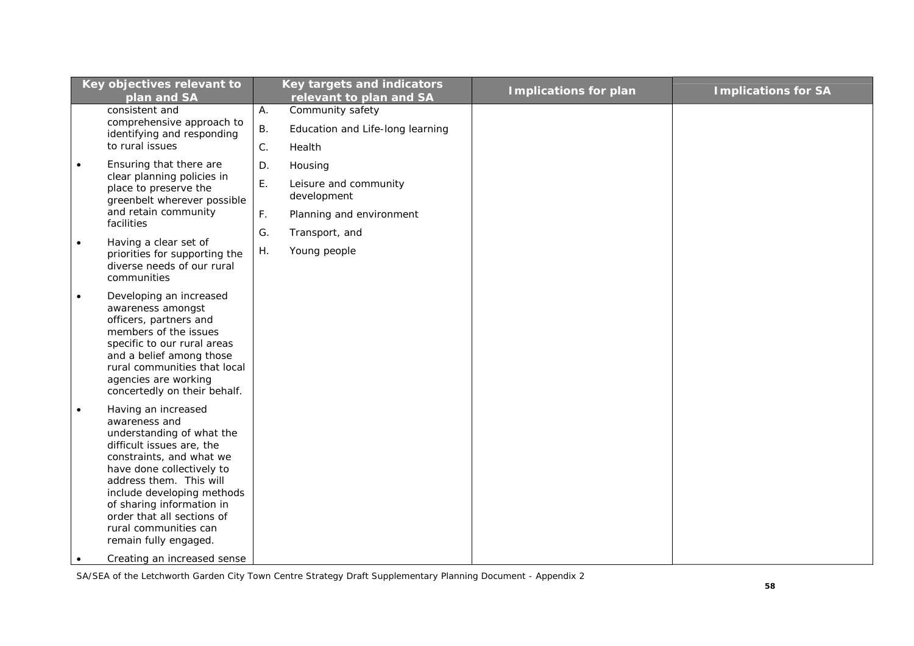| Key objectives relevant to plan and SA | Key targets and indicators relevant to plan and SA | Implications for plan | Implications for SA |
|---|---|---|---|
| consistent and comprehensive approach to identifying and responding to rural issues<br>• Ensuring that there are clear planning policies in place to preserve the greenbelt wherever possible and retain community facilities<br>• Having a clear set of priorities for supporting the diverse needs of our rural communities<br>• Developing an increased awareness amongst officers, partners and members of the issues specific to our rural areas and a belief among those rural communities that local agencies are working concertedly on their behalf.<br>• Having an increased awareness and understanding of what the difficult issues are, the constraints, and what we have done collectively to address them. This will include developing methods of sharing information in order that all sections of rural communities can remain fully engaged.<br>• Creating an increased sense | A. Community safety<br>B. Education and Life-long learning<br>C. Health<br>D. Housing<br>E. Leisure and community development<br>F. Planning and environment<br>G. Transport, and<br>H. Young people | | |

SA/SEA of the Letchworth Garden City Town Centre Strategy Draft Supplementary Planning Document - Appendix 2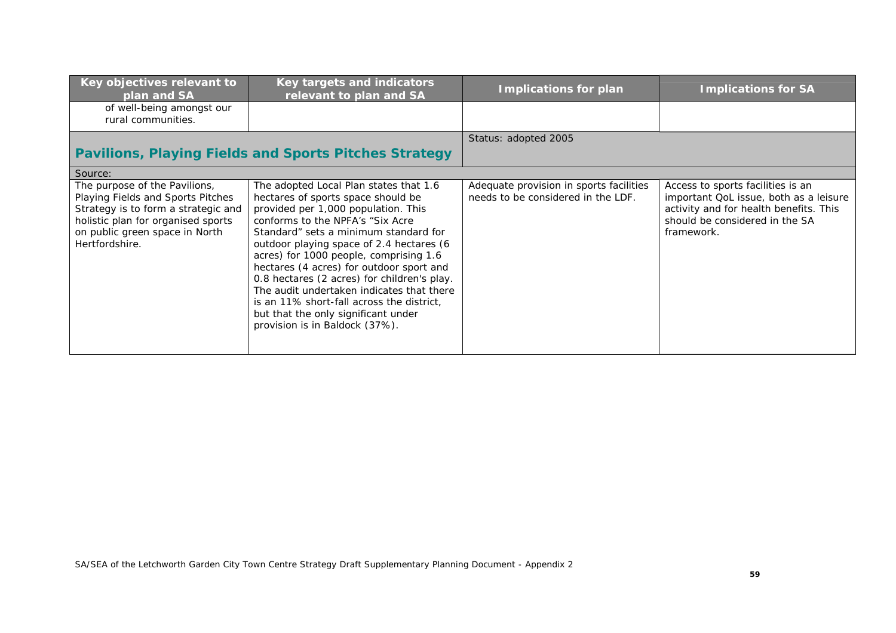| Key objectives relevant to plan and SA | Key targets and indicators relevant to plan and SA | Implications for plan | Implications for SA |
|---|---|---|---|
| of well-being amongst our rural communities. | | | |
| **Pavilions, Playing Fields and Sports Pitches Strategy** | | Status: adopted 2005 | |
| Source: | | | |
| The purpose of the Pavilions, Playing Fields and Sports Pitches Strategy is to form a strategic and holistic plan for organised sports on public green space in North Hertfordshire. | The adopted Local Plan states that 1.6 hectares of sports space should be provided per 1,000 population. This conforms to the NPFA's "Six Acre Standard" sets a minimum standard for outdoor playing space of 2.4 hectares (6 acres) for 1000 people, comprising 1.6 hectares (4 acres) for outdoor sport and 0.8 hectares (2 acres) for children's play. The audit undertaken indicates that there is an 11% short-fall across the district, but that the only significant under provision is in Baldock (37%). | Adequate provision in sports facilities needs to be considered in the LDF. | Access to sports facilities is an important QoL issue, both as a leisure activity and for health benefits. This should be considered in the SA framework. |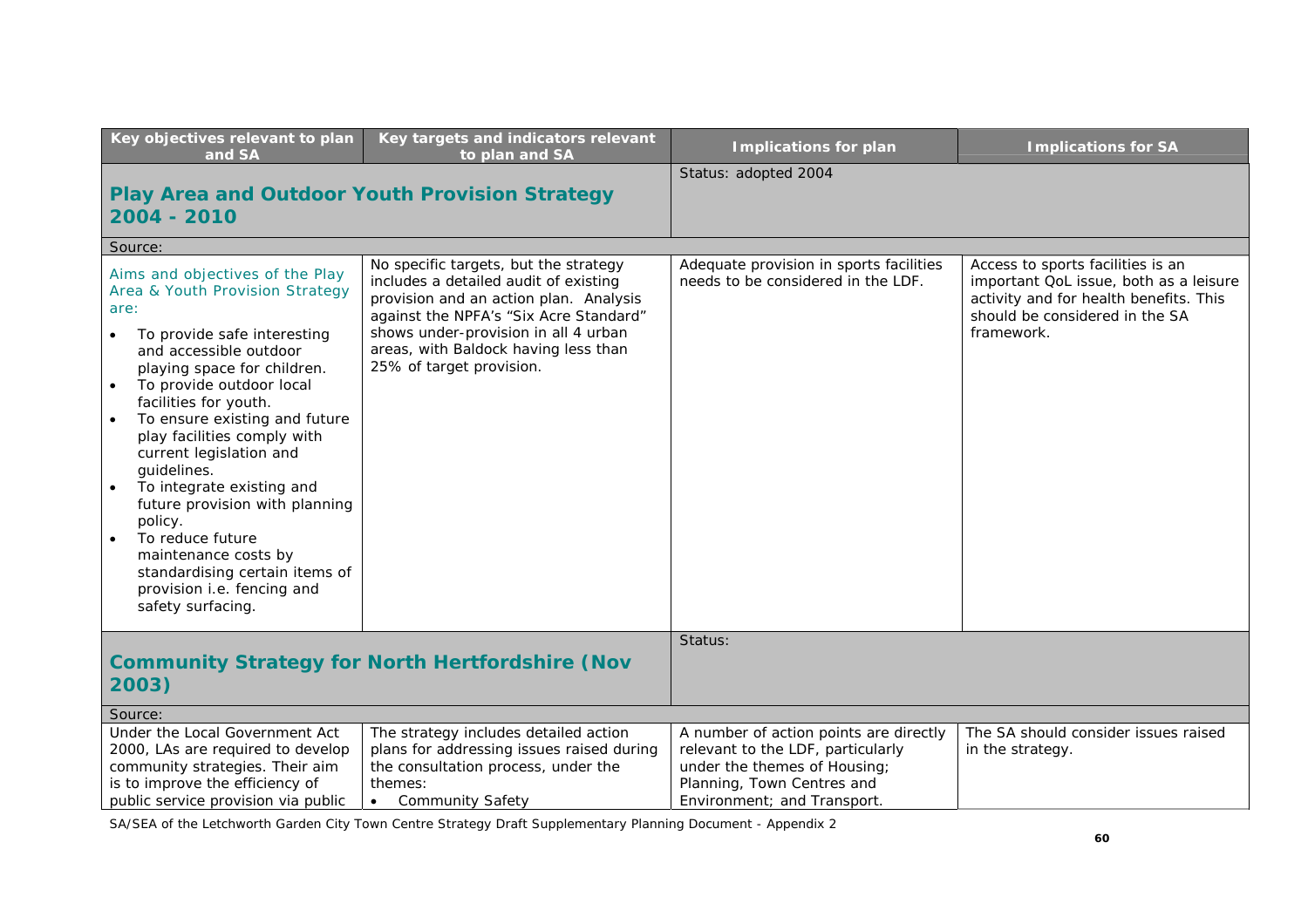| Key objectives relevant to plan and SA | Key targets and indicators relevant to plan and SA | Implications for plan | Implications for SA |
|---|---|---|---|
| **Play Area and Outdoor Youth Provision Strategy 2004 - 2010** | | Status: adopted 2004 | |
| Source: | | | |
| Aims and objectives of the Play Area & Youth Provision Strategy are:<br>• To provide safe interesting and accessible outdoor playing space for children.<br>• To provide outdoor local facilities for youth.<br>• To ensure existing and future play facilities comply with current legislation and guidelines.<br>• To integrate existing and future provision with planning policy.<br>• To reduce future maintenance costs by standardising certain items of provision i.e. fencing and safety surfacing. | No specific targets, but the strategy includes a detailed audit of existing provision and an action plan. Analysis against the NPFA's "Six Acre Standard" shows under-provision in all 4 urban areas, with Baldock having less than 25% of target provision. | Adequate provision in sports facilities needs to be considered in the LDF. | Access to sports facilities is an important QoL issue, both as a leisure activity and for health benefits. This should be considered in the SA framework. |
| **Community Strategy for North Hertfordshire (Nov 2003)** | | Status: | |
| Source: | | | |
| Under the Local Government Act 2000, LAs are required to develop community strategies. Their aim is to improve the efficiency of public service provision via public | The strategy includes detailed action plans for addressing issues raised during the consultation process, under the themes:<br>• Community Safety | A number of action points are directly relevant to the LDF, particularly under the themes of Housing; Planning, Town Centres and Environment; and Transport. | The SA should consider issues raised in the strategy. |

SA/SEA of the Letchworth Garden City Town Centre Strategy Draft Supplementary Planning Document - Appendix 2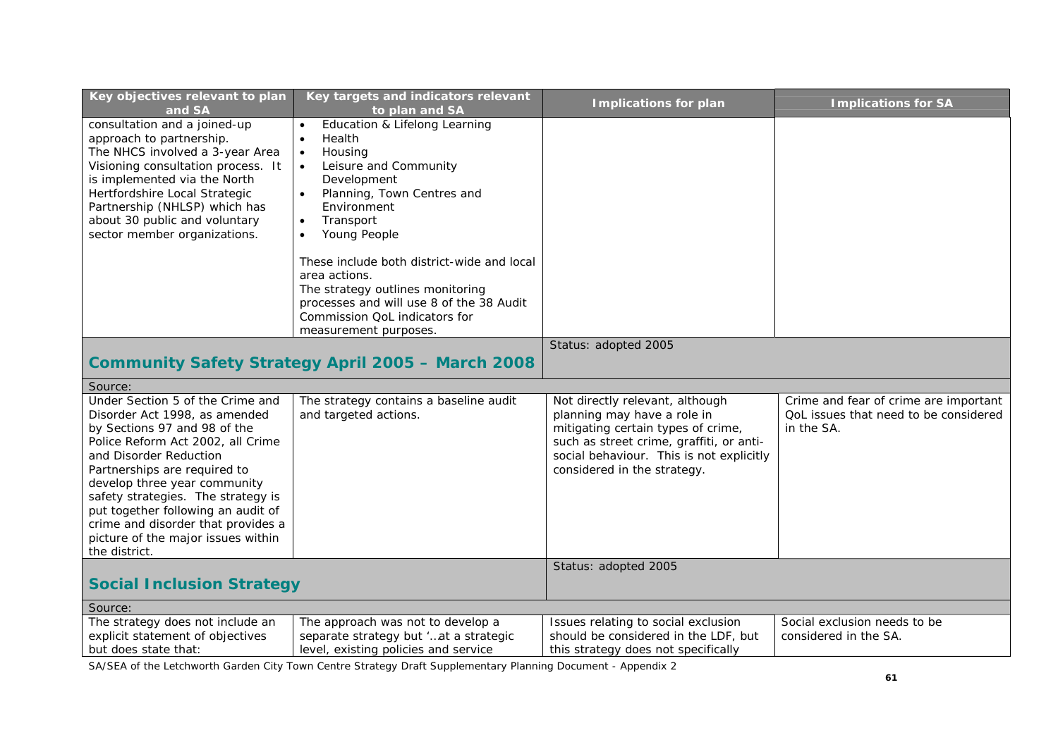| Key objectives relevant to plan and SA | Key targets and indicators relevant to plan and SA | Implications for plan | Implications for SA |
|---|---|---|---|
| consultation and a joined-up approach to partnership.<br>The NHCS involved a 3-year Area Visioning consultation process. It is implemented via the North Hertfordshire Local Strategic Partnership (NHLSP) which has about 30 public and voluntary sector member organizations. | • Education & Lifelong Learning<br>• Health<br>• Housing<br>• Leisure and Community Development<br>• Planning, Town Centres and Environment<br>• Transport<br>• Young People<br><br>These include both district-wide and local area actions.<br>The strategy outlines monitoring processes and will use 8 of the 38 Audit Commission QoL indicators for measurement purposes. | | |
| **Community Safety Strategy April 2005 – March 2008** | | Status: adopted 2005 | |
| Source: | | | |
| Under Section 5 of the Crime and Disorder Act 1998, as amended by Sections 97 and 98 of the Police Reform Act 2002, all Crime and Disorder Reduction Partnerships are required to develop three year community safety strategies. The strategy is put together following an audit of crime and disorder that provides a picture of the major issues within the district. | The strategy contains a baseline audit and targeted actions. | Not directly relevant, although planning may have a role in mitigating certain types of crime, such as street crime, graffiti, or anti-social behaviour. This is not explicitly considered in the strategy. | Crime and fear of crime are important QoL issues that need to be considered in the SA. |
| **Social Inclusion Strategy** | | Status: adopted 2005 | |
| Source: | | | |
| The strategy does not include an explicit statement of objectives but does state that: | The approach was not to develop a separate strategy but '..at a strategic level, existing policies and service | Issues relating to social exclusion should be considered in the LDF, but this strategy does not specifically | Social exclusion needs to be considered in the SA. |

SA/SEA of the Letchworth Garden City Town Centre Strategy Draft Supplementary Planning Document - Appendix 2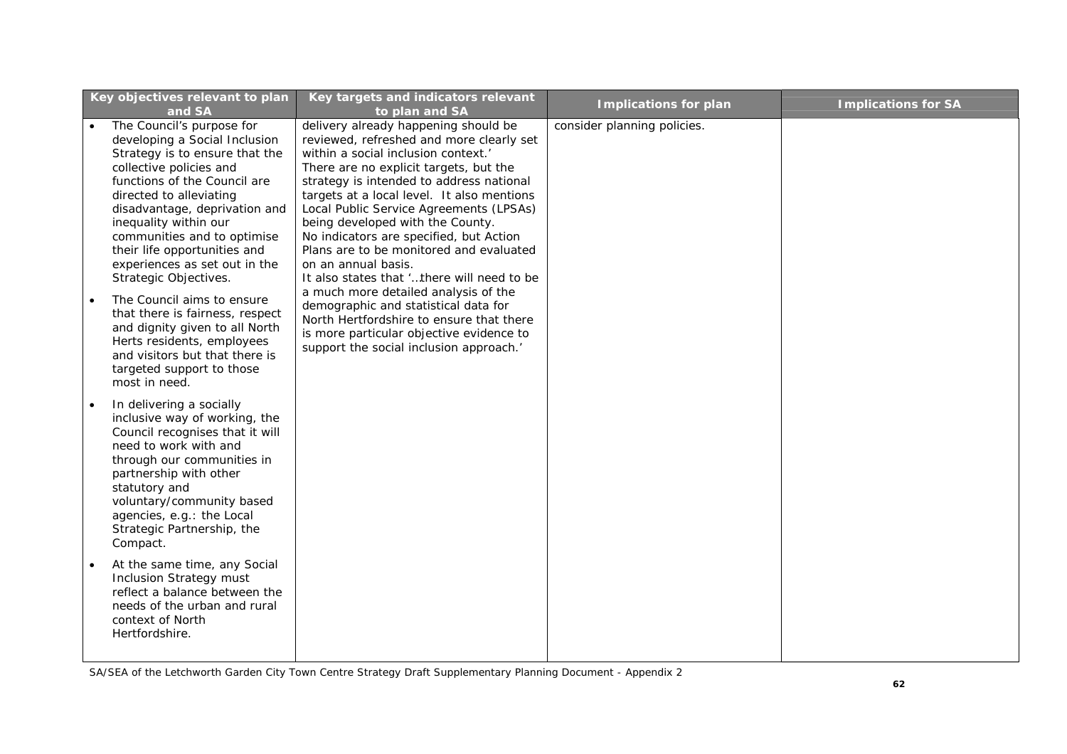| Key objectives relevant to plan and SA | Key targets and indicators relevant to plan and SA | Implications for plan | Implications for SA |
|---|---|---|---|
| • The Council's purpose for developing a Social Inclusion Strategy is to ensure that the collective policies and functions of the Council are directed to alleviating disadvantage, deprivation and inequality within our communities and to optimise their life opportunities and experiences as set out in the Strategic Objectives.<br>• The Council aims to ensure that there is fairness, respect and dignity given to all North Herts residents, employees and visitors but that there is targeted support to those most in need.<br>• In delivering a socially inclusive way of working, the Council recognises that it will need to work with and through our communities in partnership with other statutory and voluntary/community based agencies, e.g.: the Local Strategic Partnership, the Compact.<br>• At the same time, any Social Inclusion Strategy must reflect a balance between the needs of the urban and rural context of North Hertfordshire. | delivery already happening should be reviewed, refreshed and more clearly set within a social inclusion context.'<br>There are no explicit targets, but the strategy is intended to address national targets at a local level. It also mentions Local Public Service Agreements (LPSAs) being developed with the County.<br>No indicators are specified, but Action Plans are to be monitored and evaluated on an annual basis.<br>It also states that '…there will need to be a much more detailed analysis of the demographic and statistical data for North Hertfordshire to ensure that there is more particular objective evidence to support the social inclusion approach.' | consider planning policies. | |

SA/SEA of the Letchworth Garden City Town Centre Strategy Draft Supplementary Planning Document - Appendix 2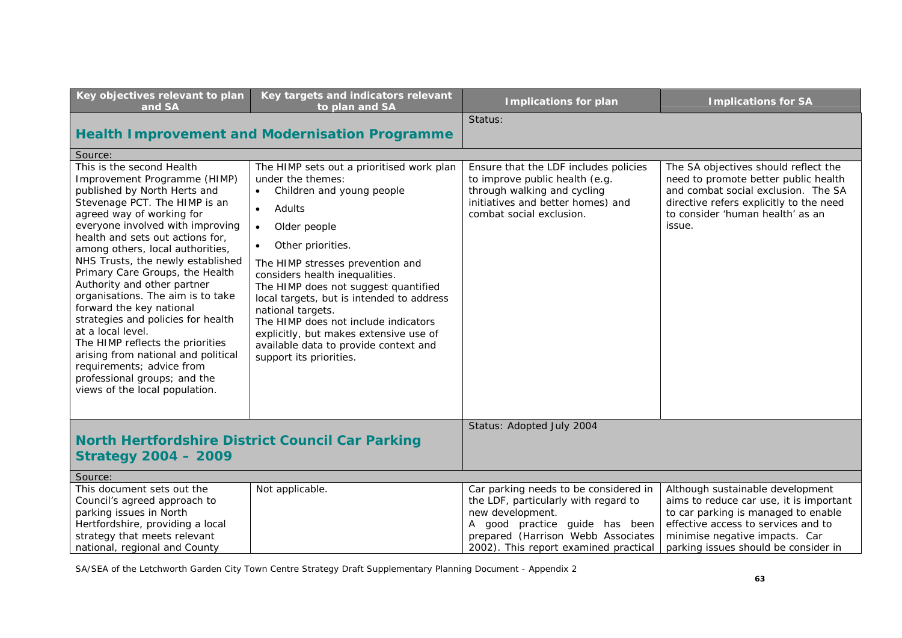| Key objectives relevant to plan and SA | Key targets and indicators relevant to plan and SA | Implications for plan | Implications for SA |
|---|---|---|---|
| **Health Improvement and Modernisation Programme** | | Status: | |
| Source: | | | |
| This is the second Health Improvement Programme (HIMP) published by North Herts and Stevenage PCT. The HIMP is an agreed way of working for everyone involved with improving health and sets out actions for, among others, local authorities, NHS Trusts, the newly established Primary Care Groups, the Health Authority and other partner organisations. The aim is to take forward the key national strategies and policies for health at a local level. The HIMP reflects the priorities arising from national and political requirements; advice from professional groups; and the views of the local population. | The HIMP sets out a prioritised work plan under the themes: • Children and young people • Adults • Older people • Other priorities. The HIMP stresses prevention and considers health inequalities. The HIMP does not suggest quantified local targets, but is intended to address national targets. The HIMP does not include indicators explicitly, but makes extensive use of available data to provide context and support its priorities. | Ensure that the LDF includes policies to improve public health (e.g. through walking and cycling initiatives and better homes) and combat social exclusion. | The SA objectives should reflect the need to promote better public health and combat social exclusion. The SA directive refers explicitly to the need to consider 'human health' as an issue. |
| **North Hertfordshire District Council Car Parking Strategy 2004 – 2009** | | Status: Adopted July 2004 | |
| Source: | | | |
| This document sets out the Council's agreed approach to parking issues in North Hertfordshire, providing a local strategy that meets relevant national, regional and County | Not applicable. | Car parking needs to be considered in the LDF, particularly with regard to new development. A good practice guide has been prepared (Harrison Webb Associates 2002). This report examined practical | Although sustainable development aims to reduce car use, it is important to car parking is managed to enable effective access to services and to minimise negative impacts. Car parking issues should be consider in |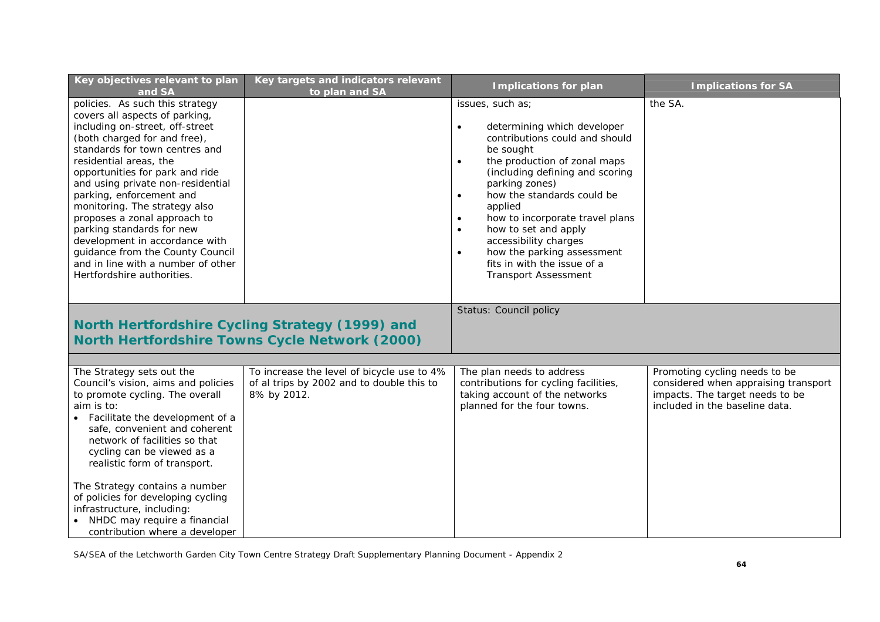| Key objectives relevant to plan and SA | Key targets and indicators relevant to plan and SA | Implications for plan | Implications for SA |
|---|---|---|---|
| policies. As such this strategy covers all aspects of parking, including on-street, off-street (both charged for and free), standards for town centres and residential areas, the opportunities for park and ride and using private non-residential parking, enforcement and monitoring. The strategy also proposes a zonal approach to parking standards for new development in accordance with guidance from the County Council and in line with a number of other Hertfordshire authorities. | | issues, such as;<br>• determining which developer contributions could and should be sought<br>• the production of zonal maps (including defining and scoring parking zones)<br>• how the standards could be applied<br>• how to incorporate travel plans<br>• how to set and apply accessibility charges<br>• how the parking assessment fits in with the issue of a Transport Assessment | the SA. |
| **North Hertfordshire Cycling Strategy (1999) and North Hertfordshire Towns Cycle Network (2000)** | | Status: Council policy | |
| The Strategy sets out the Council's vision, aims and policies to promote cycling. The overall aim is to:<br>• Facilitate the development of a safe, convenient and coherent network of facilities so that cycling can be viewed as a realistic form of transport.<br><br>The Strategy contains a number of policies for developing cycling infrastructure, including:<br>• NHDC may require a financial contribution where a developer | To increase the level of bicycle use to 4% of al trips by 2002 and to double this to 8% by 2012. | The plan needs to address contributions for cycling facilities, taking account of the networks planned for the four towns. | Promoting cycling needs to be considered when appraising transport impacts. The target needs to be included in the baseline data. |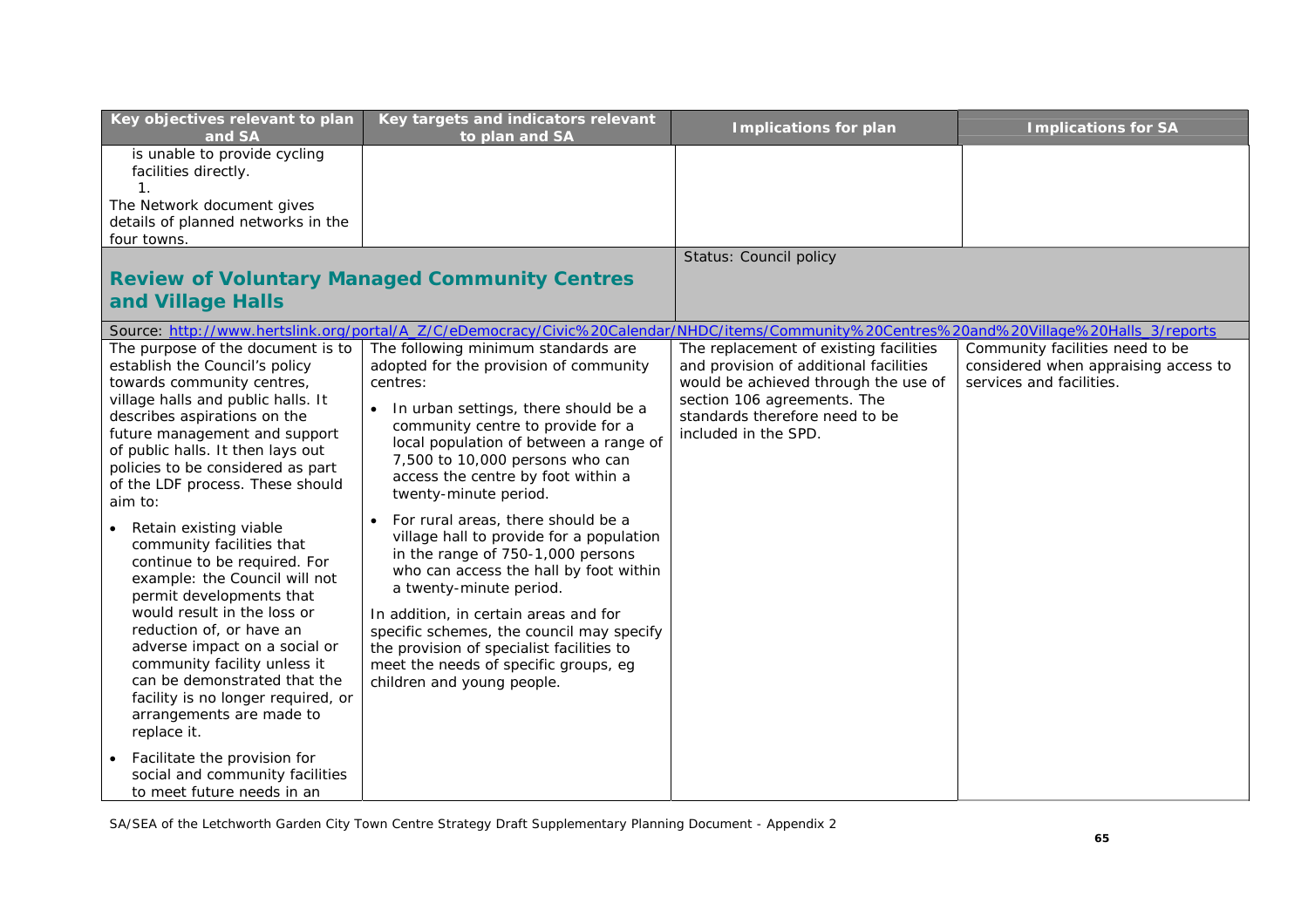| Key objectives relevant to plan and SA | Key targets and indicators relevant to plan and SA | Implications for plan | Implications for SA |
|---|---|---|---|
| is unable to provide cycling facilities directly.<br>1.<br>The Network document gives details of planned networks in the four towns. | | | |
| **Review of Voluntary Managed Community Centres and Village Halls** | | Status: Council policy | |
| Source: http://www.hertslink.org/portal/A_Z/C/eDemocracy/Civic%20Calendar/NHDC/items/Community%20Centres%20and%20Village%20Halls_3/reports | | | |
| The purpose of the document is to establish the Council's policy towards community centres, village halls and public halls. It describes aspirations on the future management and support of public halls. It then lays out policies to be considered as part of the LDF process. These should aim to:<br>• Retain existing viable community facilities that continue to be required. For example: the Council will not permit developments that would result in the loss or reduction of, or have an adverse impact on a social or community facility unless it can be demonstrated that the facility is no longer required, or arrangements are made to replace it.<br>• Facilitate the provision for social and community facilities to meet future needs in an | The following minimum standards are adopted for the provision of community centres:<br>• In urban settings, there should be a community centre to provide for a local population of between a range of 7,500 to 10,000 persons who can access the centre by foot within a twenty-minute period.<br>• For rural areas, there should be a village hall to provide for a population in the range of 750-1,000 persons who can access the hall by foot within a twenty-minute period.<br>In addition, in certain areas and for specific schemes, the council may specify the provision of specialist facilities to meet the needs of specific groups, eg children and young people. | The replacement of existing facilities and provision of additional facilities would be achieved through the use of section 106 agreements. The standards therefore need to be included in the SPD. | Community facilities need to be considered when appraising access to services and facilities. |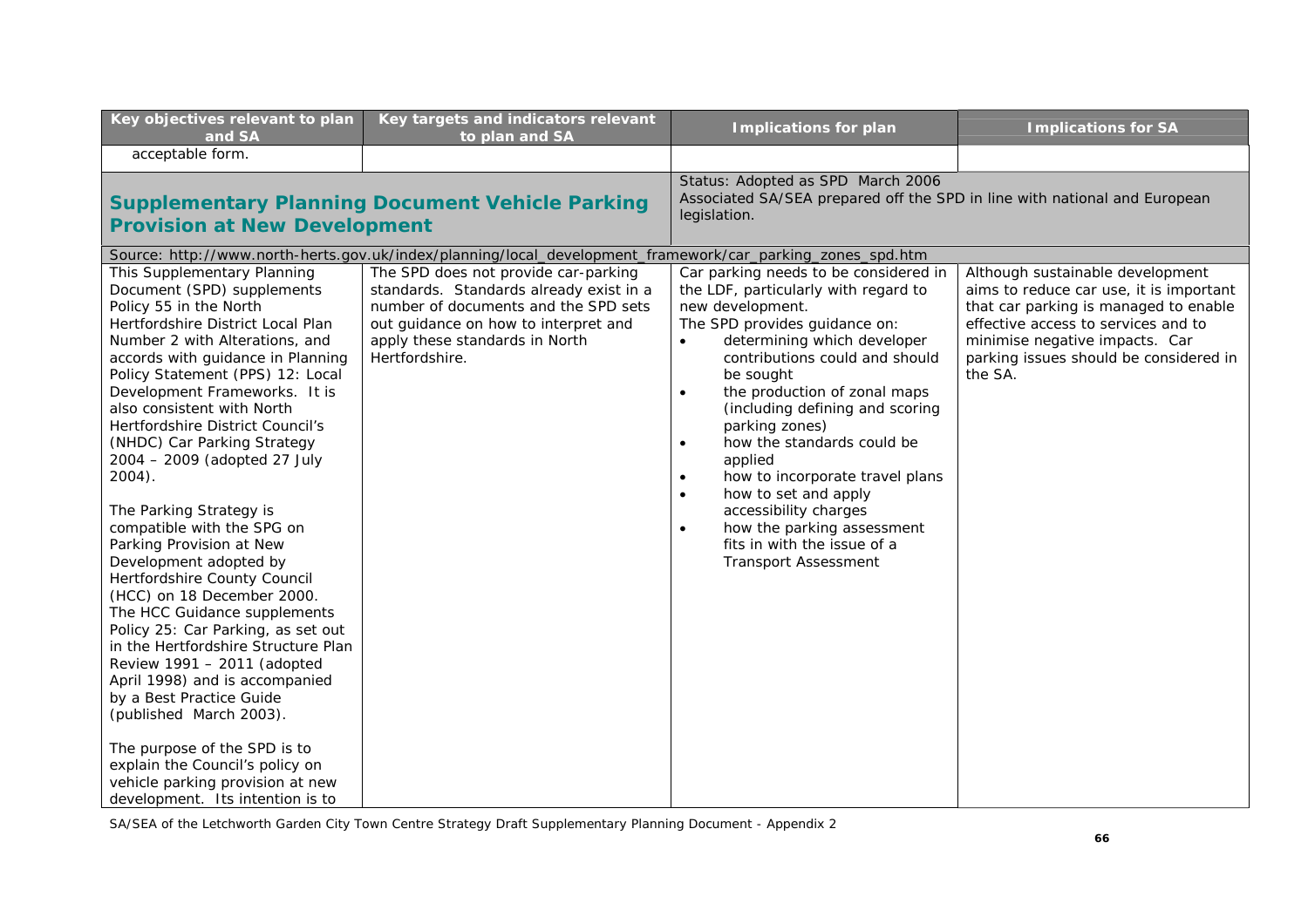| Key objectives relevant to plan and SA | Key targets and indicators relevant to plan and SA | Implications for plan | Implications for SA |
|---|---|---|---|
| acceptable form. | | | |
| **Supplementary Planning Document Vehicle Parking Provision at New Development** | | Status: Adopted as SPD March 2006<br>Associated SA/SEA prepared off the SPD in line with national and European legislation. | |
| Source: http://www.north-herts.gov.uk/index/planning/local_development_framework/car_parking_zones_spd.htm | | | |
| This Supplementary Planning Document (SPD) supplements Policy 55 in the North Hertfordshire District Local Plan Number 2 with Alterations, and accords with guidance in Planning Policy Statement (PPS) 12: Local Development Frameworks. It is also consistent with North Hertfordshire District Council's (NHDC) Car Parking Strategy 2004 – 2009 (adopted 27 July 2004).<br><br>The Parking Strategy is compatible with the SPG on Parking Provision at New Development adopted by Hertfordshire County Council (HCC) on 18 December 2000. The HCC Guidance supplements Policy 25: Car Parking, as set out in the Hertfordshire Structure Plan Review 1991 – 2011 (adopted April 1998) and is accompanied by a Best Practice Guide (published March 2003).<br><br>The purpose of the SPD is to explain the Council's policy on vehicle parking provision at new development. Its intention is to | The SPD does not provide car-parking standards. Standards already exist in a number of documents and the SPD sets out guidance on how to interpret and apply these standards in North Hertfordshire. | Car parking needs to be considered in the LDF, particularly with regard to new development.<br>The SPD provides guidance on:<br>• determining which developer contributions could and should be sought<br>• the production of zonal maps (including defining and scoring parking zones)<br>• how the standards could be applied<br>• how to incorporate travel plans<br>• how to set and apply accessibility charges<br>• how the parking assessment fits in with the issue of a Transport Assessment | Although sustainable development aims to reduce car use, it is important that car parking is managed to enable effective access to services and to minimise negative impacts. Car parking issues should be considered in the SA. |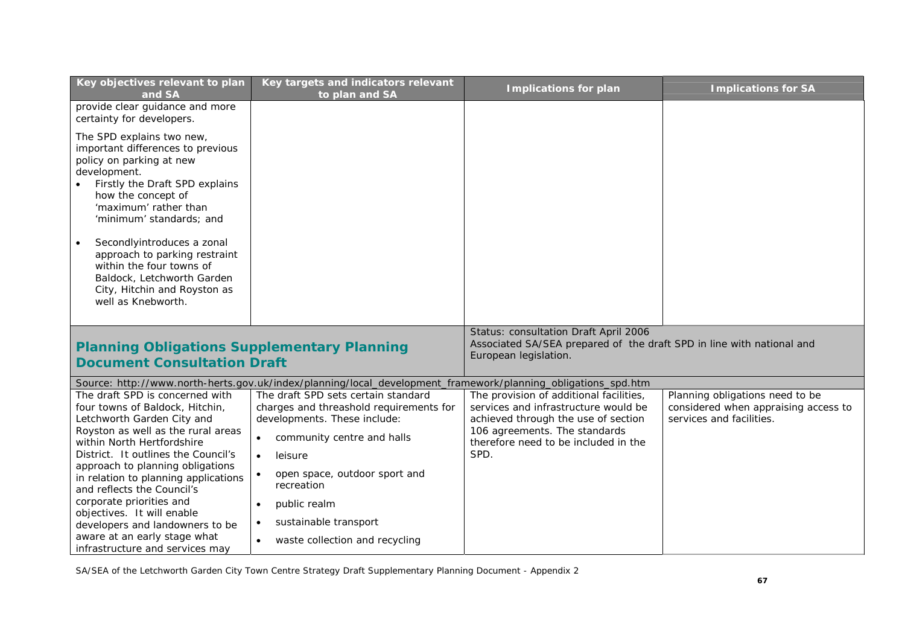| Key objectives relevant to plan and SA | Key targets and indicators relevant to plan and SA | Implications for plan | Implications for SA |
|---|---|---|---|
| provide clear guidance and more certainty for developers.<br><br>The SPD explains two new, important differences to previous policy on parking at new development.<br>• Firstly the Draft SPD explains how the concept of 'maximum' rather than 'minimum' standards; and<br>• Secondlyintroduces a zonal approach to parking restraint within the four towns of Baldock, Letchworth Garden City, Hitchin and Royston as well as Knebworth. | | | |

## Planning Obligations Supplementary Planning Document Consultation Draft

Status: consultation Draft April 2006
Associated SA/SEA prepared of the draft SPD in line with national and European legislation.

Source: http://www.north-herts.gov.uk/index/planning/local_development_framework/planning_obligations_spd.htm

| Key objectives relevant to plan and SA | Key targets and indicators relevant to plan and SA | Implications for plan | Implications for SA |
|---|---|---|---|
| The draft SPD is concerned with four towns of Baldock, Hitchin, Letchworth Garden City and Royston as well as the rural areas within North Hertfordshire District. It outlines the Council's approach to planning obligations in relation to planning applications and reflects the Council's corporate priorities and objectives. It will enable developers and landowners to be aware at an early stage what infrastructure and services may | The draft SPD sets certain standard charges and threashold requirements for developments. These include:<br>• community centre and halls<br>• leisure<br>• open space, outdoor sport and recreation<br>• public realm<br>• sustainable transport<br>• waste collection and recycling | The provision of additional facilities, services and infrastructure would be achieved through the use of section 106 agreements. The standards therefore need to be included in the SPD. | Planning obligations need to be considered when appraising access to services and facilities. |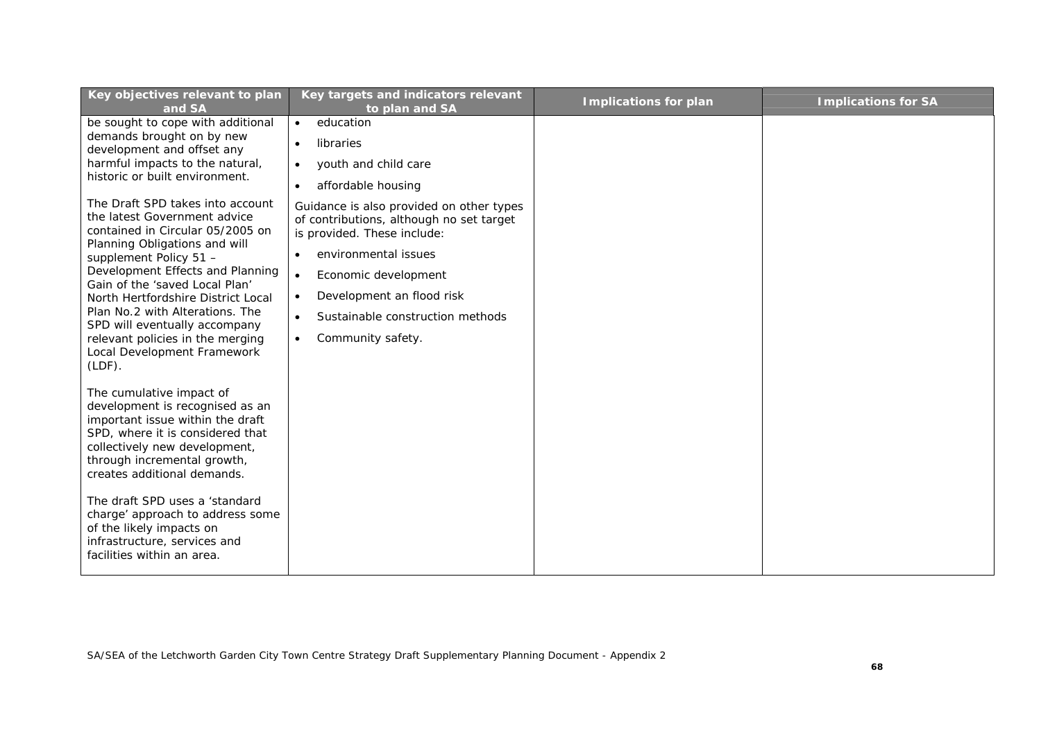| Key objectives relevant to plan and SA | Key targets and indicators relevant to plan and SA | Implications for plan | Implications for SA |
|---|---|---|---|
| be sought to cope with additional demands brought on by new development and offset any harmful impacts to the natural, historic or built environment.<br><br>The Draft SPD takes into account the latest Government advice contained in Circular 05/2005 on Planning Obligations and will supplement Policy 51 – Development Effects and Planning Gain of the 'saved Local Plan' North Hertfordshire District Local Plan No.2 with Alterations. The SPD will eventually accompany relevant policies in the merging Local Development Framework (LDF).<br><br>The cumulative impact of development is recognised as an important issue within the draft SPD, where it is considered that collectively new development, through incremental growth, creates additional demands.<br><br>The draft SPD uses a 'standard charge' approach to address some of the likely impacts on infrastructure, services and facilities within an area. | • education<br>• libraries<br>• youth and child care<br>• affordable housing<br><br>Guidance is also provided on other types of contributions, although no set target is provided. These include:<br><br>• environmental issues<br>• Economic development<br>• Development an flood risk<br>• Sustainable construction methods<br>• Community safety. | | |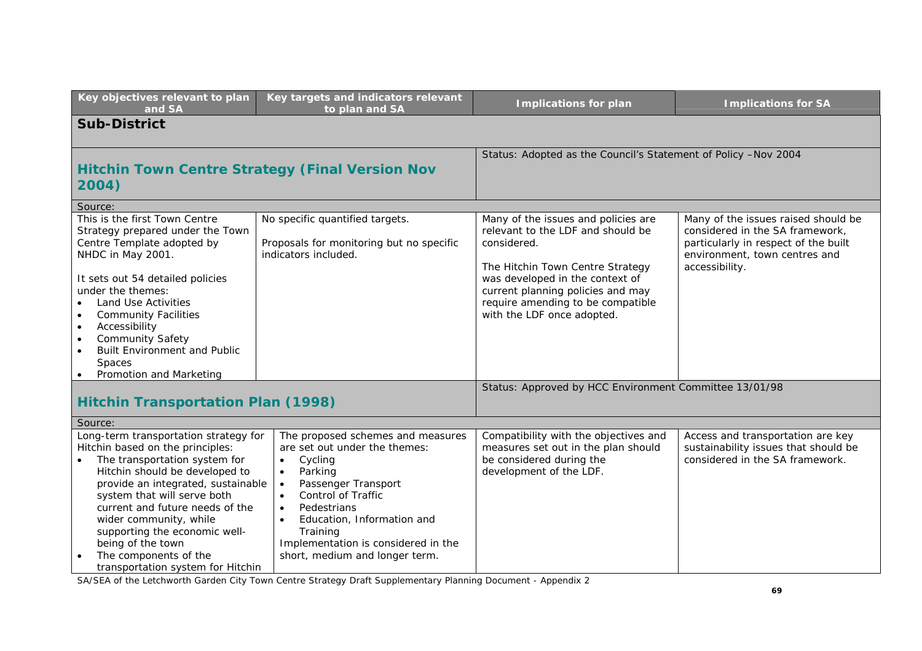| Key objectives relevant to plan and SA | Key targets and indicators relevant to plan and SA | Implications for plan | Implications for SA |
|---|---|---|---|
| **Sub-District** | | | |
| **Hitchin Town Centre Strategy (Final Version Nov 2004)** | | Status: Adopted as the Council's Statement of Policy –Nov 2004 | |
| Source: | | | |
| This is the first Town Centre Strategy prepared under the Town Centre Template adopted by NHDC in May 2001.<br><br>It sets out 54 detailed policies under the themes:<br>• Land Use Activities<br>• Community Facilities<br>• Accessibility<br>• Community Safety<br>• Built Environment and Public Spaces<br>• Promotion and Marketing | No specific quantified targets.<br><br>Proposals for monitoring but no specific indicators included. | Many of the issues and policies are relevant to the LDF and should be considered.<br><br>The Hitchin Town Centre Strategy was developed in the context of current planning policies and may require amending to be compatible with the LDF once adopted. | Many of the issues raised should be considered in the SA framework, particularly in respect of the built environment, town centres and accessibility. |
| **Hitchin Transportation Plan (1998)** | | Status: Approved by HCC Environment Committee 13/01/98 | |
| Source: | | | |
| Long-term transportation strategy for Hitchin based on the principles:<br>• The transportation system for Hitchin should be developed to provide an integrated, sustainable system that will serve both current and future needs of the wider community, while supporting the economic well-being of the town<br>• The components of the transportation system for Hitchin | The proposed schemes and measures are set out under the themes:<br>• Cycling<br>• Parking<br>• Passenger Transport<br>• Control of Traffic<br>• Pedestrians<br>• Education, Information and Training<br>Implementation is considered in the short, medium and longer term. | Compatibility with the objectives and measures set out in the plan should be considered during the development of the LDF. | Access and transportation are key sustainability issues that should be considered in the SA framework. |

SA/SEA of the Letchworth Garden City Town Centre Strategy Draft Supplementary Planning Document - Appendix 2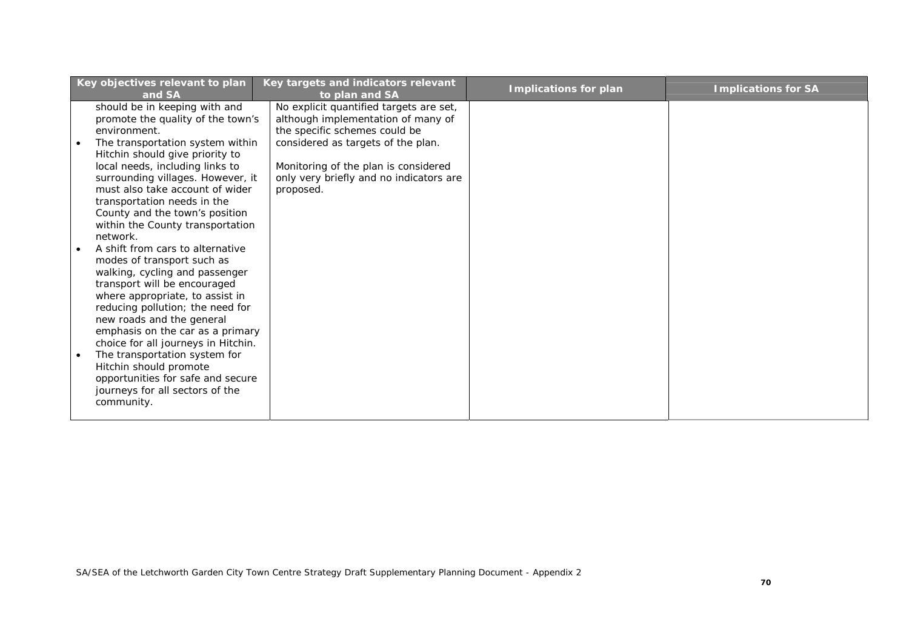| Key objectives relevant to plan and SA | Key targets and indicators relevant to plan and SA | Implications for plan | Implications for SA |
|---|---|---|---|
| should be in keeping with and promote the quality of the town's environment.<br>• The transportation system within Hitchin should give priority to local needs, including links to surrounding villages. However, it must also take account of wider transportation needs in the County and the town's position within the County transportation network.<br>• A shift from cars to alternative modes of transport such as walking, cycling and passenger transport will be encouraged where appropriate, to assist in reducing pollution; the need for new roads and the general emphasis on the car as a primary choice for all journeys in Hitchin.<br>• The transportation system for Hitchin should promote opportunities for safe and secure journeys for all sectors of the community. | No explicit quantified targets are set, although implementation of many of the specific schemes could be considered as targets of the plan.<br><br>Monitoring of the plan is considered only very briefly and no indicators are proposed. | | |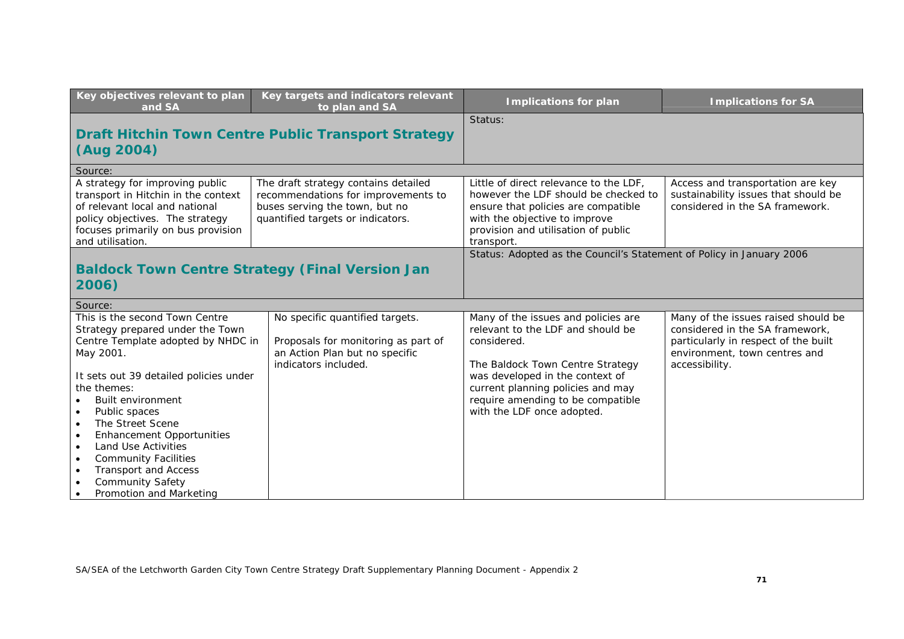| Key objectives relevant to plan and SA | Key targets and indicators relevant to plan and SA | Implications for plan | Implications for SA |
|---|---|---|---|
| **Draft Hitchin Town Centre Public Transport Strategy (Aug 2004)** | | Status: | |
| Source: | | | |
| A strategy for improving public transport in Hitchin in the context of relevant local and national policy objectives. The strategy focuses primarily on bus provision and utilisation. | The draft strategy contains detailed recommendations for improvements to buses serving the town, but no quantified targets or indicators. | Little of direct relevance to the LDF, however the LDF should be checked to ensure that policies are compatible with the objective to improve provision and utilisation of public transport. | Access and transportation are key sustainability issues that should be considered in the SA framework. |
| **Baldock Town Centre Strategy (Final Version Jan 2006)** | | Status: Adopted as the Council's Statement of Policy in January 2006 | |
| Source: | | | |
| This is the second Town Centre Strategy prepared under the Town Centre Template adopted by NHDC in May 2001.<br><br>It sets out 39 detailed policies under the themes:<br>• Built environment<br>• Public spaces<br>• The Street Scene<br>• Enhancement Opportunities<br>• Land Use Activities<br>• Community Facilities<br>• Transport and Access<br>• Community Safety<br>• Promotion and Marketing | No specific quantified targets.<br><br>Proposals for monitoring as part of an Action Plan but no specific indicators included. | Many of the issues and policies are relevant to the LDF and should be considered.<br><br>The Baldock Town Centre Strategy was developed in the context of current planning policies and may require amending to be compatible with the LDF once adopted. | Many of the issues raised should be considered in the SA framework, particularly in respect of the built environment, town centres and accessibility. |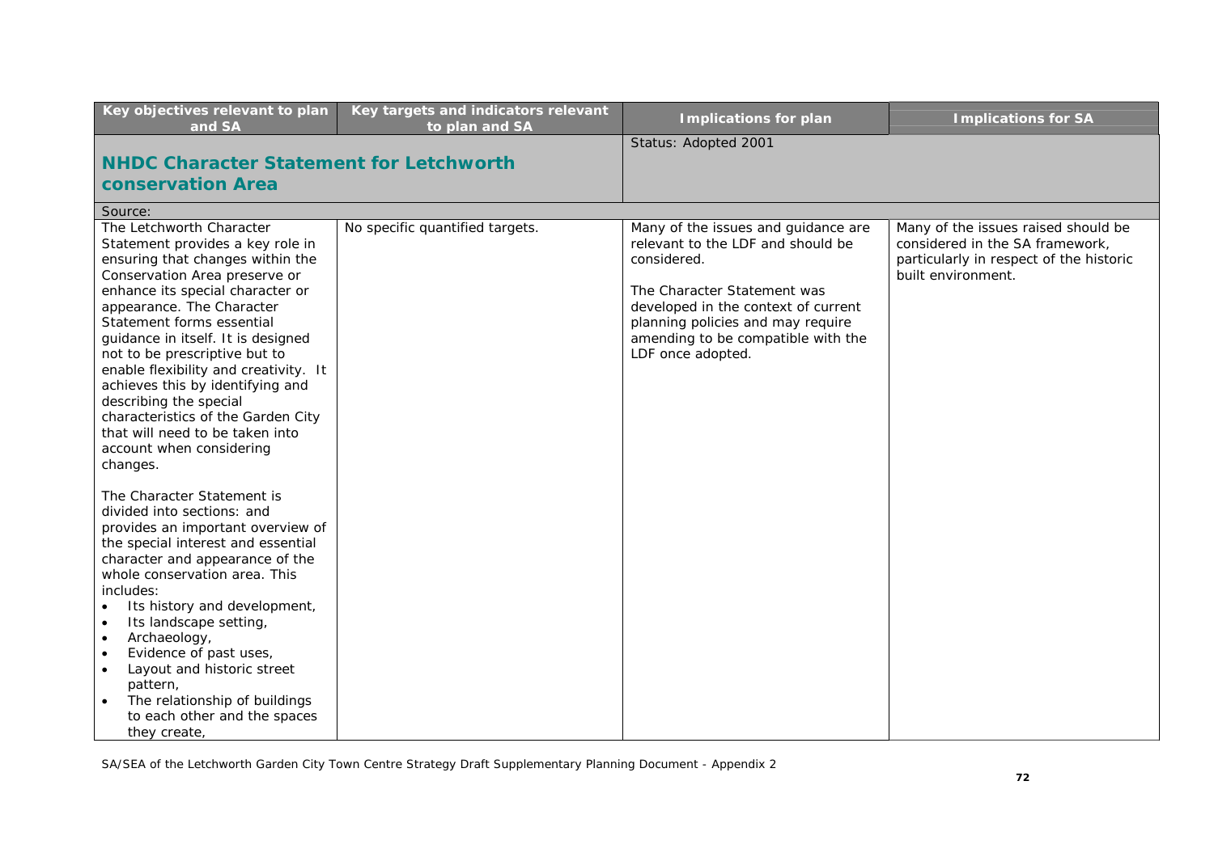| Key objectives relevant to plan and SA | Key targets and indicators relevant to plan and SA | Implications for plan | Implications for SA |
|---|---|---|---|
| **NHDC Character Statement for Letchworth conservation Area** | | Status: Adopted 2001 | |
| Source: | | | |
| The Letchworth Character Statement provides a key role in ensuring that changes within the Conservation Area preserve or enhance its special character or appearance. The Character Statement forms essential guidance in itself. It is designed not to be prescriptive but to enable flexibility and creativity. It achieves this by identifying and describing the special characteristics of the Garden City that will need to be taken into account when considering changes.<br><br>The Character Statement is divided into sections: and provides an important overview of the special interest and essential character and appearance of the whole conservation area. This includes:<br>• Its history and development,<br>• Its landscape setting,<br>• Archaeology,<br>• Evidence of past uses,<br>• Layout and historic street pattern,<br>• The relationship of buildings to each other and the spaces they create, | No specific quantified targets. | Many of the issues and guidance are relevant to the LDF and should be considered.<br><br>The Character Statement was developed in the context of current planning policies and may require amending to be compatible with the LDF once adopted. | Many of the issues raised should be considered in the SA framework, particularly in respect of the historic built environment. |

SA/SEA of the Letchworth Garden City Town Centre Strategy Draft Supplementary Planning Document - Appendix 2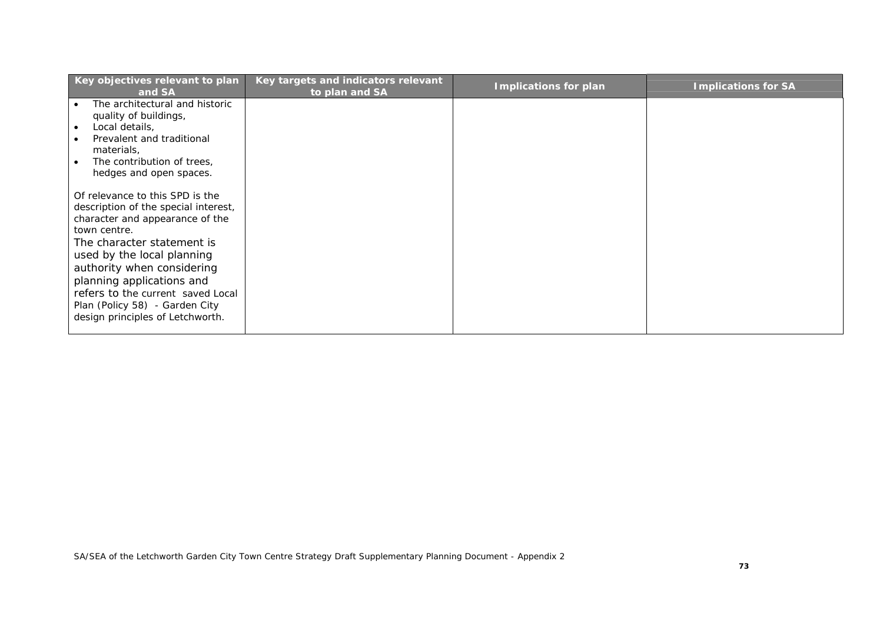| Key objectives relevant to plan and SA | Key targets and indicators relevant to plan and SA | Implications for plan | Implications for SA |
|---|---|---|---|
| • The architectural and historic quality of buildings,<br>• Local details,<br>• Prevalent and traditional materials,<br>• The contribution of trees, hedges and open spaces.<br><br>Of relevance to this SPD is the description of the special interest, character and appearance of the town centre.<br>The character statement is used by the local planning authority when considering planning applications and refers to the current saved Local Plan (Policy 58) - Garden City design principles of Letchworth. | | | |

SA/SEA of the Letchworth Garden City Town Centre Strategy Draft Supplementary Planning Document - Appendix 2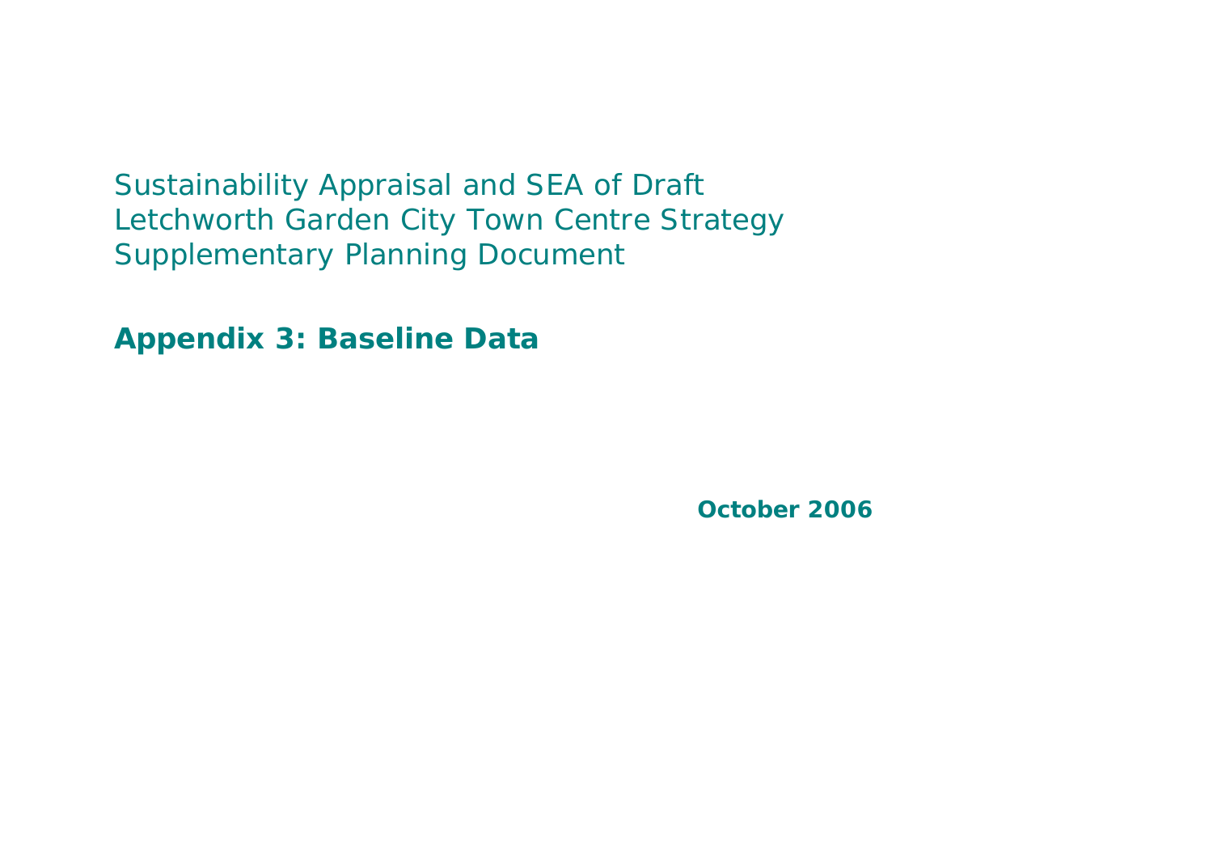Sustainability Appraisal and SEA of Draft
Letchworth Garden City Town Centre Strategy
Supplementary Planning Document

# Appendix 3: Baseline Data

**October 2006**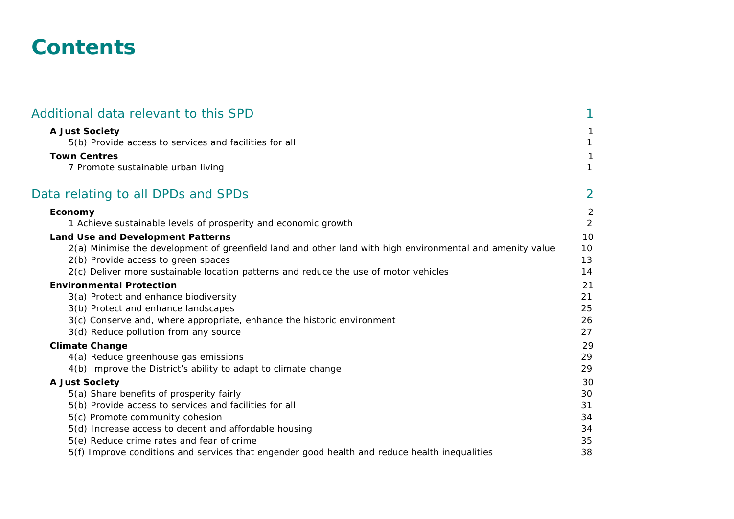# Contents

| | |
|---|---|
| **Additional data relevant to this SPD** | **1** |
| **A Just Society** | 1 |
| 5(b) Provide access to services and facilities for all | 1 |
| **Town Centres** | 1 |
| 7 Promote sustainable urban living | 1 |
| **Data relating to all DPDs and SPDs** | **2** |
| **Economy** | 2 |
| 1 Achieve sustainable levels of prosperity and economic growth | 2 |
| **Land Use and Development Patterns** | 10 |
| 2(a) Minimise the development of greenfield land and other land with high environmental and amenity value | 10 |
| 2(b) Provide access to green spaces | 13 |
| 2(c) Deliver more sustainable location patterns and reduce the use of motor vehicles | 14 |
| **Environmental Protection** | 21 |
| 3(a) Protect and enhance biodiversity | 21 |
| 3(b) Protect and enhance landscapes | 25 |
| 3(c) Conserve and, where appropriate, enhance the historic environment | 26 |
| 3(d) Reduce pollution from any source | 27 |
| **Climate Change** | 29 |
| 4(a) Reduce greenhouse gas emissions | 29 |
| 4(b) Improve the District's ability to adapt to climate change | 29 |
| **A Just Society** | 30 |
| 5(a) Share benefits of prosperity fairly | 30 |
| 5(b) Provide access to services and facilities for all | 31 |
| 5(c) Promote community cohesion | 34 |
| 5(d) Increase access to decent and affordable housing | 34 |
| 5(e) Reduce crime rates and fear of crime | 35 |
| 5(f) Improve conditions and services that engender good health and reduce health inequalities | 38 |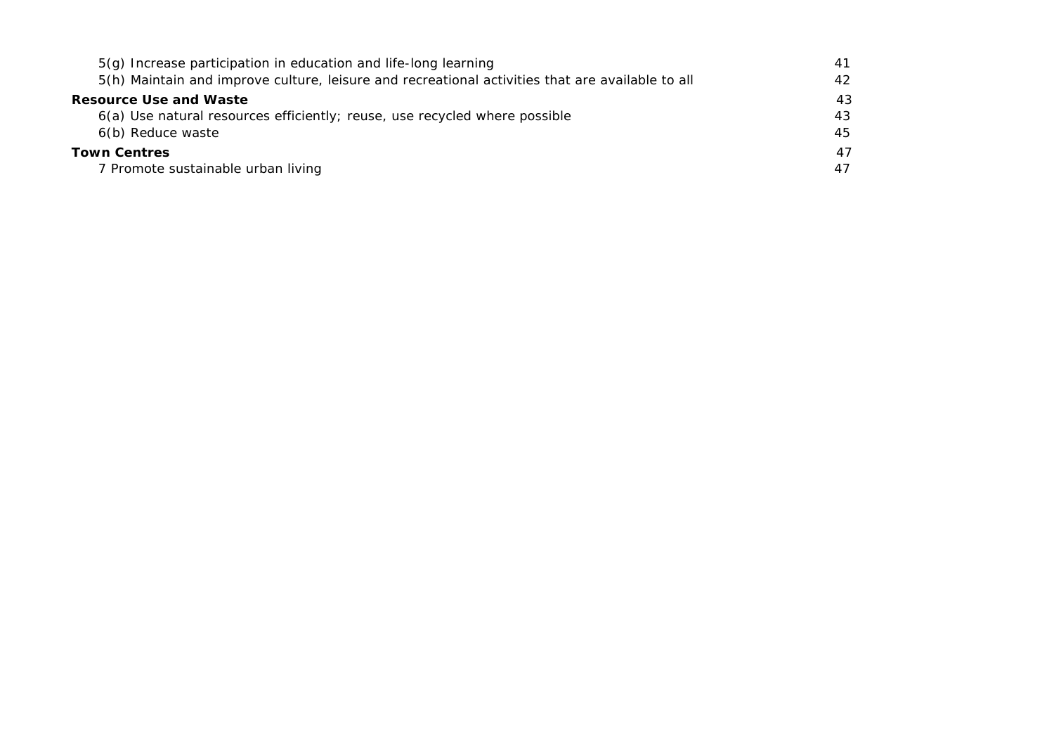| | |
|---|---|
| 5(g) Increase participation in education and life-long learning | 41 |
| 5(h) Maintain and improve culture, leisure and recreational activities that are available to all | 42 |
| **Resource Use and Waste** | 43 |
| 6(a) Use natural resources efficiently; reuse, use recycled where possible | 43 |
| 6(b) Reduce waste | 45 |
| **Town Centres** | 47 |
| 7 Promote sustainable urban living | 47 |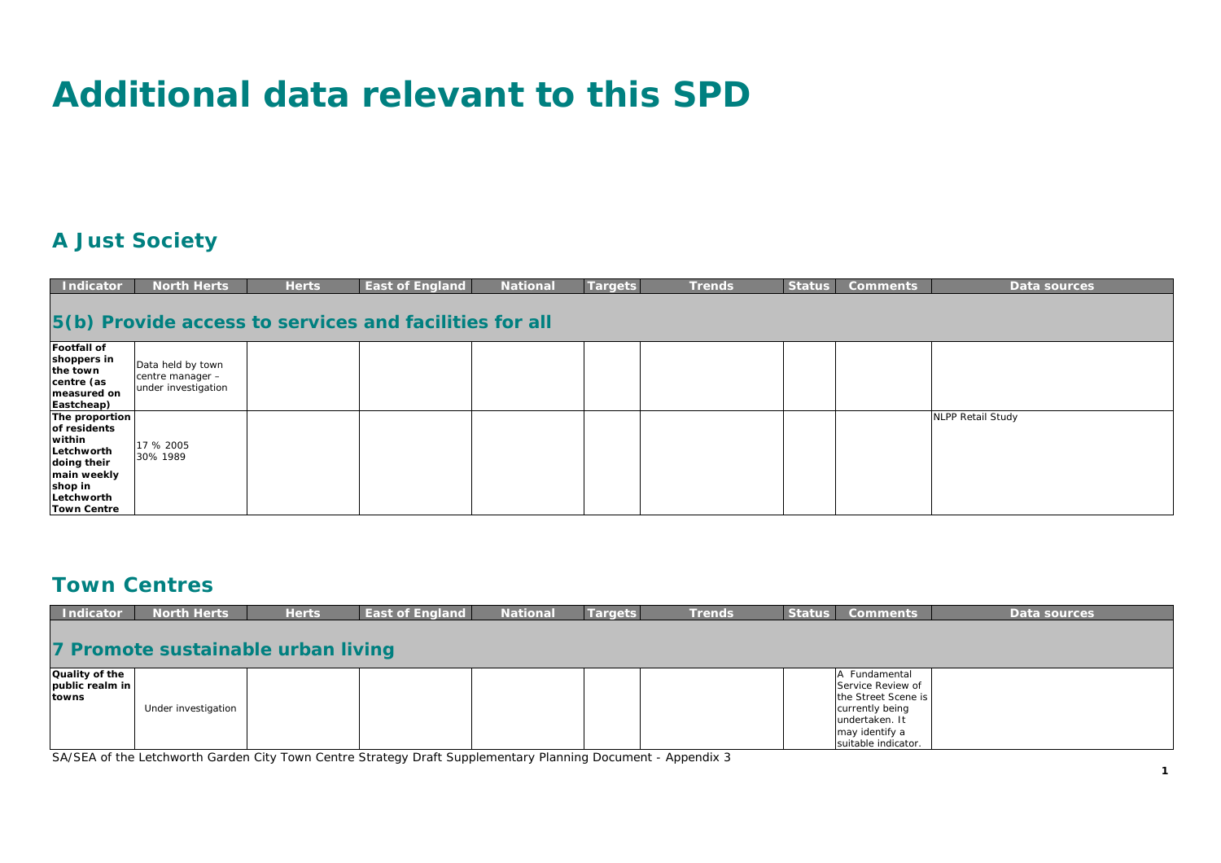# Additional data relevant to this SPD

## A Just Society

| Indicator | North Herts | Herts | East of England | National | Targets | Trends | Status | Comments | Data sources |
|---|---|---|---|---|---|---|---|---|---|
| **5(b) Provide access to services and facilities for all** | | | | | | | | | |
| **Footfall of shoppers in the town centre (as measured on Eastcheap)** | Data held by town centre manager – under investigation | | | | | | | | |
| **The proportion of residents within Letchworth doing their main weekly shop in Letchworth Town Centre** | 17 % 2005<br>30% 1989 | | | | | | | | NLPP Retail Study |

## Town Centres

| Indicator | North Herts | Herts | East of England | National | Targets | Trends | Status | Comments | Data sources |
|---|---|---|---|---|---|---|---|---|---|
| **7 Promote sustainable urban living** | | | | | | | | | |
| **Quality of the public realm in towns** | Under investigation | | | | | | | A Fundamental Service Review of the Street Scene is currently being undertaken. It may identify a suitable indicator. | |

SA/SEA of the Letchworth Garden City Town Centre Strategy Draft Supplementary Planning Document - Appendix 3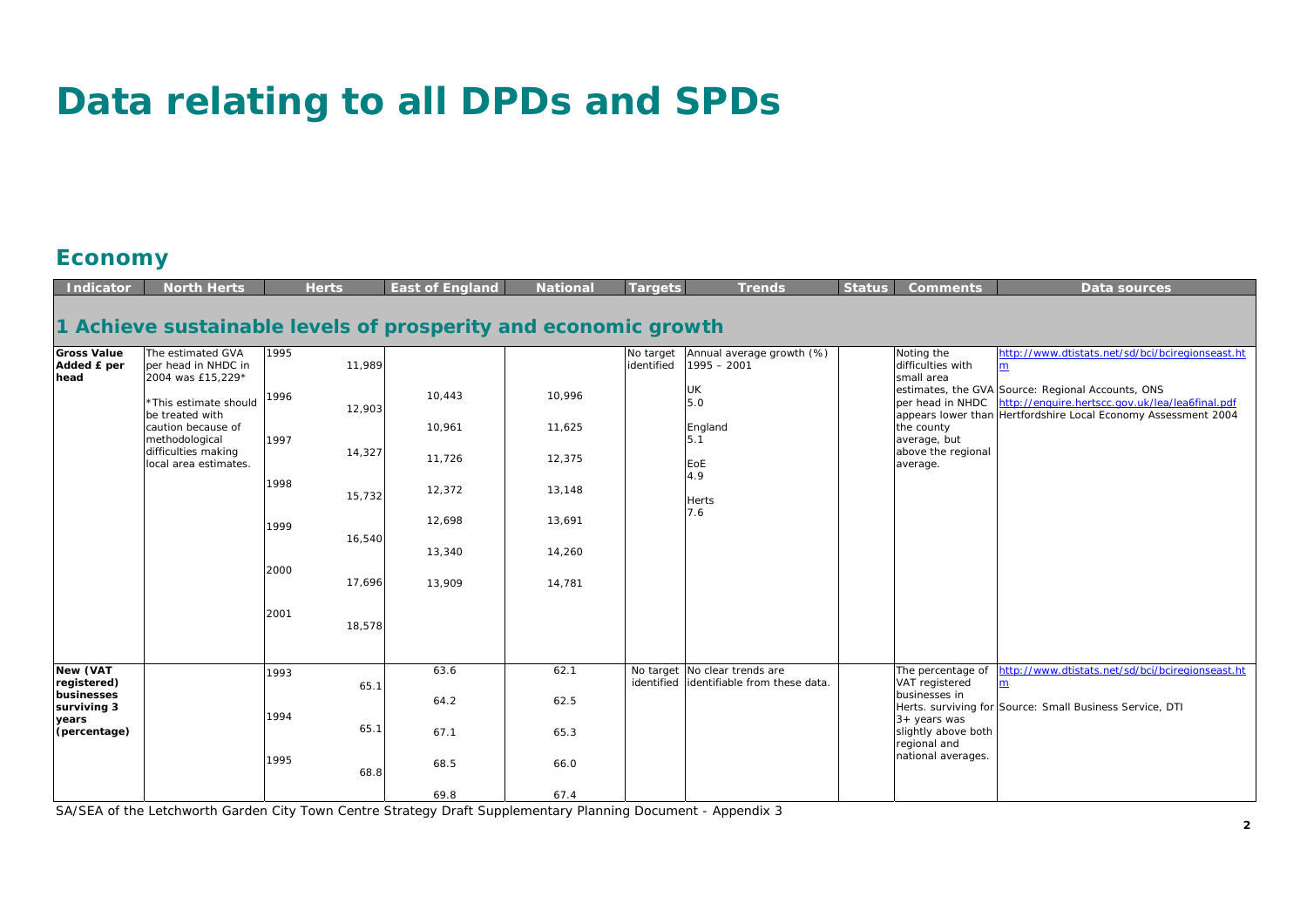# Data relating to all DPDs and SPDs

## Economy

| Indicator | North Herts | Herts | East of England | National | Targets | Trends | Status | Comments | Data sources |
|---|---|---|---|---|---|---|---|---|---|
| **1 Achieve sustainable levels of prosperity and economic growth** | | | | | | | | | |
| **Gross Value Added £ per head** | The estimated GVA per head in NHDC in 2004 was £15,229*<br><br>*This estimate should be treated with caution because of methodological difficulties making local area estimates. | 1995 11,989<br>1996 12,903<br>1997 14,327<br>1998 15,732<br>1999 16,540<br>2000 17,696<br>2001 18,578 | 10,443<br>10,961<br>11,726<br>12,372<br>12,698<br>13,340<br>13,909 | 10,996<br>11,625<br>12,375<br>13,148<br>13,691<br>14,260<br>14,781 | No target identified | Annual average growth (%) 1995 – 2001<br><br>UK 5.0<br><br>England 5.1<br><br>EoE 4.9<br><br>Herts 7.6 | | Noting the difficulties with small area estimates, the GVA per head in NHDC appears lower than the county average, but above the regional average. | http://www.dtistats.net/sd/bci/bciregionseast.htm<br>Source: Regional Accounts, ONS<br>http://enquire.hertscc.gov.uk/lea/lea6final.pdf<br>Hertfordshire Local Economy Assessment 2004 |
| **New (VAT registered) businesses surviving 3 years (percentage)** | | 1993 65.1<br>1994 65.1<br>1995 68.8 | 63.6<br>64.2<br>67.1<br>68.5<br>69.8 | 62.1<br>62.5<br>65.3<br>66.0<br>67.4 | No target identified | No clear trends are identifiable from these data. | | The percentage of VAT registered businesses in Herts. surviving for 3+ years was slightly above both regional and national averages. | http://www.dtistats.net/sd/bci/bciregionseast.htm<br>Source: Small Business Service, DTI |

SA/SEA of the Letchworth Garden City Town Centre Strategy Draft Supplementary Planning Document - Appendix 3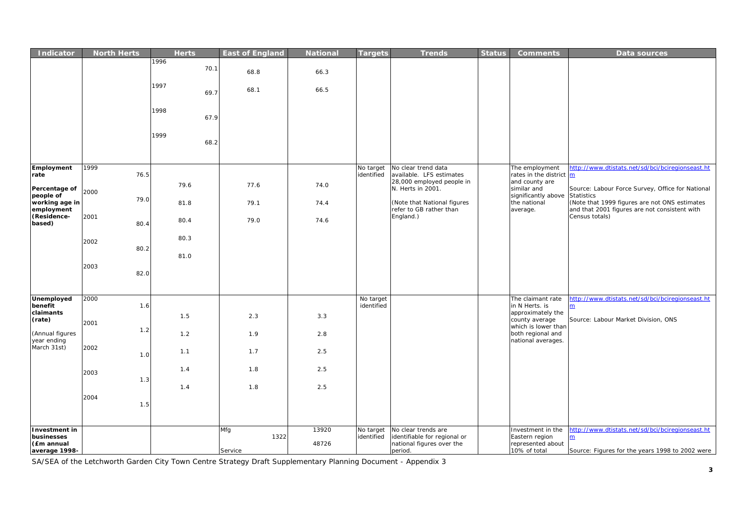| Indicator | North Herts | Herts | East of England | National | Targets | Trends | Status | Comments | Data sources |
|---|---|---|---|---|---|---|---|---|---|
| | | 1996 70.1<br>1997 69.7<br>1998 67.9<br>1999 68.2 | 68.8<br>68.1 | 66.3<br>66.5 | | | | | |
| **Employment rate**<br><br>**Percentage of people of working age in employment (Residence-based)** | 1999 76.5<br>2000 79.0<br>2001 80.4<br>2002 80.2<br>2003 82.0 | 79.6<br>81.8<br>80.4<br>80.3<br>81.0 | 77.6<br>79.1<br>79.0 | 74.0<br>74.4<br>74.6 | No target identified | No clear trend data available. LFS estimates 28,000 employed people in N. Herts in 2001.<br><br>(Note that National figures refer to GB rather than England.) | | The employment rates in the district and county are similar and significantly above the national average. | http://www.dtistats.net/sd/bci/bciregionseast.htm<br><br>Source: Labour Force Survey, Office for National Statistics<br>(Note that 1999 figures are not ONS estimates and that 2001 figures are not consistent with Census totals) |
| **Unemployed benefit claimants (rate)**<br><br>(Annual figures year ending March 31st) | 2000 1.6<br>2001 1.2<br>2002 1.0<br>2003 1.3<br>2004 1.5 | 1.5<br>1.2<br>1.1<br>1.4<br>1.4 | 2.3<br>1.9<br>1.7<br>1.8<br>1.8 | 3.3<br>2.8<br>2.5<br>2.5<br>2.5 | No target identified | | | The claimant rate in N Herts. is approximately the county average which is lower than both regional and national averages. | http://www.dtistats.net/sd/bci/bciregionseast.htm<br><br>Source: Labour Market Division, ONS |
| **Investment in businesses (£m annual average 1998-** | | | Mfg 1322<br>Service | 13920<br>48726 | No target identified | No clear trends are identifiable for regional or national figures over the period. | | Investment in the Eastern region represented about 10% of total | http://www.dtistats.net/sd/bci/bciregionseast.htm<br><br>Source: Figures for the years 1998 to 2002 were |

SA/SEA of the Letchworth Garden City Town Centre Strategy Draft Supplementary Planning Document - Appendix 3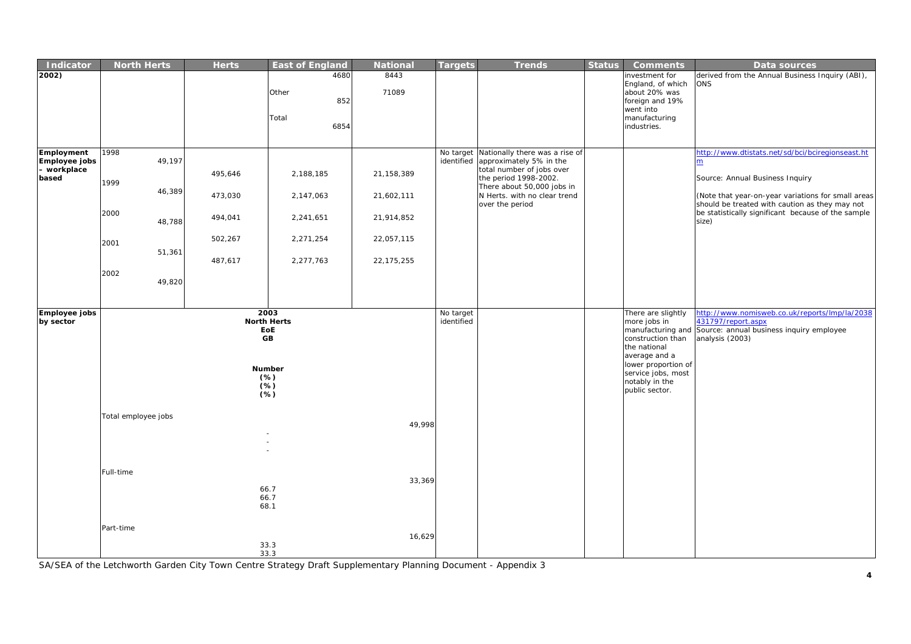| Indicator | North Herts | Herts | East of England | National | Targets | Trends | Status | Comments | Data sources |
|---|---|---|---|---|---|---|---|---|---|
| 2002) | | | 4680<br><br>Other<br>852<br><br>Total<br>6854 | 8443<br><br>71089 | | | | investment for England, of which about 20% was foreign and 19% went into manufacturing industries. | derived from the Annual Business Inquiry (ABI), ONS |
| **Employment Employee jobs - workplace based** | 1998<br>49,197<br><br>1999<br>46,389<br><br>2000<br>48,788<br><br>2001<br>51,361<br><br>2002<br>49,820 | 495,646<br><br>473,030<br><br>494,041<br><br>502,267<br><br>487,617 | 2,188,185<br><br>2,147,063<br><br>2,241,651<br><br>2,271,254<br><br>2,277,763 | 21,158,389<br><br>21,602,111<br><br>21,914,852<br><br>22,057,115<br><br>22,175,255 | No target identified | Nationally there was a rise of approximately 5% in the total number of jobs over the period 1998-2002. There about 50,000 jobs in N Herts. with no clear trend over the period | | | http://www.dtistats.net/sd/bci/bciregionseast.htm<br><br>Source: Annual Business Inquiry<br><br>(Note that year-on-year variations for small areas should be treated with caution as they may not be statistically significant because of the sample size) |
| **Employee jobs by sector** | **2003**<br>**North Herts**<br>**EoE**<br>**GB**<br><br>**Number**<br>**(%)**<br>**(%)**<br>**(%)**<br><br>Total employee jobs | - <br>- <br>- | | 49,998 | No target identified | | | There are slightly more jobs in manufacturing and construction than the national average and a lower proportion of service jobs, most notably in the public sector. | http://www.nomisweb.co.uk/reports/lmp/la/2038431797/report.aspx<br>Source: annual business inquiry employee analysis (2003) |
| | Full-time | 66.7<br>66.7<br>68.1 | | 33,369 | | | | | |
| | Part-time | 33.3<br>33.3 | | 16,629 | | | | | |

SA/SEA of the Letchworth Garden City Town Centre Strategy Draft Supplementary Planning Document - Appendix 3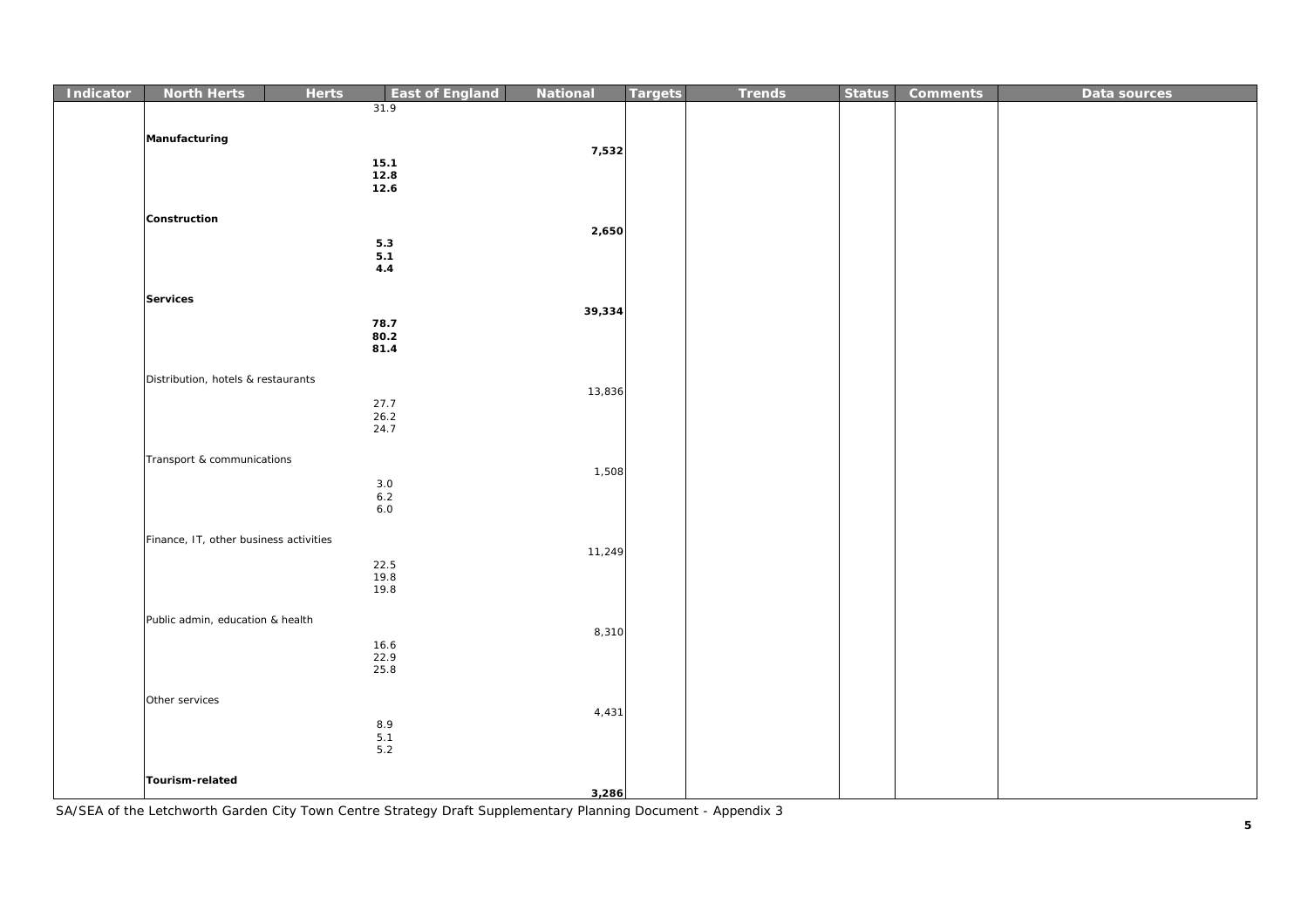| Indicator | North Herts | Herts | East of England | National | Targets | Trends | Status | Comments | Data sources |
|---|---|---|---|---|---|---|---|---|---|
| | | 31.9 | | | | | | | |
| | **Manufacturing** | | | | | | | | |
| | | | | **7,532** | | | | | |
| | | **15.1** | | | | | | | |
| | | **12.8** | | | | | | | |
| | | **12.6** | | | | | | | |
| | **Construction** | | | | | | | | |
| | | | | **2,650** | | | | | |
| | | **5.3** | | | | | | | |
| | | **5.1** | | | | | | | |
| | | **4.4** | | | | | | | |
| | **Services** | | | | | | | | |
| | | | | **39,334** | | | | | |
| | | **78.7** | | | | | | | |
| | | **80.2** | | | | | | | |
| | | **81.4** | | | | | | | |
| | Distribution, hotels & restaurants | | | | | | | | |
| | | | | 13,836 | | | | | |
| | | 27.7 | | | | | | | |
| | | 26.2 | | | | | | | |
| | | 24.7 | | | | | | | |
| | Transport & communications | | | | | | | | |
| | | | | 1,508 | | | | | |
| | | 3.0 | | | | | | | |
| | | 6.2 | | | | | | | |
| | | 6.0 | | | | | | | |
| | Finance, IT, other business activities | | | | | | | | |
| | | | | 11,249 | | | | | |
| | | 22.5 | | | | | | | |
| | | 19.8 | | | | | | | |
| | | 19.8 | | | | | | | |
| | Public admin, education & health | | | | | | | | |
| | | | | 8,310 | | | | | |
| | | 16.6 | | | | | | | |
| | | 22.9 | | | | | | | |
| | | 25.8 | | | | | | | |
| | Other services | | | | | | | | |
| | | | | 4,431 | | | | | |
| | | 8.9 | | | | | | | |
| | | 5.1 | | | | | | | |
| | | 5.2 | | | | | | | |
| | **Tourism-related** | | | | | | | | |
| | | | | **3,286** | | | | | |

SA/SEA of the Letchworth Garden City Town Centre Strategy Draft Supplementary Planning Document - Appendix 3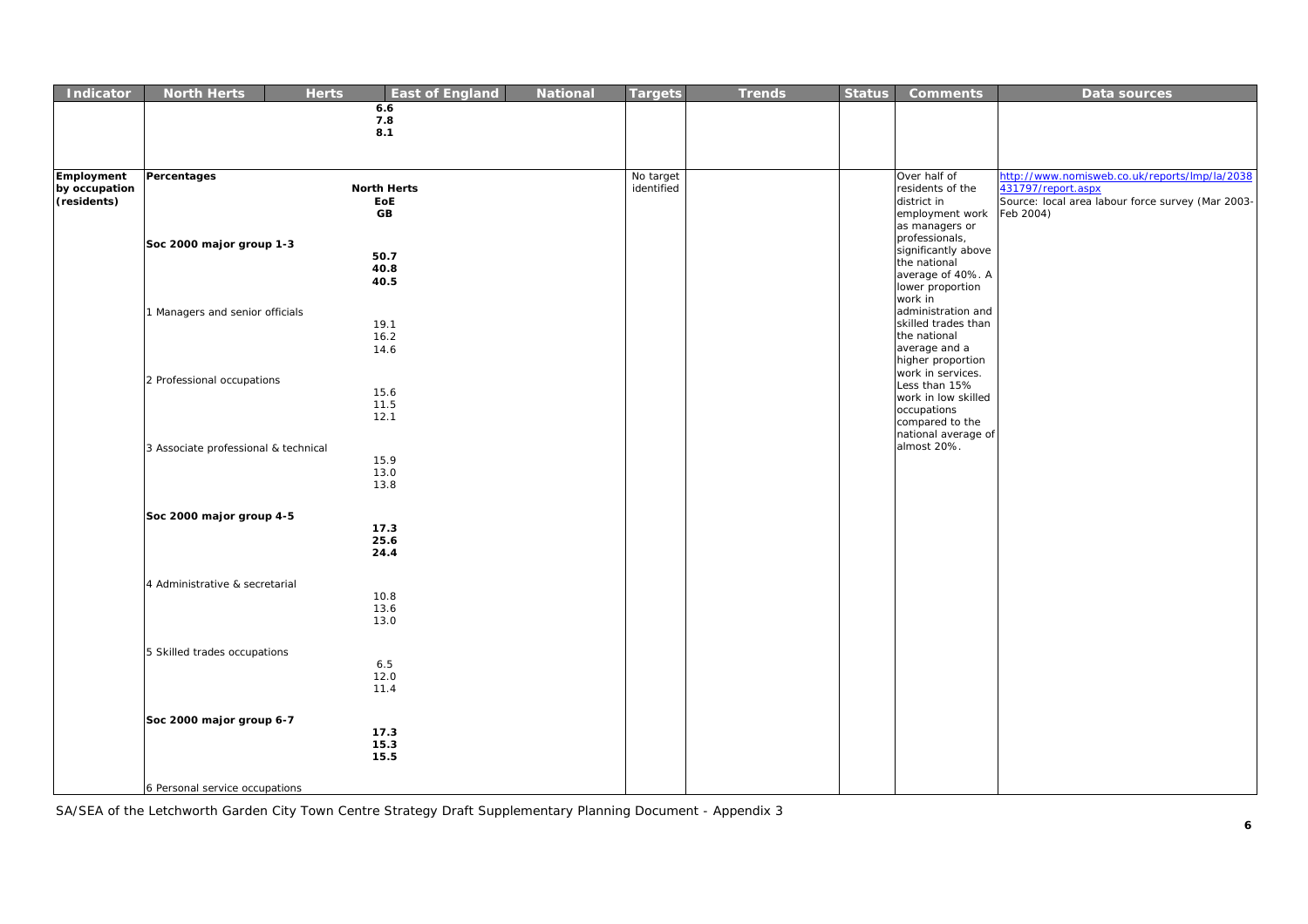| Indicator | North Herts | Herts | East of England | National | Targets | Trends | Status | Comments | Data sources |
|---|---|---|---|---|---|---|---|---|---|
| | **6.6**<br>**7.8**<br>**8.1** | | | | | | | | |
| **Employment by occupation (residents)** | **Percentages**<br><br>**North Herts**<br>**EoE**<br>**GB**<br><br>**Soc 2000 major group 1-3**<br>**50.7**<br>**40.8**<br>**40.5**<br><br>1 Managers and senior officials<br>19.1<br>16.2<br>14.6<br><br>2 Professional occupations<br>15.6<br>11.5<br>12.1<br><br>3 Associate professional & technical<br>15.9<br>13.0<br>13.8<br><br>**Soc 2000 major group 4-5**<br>**17.3**<br>**25.6**<br>**24.4**<br><br>4 Administrative & secretarial<br>10.8<br>13.6<br>13.0<br><br>5 Skilled trades occupations<br>6.5<br>12.0<br>11.4<br><br>**Soc 2000 major group 6-7**<br>**17.3**<br>**15.3**<br>**15.5**<br><br>6 Personal service occupations | | | | No target identified | | | Over half of residents of the district in employment work as managers or professionals, significantly above the national average of 40%. A lower proportion work in administration and skilled trades than the national average and a higher proportion work in services. Less than 15% work in low skilled occupations compared to the national average of almost 20%. | http://www.nomisweb.co.uk/reports/lmp/la/2038431797/report.aspx<br>Source: local area labour force survey (Mar 2003-Feb 2004) |

SA/SEA of the Letchworth Garden City Town Centre Strategy Draft Supplementary Planning Document - Appendix 3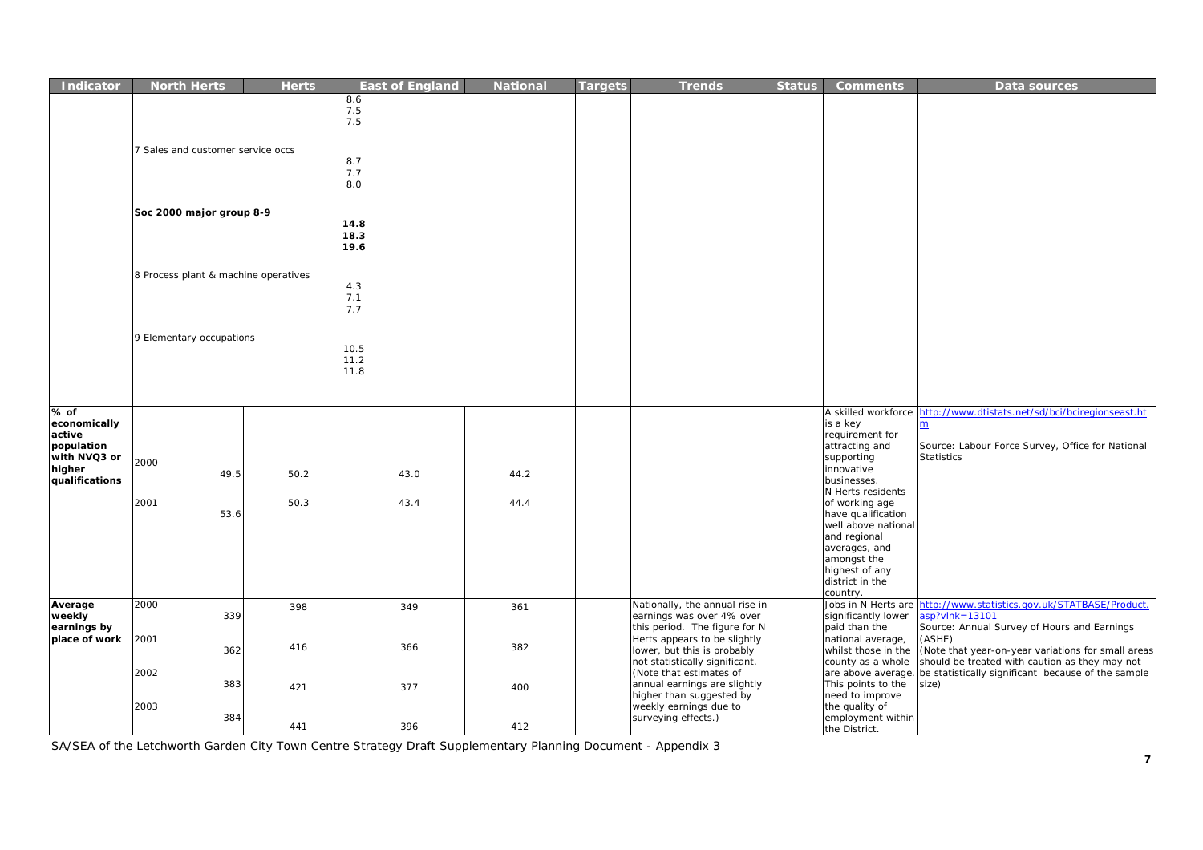| Indicator | North Herts | Herts | East of England | National | Targets | Trends | Status | Comments | Data sources |
|---|---|---|---|---|---|---|---|---|---|
| | 8.6<br>7.5<br>7.5 | | | | | | | | |
| | 7 Sales and customer service occs<br>8.7<br>7.7<br>8.0 | | | | | | | | |
| | **Soc 2000 major group 8-9**<br>**14.8**<br>**18.3**<br>**19.6** | | | | | | | | |
| | 8 Process plant & machine operatives<br>4.3<br>7.1<br>7.7 | | | | | | | | |
| | 9 Elementary occupations<br>10.5<br>11.2<br>11.8 | | | | | | | | |
| **% of economically active population with NVQ3 or higher qualifications** | 2000 49.5<br>2001 53.6 | 50.2<br>50.3 | 43.0<br>43.4 | 44.2<br>44.4 | | | | A skilled workforce is a key requirement for attracting and supporting innovative businesses. N Herts residents of working age have qualification well above national and regional averages, and amongst the highest of any district in the country. | http://www.dtistats.net/sd/bci/bciregionseast.htm<br>Source: Labour Force Survey, Office for National Statistics |
| **Average weekly earnings by place of work** | 2000 339<br>2001 362<br>2002 383<br>2003 384 | 398<br>416<br>421<br>441 | 349<br>366<br>377<br>396 | 361<br>382<br>400<br>412 | | Nationally, the annual rise in earnings was over 4% over this period. The figure for N Herts appears to be slightly lower, but this is probably not statistically significant. (Note that estimates of annual earnings are slightly higher than suggested by weekly earnings due to surveying effects.) | | Jobs in N Herts are significantly lower paid than the national average, whilst those in the county as a whole are above average. This points to the need to improve the quality of employment within the District. | http://www.statistics.gov.uk/STATBASE/Product.asp?vlnk=13101<br>Source: Annual Survey of Hours and Earnings (ASHE)<br>(Note that year-on-year variations for small areas should be treated with caution as they may not be statistically significant because of the sample size) |

SA/SEA of the Letchworth Garden City Town Centre Strategy Draft Supplementary Planning Document - Appendix 3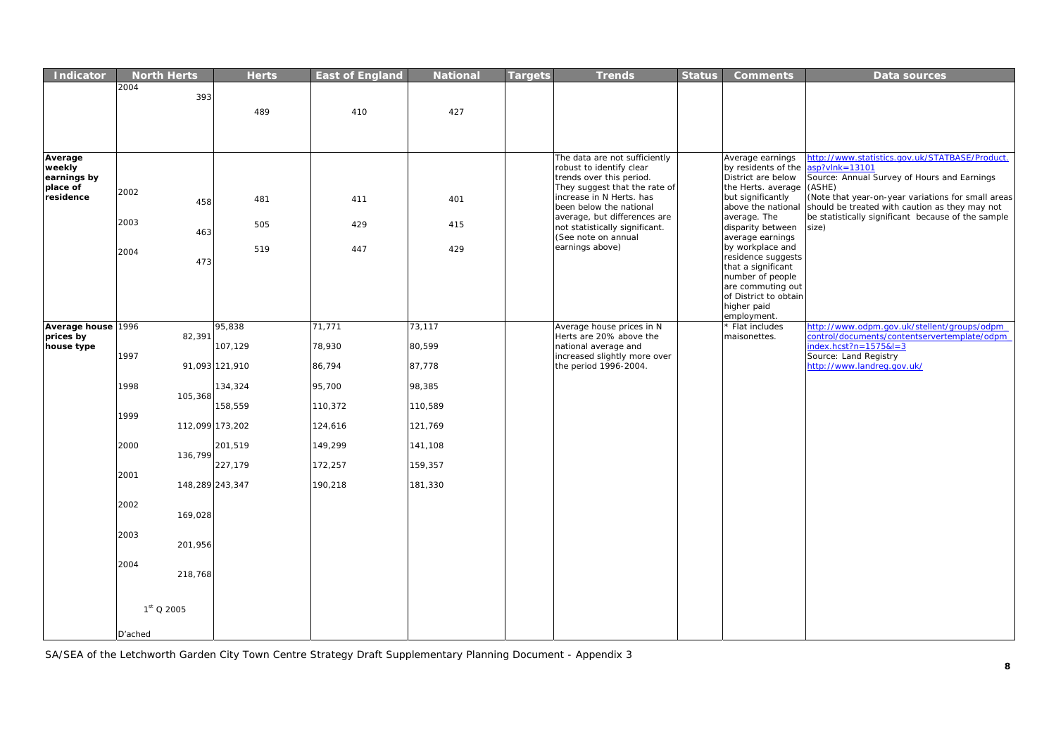| Indicator | North Herts | Herts | East of England | National | Targets | Trends | Status | Comments | Data sources |
|---|---|---|---|---|---|---|---|---|---|
| | 2004<br>393 | 489 | 410 | 427 | | | | | |
| **Average weekly earnings by place of residence** | 2002<br>458<br>2003<br>463<br>2004<br>473 | 481<br>505<br>519 | 411<br>429<br>447 | 401<br>415<br>429 | | The data are not sufficiently robust to identify clear trends over this period. They suggest that the rate of increase in N Herts. has been below the national average, but differences are not statistically significant. (See note on annual earnings above) | | Average earnings by residents of the District are below the Herts. average but significantly above the national average. The disparity between average earnings by workplace and residence suggests that a significant number of people are commuting out of District to obtain higher paid employment. | http://www.statistics.gov.uk/STATBASE/Product.asp?vlnk=13101<br>Source: Annual Survey of Hours and Earnings (ASHE)<br>(Note that year-on-year variations for small areas should be treated with caution as they may not be statistically significant because of the sample size) |
| **Average house prices by house type** | 1996<br>82,391<br>1997<br>91,093<br>1998<br>105,368<br>1999<br>112,099<br>2000<br>136,799<br>2001<br>148,289<br>2002<br>169,028<br>2003<br>201,956<br>2004<br>218,768<br>1st Q 2005<br>D'ached | 95,838<br>107,129<br>121,910<br>134,324<br>158,559<br>173,202<br>201,519<br>227,179<br>243,347 | 71,771<br>78,930<br>86,794<br>95,700<br>110,372<br>124,616<br>149,299<br>172,257<br>190,218 | 73,117<br>80,599<br>87,778<br>98,385<br>110,589<br>121,769<br>141,108<br>159,357<br>181,330 | | Average house prices in N Herts are 20% above the national average and increased slightly more over the period 1996-2004. | | * Flat includes maisonettes. | http://www.odpm.gov.uk/stellent/groups/odpm_control/documents/contentservertemplate/odpm_index.hcst?n=1575&l=3<br>Source: Land Registry<br>http://www.landreg.gov.uk/ |

SA/SEA of the Letchworth Garden City Town Centre Strategy Draft Supplementary Planning Document - Appendix 3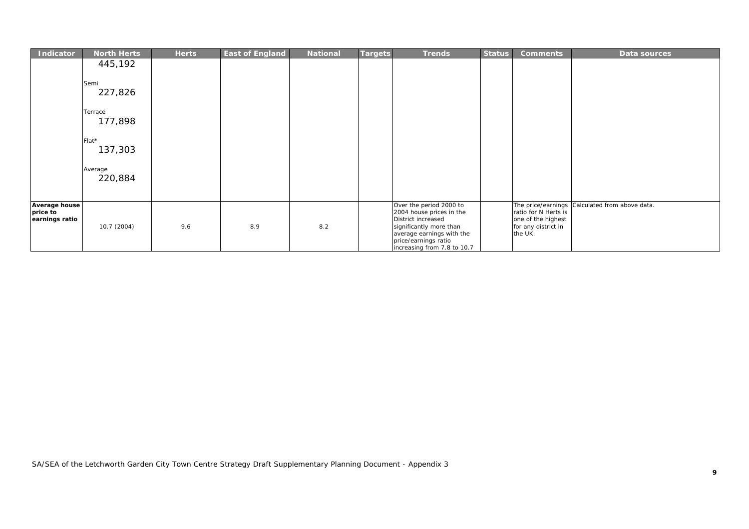| Indicator | North Herts | Herts | East of England | National | Targets | Trends | Status | Comments | Data sources |
|---|---|---|---|---|---|---|---|---|---|
| | 445,192<br><br>Semi<br>227,826<br><br>Terrace<br>177,898<br><br>Flat*<br>137,303<br><br>Average<br>220,884 | | | | | | | | |
| **Average house price to earnings ratio** | 10.7 (2004) | 9.6 | 8.9 | 8.2 | | Over the period 2000 to 2004 house prices in the District increased significantly more than average earnings with the price/earnings ratio increasing from 7.8 to 10.7 | | The price/earnings ratio for N Herts is one of the highest for any district in the UK. | Calculated from above data. |

SA/SEA of the Letchworth Garden City Town Centre Strategy Draft Supplementary Planning Document - Appendix 3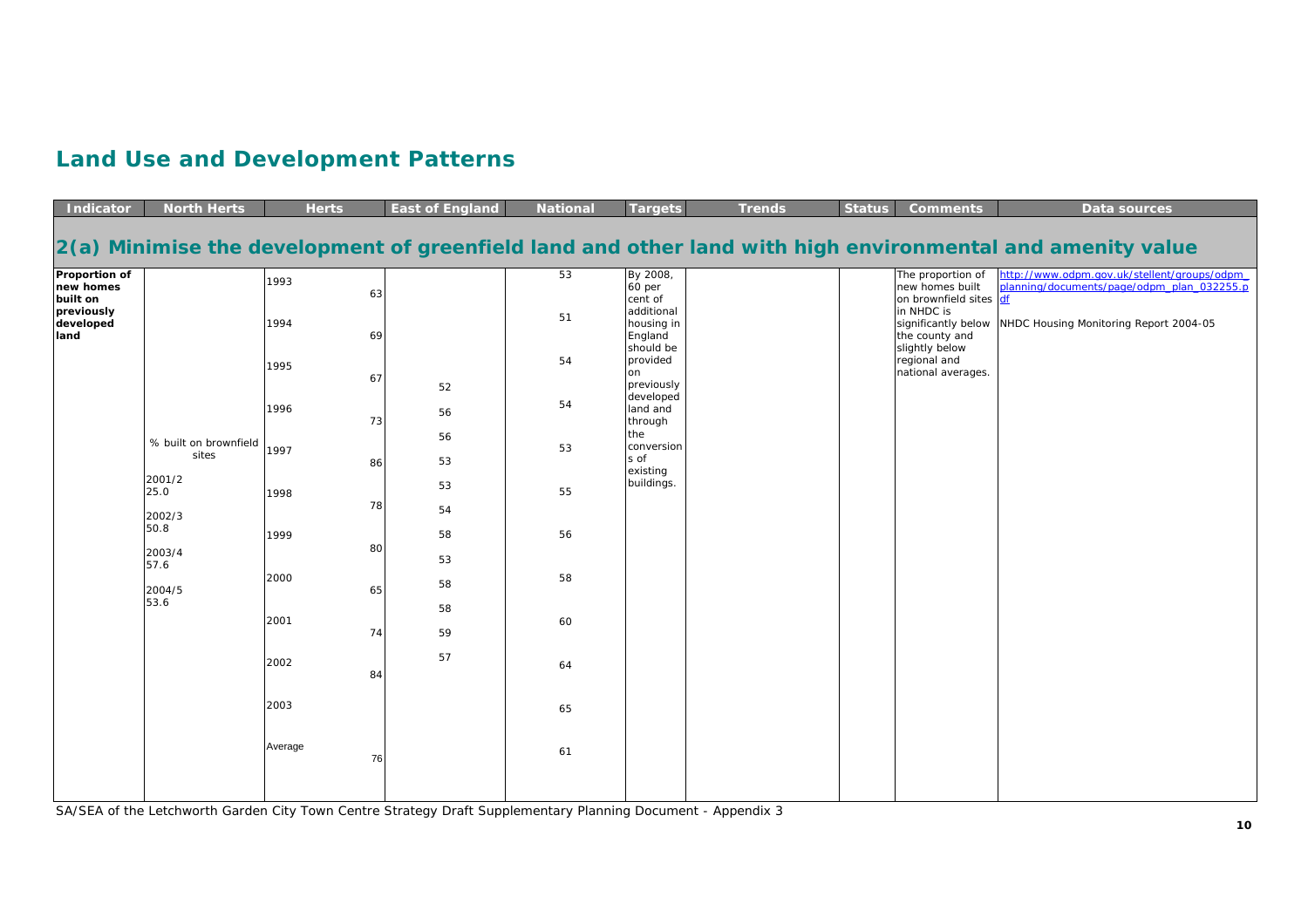# Land Use and Development Patterns

| Indicator | North Herts | Herts | East of England | National | Targets | Trends | Status | Comments | Data sources |
|---|---|---|---|---|---|---|---|---|---|
| **2(a) Minimise the development of greenfield land and other land with high environmental and amenity value** | | | | | | | | | |
| **Proportion of new homes built on previously developed land** | % built on brownfield sites<br><br>2001/2<br>25.0<br><br>2002/3<br>50.8<br><br>2003/4<br>57.6<br><br>2004/5<br>53.6 | 1993 63<br>1994 69<br>1995 67<br>1996 73<br>1997 86<br>1998 78<br>1999 80<br>2000 65<br>2001 74<br>2002 84<br>2003<br>Average 76 | 52<br>56<br>56<br>53<br>53<br>54<br>58<br>53<br>58<br>58<br>59<br>57 | 53<br>51<br>54<br>54<br>53<br>55<br>56<br>58<br>60<br>64<br>65<br>61 | By 2008, 60 per cent of additional housing in England should be provided on previously developed land and through the conversions of existing buildings. | | | The proportion of new homes built on brownfield sites in NHDC is significantly below the county and slightly below regional and national averages. | http://www.odpm.gov.uk/stellent/groups/odpm_planning/documents/page/odpm_plan_032255.pdf<br><br>NHDC Housing Monitoring Report 2004-05 |

SA/SEA of the Letchworth Garden City Town Centre Strategy Draft Supplementary Planning Document - Appendix 3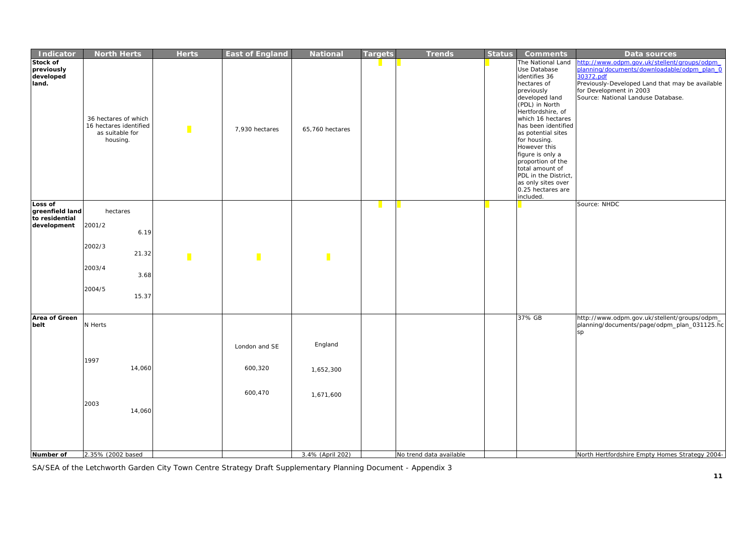| Indicator | North Herts | Herts | East of England | National | Targets | Trends | Status | Comments | Data sources |
|---|---|---|---|---|---|---|---|---|---|
| **Stock of previously developed land.** | 36 hectares of which 16 hectares identified as suitable for housing. | | 7,930 hectares | 65,760 hectares | | | | The National Land Use Database identifies 36 hectares of previously developed land (PDL) in North Hertfordshire, of which 16 hectares has been identified as potential sites for housing. However this figure is only a proportion of the total amount of PDL in the District, as only sites over 0.25 hectares are included. | http://www.odpm.gov.uk/stellent/groups/odpm_planning/documents/downloadable/odpm_plan_030372.pdf Previously-Developed Land that may be available for Development in 2003 Source: National Landuse Database. |
| **Loss of greenfield land to residential development** | hectares 2001/2 6.19 2002/3 21.32 2003/4 3.68 2004/5 15.37 | | | | | | | | Source: NHDC |
| **Area of Green belt** | N Herts 1997 14,060 2003 14,060 | | London and SE 600,320 600,470 | England 1,652,300 1,671,600 | | | | 37% GB | http://www.odpm.gov.uk/stellent/groups/odpm_planning/documents/page/odpm_plan_031125.hcsp |
| **Number of** | 2.35% (2002 based | | | 3.4% (April 202) | | No trend data available | | | North Hertfordshire Empty Homes Strategy 2004- |

SA/SEA of the Letchworth Garden City Town Centre Strategy Draft Supplementary Planning Document - Appendix 3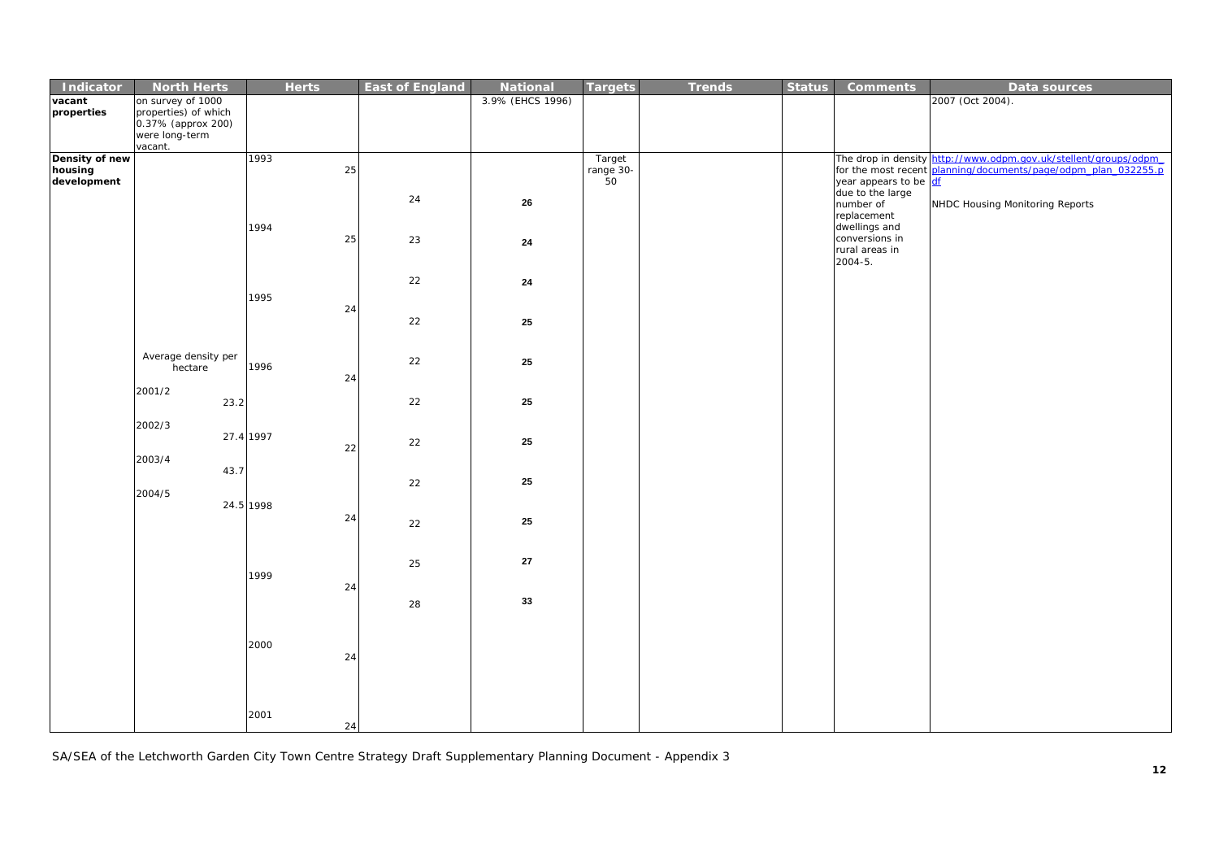| Indicator | North Herts | Herts | East of England | National | Targets | Trends | Status | Comments | Data sources |
|---|---|---|---|---|---|---|---|---|---|
| vacant properties | on survey of 1000 properties) of which 0.37% (approx 200) were long-term vacant. | | | 3.9% (EHCS 1996) | | | | | 2007 (Oct 2004). |
| Density of new housing development | Average density per hectare<br>2001/2 23.2<br>2002/3 27.4<br>2003/4 43.7<br>2004/5 24.5 | 1993 25<br>1994 25<br>1995 24<br>1996 24<br>1997 22<br>1998 24<br>1999 24<br>2000 24<br>2001 24 | 24<br>23<br>22<br>22<br>22<br>22<br>22<br>22<br>22<br>25<br>28 | 26<br>24<br>24<br>25<br>25<br>25<br>25<br>25<br>25<br>27<br>33 | Target range 30-50 | | | The drop in density for the most recent year appears to be due to the large number of replacement dwellings and conversions in rural areas in 2004-5. | http://www.odpm.gov.uk/stellent/groups/odpm_planning/documents/page/odpm_plan_032255.pdf<br>NHDC Housing Monitoring Reports |

SA/SEA of the Letchworth Garden City Town Centre Strategy Draft Supplementary Planning Document - Appendix 3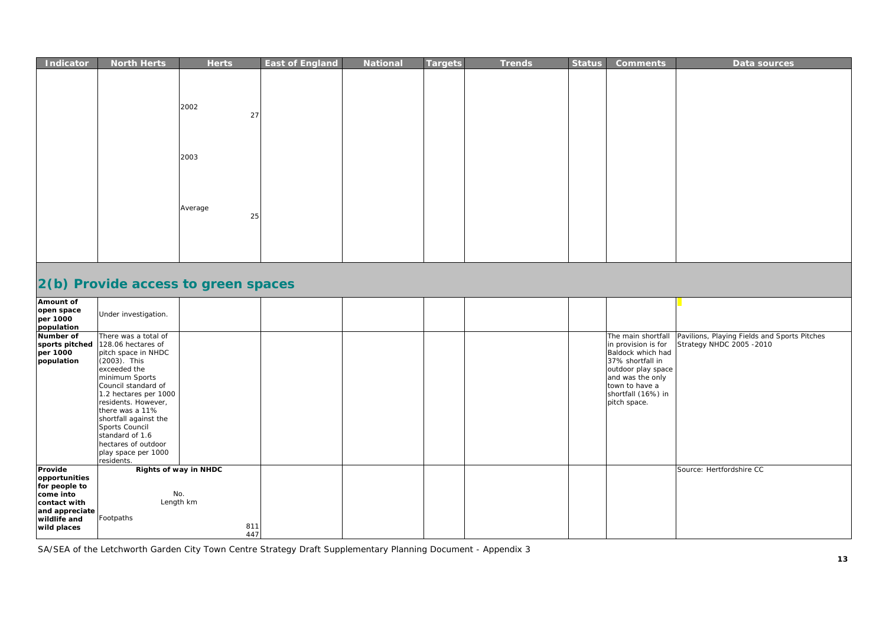| Indicator | North Herts | Herts | East of England | National | Targets | Trends | Status | Comments | Data sources |
|---|---|---|---|---|---|---|---|---|---|
| | | 2002 27<br>2003<br>Average 25 | | | | | | | |

## 2(b) Provide access to green spaces

| Indicator | North Herts | Herts | East of England | National | Targets | Trends | Status | Comments | Data sources |
|---|---|---|---|---|---|---|---|---|---|
| **Amount of open space per 1000 population** | Under investigation. | | | | | | | | |
| **Number of sports pitched per 1000 population** | There was a total of 128.06 hectares of pitch space in NHDC (2003). This exceeded the minimum Sports Council standard of 1.2 hectares per 1000 residents. However, there was a 11% shortfall against the Sports Council standard of 1.6 hectares of outdoor play space per 1000 residents. | | | | | | | The main shortfall in provision is for Baldock which had 37% shortfall in outdoor play space and was the only town to have a shortfall (16%) in pitch space. | Pavilions, Playing Fields and Sports Pitches Strategy NHDC 2005 -2010 |
| **Provide opportunities for people to come into contact with and appreciate wildlife and wild places** | **Rights of way in NHDC**<br>Footpaths | No. 811<br>Length km 447 | | | | | | | Source: Hertfordshire CC |

SA/SEA of the Letchworth Garden City Town Centre Strategy Draft Supplementary Planning Document - Appendix 3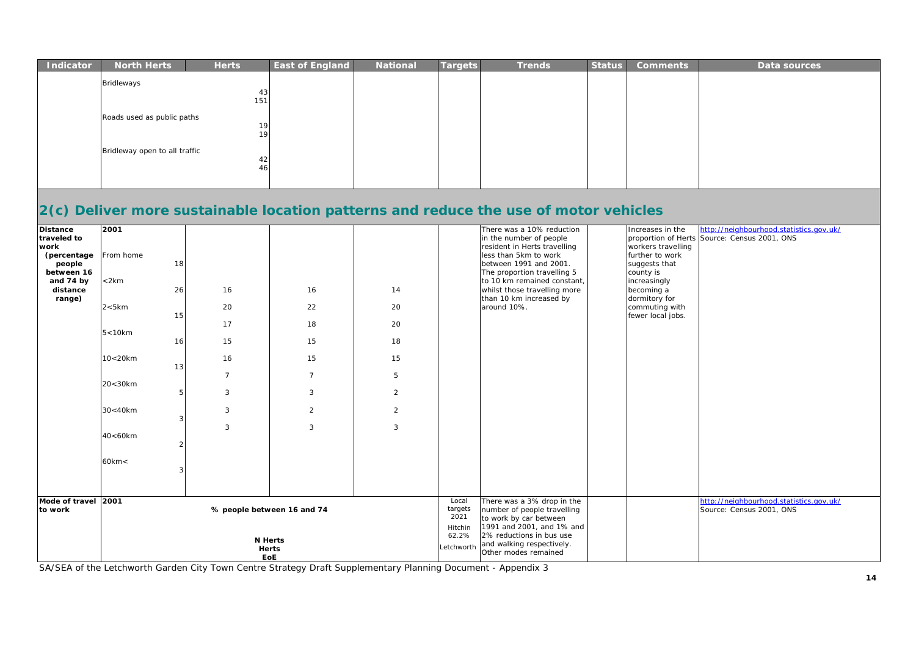| Indicator | North Herts | Herts | East of England | National | Targets | Trends | Status | Comments | Data sources |
|---|---|---|---|---|---|---|---|---|---|
| | Bridleways | 43<br>151 | | | | | | | |
| | Roads used as public paths | 19<br>19 | | | | | | | |
| | Bridleway open to all traffic | 42<br>46 | | | | | | | |

## 2(c) Deliver more sustainable location patterns and reduce the use of motor vehicles

| Indicator | North Herts | Herts | East of England | National | Targets | Trends | Status | Comments | Data sources |
|---|---|---|---|---|---|---|---|---|---|
| **Distance traveled to work (percentage people between 16 and 74 by distance range)** | **2001** | | | | | There was a 10% reduction in the number of people resident in Herts travelling less than 5km to work between 1991 and 2001. The proportion travelling 5 to 10 km remained constant, whilst those travelling more than 10 km increased by around 10%. | | Increases in the proportion of Herts workers travelling further to work suggests that county is increasingly becoming a dormitory for commuting with fewer local jobs. | http://neighbourhood.statistics.gov.uk/ Source: Census 2001, ONS |
| | From home 18 | | | | | | | | |
| | <2km 26 | 16 | 16 | 14 | | | | | |
| | 2<5km 15 | 20 | 22 | 20 | | | | | |
| | | 17 | 18 | 20 | | | | | |
| | 5<10km 16 | 15 | 15 | 18 | | | | | |
| | 10<20km 13 | 16 | 15 | 15 | | | | | |
| | | 7 | 7 | 5 | | | | | |
| | 20<30km 5 | 3 | 3 | 2 | | | | | |
| | 30<40km 3 | 3 | 2 | 2 | | | | | |
| | | 3 | 3 | 3 | | | | | |
| | 40<60km 2 | | | | | | | | |
| | 60km< 3 | | | | | | | | |
| **Mode of travel to work** | **2001**<br>% people between 16 and 74<br>**N Herts**<br>**Herts**<br>**EoE** | | | | Local targets 2021<br>Hitchin 62.2%<br>Letchworth | There was a 3% drop in the number of people travelling to work by car between 1991 and 2001, and 1% and 2% reductions in bus use and walking respectively. Other modes remained | | | http://neighbourhood.statistics.gov.uk/ Source: Census 2001, ONS |

SA/SEA of the Letchworth Garden City Town Centre Strategy Draft Supplementary Planning Document - Appendix 3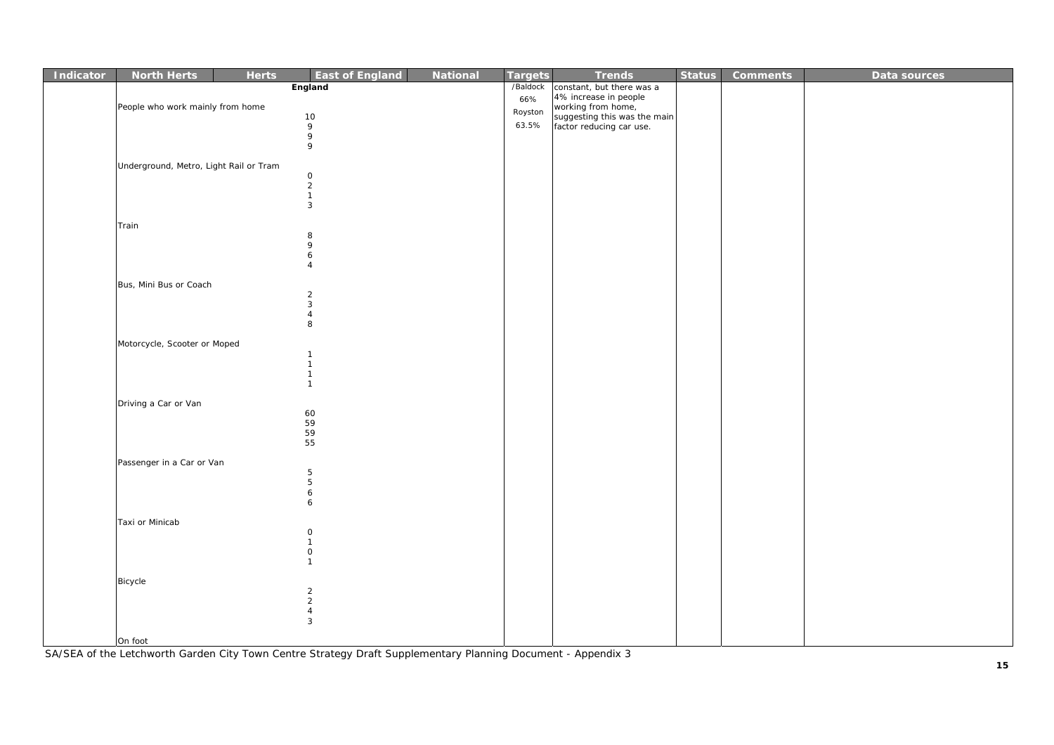| Indicator | North Herts | Herts | East of England | National | Targets | Trends | Status | Comments | Data sources |
|---|---|---|---|---|---|---|---|---|---|
| | England | | | | /Baldock 66% Royston 63.5% | constant, but there was a 4% increase in people working from home, suggesting this was the main factor reducing car use. | | | |
| | People who work mainly from home<br>10<br>9<br>9<br>9 | | | | | | | | |
| | Underground, Metro, Light Rail or Tram<br>0<br>2<br>1<br>3 | | | | | | | | |
| | Train<br>8<br>9<br>6<br>4 | | | | | | | | |
| | Bus, Mini Bus or Coach<br>2<br>3<br>4<br>8 | | | | | | | | |
| | Motorcycle, Scooter or Moped<br>1<br>1<br>1<br>1 | | | | | | | | |
| | Driving a Car or Van<br>60<br>59<br>59<br>55 | | | | | | | | |
| | Passenger in a Car or Van<br>5<br>5<br>6<br>6 | | | | | | | | |
| | Taxi or Minicab<br>0<br>1<br>0<br>1 | | | | | | | | |
| | Bicycle<br>2<br>2<br>4<br>3 | | | | | | | | |
| | On foot | | | | | | | | |

SA/SEA of the Letchworth Garden City Town Centre Strategy Draft Supplementary Planning Document - Appendix 3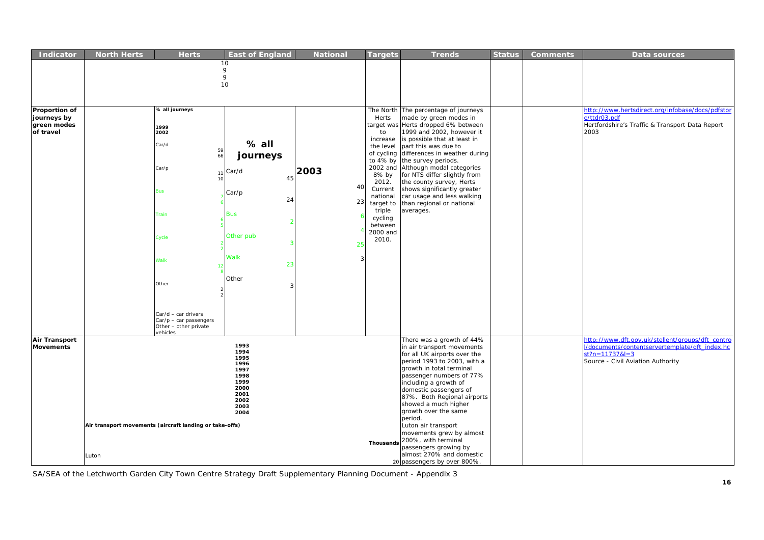| Indicator | North Herts | Herts | East of England | National | Targets | Trends | Status | Comments | Data sources |
|---|---|---|---|---|---|---|---|---|---|
| | | 10<br>9<br>9<br>10 | | | | | | | |
| **Proportion of journeys by green modes of travel** | | % all journeys<br><br>1999<br>2002<br><br>Car/d 59 66<br><br>Car/p 11 10<br><br>Bus 7 6<br><br>Train 6 5<br><br>Cycle 2 2<br><br>Walk 12 8<br><br>Other 2 2<br><br>Car/d – car drivers<br>Car/p – car passengers<br>Other – other private vehicles | % all journeys<br><br>Car/d 45<br><br>Car/p 24<br><br>Bus 2<br><br>Other pub 3<br><br>Walk 23<br><br>Other 3 | 2003<br><br>40<br>23<br>6<br>4<br>25<br>3 | The North Herts target was to increase the level of cycling to 4% by 2002 and 8% by 2012. Current national target to triple cycling between 2000 and 2010. | The percentage of journeys made by green modes in Herts dropped 6% between 1999 and 2002, however it is possible that at least in part this was due to differences in weather during the survey periods. Although modal categories for NTS differ slightly from the county survey, Herts shows significantly greater car usage and less walking than regional or national averages. | | | http://www.hertsdirect.org/infobase/docs/pdfstore/ttdr03.pdf<br>Hertfordshire's Traffic & Transport Data Report 2003 |
| **Air Transport Movements** | Air transport movements (aircraft landing or take-offs)<br><br>Luton | | 1993<br>1994<br>1995<br>1996<br>1997<br>1998<br>1999<br>2000<br>2001<br>2002<br>2003<br>2004 | | Thousands<br><br>20 | There was a growth of 44% in air transport movements for all UK airports over the period 1993 to 2003, with a growth in total terminal passenger numbers of 77% including a growth of domestic passengers of 87%. Both Regional airports showed a much higher growth over the same period.<br>Luton air transport movements grew by almost 200%, with terminal passengers growing by almost 270% and domestic passengers by over 800%. | | | http://www.dft.gov.uk/stellent/groups/dft_control/documents/contentservertemplate/dft_index.hcst?n=11737&l=3<br>Source - Civil Aviation Authority |

SA/SEA of the Letchworth Garden City Town Centre Strategy Draft Supplementary Planning Document - Appendix 3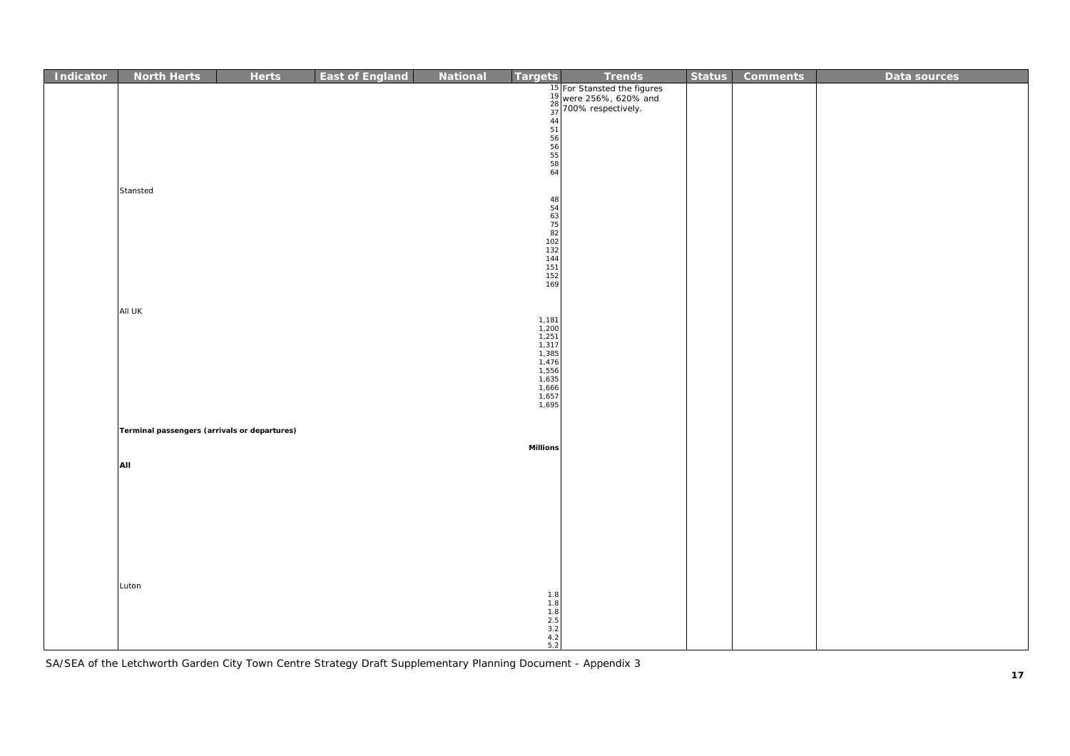| Indicator | North Herts | Herts | East of England | National | Targets | Trends | Status | Comments | Data sources |
|---|---|---|---|---|---|---|---|---|---|
| | | | | | 15<br>19<br>28<br>37<br>44<br>51<br>56<br>56<br>55<br>58<br>64 | For Stansted the figures were 256%, 620% and 700% respectively. | | | |
| | Stansted | | | | 48<br>54<br>63<br>75<br>82<br>102<br>132<br>144<br>151<br>152<br>169 | | | | |
| | All UK | | | | 1,181<br>1,200<br>1,251<br>1,317<br>1,385<br>1,476<br>1,556<br>1,635<br>1,666<br>1,657<br>1,695 | | | | |
| | **Terminal passengers (arrivals or departures)** | | | | **Millions** | | | | |
| | **All** | | | | | | | | |
| | Luton | | | | 1.8<br>1.8<br>1.8<br>2.5<br>3.2<br>4.2<br>5.2 | | | | |

SA/SEA of the Letchworth Garden City Town Centre Strategy Draft Supplementary Planning Document - Appendix 3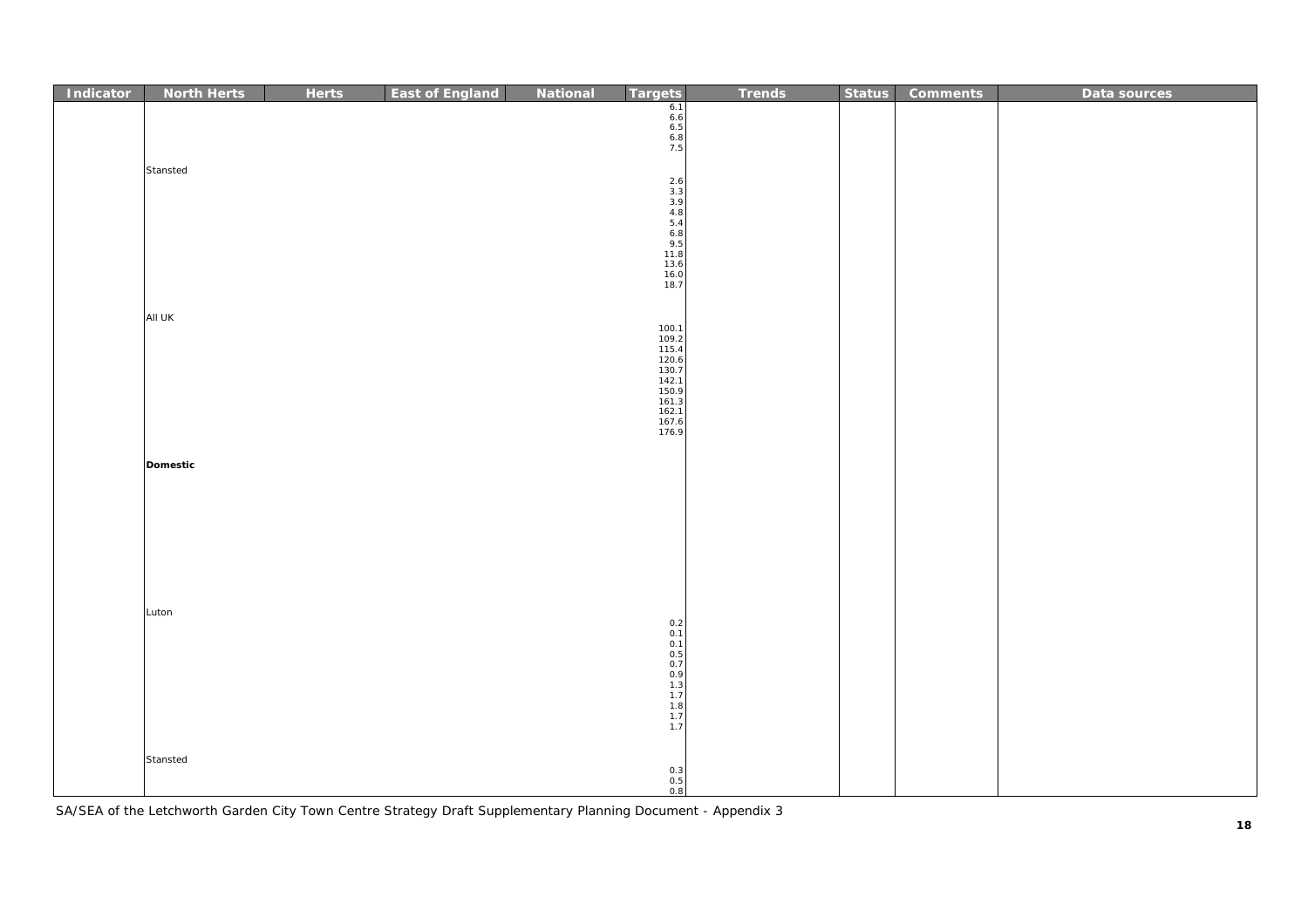| Indicator | North Herts | Herts | East of England | National | Targets | Trends | Status | Comments | Data sources |
|---|---|---|---|---|---|---|---|---|---|
| | | | | | 6.1<br>6.6<br>6.5<br>6.8<br>7.5 | | | | |
| | Stansted | | | | 2.6<br>3.3<br>3.9<br>4.8<br>5.4<br>6.8<br>9.5<br>11.8<br>13.6<br>16.0<br>18.7 | | | | |
| | All UK | | | | 100.1<br>109.2<br>115.4<br>120.6<br>130.7<br>142.1<br>150.9<br>161.3<br>162.1<br>167.6<br>176.9 | | | | |
| | **Domestic** | | | | | | | | |
| | Luton | | | | 0.2<br>0.1<br>0.1<br>0.5<br>0.7<br>0.9<br>1.3<br>1.7<br>1.8<br>1.7<br>1.7 | | | | |
| | Stansted | | | | 0.3<br>0.5<br>0.8 | | | | |

SA/SEA of the Letchworth Garden City Town Centre Strategy Draft Supplementary Planning Document - Appendix 3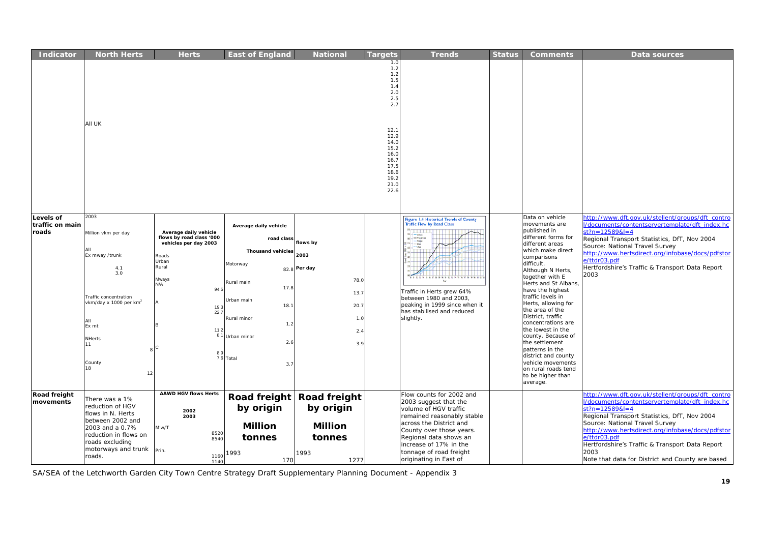| Indicator | North Herts | Herts | East of England | National | Targets | Trends | Status | Comments | Data sources |
|---|---|---|---|---|---|---|---|---|---|
| | All UK | | | | 1.0<br>1.2<br>1.2<br>1.5<br>1.4<br>2.0<br>2.5<br>2.7<br><br>12.1<br>12.9<br>14.0<br>15.2<br>16.0<br>16.7<br>17.5<br>18.6<br>19.2<br>21.0<br>22.6 | | | | |
| **Levels of traffic on main roads** | 2003<br>Million vkm per day<br>All<br>Ex mway /trunk<br>4.1<br>3.0<br>Traffic concentration vkm/day x 1000 per km$^2$<br>All<br>Ex mt<br>NHerts<br>11<br>8<br>County<br>18<br>12 | **Average daily vehicle flows by road class '000 vehicles per day 2003**<br>Roads<br>Urban<br>Rural<br>Mways<br>N/A<br>94.5<br>A<br>19.3<br>22.7<br>B<br>11.2<br>8.1<br>C<br>8.9<br>7.6 | **Average daily vehicle road class Thousand vehicles**<br>Motorway 82.8<br>Rural main 17.8<br>Urban main 18.1<br>Rural minor 1.2<br>Urban minor 2.6<br>Total 3.7 | **flows by 2003 Per day**<br>78.0<br>13.7<br>20.7<br>1.0<br>2.4<br>3.9 | | Figure 1.4 Historical Trends of County Traffic Flow by Road Class<br>Traffic in Herts grew 64% between 1980 and 2003, peaking in 1999 since when it has stabilised and reduced slightly. | | Data on vehicle movements are published in different forms for different areas which make direct comparisons difficult. Although N Herts, together with E Herts and St Albans, have the highest traffic levels in Herts, allowing for the area of the District, traffic concentrations are the lowest in the county. Because of the settlement patterns in the district and county vehicle movements on rural roads tend to be higher than average. | http://www.dft.gov.uk/stellent/groups/dft_control/documents/contentservertemplate/dft_index.hcst?n=12589&l=4<br>Regional Transport Statistics, DfT, Nov 2004<br>Source: National Travel Survey<br>http://www.hertsdirect.org/infobase/docs/pdfstore/ttdr03.pdf<br>Hertfordshire's Traffic & Transport Data Report 2003 |
| **Road freight movements** | There was a 1% reduction of HGV flows in N. Herts between 2002 and 2003 and a 0.7% reduction in flows on roads excluding motorways and trunk roads. | **AAWD HGV flows Herts**<br>**2002**<br>**2003**<br>M'w/T<br>8520<br>8540<br>Prin.<br>1160<br>1140 | **Road freight by origin**<br>**Million tonnes**<br>1993<br>170 | **Road freight by origin**<br>**Million tonnes**<br>1993<br>1277 | | Flow counts for 2002 and 2003 suggest that the volume of HGV traffic remained reasonably stable across the District and County over those years. Regional data shows an increase of 17% in the tonnage of road freight originating in East of | | | http://www.dft.gov.uk/stellent/groups/dft_control/documents/contentservertemplate/dft_index.hcst?n=12589&l=4<br>Regional Transport Statistics, DfT, Nov 2004<br>Source: National Travel Survey<br>http://www.hertsdirect.org/infobase/docs/pdfstore/ttdr03.pdf<br>Hertfordshire's Traffic & Transport Data Report 2003<br>Note that data for District and County are based |

SA/SEA of the Letchworth Garden City Town Centre Strategy Draft Supplementary Planning Document - Appendix 3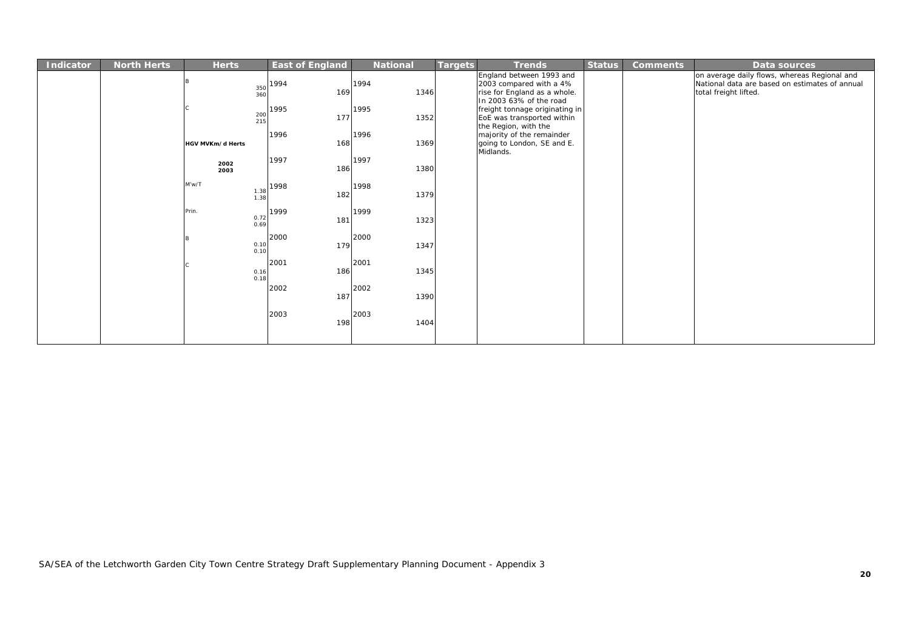| Indicator | North Herts | Herts | East of England | National | Targets | Trends | Status | Comments | Data sources |
|---|---|---|---|---|---|---|---|---|---|
| | | B 350 360<br>C 200 215<br>**HGV MVKm/d Herts**<br>**2002 2003**<br>M'w/T 1.38 1.38<br>Prin. 0.72 0.69<br>B 0.10 0.10<br>C 0.16 0.18 | 1994 169<br>1995 177<br>1996 168<br>1997 186<br>1998 182<br>1999 181<br>2000 179<br>2001 186<br>2002 187<br>2003 198 | 1994 1346<br>1995 1352<br>1996 1369<br>1997 1380<br>1998 1379<br>1999 1323<br>2000 1347<br>2001 1345<br>2002 1390<br>2003 1404 | | England between 1993 and 2003 compared with a 4% rise for England as a whole. In 2003 63% of the road freight tonnage originating in EoE was transported within the Region, with the majority of the remainder going to London, SE and E. Midlands. | | | on average daily flows, whereas Regional and National data are based on estimates of annual total freight lifted. |

SA/SEA of the Letchworth Garden City Town Centre Strategy Draft Supplementary Planning Document - Appendix 3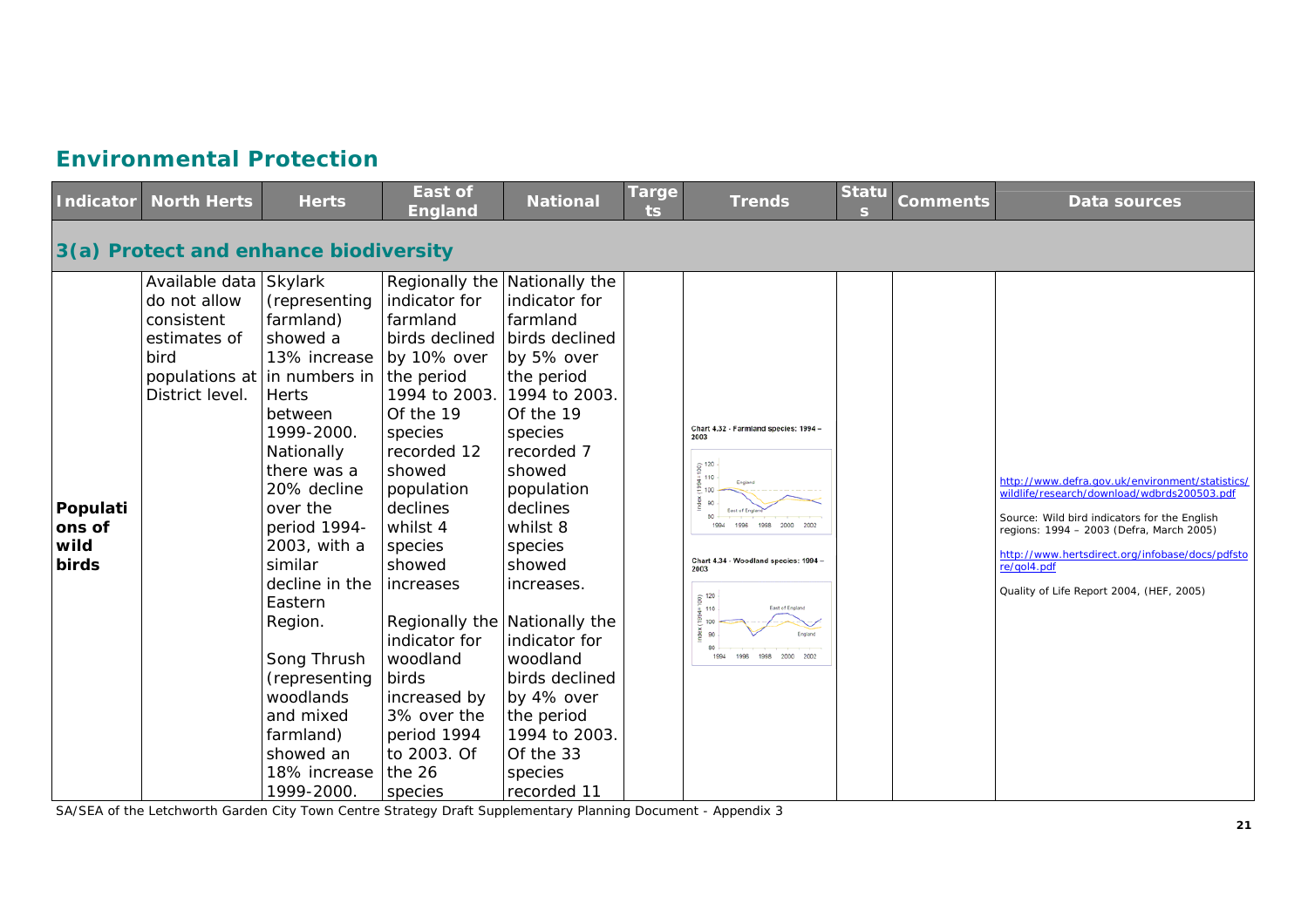## Environmental Protection

| Indicator | North Herts | Herts | East of England | National | Targets | Trends | Status | Comments | Data sources |
|---|---|---|---|---|---|---|---|---|---|
| **3(a) Protect and enhance biodiversity** | | | | | | | | | |
| **Populations of wild birds** | Available data do not allow consistent estimates of bird populations at District level. | Skylark (representing farmland) showed a 13% increase in numbers in Herts between 1999-2000. Nationally there was a 20% decline over the period 1994-2003, with a similar decline in the Eastern Region.<br><br>Song Thrush (representing woodlands and mixed farmland) showed an 18% increase 1999-2000. | Regionally the indicator for farmland birds declined by 10% over the period 1994 to 2003. Of the 19 species recorded 12 showed population declines whilst 4 species showed increases<br><br>Regionally the indicator for woodland birds increased by 3% over the period 1994 to 2003. Of the 26 species | Nationally the indicator for farmland birds declined by 5% over the period 1994 to 2003. Of the 19 species recorded 7 showed population declines whilst 8 species showed increases.<br><br>Nationally the indicator for woodland birds declined by 4% over the period 1994 to 2003. Of the 33 species recorded 11 | | Chart 4.32 - Farmland species: 1994 – 2003<br><br>Chart 4.34 - Woodland species: 1994 – 2003 | | | http://www.defra.gov.uk/environment/statistics/wildlife/research/download/wdbrds200503.pdf<br><br>Source: Wild bird indicators for the English regions: 1994 – 2003 (Defra, March 2005)<br><br>http://www.hertsdirect.org/infobase/docs/pdfstore/qol4.pdf<br><br>Quality of Life Report 2004, (HEF, 2005) |

SA/SEA of the Letchworth Garden City Town Centre Strategy Draft Supplementary Planning Document - Appendix 3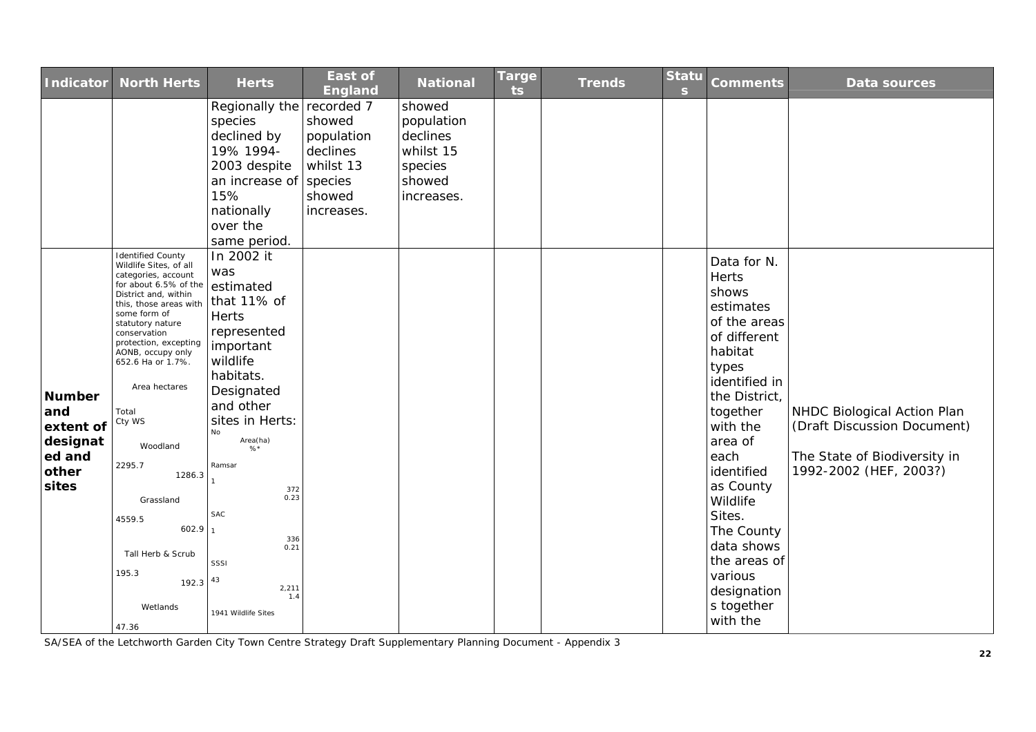| Indicator | North Herts | Herts | East of England | National | Targets | Trends | Status | Comments | Data sources |
|---|---|---|---|---|---|---|---|---|---|
| | | Regionally the species declined by 19% 1994-2003 despite an increase of 15% nationally over the same period. | recorded 7 showed population declines whilst 13 species showed increases. | showed population declines whilst 15 species showed increases. | | | | | |
| **Number and extent of designated and other sites** | Identified County Wildlife Sites, of all categories, account for about 6.5% of the District and, within this, those areas with some form of statutory nature conservation protection, excepting AONB, occupy only 652.6 Ha or 1.7%.<br><br>Area hectares<br><br>Total Cty WS<br><br>Woodland 2295.7 1286.3<br><br>Grassland 4559.5 602.9<br><br>Tall Herb & Scrub 195.3 192.3<br><br>Wetlands 47.36 | In 2002 it was estimated that 11% of Herts represented important wildlife habitats. Designated and other sites in Herts:<br><br>No Area(ha) %*<br><br>Ramsar 1 372 0.23<br><br>SAC 1 336 0.21<br><br>SSSI 43 2,211 1.4<br><br>1941 Wildlife Sites | | | | | | Data for N. Herts shows estimates of the areas of different habitat types identified in the District, together with the area of each identified as County Wildlife Sites. The County data shows the areas of various designations together with the | NHDC Biological Action Plan (Draft Discussion Document)<br><br>The State of Biodiversity in 1992-2002 (HEF, 2003?) |

SA/SEA of the Letchworth Garden City Town Centre Strategy Draft Supplementary Planning Document - Appendix 3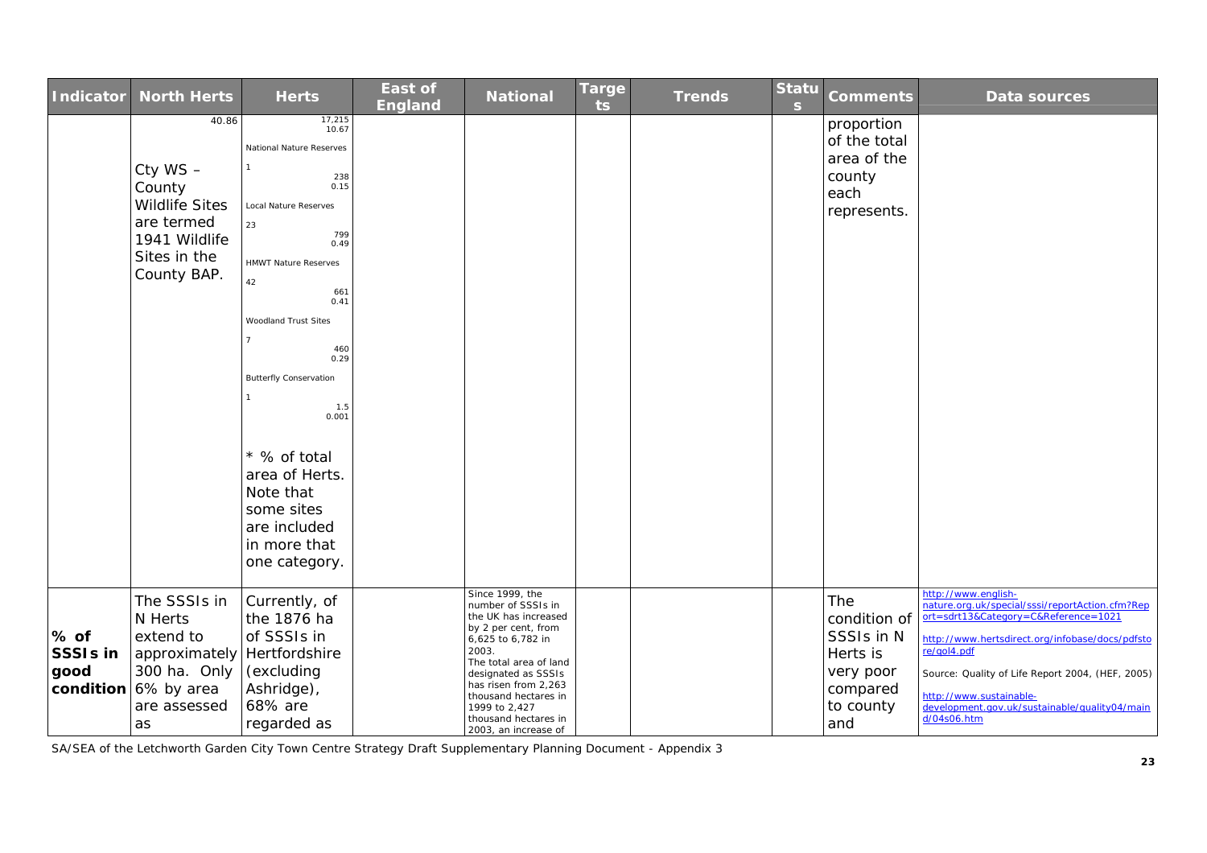| Indicator | North Herts | Herts | East of England | National | Targets | Trends | Status | Comments | Data sources |
|---|---|---|---|---|---|---|---|---|---|
| | 40.86<br><br>Cty WS – County Wildlife Sites are termed 1941 Wildlife Sites in the County BAP. | 17,215<br>10.67<br>National Nature Reserves<br>1<br>238<br>0.15<br>Local Nature Reserves<br>23<br>799<br>0.49<br>HMWT Nature Reserves<br>42<br>661<br>0.41<br>Woodland Trust Sites<br>7<br>460<br>0.29<br>Butterfly Conservation<br>1<br>1.5<br>0.001<br><br>* % of total area of Herts. Note that some sites are included in more that one category. | | | | | | proportion of the total area of the county each represents. | |
| % of SSSIs in good condition | The SSSIs in N Herts extend to approximately 300 ha. Only 6% by area are assessed as | Currently, of the 1876 ha of SSSIs in Hertfordshire (excluding Ashridge), 68% are regarded as | | Since 1999, the number of SSSIs in the UK has increased by 2 per cent, from 6,625 to 6,782 in 2003.<br>The total area of land designated as SSSIs has risen from 2,263 thousand hectares in 1999 to 2,427 thousand hectares in 2003, an increase of | | | | The condition of SSSIs in N Herts is very poor compared to county and | http://www.english-nature.org.uk/special/sssi/reportAction.cfm?Report=sdrt13&Category=C&Reference=1021<br><br>http://www.hertsdirect.org/infobase/docs/pdfstore/qol4.pdf<br><br>Source: Quality of Life Report 2004, (HEF, 2005)<br><br>http://www.sustainable-development.gov.uk/sustainable/quality04/maind/04s06.htm |

SA/SEA of the Letchworth Garden City Town Centre Strategy Draft Supplementary Planning Document - Appendix 3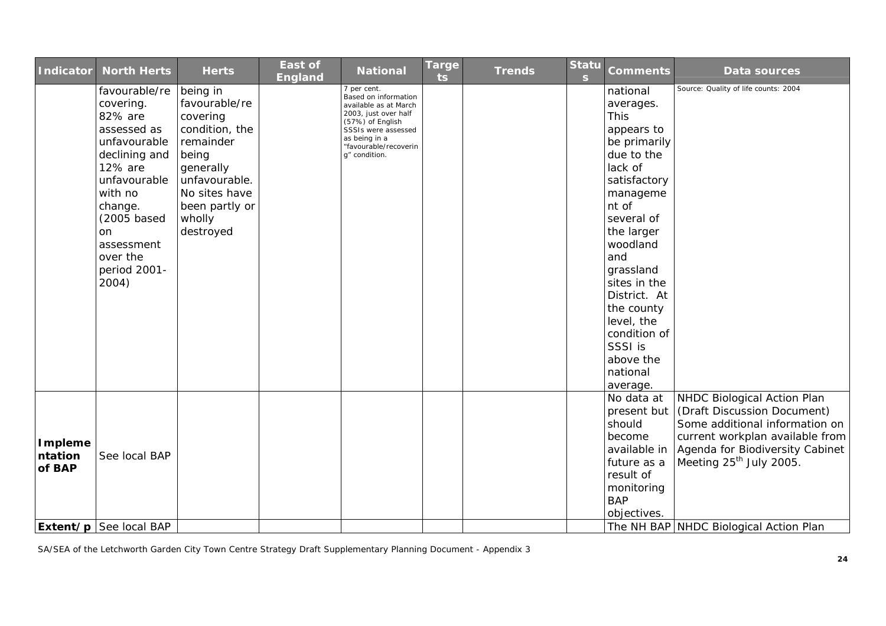| Indicator | North Herts | Herts | East of England | National | Targets | Trends | Status | Comments | Data sources |
|---|---|---|---|---|---|---|---|---|---|
| | favourable/recovering. 82% are assessed as unfavourable declining and 12% are unfavourable with no change. (2005 based on assessment over the period 2001-2004) | being in favourable/recovering condition, the remainder being generally unfavourable. No sites have been partly or wholly destroyed | | 7 per cent. Based on information available as at March 2003, just over half (57%) of English SSSIs were assessed as being in a "favourable/recovering" condition. | | | | national averages. This appears to be primarily due to the lack of satisfactory management of several of the larger woodland and grassland sites in the District. At the county level, the condition of SSSI is above the national average. | Source: Quality of life counts: 2004 |
| **Implementation of BAP** | See local BAP | | | | | | | No data at present but should become available in future as a result of monitoring BAP objectives. | NHDC Biological Action Plan (Draft Discussion Document) Some additional information on current workplan available from Agenda for Biodiversity Cabinet Meeting 25th July 2005. |
| **Extent/p** | See local BAP | | | | | | | The NH BAP | NHDC Biological Action Plan |

SA/SEA of the Letchworth Garden City Town Centre Strategy Draft Supplementary Planning Document - Appendix 3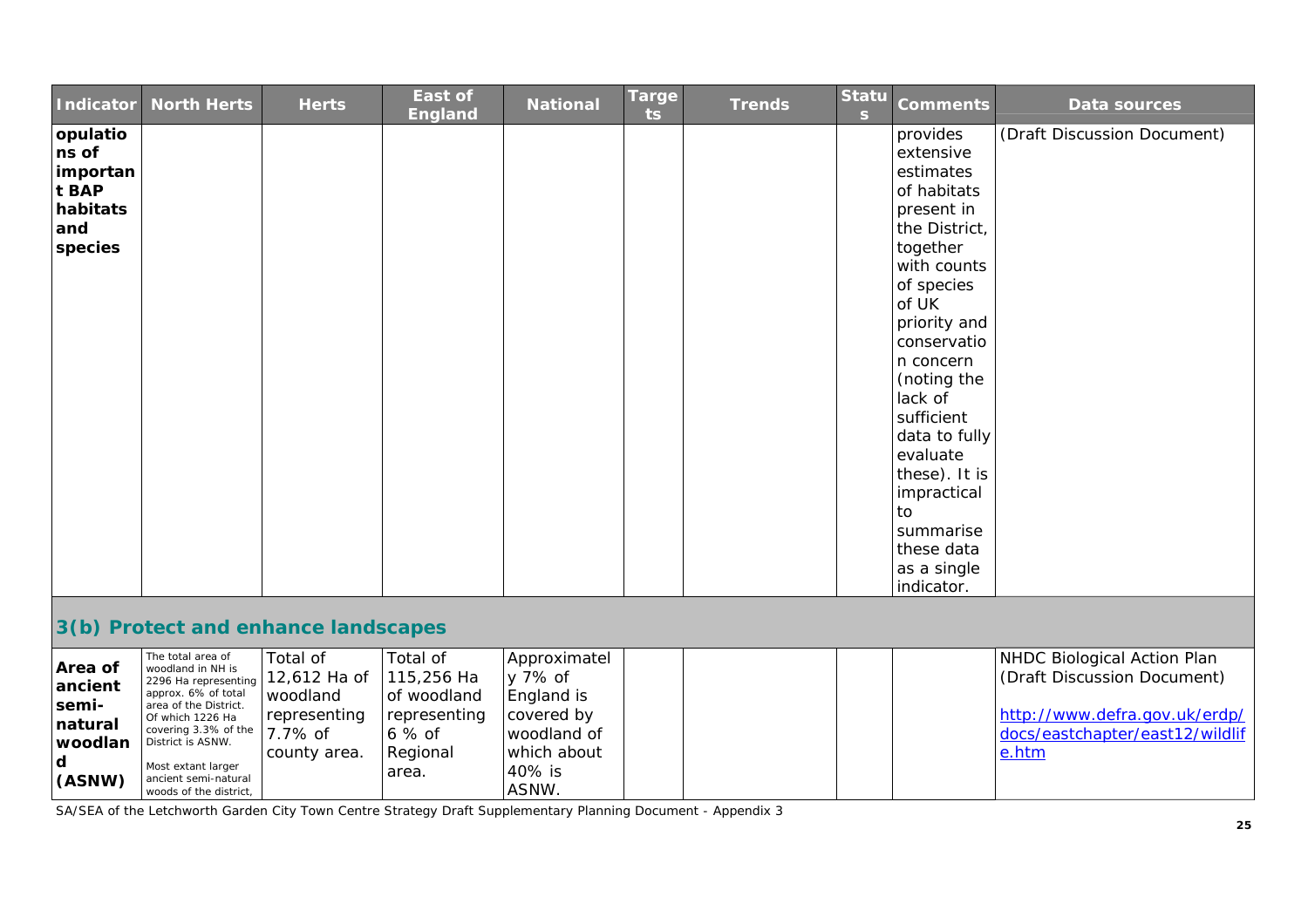| Indicator | North Herts | Herts | East of England | National | Targets | Trends | Status | Comments | Data sources |
|---|---|---|---|---|---|---|---|---|---|
| opulations of important BAP habitats and species | | | | | | | | provides extensive estimates of habitats present in the District, together with counts of species of UK priority and conservation concern (noting the lack of sufficient data to fully evaluate these). It is impractical to summarise these data as a single indicator. | (Draft Discussion Document) |
| **3(b) Protect and enhance landscapes** | | | | | | | | | |
| Area of ancient semi-natural woodland (ASNW) | The total area of woodland in NH is 2296 Ha representing approx. 6% of total area of the District. Of which 1226 Ha covering 3.3% of the District is ASNW.<br><br>Most extant larger ancient semi-natural woods of the district, | Total of 12,612 Ha of woodland representing 7.7% of county area. | Total of 115,256 Ha of woodland representing 6 % of Regional area. | Approximately 7% of England is covered by woodland of which about 40% is ASNW. | | | | | NHDC Biological Action Plan (Draft Discussion Document)<br><br>http://www.defra.gov.uk/erdp/docs/eastchapter/east12/wildlife.htm |

SA/SEA of the Letchworth Garden City Town Centre Strategy Draft Supplementary Planning Document - Appendix 3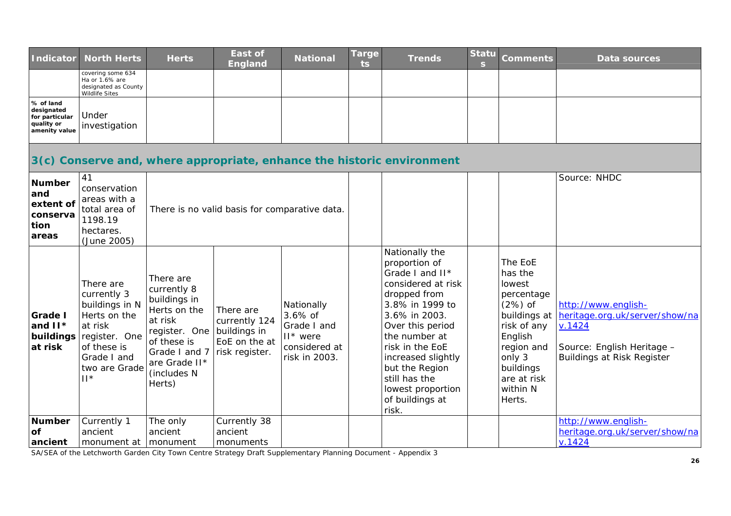| Indicator | North Herts | Herts | East of England | National | Targets | Trends | Status | Comments | Data sources |
|---|---|---|---|---|---|---|---|---|---|
| | covering some 634 Ha or 1.6% are designated as County Wildlife Sites | | | | | | | | |
| % of land designated for particular quality or amenity value | Under investigation | | | | | | | | |

## 3(c) Conserve and, where appropriate, enhance the historic environment

| Indicator | North Herts | Herts | East of England | National | Targets | Trends | Status | Comments | Data sources |
|---|---|---|---|---|---|---|---|---|---|
| **Number and extent of conservation areas** | 41 conservation areas with a total area of 1198.19 hectares. (June 2005) | There is no valid basis for comparative data. | | | | | | | Source: NHDC |
| **Grade I and II* buildings at risk** | There are currently 3 buildings in N Herts on the at risk register. One of these is Grade I and two are Grade II* | There are currently 8 buildings in Herts on the at risk register. One of these is Grade I and 7 are Grade II* (includes N Herts) | There are currently 124 buildings in EoE on the at risk register. | Nationally 3.6% of Grade I and II* were considered at risk in 2003. | | Nationally the proportion of Grade I and II* considered at risk dropped from 3.8% in 1999 to 3.6% in 2003. Over this period the number at risk in the EoE increased slightly but the Region still has the lowest proportion of buildings at risk. | | The EoE has the lowest percentage (2%) of buildings at risk of any English region and only 3 buildings are at risk within N Herts. | http://www.english-heritage.org.uk/server/show/nav.1424<br><br>Source: English Heritage – Buildings at Risk Register |
| **Number of ancient** | Currently 1 ancient monument at | The only ancient monument | Currently 38 ancient monuments | | | | | | http://www.english-heritage.org.uk/server/show/nav.1424 |

SA/SEA of the Letchworth Garden City Town Centre Strategy Draft Supplementary Planning Document - Appendix 3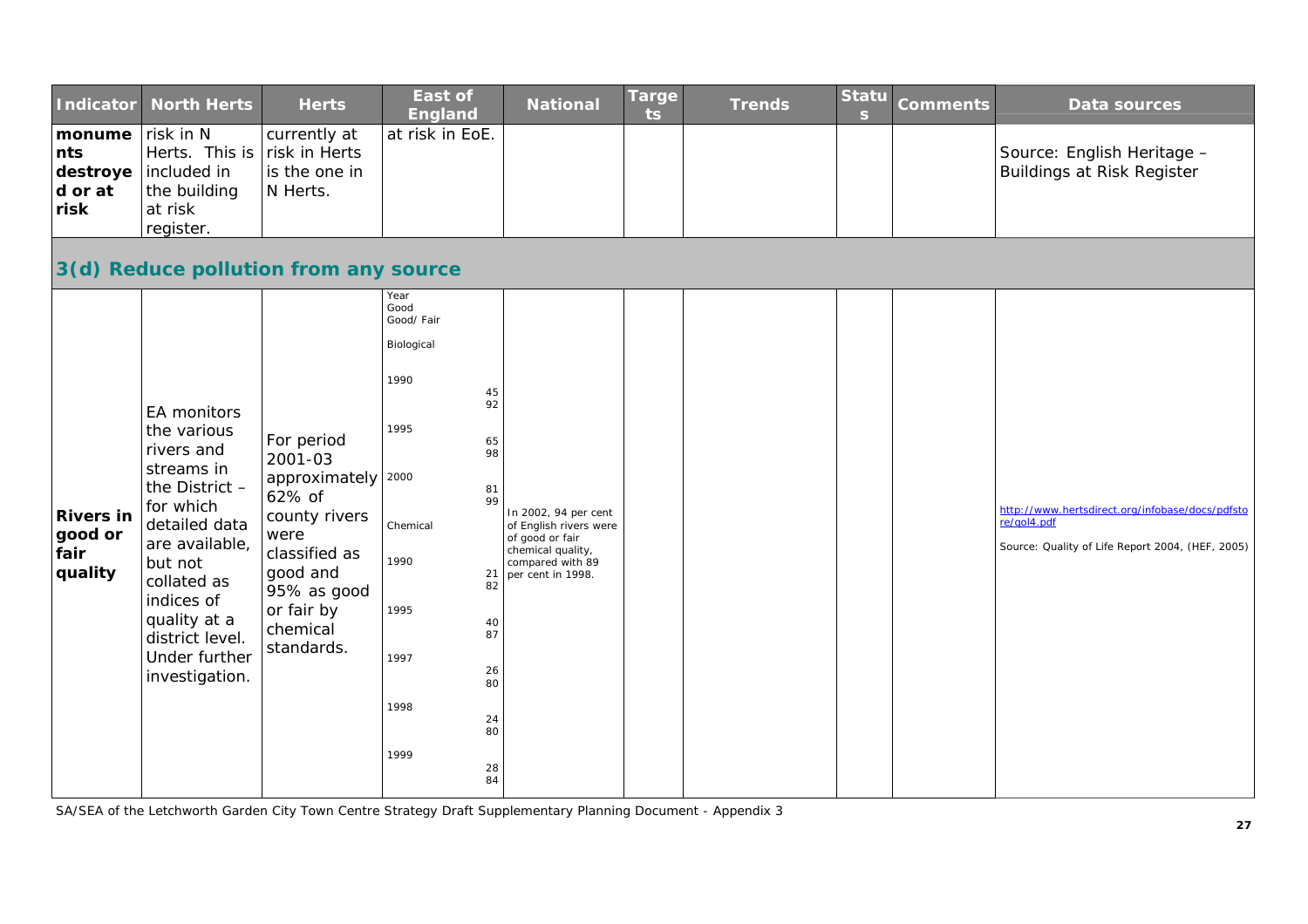| Indicator | North Herts | Herts | East of England | National | Targets | Trends | Status | Comments | Data sources |
|---|---|---|---|---|---|---|---|---|---|
| monuments destroyed or at risk | risk in N Herts. This is included in the building at risk register. | currently at risk in Herts is the one in N Herts. | at risk in EoE. | | | | | | Source: English Heritage – Buildings at Risk Register |

## 3(d) Reduce pollution from any source

| Indicator | North Herts | Herts | East of England | National | Targets | Trends | Status | Comments | Data sources |
|---|---|---|---|---|---|---|---|---|---|
| **Rivers in good or fair quality** | EA monitors the various rivers and streams in the District – for which detailed data are available, but not collated as indices of quality at a district level. Under further investigation. | For period 2001-03 approximately 62% of county rivers were classified as good and 95% as good or fair by chemical standards. | Year / Good / Good/ Fair<br>Biological<br>1990: 45, 92<br>1995: 65, 98<br>2000: 81, 99<br>Chemical<br>1990: 21, 82<br>1995: 40, 87<br>1997: 26, 80<br>1998: 24, 80<br>1999: 28, 84 | In 2002, 94 per cent of English rivers were of good or fair chemical quality, compared with 89 per cent in 1998. | | | | | http://www.hertsdirect.org/infobase/docs/pdfstore/qol4.pdf<br>Source: Quality of Life Report 2004, (HEF, 2005) |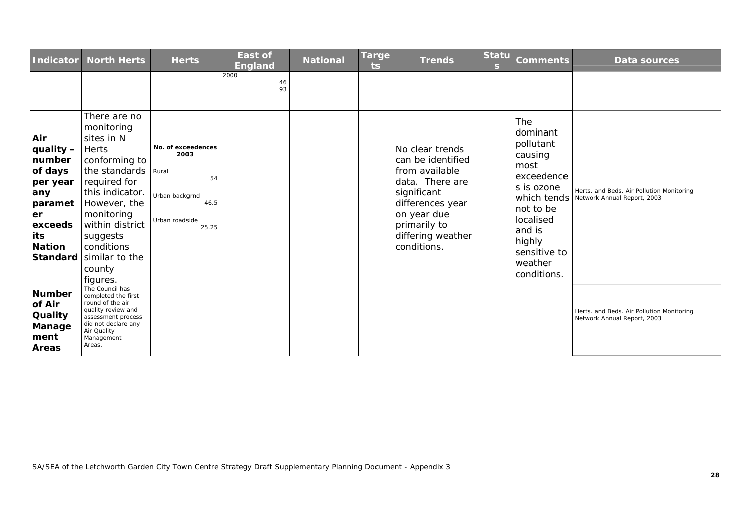| Indicator | North Herts | Herts | East of England | National | Targets | Trends | Status | Comments | Data sources |
|---|---|---|---|---|---|---|---|---|---|
| | | | 2000<br>46<br>93 | | | | | | |
| **Air quality – number of days per year any parameter exceeds its Nation Standard** | There are no monitoring sites in N Herts conforming to the standards required for this indicator. However, the monitoring within district suggests conditions similar to the county figures. | **No. of exceedences 2003**<br>Rural 54<br>Urban backgrnd 46.5<br>Urban roadside 25.25 | | | | No clear trends can be identified from available data. There are significant differences year on year due primarily to differing weather conditions. | | The dominant pollutant causing most exceedences is ozone which tends not to be localised and is highly sensitive to weather conditions. | Herts. and Beds. Air Pollution Monitoring Network Annual Report, 2003 |
| **Number of Air Quality Management Areas** | The Council has completed the first round of the air quality review and assessment process did not declare any Air Quality Management Areas. | | | | | | | | Herts. and Beds. Air Pollution Monitoring Network Annual Report, 2003 |

SA/SEA of the Letchworth Garden City Town Centre Strategy Draft Supplementary Planning Document - Appendix 3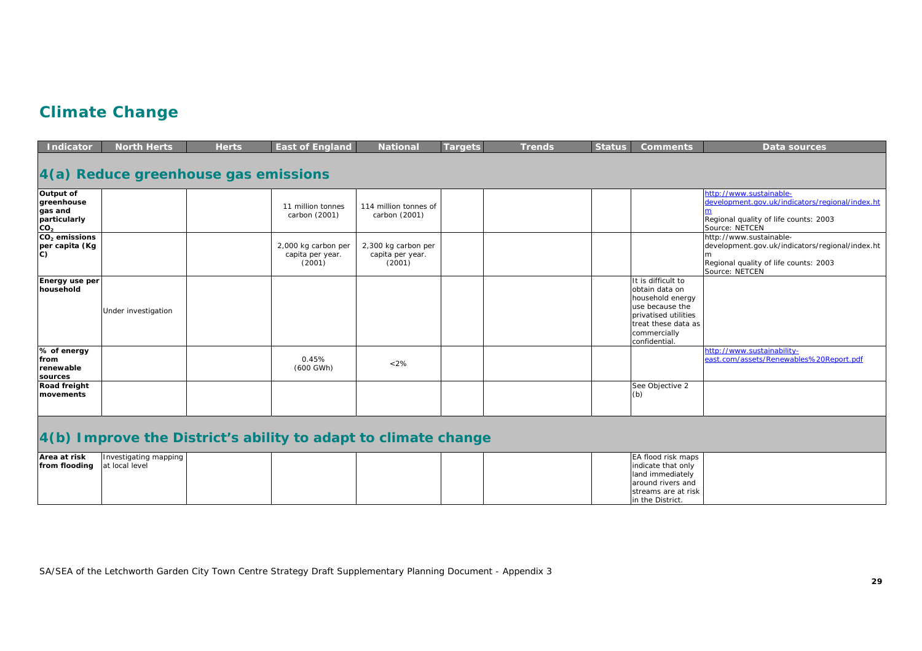# Climate Change

| Indicator | North Herts | Herts | East of England | National | Targets | Trends | Status | Comments | Data sources |
|---|---|---|---|---|---|---|---|---|---|
| **4(a) Reduce greenhouse gas emissions** | | | | | | | | | |
| **Output of greenhouse gas and particularly $CO_2$** | | | 11 million tonnes carbon (2001) | 114 million tonnes of carbon (2001) | | | | | http://www.sustainable-development.gov.uk/indicators/regional/index.htm Regional quality of life counts: 2003 Source: NETCEN |
| **$CO_2$ emissions per capita (Kg C)** | | | 2,000 kg carbon per capita per year. (2001) | 2,300 kg carbon per capita per year. (2001) | | | | | http://www.sustainable-development.gov.uk/indicators/regional/index.htm Regional quality of life counts: 2003 Source: NETCEN |
| **Energy use per household** | Under investigation | | | | | | | It is difficult to obtain data on household energy use because the privatised utilities treat these data as commercially confidential. | |
| **% of energy from renewable sources** | | | 0.45% (600 GWh) | <2% | | | | | http://www.sustainability-east.com/assets/Renewables%20Report.pdf |
| **Road freight movements** | | | | | | | | See Objective 2 (b) | |
| **4(b) Improve the District's ability to adapt to climate change** | | | | | | | | | |
| **Area at risk from flooding** | Investigating mapping at local level | | | | | | | EA flood risk maps indicate that only land immediately around rivers and streams are at risk in the District. | |

SA/SEA of the Letchworth Garden City Town Centre Strategy Draft Supplementary Planning Document - Appendix 3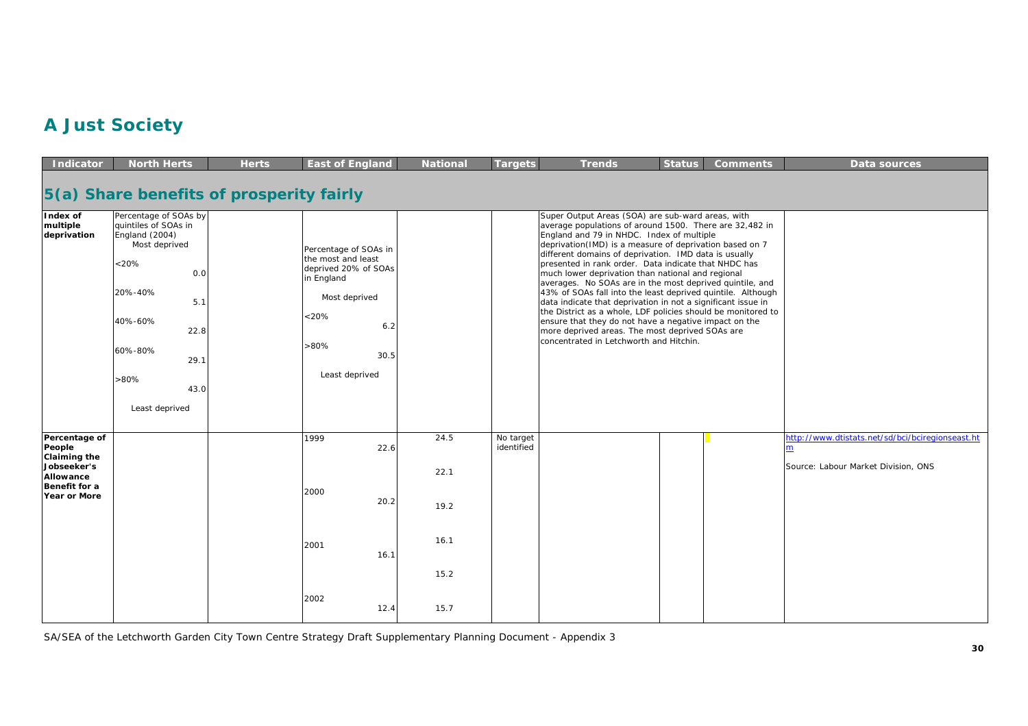# A Just Society

| Indicator | North Herts | Herts | East of England | National | Targets | Trends | Status | Comments | Data sources |
|---|---|---|---|---|---|---|---|---|---|
| **5(a) Share benefits of prosperity fairly** | | | | | | | | | |
| **Index of multiple deprivation** | Percentage of SOAs by quintiles of SOAs in England (2004)<br>Most deprived<br><20% 0.0<br>20%-40% 5.1<br>40%-60% 22.8<br>60%-80% 29.1<br>>80% 43.0<br>Least deprived | | Percentage of SOAs in the most and least deprived 20% of SOAs in England<br>Most deprived<br><20% 6.2<br>>80% 30.5<br>Least deprived | | | Super Output Areas (SOA) are sub-ward areas, with average populations of around 1500. There are 32,482 in England and 79 in NHDC. Index of multiple deprivation(IMD) is a measure of deprivation based on 7 different domains of deprivation. IMD data is usually presented in rank order. Data indicate that NHDC has much lower deprivation than national and regional averages. No SOAs are in the most deprived quintile, and 43% of SOAs fall into the least deprived quintile. Although data indicate that deprivation in not a significant issue in the District as a whole, LDF policies should be monitored to ensure that they do not have a negative impact on the more deprived areas. The most deprived SOAs are concentrated in Letchworth and Hitchin. | | | |
| **Percentage of People Claiming the Jobseeker's Allowance Benefit for a Year or More** | | | 1999 22.6<br>2000 20.2<br>2001 16.1<br>2002 12.4 | 24.5<br>22.1<br>19.2<br>16.1<br>15.2<br>15.7 | No target identified | | | | http://www.dtistats.net/sd/bci/bciregionseast.htm<br>Source: Labour Market Division, ONS |

SA/SEA of the Letchworth Garden City Town Centre Strategy Draft Supplementary Planning Document - Appendix 3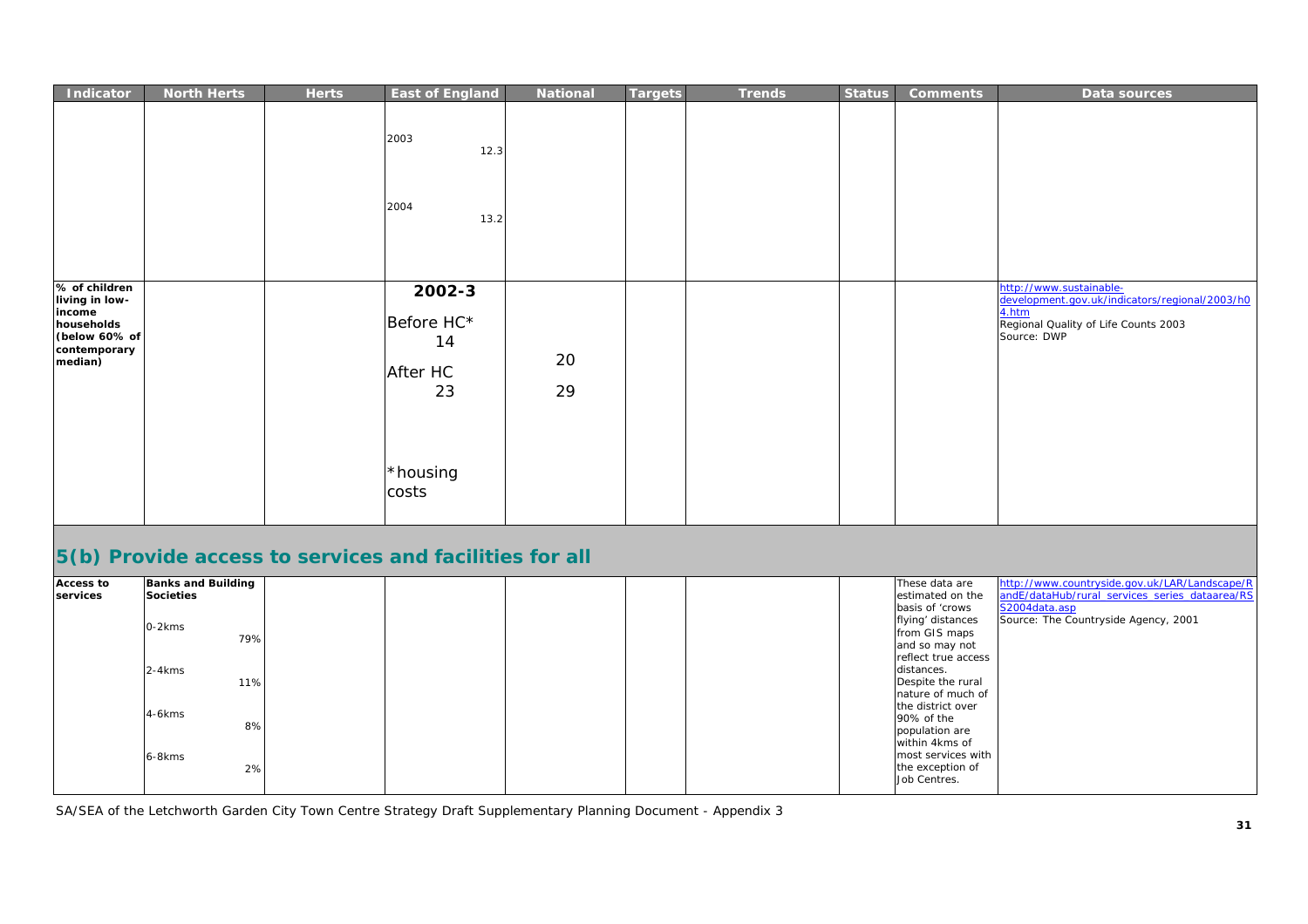| Indicator | North Herts | Herts | East of England | National | Targets | Trends | Status | Comments | Data sources |
|---|---|---|---|---|---|---|---|---|---|
| | | | 2003 12.3<br><br>2004 13.2 | | | | | | |
| % of children living in low-income households (below 60% of contemporary median) | | | **2002-3**<br><br>Before HC* 14<br><br>After HC 23<br><br>*housing costs | 20<br><br>29 | | | | | http://www.sustainable-development.gov.uk/indicators/regional/2003/h04.htm<br>Regional Quality of Life Counts 2003<br>Source: DWP |

## 5(b) Provide access to services and facilities for all

| Indicator | North Herts | Herts | East of England | National | Targets | Trends | Status | Comments | Data sources |
|---|---|---|---|---|---|---|---|---|---|
| **Access to services** | **Banks and Building Societies**<br><br>0-2kms 79%<br><br>2-4kms 11%<br><br>4-6kms 8%<br><br>6-8kms 2% | | | | | | | These data are estimated on the basis of 'crows flying' distances from GIS maps and so may not reflect true access distances.<br>Despite the rural nature of much of the district over 90% of the population are within 4kms of most services with the exception of Job Centres. | http://www.countryside.gov.uk/LAR/Landscape/RandE/dataHub/rural_services_series_dataarea/RS2004data.asp<br>Source: The Countryside Agency, 2001 |

SA/SEA of the Letchworth Garden City Town Centre Strategy Draft Supplementary Planning Document - Appendix 3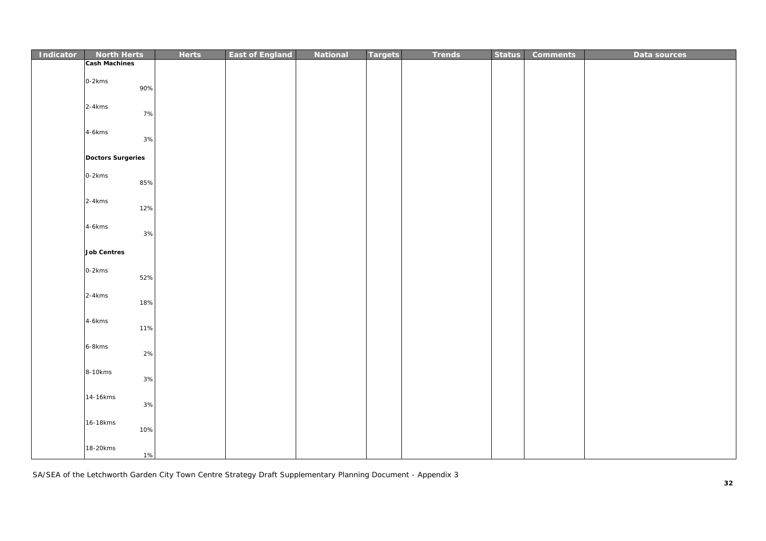| Indicator | North Herts | Herts | East of England | National | Targets | Trends | Status | Comments | Data sources |
|---|---|---|---|---|---|---|---|---|---|
| | **Cash Machines** | | | | | | | | |
| | 0-2kms 90% | | | | | | | | |
| | 2-4kms 7% | | | | | | | | |
| | 4-6kms 3% | | | | | | | | |
| | **Doctors Surgeries** | | | | | | | | |
| | 0-2kms 85% | | | | | | | | |
| | 2-4kms 12% | | | | | | | | |
| | 4-6kms 3% | | | | | | | | |
| | **Job Centres** | | | | | | | | |
| | 0-2kms 52% | | | | | | | | |
| | 2-4kms 18% | | | | | | | | |
| | 4-6kms 11% | | | | | | | | |
| | 6-8kms 2% | | | | | | | | |
| | 8-10kms 3% | | | | | | | | |
| | 14-16kms 3% | | | | | | | | |
| | 16-18kms 10% | | | | | | | | |
| | 18-20kms 1% | | | | | | | | |

SA/SEA of the Letchworth Garden City Town Centre Strategy Draft Supplementary Planning Document - Appendix 3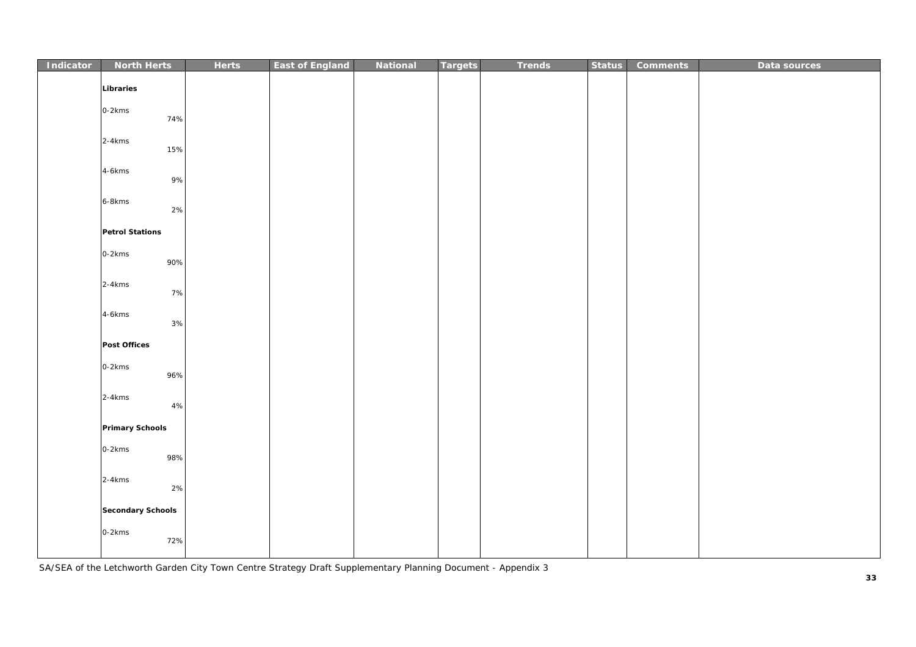| Indicator | North Herts | Herts | East of England | National | Targets | Trends | Status | Comments | Data sources |
|---|---|---|---|---|---|---|---|---|---|
| | **Libraries** | | | | | | | | |
| | 0-2kms 74% | | | | | | | | |
| | 2-4kms 15% | | | | | | | | |
| | 4-6kms 9% | | | | | | | | |
| | 6-8kms 2% | | | | | | | | |
| | **Petrol Stations** | | | | | | | | |
| | 0-2kms 90% | | | | | | | | |
| | 2-4kms 7% | | | | | | | | |
| | 4-6kms 3% | | | | | | | | |
| | **Post Offices** | | | | | | | | |
| | 0-2kms 96% | | | | | | | | |
| | 2-4kms 4% | | | | | | | | |
| | **Primary Schools** | | | | | | | | |
| | 0-2kms 98% | | | | | | | | |
| | 2-4kms 2% | | | | | | | | |
| | **Secondary Schools** | | | | | | | | |
| | 0-2kms 72% | | | | | | | | |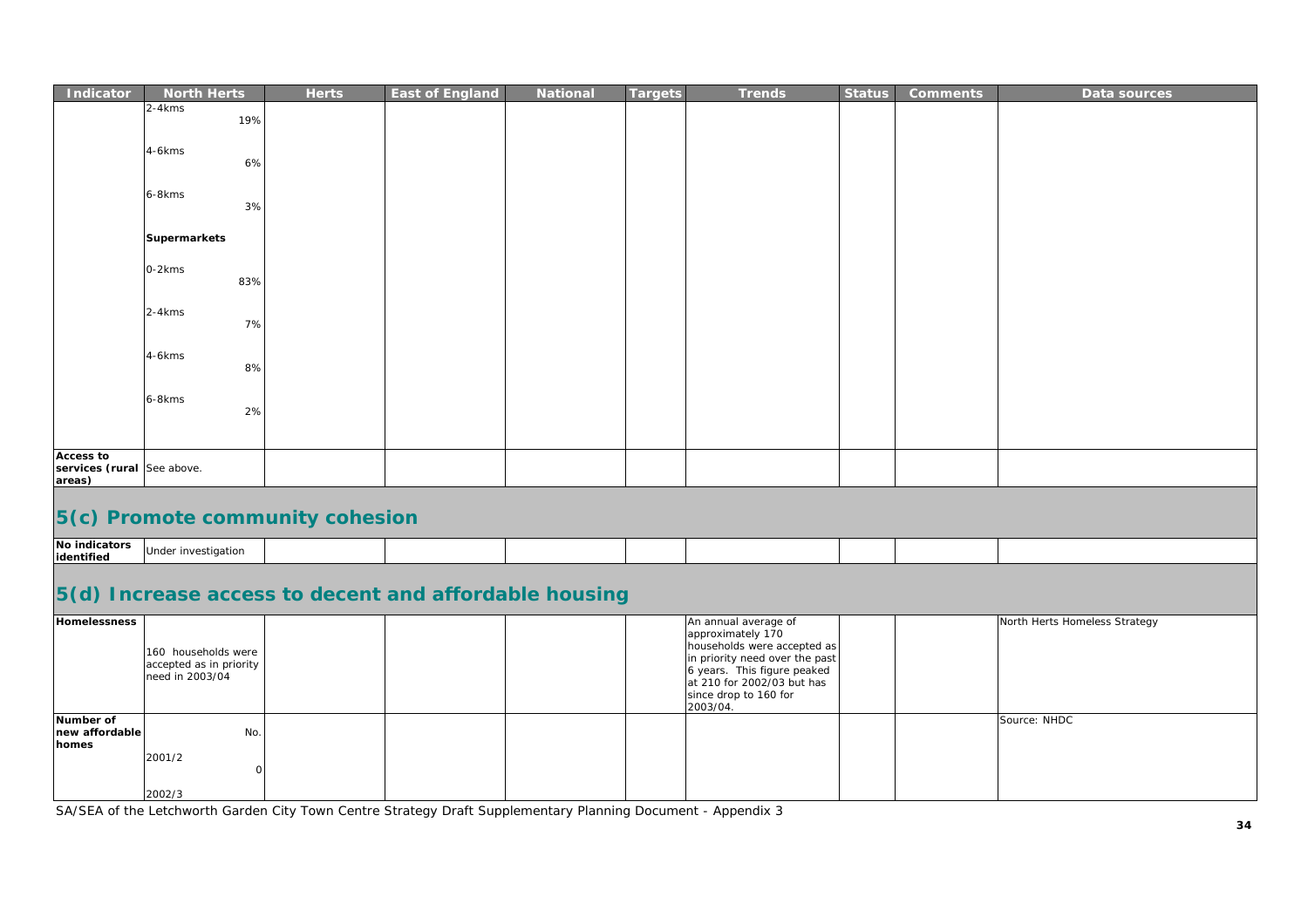| Indicator | North Herts | Herts | East of England | National | Targets | Trends | Status | Comments | Data sources |
|---|---|---|---|---|---|---|---|---|---|
| | 2-4kms 19% | | | | | | | | |
| | 4-6kms 6% | | | | | | | | |
| | 6-8kms 3% | | | | | | | | |
| | **Supermarkets** | | | | | | | | |
| | 0-2kms 83% | | | | | | | | |
| | 2-4kms 7% | | | | | | | | |
| | 4-6kms 8% | | | | | | | | |
| | 6-8kms 2% | | | | | | | | |
| **Access to services (rural areas)** | See above. | | | | | | | | |

## 5(c) Promote community cohesion

| Indicator | North Herts | Herts | East of England | National | Targets | Trends | Status | Comments | Data sources |
|---|---|---|---|---|---|---|---|---|---|
| **No indicators identified** | Under investigation | | | | | | | | |

## 5(d) Increase access to decent and affordable housing

| Indicator | North Herts | Herts | East of England | National | Targets | Trends | Status | Comments | Data sources |
|---|---|---|---|---|---|---|---|---|---|
| **Homelessness** | 160 households were accepted as in priority need in 2003/04 | | | | | An annual average of approximately 170 households were accepted as in priority need over the past 6 years. This figure peaked at 210 for 2002/03 but has since drop to 160 for 2003/04. | | | North Herts Homeless Strategy |
| **Number of new affordable homes** | No. | | | | | | | | Source: NHDC |
| | 2001/2 0 | | | | | | | | |
| | 2002/3 | | | | | | | | |

SA/SEA of the Letchworth Garden City Town Centre Strategy Draft Supplementary Planning Document - Appendix 3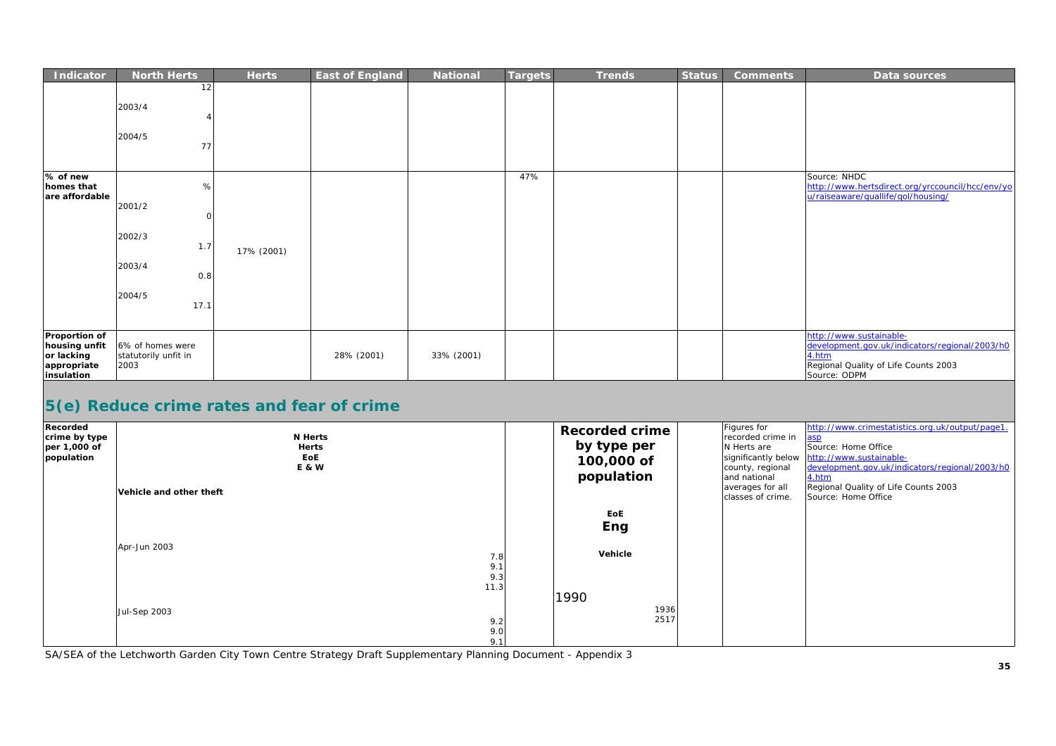| Indicator | North Herts | Herts | East of England | National | Targets | Trends | Status | Comments | Data sources |
|---|---|---|---|---|---|---|---|---|---|
| | 12<br><br>2003/4<br>4<br><br>2004/5<br>77 | | | | | | | | |
| % of new homes that are affordable | %<br><br>2001/2<br>0<br><br>2002/3<br>1.7<br><br>2003/4<br>0.8<br><br>2004/5<br>17.1 | 17% (2001) | | | 47% | | | | Source: NHDC<br>http://www.hertsdirect.org/yrccouncil/hcc/env/you/raiseaware/quallife/qol/housing/ |
| Proportion of housing unfit or lacking appropriate insulation | 6% of homes were statutorily unfit in 2003 | | 28% (2001) | 33% (2001) | | | | | http://www.sustainable-development.gov.uk/indicators/regional/2003/h04.htm<br>Regional Quality of Life Counts 2003<br>Source: ODPM |

## 5(e) Reduce crime rates and fear of crime

| Indicator | | Targets | Trends | Status | Comments | Data sources |
|---|---|---|---|---|---|---|
| Recorded crime by type per 1,000 of population | N Herts<br>Herts<br>EoE<br>E & W<br><br>Vehicle and other theft<br><br>Apr-Jun 2003: 7.8, 9.1, 9.3, 11.3<br><br>Jul-Sep 2003: 9.2, 9.0, 9.1 | | **Recorded crime by type per 100,000 of population**<br><br>EoE<br>Eng<br><br>Vehicle<br><br>1990<br>1936<br>2517 | | Figures for recorded crime in N Herts are significantly below county, regional and national averages for all classes of crime. | http://www.crimestatistics.org.uk/output/page1.asp<br>Source: Home Office<br>http://www.sustainable-development.gov.uk/indicators/regional/2003/h04.htm<br>Regional Quality of Life Counts 2003<br>Source: Home Office |

SA/SEA of the Letchworth Garden City Town Centre Strategy Draft Supplementary Planning Document - Appendix 3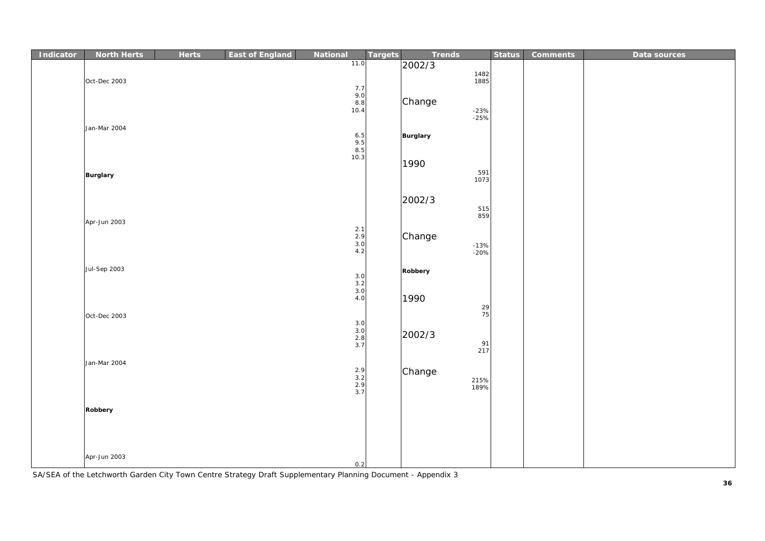| Indicator | North Herts | Herts | East of England | National | Targets | Trends | | Status | Comments | Data sources |
|---|---|---|---|---|---|---|---|---|---|---|
| | | | | 11.0 | | 2002/3 | | | | |
| | | | | | | | 1482 | | | |
| | Oct-Dec 2003 | | | | | | 1885 | | | |
| | | | | 7.7 | | | | | | |
| | | | | 9.0 | | | | | | |
| | | | | 8.8 | | Change | | | | |
| | | | | 10.4 | | | -23% | | | |
| | | | | | | | -25% | | | |
| | Jan-Mar 2004 | | | | | | | | | |
| | | | | 6.5 | | **Burglary** | | | | |
| | | | | 9.5 | | | | | | |
| | | | | 8.5 | | | | | | |
| | | | | 10.3 | | | | | | |
| | | | | | | 1990 | | | | |
| | **Burglary** | | | | | | 591 | | | |
| | | | | | | | 1073 | | | |
| | | | | | | 2002/3 | | | | |
| | | | | | | | 515 | | | |
| | | | | | | | 859 | | | |
| | Apr-Jun 2003 | | | | | | | | | |
| | | | | 2.1 | | | | | | |
| | | | | 2.9 | | Change | | | | |
| | | | | 3.0 | | | -13% | | | |
| | | | | 4.2 | | | -20% | | | |
| | Jul-Sep 2003 | | | | | **Robbery** | | | | |
| | | | | 3.0 | | | | | | |
| | | | | 3.2 | | | | | | |
| | | | | 3.0 | | | | | | |
| | | | | 4.0 | | 1990 | | | | |
| | | | | | | | 29 | | | |
| | Oct-Dec 2003 | | | | | | 75 | | | |
| | | | | 3.0 | | | | | | |
| | | | | 3.0 | | 2002/3 | | | | |
| | | | | 2.8 | | | 91 | | | |
| | | | | 3.7 | | | 217 | | | |
| | Jan-Mar 2004 | | | | | | | | | |
| | | | | 2.9 | | Change | | | | |
| | | | | 3.2 | | | 215% | | | |
| | | | | 2.9 | | | 189% | | | |
| | | | | 3.7 | | | | | | |
| | **Robbery** | | | | | | | | | |
| | Apr-Jun 2003 | | | | | | | | | |
| | | | | 0.2 | | | | | | |

SA/SEA of the Letchworth Garden City Town Centre Strategy Draft Supplementary Planning Document - Appendix 3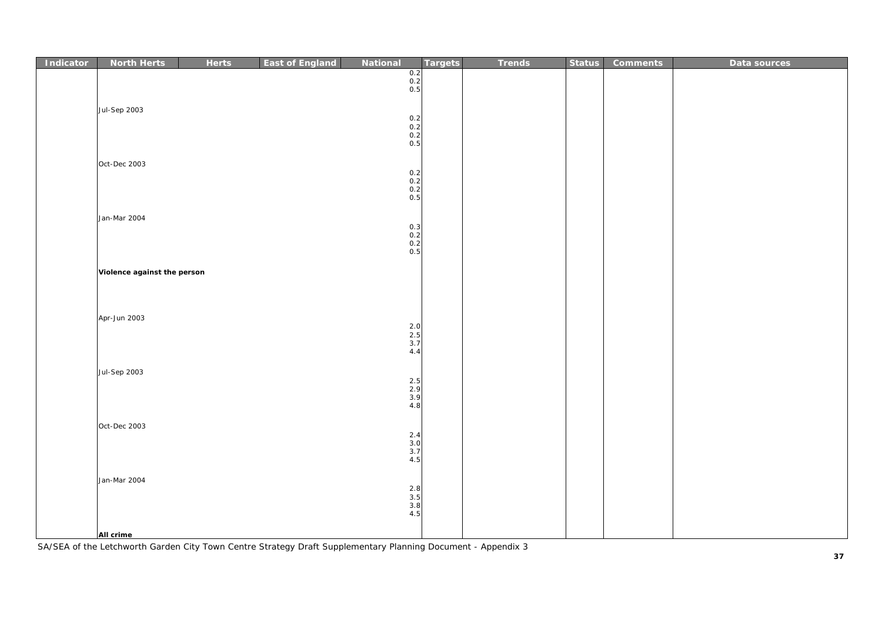| Indicator | North Herts | Herts | East of England | National | Targets | Trends | Status | Comments | Data sources |
|---|---|---|---|---|---|---|---|---|---|
| | | | | 0.2 | | | | | |
| | | | | 0.2 | | | | | |
| | | | | 0.5 | | | | | |
| | Jul-Sep 2003 | | | | | | | | |
| | | | | 0.2 | | | | | |
| | | | | 0.2 | | | | | |
| | | | | 0.2 | | | | | |
| | | | | 0.5 | | | | | |
| | Oct-Dec 2003 | | | | | | | | |
| | | | | 0.2 | | | | | |
| | | | | 0.2 | | | | | |
| | | | | 0.2 | | | | | |
| | | | | 0.5 | | | | | |
| | Jan-Mar 2004 | | | | | | | | |
| | | | | 0.3 | | | | | |
| | | | | 0.2 | | | | | |
| | | | | 0.2 | | | | | |
| | | | | 0.5 | | | | | |
| | **Violence against the person** | | | | | | | | |
| | Apr-Jun 2003 | | | | | | | | |
| | | | | 2.0 | | | | | |
| | | | | 2.5 | | | | | |
| | | | | 3.7 | | | | | |
| | | | | 4.4 | | | | | |
| | Jul-Sep 2003 | | | | | | | | |
| | | | | 2.5 | | | | | |
| | | | | 2.9 | | | | | |
| | | | | 3.9 | | | | | |
| | | | | 4.8 | | | | | |
| | Oct-Dec 2003 | | | | | | | | |
| | | | | 2.4 | | | | | |
| | | | | 3.0 | | | | | |
| | | | | 3.7 | | | | | |
| | | | | 4.5 | | | | | |
| | Jan-Mar 2004 | | | | | | | | |
| | | | | 2.8 | | | | | |
| | | | | 3.5 | | | | | |
| | | | | 3.8 | | | | | |
| | | | | 4.5 | | | | | |
| | **All crime** | | | | | | | | |

SA/SEA of the Letchworth Garden City Town Centre Strategy Draft Supplementary Planning Document - Appendix 3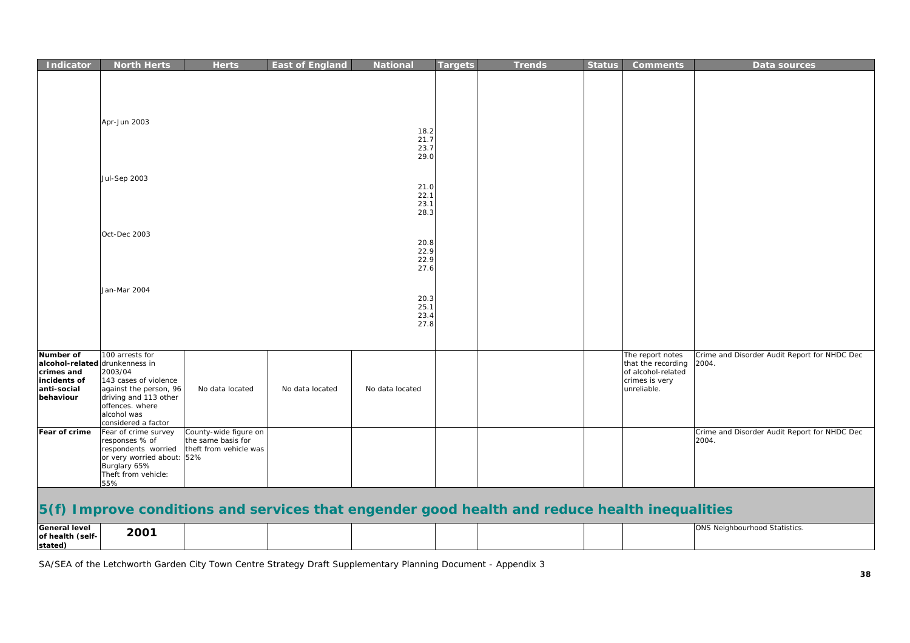| Indicator | North Herts | Herts | East of England | National | Targets | Trends | Status | Comments | Data sources |
|---|---|---|---|---|---|---|---|---|---|
| | Apr-Jun 2003 | | | 18.2<br>21.7<br>23.7<br>29.0 | | | | | |
| | Jul-Sep 2003 | | | 21.0<br>22.1<br>23.1<br>28.3 | | | | | |
| | Oct-Dec 2003 | | | 20.8<br>22.9<br>22.9<br>27.6 | | | | | |
| | Jan-Mar 2004 | | | 20.3<br>25.1<br>23.4<br>27.8 | | | | | |
| **Number of alcohol-related crimes and incidents of anti-social behaviour** | 100 arrests for drunkenness in 2003/04<br>143 cases of violence against the person, 96 driving and 113 other offences. where alcohol was considered a factor | No data located | No data located | No data located | | | | The report notes that the recording of alcohol-related crimes is very unreliable. | Crime and Disorder Audit Report for NHDC Dec 2004. |
| **Fear of crime** | Fear of crime survey responses % of respondents worried or very worried about:<br>Burglary 65%<br>Theft from vehicle: 55% | County-wide figure on the same basis for theft from vehicle was 52% | | | | | | | Crime and Disorder Audit Report for NHDC Dec 2004. |

## 5(f) Improve conditions and services that engender good health and reduce health inequalities

| | | | | | | | | | |
|---|---|---|---|---|---|---|---|---|---|
| **General level of health (self-stated)** | **2001** | | | | | | | | ONS Neighbourhood Statistics. |

SA/SEA of the Letchworth Garden City Town Centre Strategy Draft Supplementary Planning Document - Appendix 3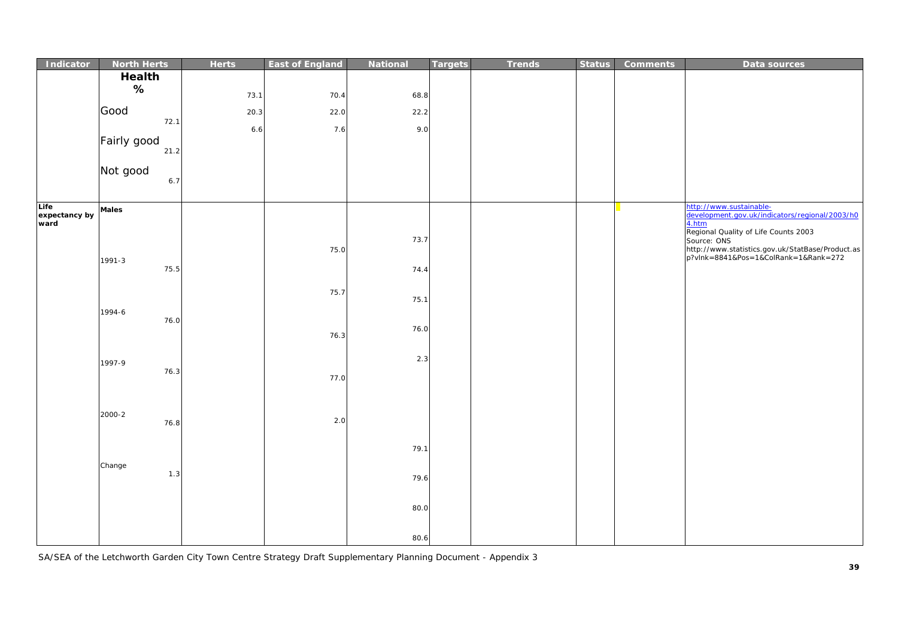| Indicator | North Herts | Herts | East of England | National | Targets | Trends | Status | Comments | Data sources |
|---|---|---|---|---|---|---|---|---|---|
| | **Health** % | 73.1 | 70.4 | 68.8 | | | | | |
| | Good 72.1 | 20.3 | 22.0 | 22.2 | | | | | |
| | Fairly good 21.2 | 6.6 | 7.6 | 9.0 | | | | | |
| | Not good 6.7 | | | | | | | | |
| **Life expectancy by ward** | **Males** | | | | | | | | http://www.sustainable-development.gov.uk/indicators/regional/2003/h04.htm Regional Quality of Life Counts 2003 Source: ONS http://www.statistics.gov.uk/StatBase/Product.asp?vlnk=8841&Pos=1&ColRank=1&Rank=272 |
| | | | | 73.7 | | | | | |
| | 1991-3 75.5 | | 75.0 | 74.4 | | | | | |
| | 1994-6 76.0 | | 75.7 | 75.1 | | | | | |
| | | | 76.3 | 76.0 | | | | | |
| | 1997-9 76.3 | | 77.0 | 2.3 | | | | | |
| | 2000-2 76.8 | | 2.0 | | | | | | |
| | | | | 79.1 | | | | | |
| | Change 1.3 | | | 79.6 | | | | | |
| | | | | 80.0 | | | | | |
| | | | | 80.6 | | | | | |

SA/SEA of the Letchworth Garden City Town Centre Strategy Draft Supplementary Planning Document - Appendix 3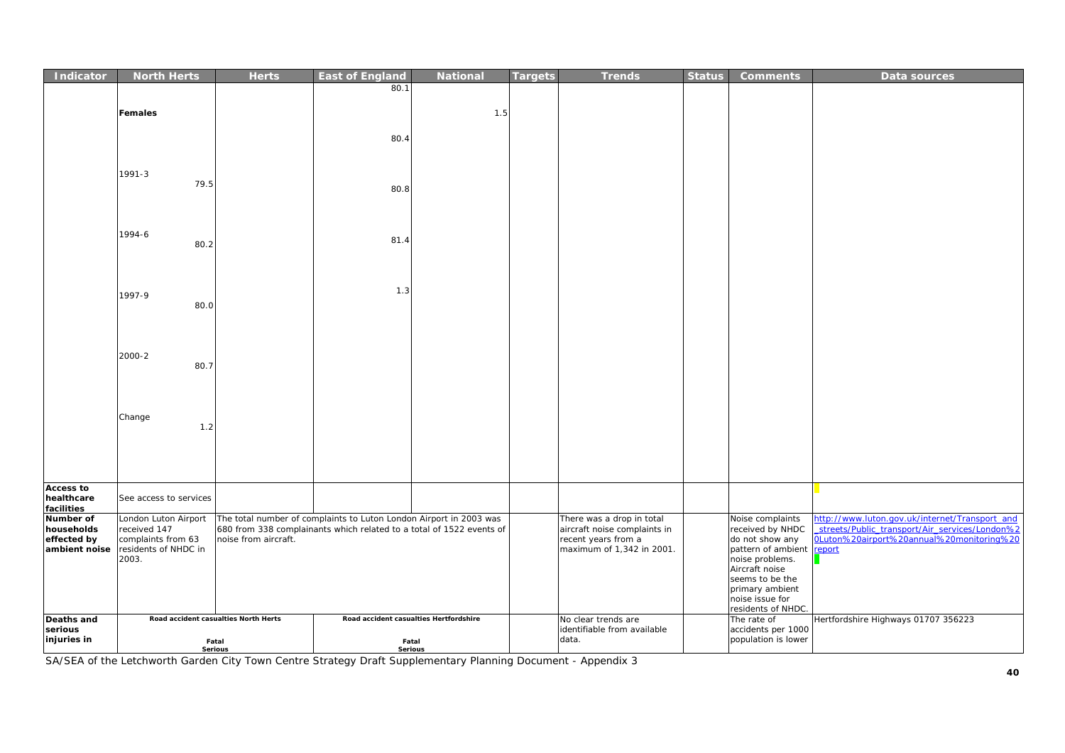| Indicator | North Herts | Herts | East of England | National | Targets | Trends | Status | Comments | Data sources |
|---|---|---|---|---|---|---|---|---|---|
| | | | 80.1 | | | | | | |
| | **Females** | | | 1.5 | | | | | |
| | | | 80.4 | | | | | | |
| | 1991-3 79.5 | | 80.8 | | | | | | |
| | 1994-6 80.2 | | 81.4 | | | | | | |
| | 1997-9 80.0 | | 1.3 | | | | | | |
| | 2000-2 80.7 | | | | | | | | |
| | Change 1.2 | | | | | | | | |
| **Access to healthcare facilities** | See access to services | | | | | | | | |
| **Number of households effected by ambient noise** | London Luton Airport received 147 complaints from 63 residents of NHDC in 2003. | The total number of complaints to Luton London Airport in 2003 was 680 from 338 complainants which related to a total of 1522 events of noise from aircraft. | | | | There was a drop in total aircraft noise complaints in recent years from a maximum of 1,342 in 2001. | | Noise complaints received by NHDC do not show any pattern of ambient noise problems. Aircraft noise seems to be the primary ambient noise issue for residents of NHDC. | http://www.luton.gov.uk/internet/Transport_and_streets/Public_transport/Air_services/London%20Luton%20airport%20annual%20monitoring%20report |
| **Deaths and serious injuries in** | **Road accident casualties North Herts** Fatal Serious | | **Road accident casualties Hertfordshire** Fatal Serious | | | No clear trends are identifiable from available data. | | The rate of accidents per 1000 population is lower | Hertfordshire Highways 01707 356223 |

SA/SEA of the Letchworth Garden City Town Centre Strategy Draft Supplementary Planning Document - Appendix 3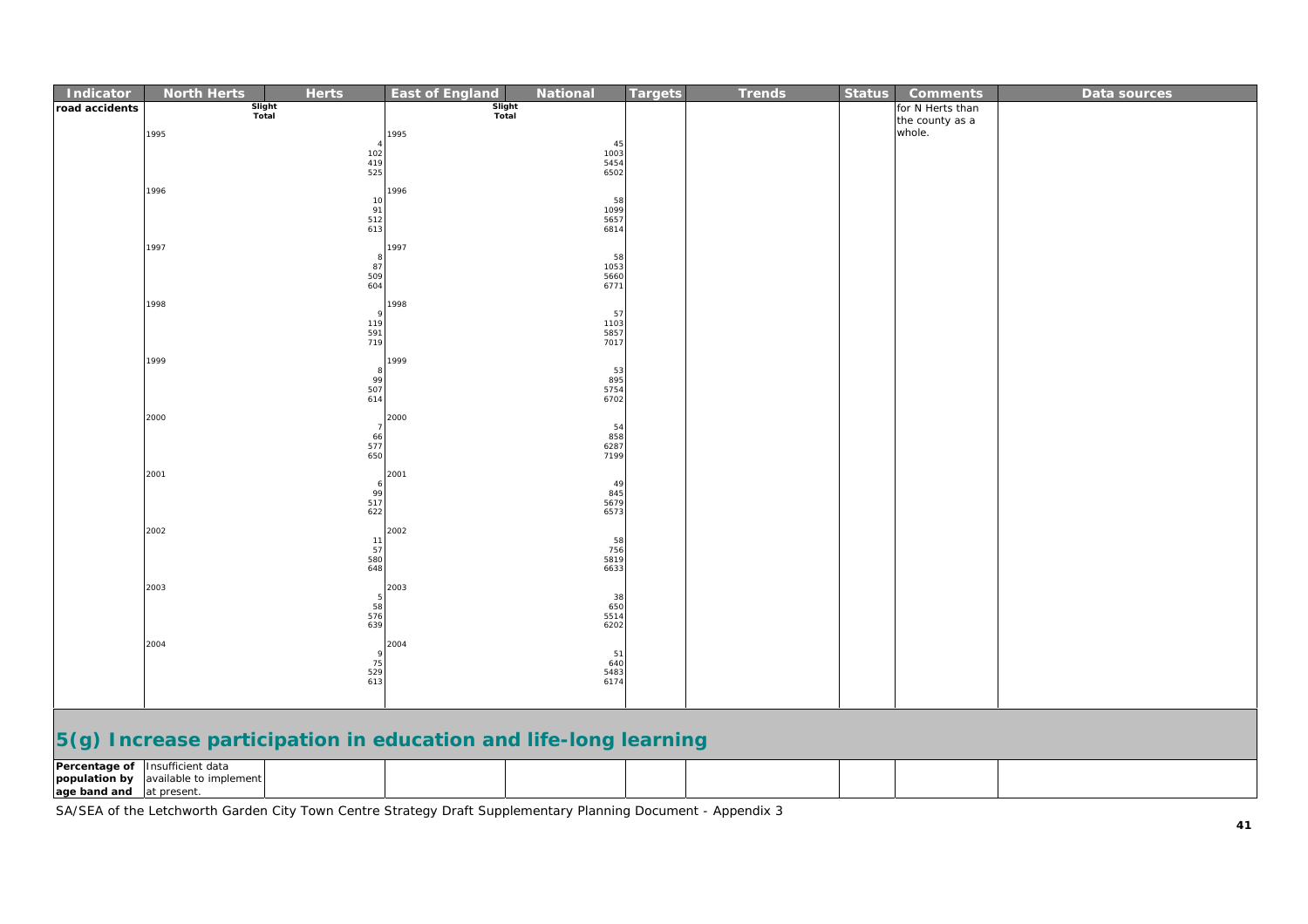| Indicator | North Herts | Herts | East of England | National | Targets | Trends | Status | Comments | Data sources |
|---|---|---|---|---|---|---|---|---|---|
| road accidents | Slight<br>Total<br><br>1995<br>4<br>102<br>419<br>525<br><br>1996<br>10<br>91<br>512<br>613<br><br>1997<br>8<br>87<br>509<br>604<br><br>1998<br>9<br>119<br>591<br>719<br><br>1999<br>8<br>99<br>507<br>614<br><br>2000<br>7<br>66<br>577<br>650<br><br>2001<br>6<br>99<br>517<br>622<br><br>2002<br>11<br>57<br>580<br>648<br><br>2003<br>5<br>58<br>576<br>639<br><br>2004<br>9<br>75<br>529<br>613 | | Slight<br>Total<br><br>1995<br>45<br>1003<br>5454<br>6502<br><br>1996<br>58<br>1099<br>5657<br>6814<br><br>1997<br>58<br>1053<br>5660<br>6771<br><br>1998<br>57<br>1103<br>5857<br>7017<br><br>1999<br>53<br>895<br>5754<br>6702<br><br>2000<br>54<br>858<br>6287<br>7199<br><br>2001<br>49<br>845<br>5679<br>6573<br><br>2002<br>58<br>756<br>5819<br>6633<br><br>2003<br>38<br>650<br>5514<br>6202<br><br>2004<br>51<br>640<br>5483<br>6174 | | | | | for N Herts than the county as a whole. | |

## 5(g) Increase participation in education and life-long learning

| Indicator | North Herts | Herts | East of England | National | Targets | Trends | Status | Comments | Data sources |
|---|---|---|---|---|---|---|---|---|---|
| **Percentage of population by age band and** | Insufficient data available to implement at present. | | | | | | | | |

SA/SEA of the Letchworth Garden City Town Centre Strategy Draft Supplementary Planning Document - Appendix 3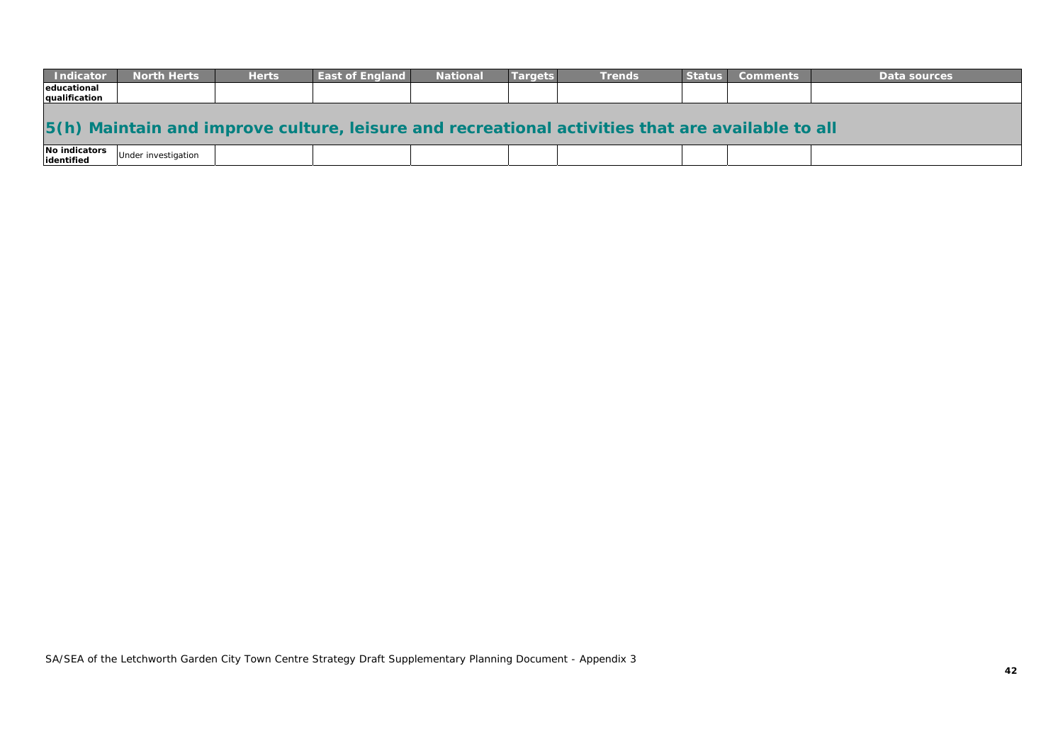| Indicator | North Herts | Herts | East of England | National | Targets | Trends | Status | Comments | Data sources |
|---|---|---|---|---|---|---|---|---|---|
| **educational qualification** | | | | | | | | | |

## 5(h) Maintain and improve culture, leisure and recreational activities that are available to all

| Indicator | North Herts | Herts | East of England | National | Targets | Trends | Status | Comments | Data sources |
|---|---|---|---|---|---|---|---|---|---|
| **No indicators identified** | Under investigation | | | | | | | | |

SA/SEA of the Letchworth Garden City Town Centre Strategy Draft Supplementary Planning Document - Appendix 3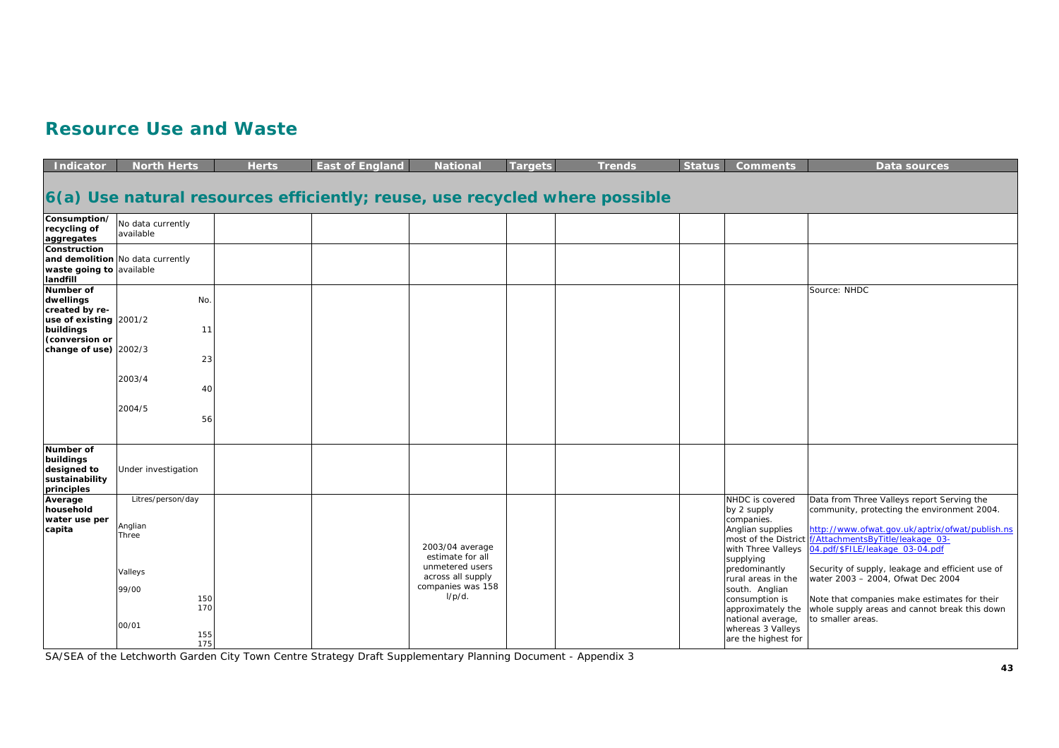## Resource Use and Waste

| Indicator | North Herts | Herts | East of England | National | Targets | Trends | Status | Comments | Data sources |
|---|---|---|---|---|---|---|---|---|---|
| **6(a) Use natural resources efficiently; reuse, use recycled where possible** | | | | | | | | | |
| **Consumption/ recycling of aggregates** | No data currently available | | | | | | | | |
| **Construction and demolition waste going to landfill** | No data currently available | | | | | | | | |
| **Number of dwellings created by re-use of existing buildings (conversion or change of use)** | No.<br>2001/2 11<br>2002/3 23<br>2003/4 40<br>2004/5 56 | | | | | | | | Source: NHDC |
| **Number of buildings designed to sustainability principles** | Under investigation | | | | | | | | |
| **Average household water use per capita** | Litres/person/day<br>Anglian Three Valleys<br>99/00 150 170<br>00/01 155 175 | | | 2003/04 average estimate for all unmetered users across all supply companies was 158 l/p/d. | | | | NHDC is covered by 2 supply companies. Anglian supplies most of the District with Three Valleys supplying predominantly rural areas in the south. Anglian consumption is approximately the national average, whereas 3 Valleys are the highest for | Data from Three Valleys report Serving the community, protecting the environment 2004.<br><br>http://www.ofwat.gov.uk/aptrix/ofwat/publish.nsf/AttachmentsByTitle/leakage_03-04.pdf/$FILE/leakage_03-04.pdf<br><br>Security of supply, leakage and efficient use of water 2003 – 2004, Ofwat Dec 2004<br><br>Note that companies make estimates for their whole supply areas and cannot break this down to smaller areas. |

SA/SEA of the Letchworth Garden City Town Centre Strategy Draft Supplementary Planning Document - Appendix 3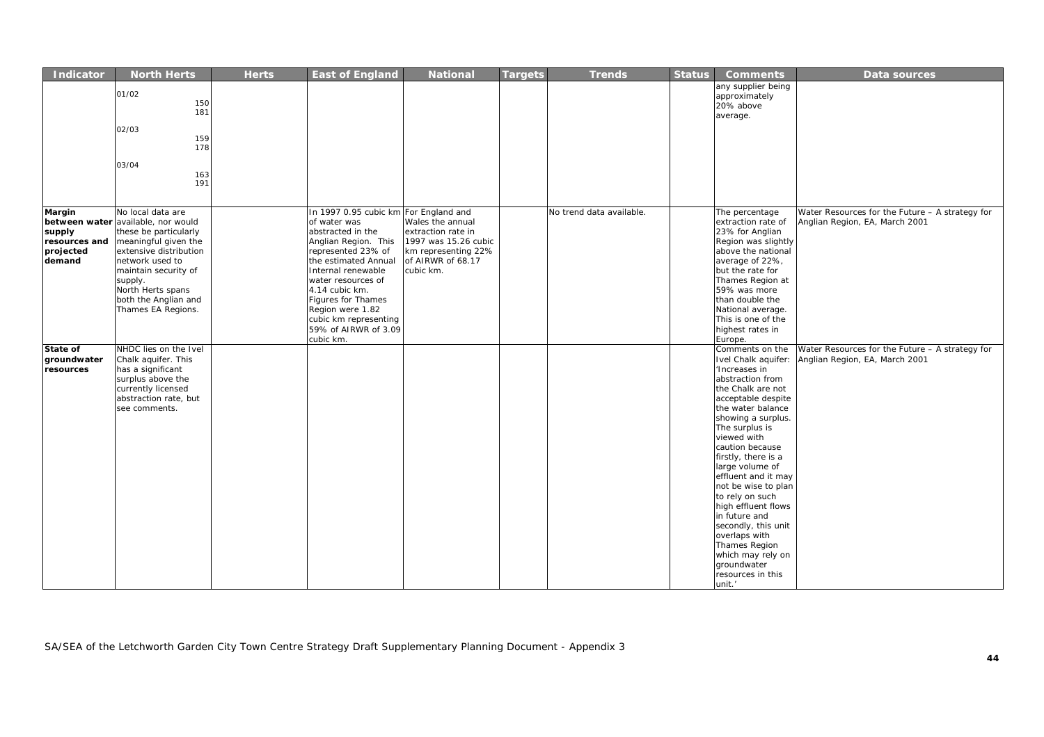| Indicator | North Herts | Herts | East of England | National | Targets | Trends | Status | Comments | Data sources |
|---|---|---|---|---|---|---|---|---|---|
| | 01/02<br>150<br>181<br><br>02/03<br>159<br>178<br><br>03/04<br>163<br>191 | | | | | | | any supplier being approximately 20% above average. | |
| **Margin between water supply resources and projected demand** | No local data are available, nor would these be particularly meaningful given the extensive distribution network used to maintain security of supply.<br>North Herts spans both the Anglian and Thames EA Regions. | | In 1997 0.95 cubic km of water was abstracted in the Anglian Region. This represented 23% of the estimated Annual Internal renewable water resources of 4.14 cubic km. Figures for Thames Region were 1.82 cubic km representing 59% of AIRWR of 3.09 cubic km. | For England and Wales the annual extraction rate in 1997 was 15.26 cubic km representing 22% of AIRWR of 68.17 cubic km. | | No trend data available. | | The percentage extraction rate of 23% for Anglian Region was slightly above the national average of 22%, but the rate for Thames Region at 59% was more than double the National average. This is one of the highest rates in Europe. | Water Resources for the Future – A strategy for Anglian Region, EA, March 2001 |
| **State of groundwater resources** | NHDC lies on the Ivel Chalk aquifer. This has a significant surplus above the currently licensed abstraction rate, but see comments. | | | | | | | Comments on the Ivel Chalk aquifer: 'Increases in abstraction from the Chalk are not acceptable despite the water balance showing a surplus. The surplus is viewed with caution because firstly, there is a large volume of effluent and it may not be wise to plan to rely on such high effluent flows in future and secondly, this unit overlaps with Thames Region which may rely on groundwater resources in this unit.' | Water Resources for the Future – A strategy for Anglian Region, EA, March 2001 |

SA/SEA of the Letchworth Garden City Town Centre Strategy Draft Supplementary Planning Document - Appendix 3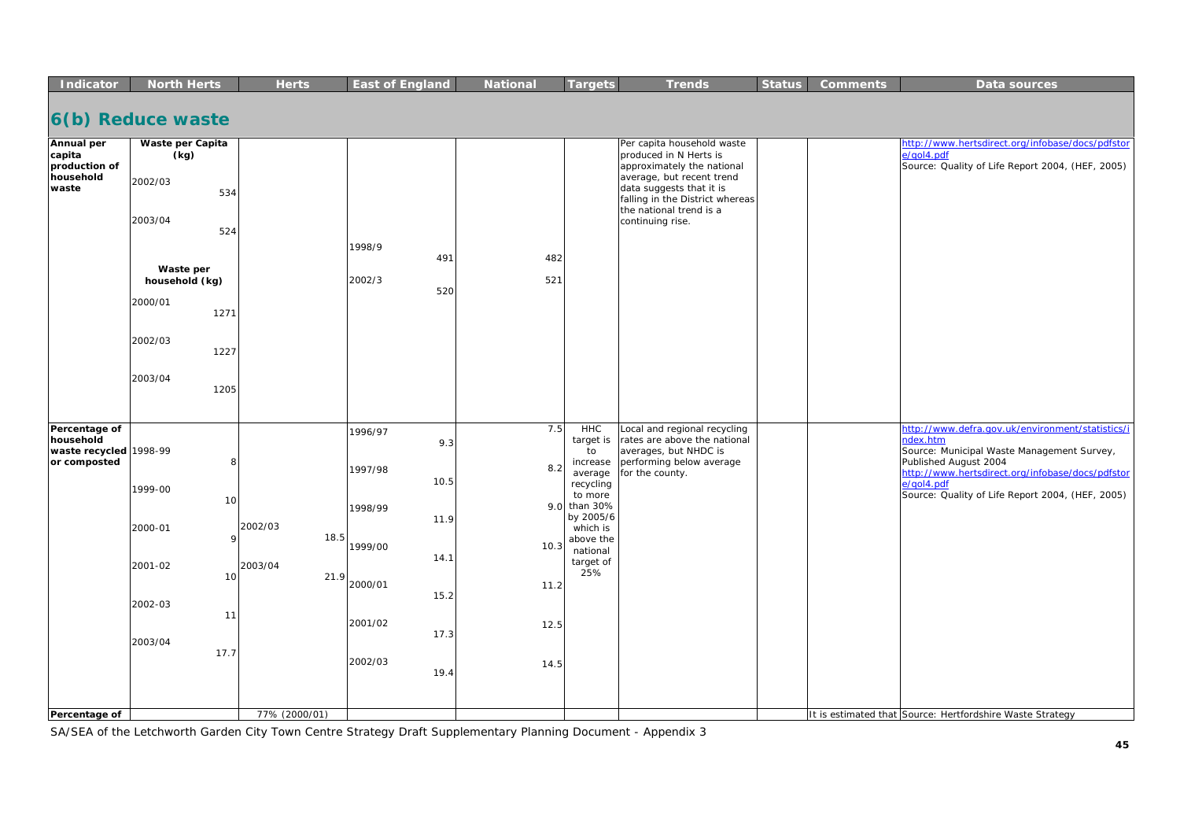| Indicator | North Herts | Herts | East of England | National | Targets | Trends | Status | Comments | Data sources |
|---|---|---|---|---|---|---|---|---|---|

## 6(b) Reduce waste

| Indicator | North Herts | Herts | East of England | National | Targets | Trends | Status | Comments | Data sources |
|---|---|---|---|---|---|---|---|---|---|
| Annual per capita production of household waste | **Waste per Capita (kg)**<br>2002/03 534<br>2003/04 524<br><br>**Waste per household (kg)**<br>2000/01 1271<br>2002/03 1227<br>2003/04 1205 | | 1998/9 491<br>2002/3 520 | 482<br>521 | | Per capita household waste produced in N Herts is approximately the national average, but recent trend data suggests that it is falling in the District whereas the national trend is a continuing rise. | | | http://www.hertsdirect.org/infobase/docs/pdfstore/qol4.pdf<br>Source: Quality of Life Report 2004, (HEF, 2005) |
| Percentage of household waste recycled or composted | 1998-99 8<br>1999-00 10<br>2000-01 9<br>2001-02 10<br>2002-03 11<br>2003/04 17.7 | 2002/03 18.5<br>2003/04 21.9 | 1996/97 9.3<br>1997/98 10.5<br>1998/99 11.9<br>1999/00 14.1<br>2000/01 15.2<br>2001/02 17.3<br>2002/03 19.4 | 7.5<br>8.2<br>9.0<br>10.3<br>11.2<br>12.5<br>14.5 | HHC target is to increase average recycling to more than 30% by 2005/6 which is above the national target of 25% | Local and regional recycling rates are above the national averages, but NHDC is performing below average for the county. | | | http://www.defra.gov.uk/environment/statistics/index.htm<br>Source: Municipal Waste Management Survey, Published August 2004<br>http://www.hertsdirect.org/infobase/docs/pdfstore/qol4.pdf<br>Source: Quality of Life Report 2004, (HEF, 2005) |
| Percentage of | | 77% (2000/01) | | | | | | It is estimated that | Source: Hertfordshire Waste Strategy |

SA/SEA of the Letchworth Garden City Town Centre Strategy Draft Supplementary Planning Document - Appendix 3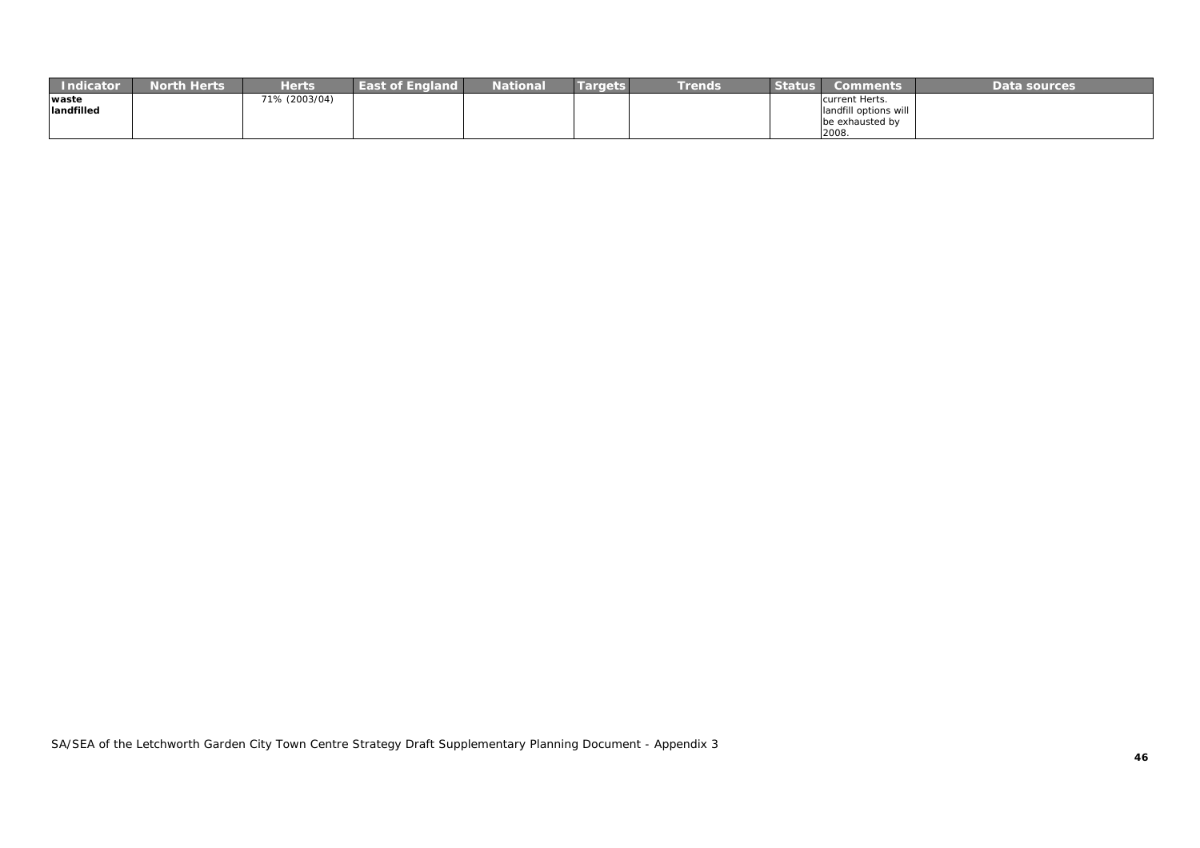| Indicator | North Herts | Herts | East of England | National | Targets | Trends | Status | Comments | Data sources |
|---|---|---|---|---|---|---|---|---|---|
| **waste landfilled** | | 71% (2003/04) | | | | | | current Herts. landfill options will be exhausted by 2008. | |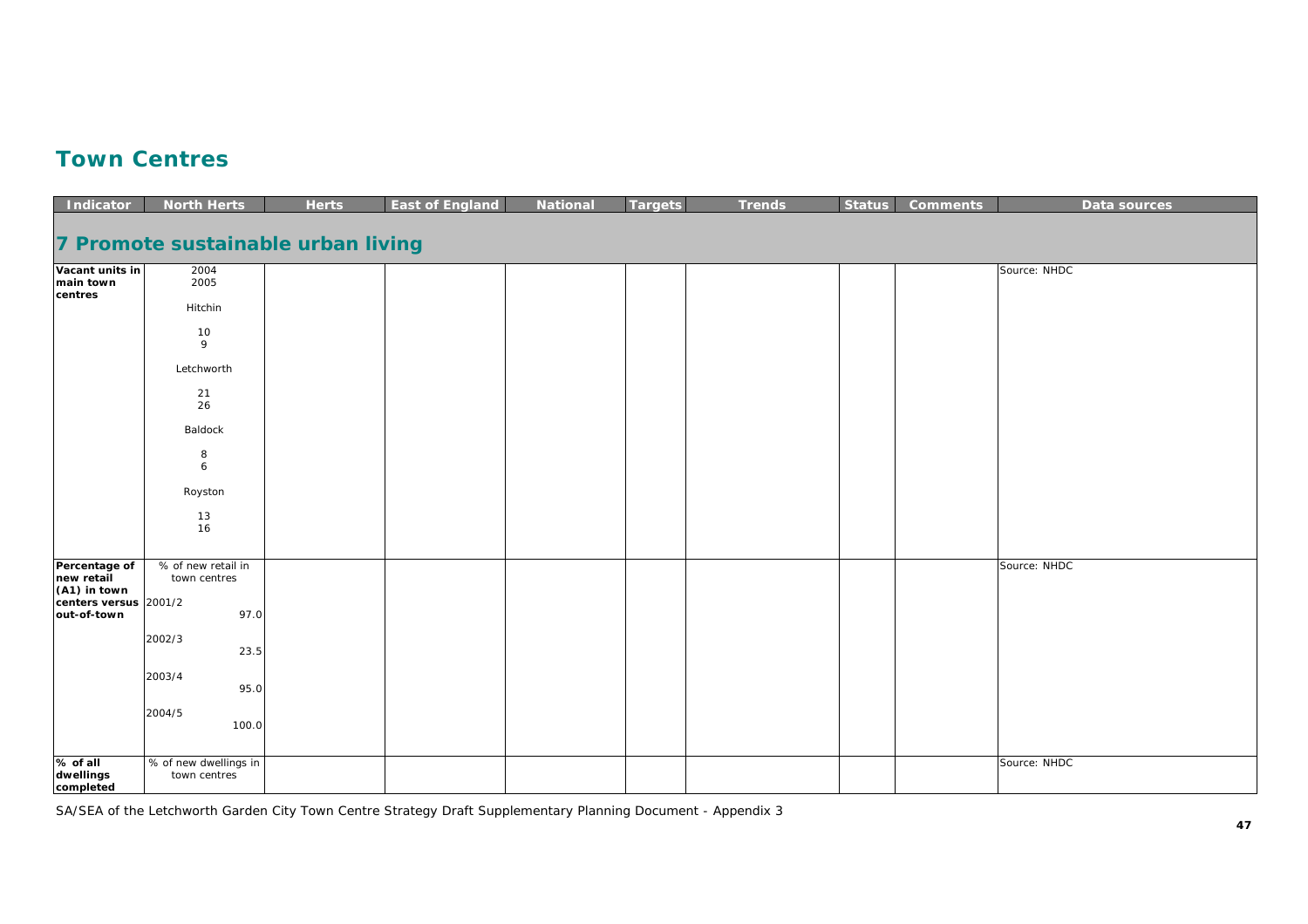## Town Centres

| Indicator | North Herts | Herts | East of England | National | Targets | Trends | Status | Comments | Data sources |
|---|---|---|---|---|---|---|---|---|---|
| **7 Promote sustainable urban living** | | | | | | | | | |
| **Vacant units in main town centres** | 2004<br>2005<br><br>Hitchin<br><br>10<br>9<br><br>Letchworth<br><br>21<br>26<br><br>Baldock<br><br>8<br>6<br><br>Royston<br><br>13<br>16 | | | | | | | | Source: NHDC |
| **Percentage of new retail (A1) in town centers versus out-of-town** | % of new retail in town centres<br><br>2001/2<br>97.0<br><br>2002/3<br>23.5<br><br>2003/4<br>95.0<br><br>2004/5<br>100.0 | | | | | | | | Source: NHDC |
| **% of all dwellings completed** | % of new dwellings in town centres | | | | | | | | Source: NHDC |

SA/SEA of the Letchworth Garden City Town Centre Strategy Draft Supplementary Planning Document - Appendix 3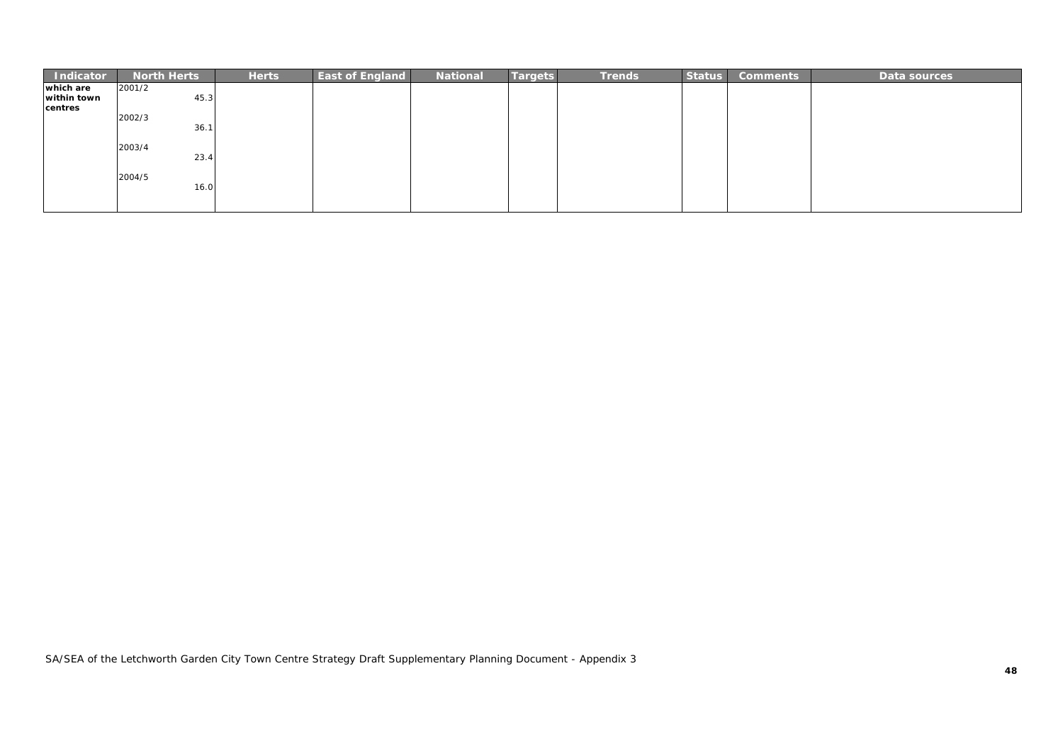| Indicator | North Herts | Herts | East of England | National | Targets | Trends | Status | Comments | Data sources |
|---|---|---|---|---|---|---|---|---|---|
| **which are within town centres** | 2001/2<br>45.3<br><br>2002/3<br>36.1<br><br>2003/4<br>23.4<br><br>2004/5<br>16.0 | | | | | | | | |

SA/SEA of the Letchworth Garden City Town Centre Strategy Draft Supplementary Planning Document - Appendix 3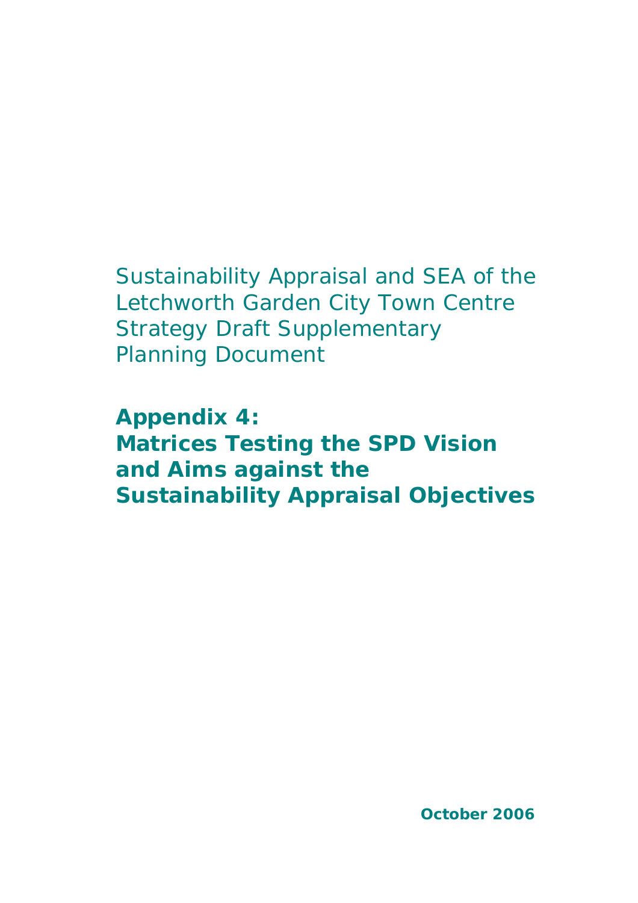Sustainability Appraisal and SEA of the Letchworth Garden City Town Centre Strategy Draft Supplementary Planning Document

# Appendix 4: Matrices Testing the SPD Vision and Aims against the Sustainability Appraisal Objectives

**October 2006**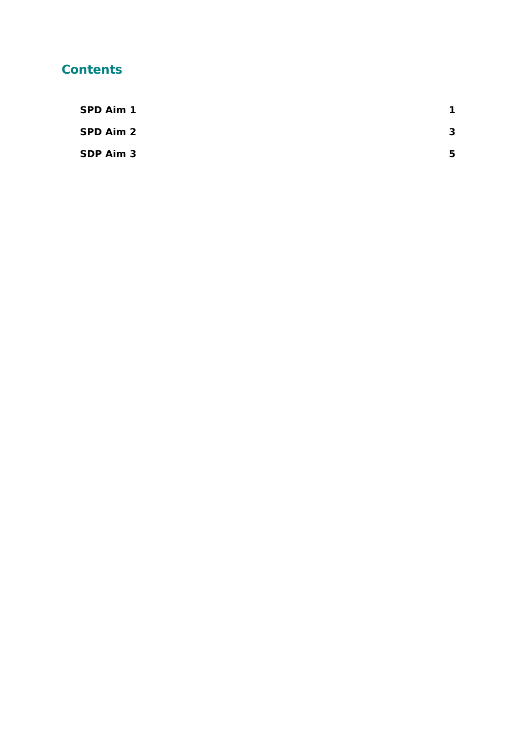## Contents

| | |
|---|---|
| **SPD Aim 1** | **1** |
| **SPD Aim 2** | **3** |
| **SDP Aim 3** | **5** |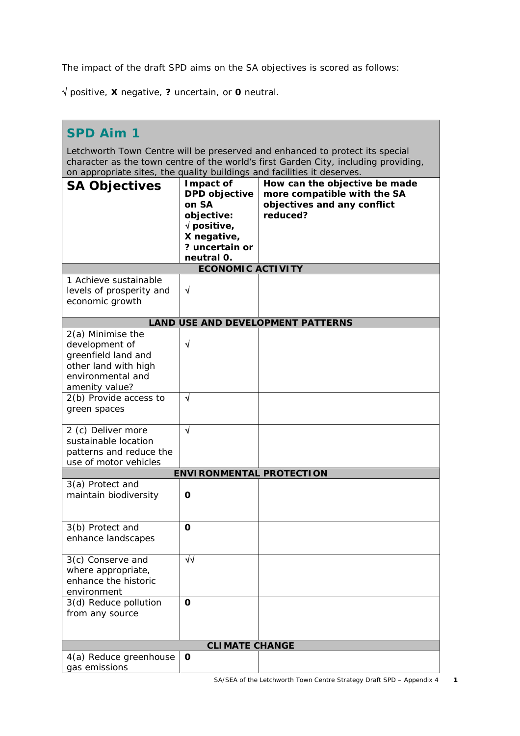The impact of the draft SPD aims on the SA objectives is scored as follows:

√ positive, **X** negative, **?** uncertain, or **0** neutral.

## SPD Aim 1

Letchworth Town Centre will be preserved and enhanced to protect its special character as the town centre of the world's first Garden City, including providing, on appropriate sites, the quality buildings and facilities it deserves.

| SA Objectives | Impact of DPD objective on SA objective: √ positive, X negative, ? uncertain or neutral 0. | How can the objective be made more compatible with the SA objectives and any conflict reduced? |
|---|---|---|
| **ECONOMIC ACTIVITY** | | |
| 1 Achieve sustainable levels of prosperity and economic growth | √ | |
| **LAND USE AND DEVELOPMENT PATTERNS** | | |
| 2(a) Minimise the development of greenfield land and other land with high environmental and amenity value? | √ | |
| 2(b) Provide access to green spaces | √ | |
| 2 (c) Deliver more sustainable location patterns and reduce the use of motor vehicles | √ | |
| **ENVIRONMENTAL PROTECTION** | | |
| 3(a) Protect and maintain biodiversity | 0 | |
| 3(b) Protect and enhance landscapes | 0 | |
| 3(c) Conserve and where appropriate, enhance the historic environment | √√ | |
| 3(d) Reduce pollution from any source | 0 | |
| **CLIMATE CHANGE** | | |
| 4(a) Reduce greenhouse gas emissions | 0 | |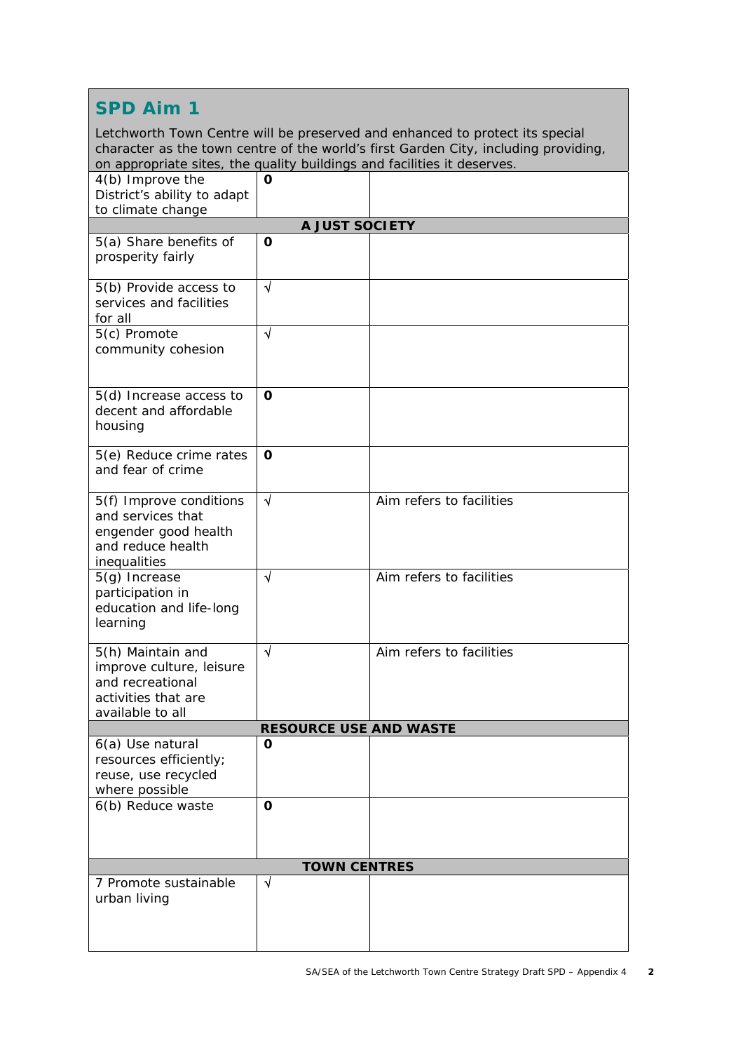## SPD Aim 1

Letchworth Town Centre will be preserved and enhanced to protect its special character as the town centre of the world's first Garden City, including providing, on appropriate sites, the quality buildings and facilities it deserves.

| | | |
|---|---|---|
| 4(b) Improve the District's ability to adapt to climate change | 0 | |
| **A JUST SOCIETY** | | |
| 5(a) Share benefits of prosperity fairly | 0 | |
| 5(b) Provide access to services and facilities for all | √ | |
| 5(c) Promote community cohesion | √ | |
| 5(d) Increase access to decent and affordable housing | 0 | |
| 5(e) Reduce crime rates and fear of crime | 0 | |
| 5(f) Improve conditions and services that engender good health and reduce health inequalities | √ | Aim refers to facilities |
| 5(g) Increase participation in education and life-long learning | √ | Aim refers to facilities |
| 5(h) Maintain and improve culture, leisure and recreational activities that are available to all | √ | Aim refers to facilities |
| **RESOURCE USE AND WASTE** | | |
| 6(a) Use natural resources efficiently; reuse, use recycled where possible | 0 | |
| 6(b) Reduce waste | 0 | |
| **TOWN CENTRES** | | |
| 7 Promote sustainable urban living | √ | |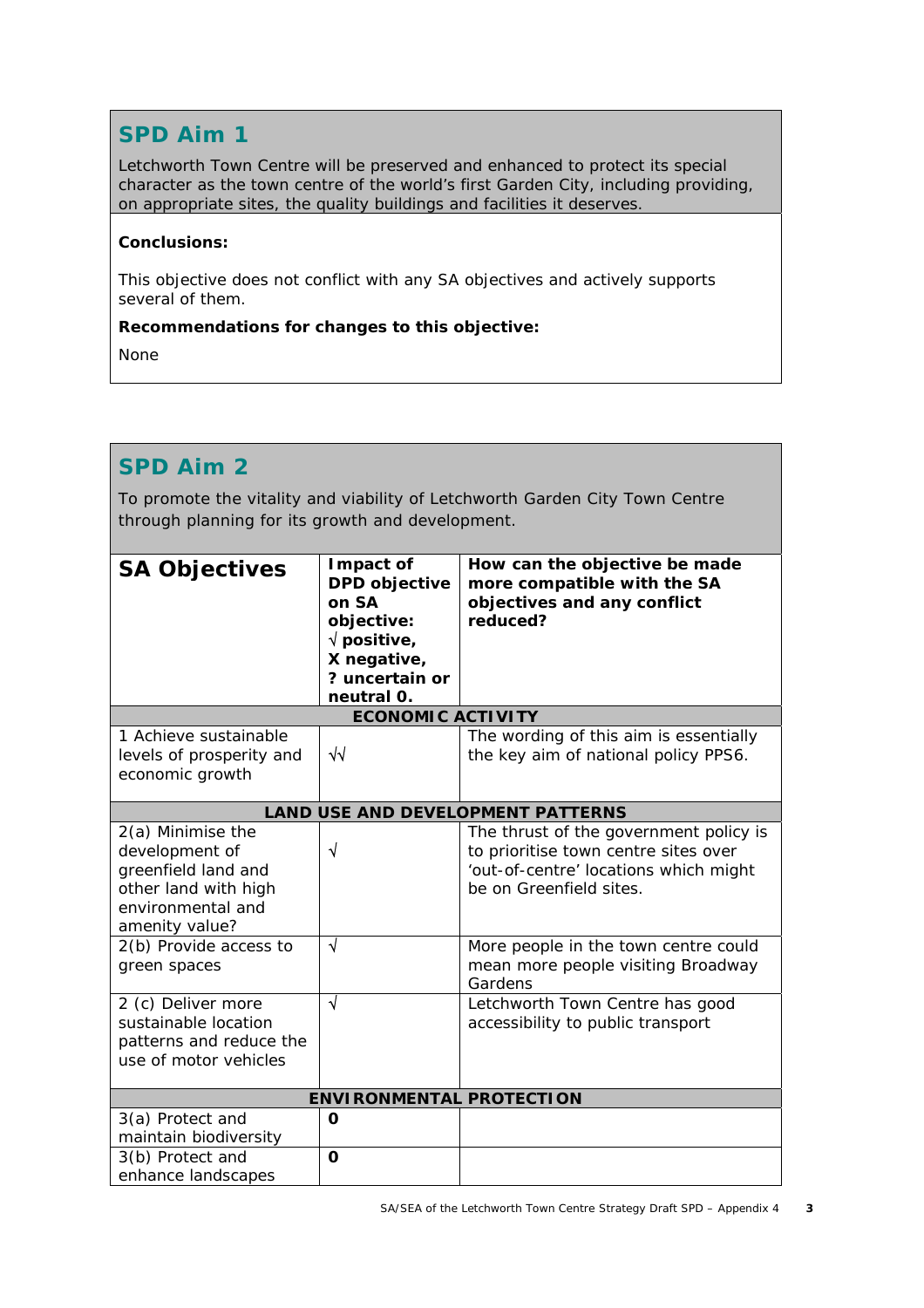## SPD Aim 1

Letchworth Town Centre will be preserved and enhanced to protect its special character as the town centre of the world's first Garden City, including providing, on appropriate sites, the quality buildings and facilities it deserves.

**Conclusions:**

This objective does not conflict with any SA objectives and actively supports several of them.

**Recommendations for changes to this objective:**

None

## SPD Aim 2

To promote the vitality and viability of Letchworth Garden City Town Centre through planning for its growth and development.

| SA Objectives | Impact of DPD objective on SA objective: √ positive, X negative, ? uncertain or neutral 0. | How can the objective be made more compatible with the SA objectives and any conflict reduced? |
|---|---|---|
| **ECONOMIC ACTIVITY** | | |
| 1 Achieve sustainable levels of prosperity and economic growth | √√ | The wording of this aim is essentially the key aim of national policy PPS6. |
| **LAND USE AND DEVELOPMENT PATTERNS** | | |
| 2(a) Minimise the development of greenfield land and other land with high environmental and amenity value? | √ | The thrust of the government policy is to prioritise town centre sites over 'out-of-centre' locations which might be on Greenfield sites. |
| 2(b) Provide access to green spaces | √ | More people in the town centre could mean more people visiting Broadway Gardens |
| 2 (c) Deliver more sustainable location patterns and reduce the use of motor vehicles | √ | Letchworth Town Centre has good accessibility to public transport |
| **ENVIRONMENTAL PROTECTION** | | |
| 3(a) Protect and maintain biodiversity | 0 | |
| 3(b) Protect and enhance landscapes | 0 | |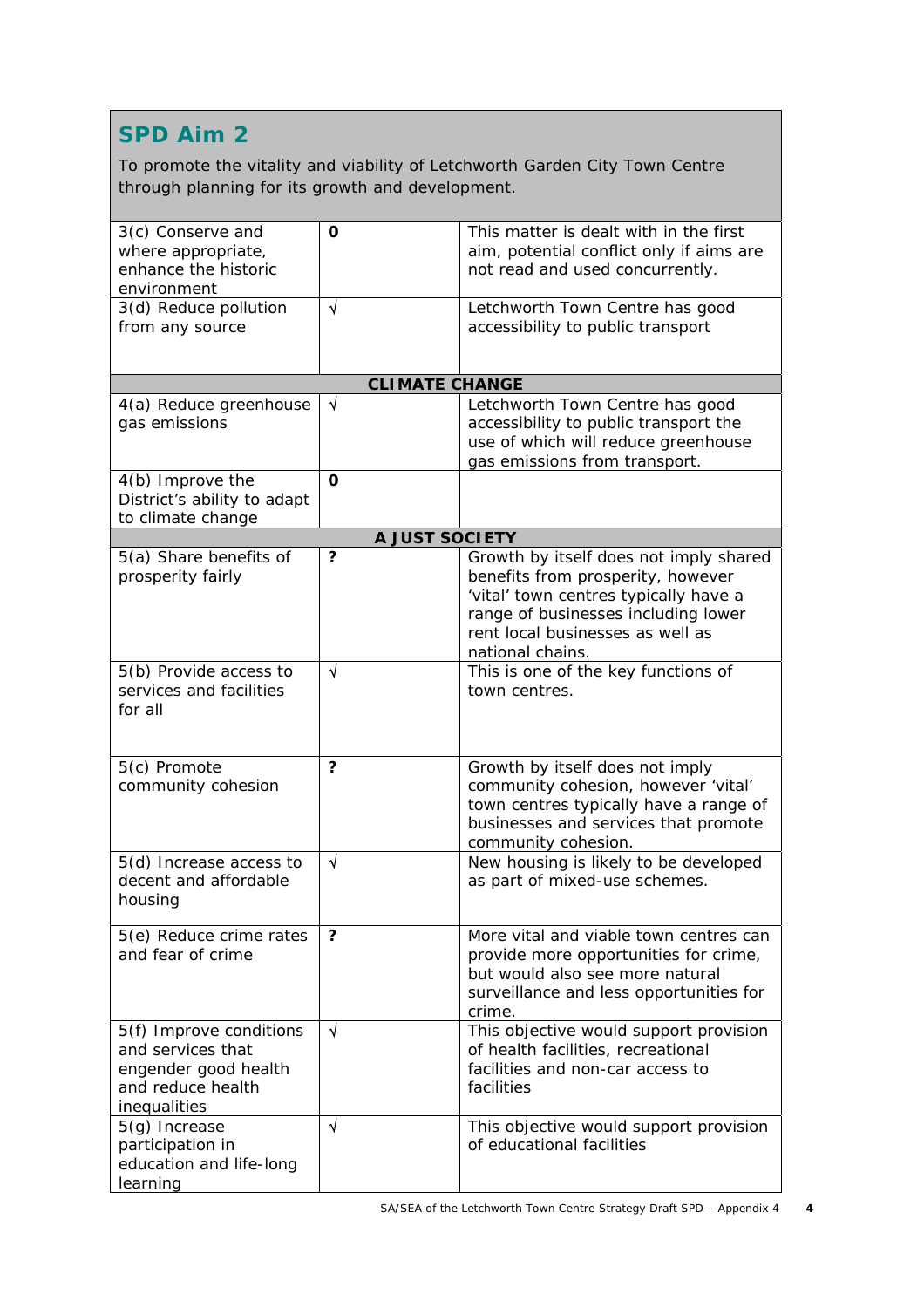## SPD Aim 2

To promote the vitality and viability of Letchworth Garden City Town Centre through planning for its growth and development.

| | | |
|---|---|---|
| 3(c) Conserve and where appropriate, enhance the historic environment | **0** | This matter is dealt with in the first aim, potential conflict only if aims are not read and used concurrently. |
| 3(d) Reduce pollution from any source | √ | Letchworth Town Centre has good accessibility to public transport |
| **CLIMATE CHANGE** | | |
| 4(a) Reduce greenhouse gas emissions | √ | Letchworth Town Centre has good accessibility to public transport the use of which will reduce greenhouse gas emissions from transport. |
| 4(b) Improve the District's ability to adapt to climate change | **0** | |
| **A JUST SOCIETY** | | |
| 5(a) Share benefits of prosperity fairly | **?** | Growth by itself does not imply shared benefits from prosperity, however 'vital' town centres typically have a range of businesses including lower rent local businesses as well as national chains. |
| 5(b) Provide access to services and facilities for all | √ | This is one of the key functions of town centres. |
| 5(c) Promote community cohesion | **?** | Growth by itself does not imply community cohesion, however 'vital' town centres typically have a range of businesses and services that promote community cohesion. |
| 5(d) Increase access to decent and affordable housing | √ | New housing is likely to be developed as part of mixed-use schemes. |
| 5(e) Reduce crime rates and fear of crime | **?** | More vital and viable town centres can provide more opportunities for crime, but would also see more natural surveillance and less opportunities for crime. |
| 5(f) Improve conditions and services that engender good health and reduce health inequalities | √ | This objective would support provision of health facilities, recreational facilities and non-car access to facilities |
| 5(g) Increase participation in education and life-long learning | √ | This objective would support provision of educational facilities |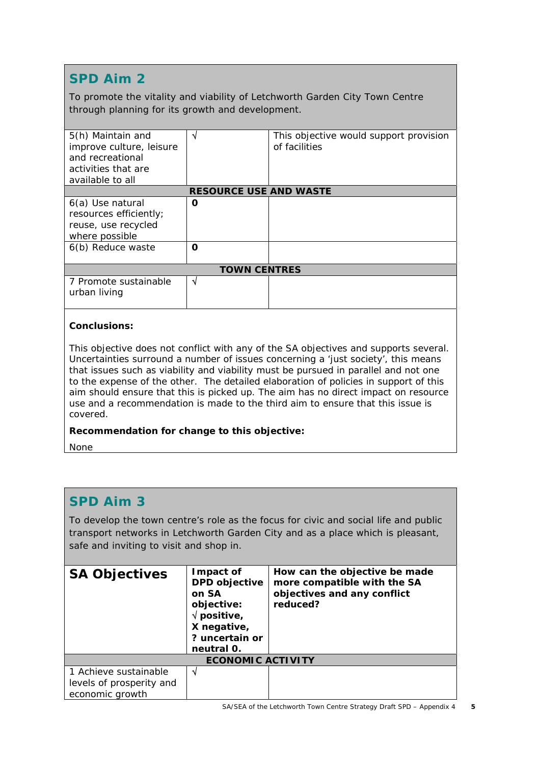## SPD Aim 2

To promote the vitality and viability of Letchworth Garden City Town Centre through planning for its growth and development.

| | | |
|---|---|---|
| 5(h) Maintain and improve culture, leisure and recreational activities that are available to all | √ | This objective would support provision of facilities |
| **RESOURCE USE AND WASTE** | | |
| 6(a) Use natural resources efficiently; reuse, use recycled where possible | **0** | |
| 6(b) Reduce waste | **0** | |
| **TOWN CENTRES** | | |
| 7 Promote sustainable urban living | √ | |

**Conclusions:**

This objective does not conflict with any of the SA objectives and supports several. Uncertainties surround a number of issues concerning a 'just society', this means that issues such as viability and viability must be pursued in parallel and not one to the expense of the other. The detailed elaboration of policies in support of this aim should ensure that this is picked up. The aim has no direct impact on resource use and a recommendation is made to the third aim to ensure that this issue is covered.

**Recommendation for change to this objective:**

None

## SPD Aim 3

To develop the town centre's role as the focus for civic and social life and public transport networks in Letchworth Garden City and as a place which is pleasant, safe and inviting to visit and shop in.

| SA Objectives | Impact of DPD objective on SA objective: √ positive, X negative, ? uncertain or neutral 0. | How can the objective be made more compatible with the SA objectives and any conflict reduced? |
|---|---|---|
| **ECONOMIC ACTIVITY** | | |
| 1 Achieve sustainable levels of prosperity and economic growth | √ | |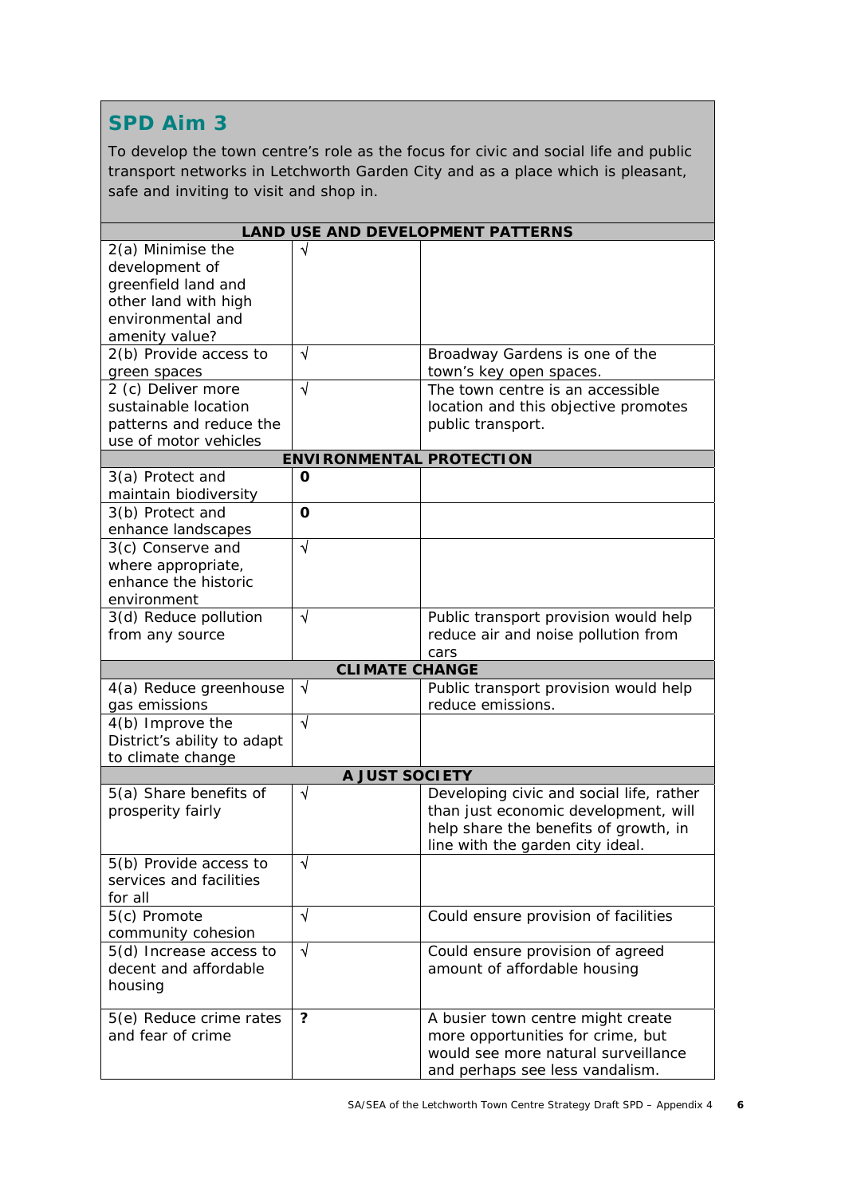## SPD Aim 3

To develop the town centre's role as the focus for civic and social life and public transport networks in Letchworth Garden City and as a place which is pleasant, safe and inviting to visit and shop in.

| | | |
|---|---|---|
| **LAND USE AND DEVELOPMENT PATTERNS** | | |
| 2(a) Minimise the development of greenfield land and other land with high environmental and amenity value? | √ | |
| 2(b) Provide access to green spaces | √ | Broadway Gardens is one of the town's key open spaces. |
| 2 (c) Deliver more sustainable location patterns and reduce the use of motor vehicles | √ | The town centre is an accessible location and this objective promotes public transport. |
| **ENVIRONMENTAL PROTECTION** | | |
| 3(a) Protect and maintain biodiversity | **0** | |
| 3(b) Protect and enhance landscapes | **0** | |
| 3(c) Conserve and where appropriate, enhance the historic environment | √ | |
| 3(d) Reduce pollution from any source | √ | Public transport provision would help reduce air and noise pollution from cars |
| **CLIMATE CHANGE** | | |
| 4(a) Reduce greenhouse gas emissions | √ | Public transport provision would help reduce emissions. |
| 4(b) Improve the District's ability to adapt to climate change | √ | |
| **A JUST SOCIETY** | | |
| 5(a) Share benefits of prosperity fairly | √ | Developing civic and social life, rather than just economic development, will help share the benefits of growth, in line with the garden city ideal. |
| 5(b) Provide access to services and facilities for all | √ | |
| 5(c) Promote community cohesion | √ | Could ensure provision of facilities |
| 5(d) Increase access to decent and affordable housing | √ | Could ensure provision of agreed amount of affordable housing |
| 5(e) Reduce crime rates and fear of crime | **?** | A busier town centre might create more opportunities for crime, but would see more natural surveillance and perhaps see less vandalism. |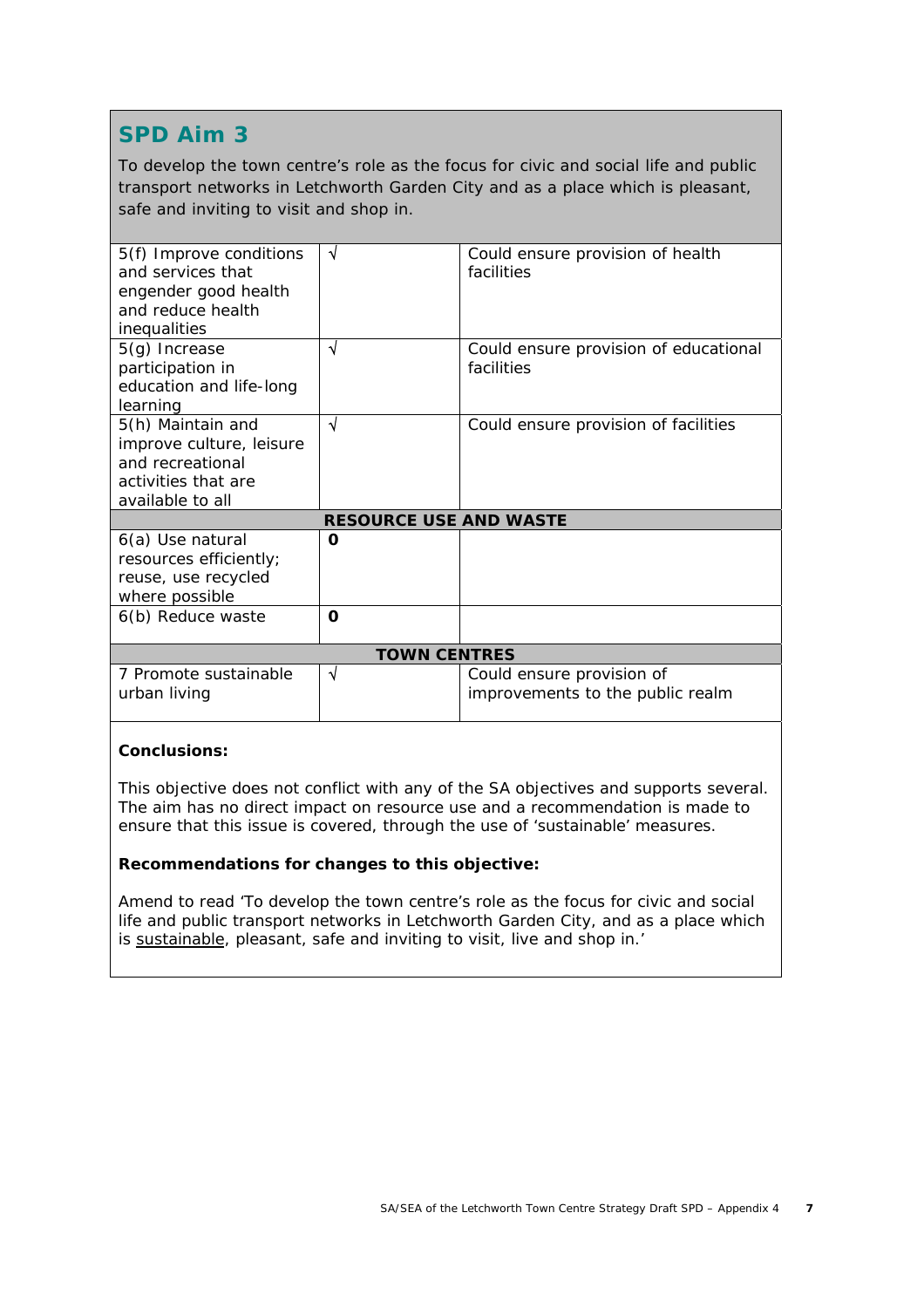## SPD Aim 3

To develop the town centre's role as the focus for civic and social life and public transport networks in Letchworth Garden City and as a place which is pleasant, safe and inviting to visit and shop in.

| | | |
|---|---|---|
| 5(f) Improve conditions and services that engender good health and reduce health inequalities | √ | Could ensure provision of health facilities |
| 5(g) Increase participation in education and life-long learning | √ | Could ensure provision of educational facilities |
| 5(h) Maintain and improve culture, leisure and recreational activities that are available to all | √ | Could ensure provision of facilities |
| **RESOURCE USE AND WASTE** | | |
| 6(a) Use natural resources efficiently; reuse, use recycled where possible | **0** | |
| 6(b) Reduce waste | **0** | |
| **TOWN CENTRES** | | |
| 7 Promote sustainable urban living | √ | Could ensure provision of improvements to the public realm |

**Conclusions:**

This objective does not conflict with any of the SA objectives and supports several. The aim has no direct impact on resource use and a recommendation is made to ensure that this issue is covered, through the use of 'sustainable' measures.

**Recommendations for changes to this objective:**

Amend to read 'To develop the town centre's role as the focus for civic and social life and public transport networks in Letchworth Garden City, and as a place which is <u>sustainable</u>, pleasant, safe and inviting to visit, live and shop in.'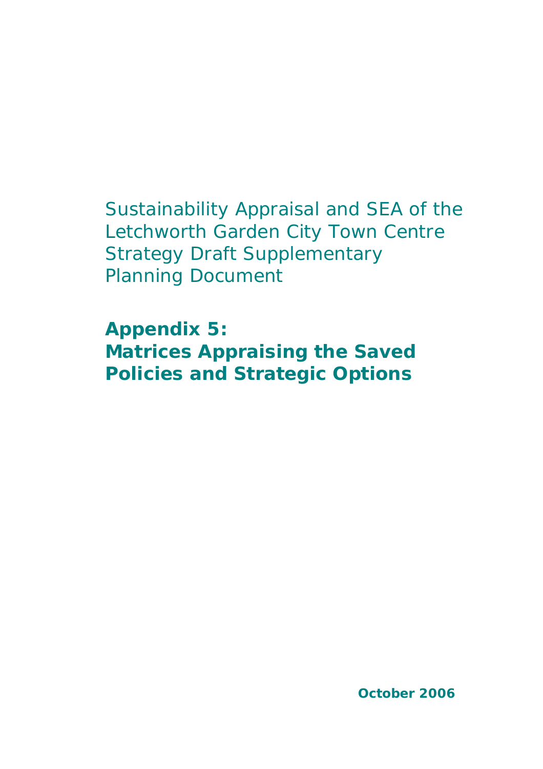Sustainability Appraisal and SEA of the Letchworth Garden City Town Centre Strategy Draft Supplementary Planning Document

# Appendix 5: Matrices Appraising the Saved Policies and Strategic Options

**October 2006**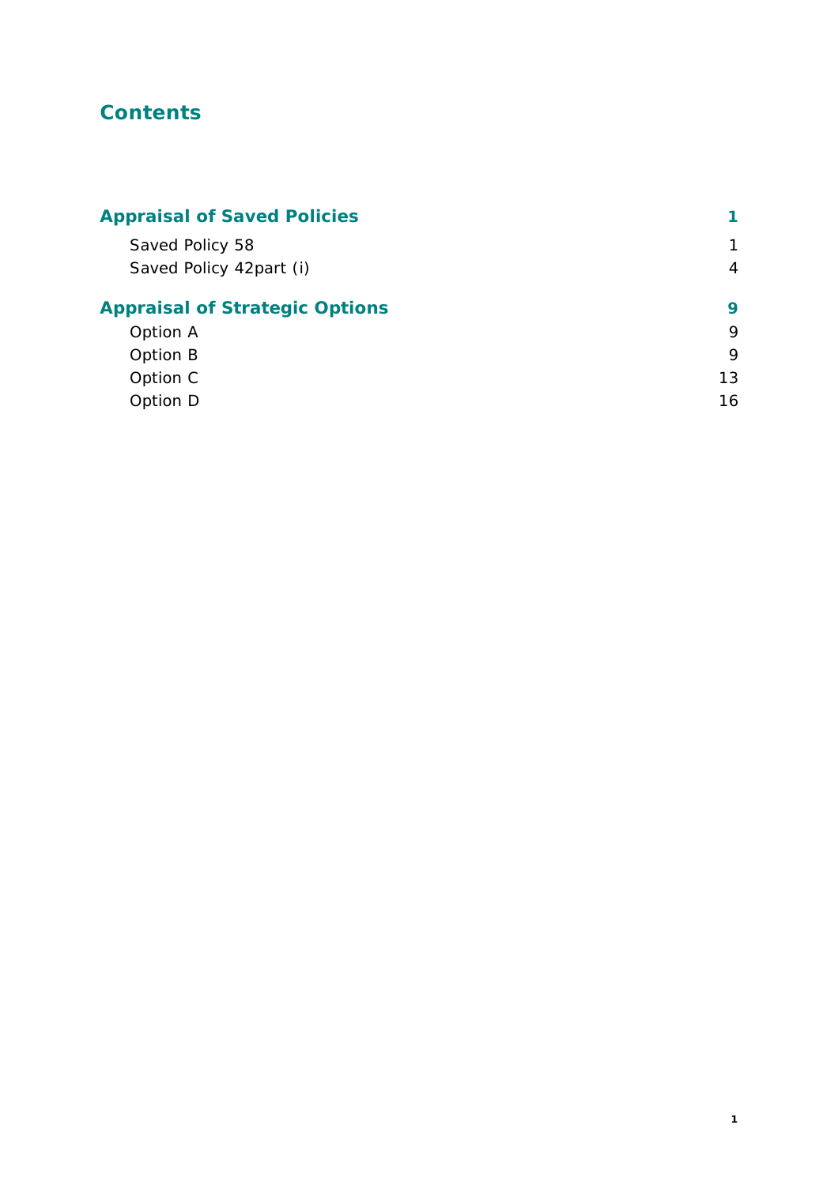# Contents

| | |
|---|---|
| **Appraisal of Saved Policies** | **1** |
| Saved Policy 58 | 1 |
| Saved Policy 42part (i) | 4 |
| **Appraisal of Strategic Options** | **9** |
| Option A | 9 |
| Option B | 9 |
| Option C | 13 |
| Option D | 16 |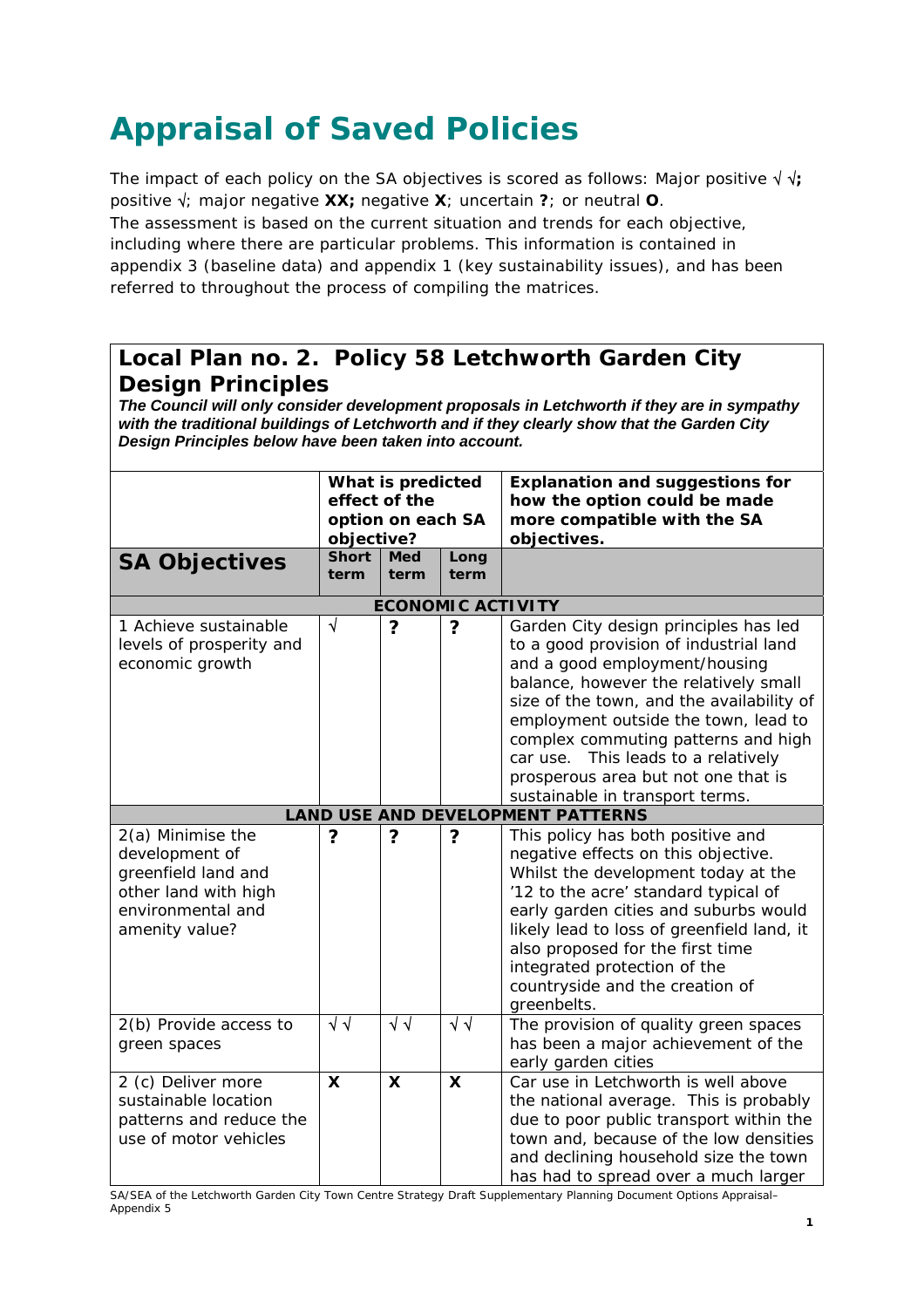# Appraisal of Saved Policies

The impact of each policy on the SA objectives is scored as follows: Major positive √ √**;** positive √; major negative **XX;** negative **X**; uncertain **?**; or neutral **O**.
The assessment is based on the current situation and trends for each objective, including where there are particular problems. This information is contained in appendix 3 (baseline data) and appendix 1 (key sustainability issues), and has been referred to throughout the process of compiling the matrices.

## Local Plan no. 2. Policy 58 Letchworth Garden City Design Principles

***The Council will only consider development proposals in Letchworth if they are in sympathy with the traditional buildings of Letchworth and if they clearly show that the Garden City Design Principles below have been taken into account.***

| | What is predicted effect of the option on each SA objective? | | | Explanation and suggestions for how the option could be made more compatible with the SA objectives. |
|---|---|---|---|---|
| **SA Objectives** | **Short term** | **Med term** | **Long term** | |
| **ECONOMIC ACTIVITY** | | | | |
| 1 Achieve sustainable levels of prosperity and economic growth | √ | **?** | **?** | Garden City design principles has led to a good provision of industrial land and a good employment/housing balance, however the relatively small size of the town, and the availability of employment outside the town, lead to complex commuting patterns and high car use. This leads to a relatively prosperous area but not one that is sustainable in transport terms. |
| **LAND USE AND DEVELOPMENT PATTERNS** | | | | |
| 2(a) Minimise the development of greenfield land and other land with high environmental and amenity value? | **?** | **?** | **?** | This policy has both positive and negative effects on this objective. Whilst the development today at the '12 to the acre' standard typical of early garden cities and suburbs would likely lead to loss of greenfield land, it also proposed for the first time integrated protection of the countryside and the creation of greenbelts. |
| 2(b) Provide access to green spaces | √ √ | √ √ | √ √ | The provision of quality green spaces has been a major achievement of the early garden cities |
| 2 (c) Deliver more sustainable location patterns and reduce the use of motor vehicles | **X** | **X** | **X** | Car use in Letchworth is well above the national average. This is probably due to poor public transport within the town and, because of the low densities and declining household size the town has had to spread over a much larger |

SA/SEA of the Letchworth Garden City Town Centre Strategy Draft Supplementary Planning Document Options Appraisal– Appendix 5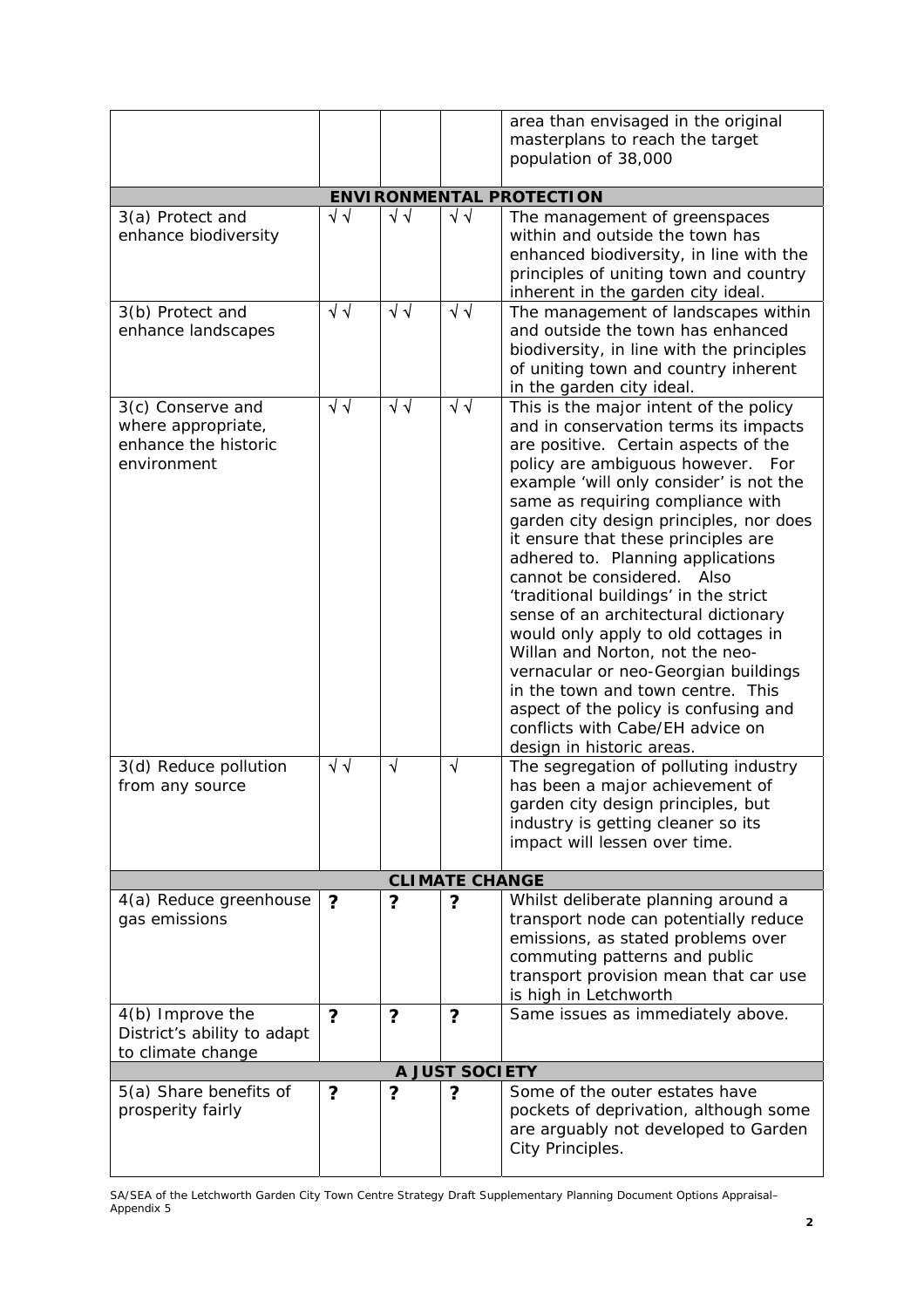| | | | | |
|---|---|---|---|---|
| | | | | area than envisaged in the original masterplans to reach the target population of 38,000 |
| **ENVIRONMENTAL PROTECTION** | | | | |
| 3(a) Protect and enhance biodiversity | √ √ | √ √ | √ √ | The management of greenspaces within and outside the town has enhanced biodiversity, in line with the principles of uniting town and country inherent in the garden city ideal. |
| 3(b) Protect and enhance landscapes | √ √ | √ √ | √ √ | The management of landscapes within and outside the town has enhanced biodiversity, in line with the principles of uniting town and country inherent in the garden city ideal. |
| 3(c) Conserve and where appropriate, enhance the historic environment | √ √ | √ √ | √ √ | This is the major intent of the policy and in conservation terms its impacts are positive. Certain aspects of the policy are ambiguous however. For example 'will only consider' is not the same as requiring compliance with garden city design principles, nor does it ensure that these principles are adhered to. Planning applications cannot be considered. Also 'traditional buildings' in the strict sense of an architectural dictionary would only apply to old cottages in Willan and Norton, not the neo-vernacular or neo-Georgian buildings in the town and town centre. This aspect of the policy is confusing and conflicts with Cabe/EH advice on design in historic areas. |
| 3(d) Reduce pollution from any source | √ √ | √ | √ | The segregation of polluting industry has been a major achievement of garden city design principles, but industry is getting cleaner so its impact will lessen over time. |
| **CLIMATE CHANGE** | | | | |
| 4(a) Reduce greenhouse gas emissions | **?** | **?** | **?** | Whilst deliberate planning around a transport node can potentially reduce emissions, as stated problems over commuting patterns and public transport provision mean that car use is high in Letchworth |
| 4(b) Improve the District's ability to adapt to climate change | **?** | **?** | **?** | Same issues as immediately above. |
| **A JUST SOCIETY** | | | | |
| 5(a) Share benefits of prosperity fairly | **?** | **?** | **?** | Some of the outer estates have pockets of deprivation, although some are arguably not developed to Garden City Principles. |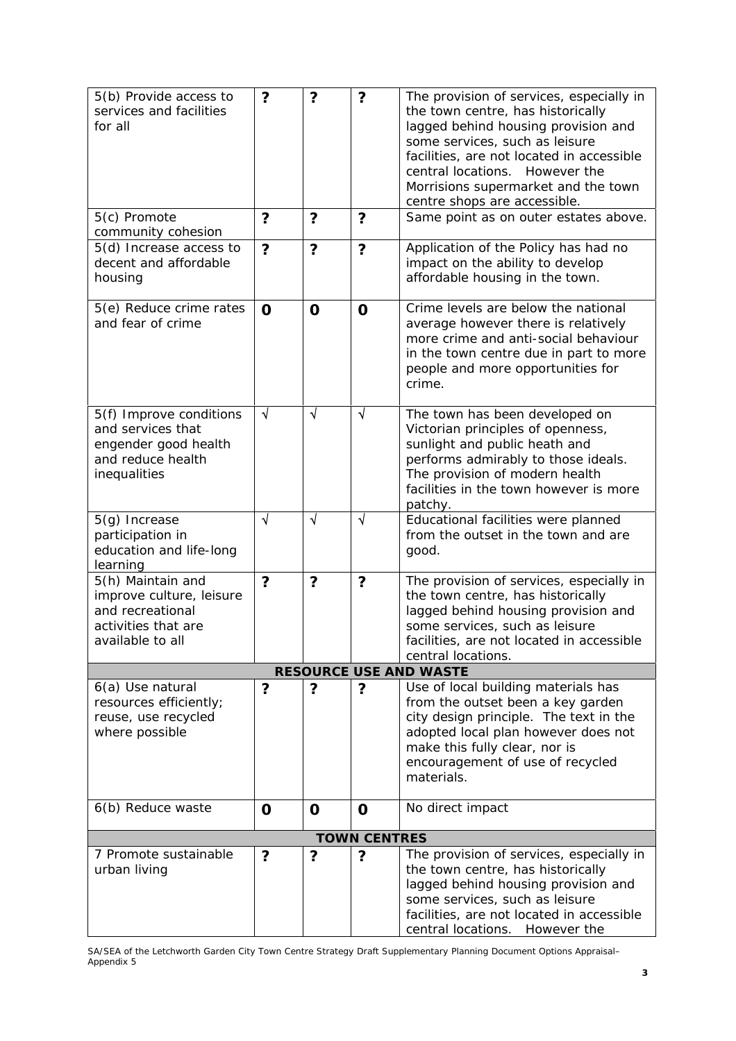| | | | | |
|---|---|---|---|---|
| 5(b) Provide access to services and facilities for all | ? | ? | ? | The provision of services, especially in the town centre, has historically lagged behind housing provision and some services, such as leisure facilities, are not located in accessible central locations. However the Morrisions supermarket and the town centre shops are accessible. |
| 5(c) Promote community cohesion | ? | ? | ? | Same point as on outer estates above. |
| 5(d) Increase access to decent and affordable housing | ? | ? | ? | Application of the Policy has had no impact on the ability to develop affordable housing in the town. |
| 5(e) Reduce crime rates and fear of crime | 0 | 0 | 0 | Crime levels are below the national average however there is relatively more crime and anti-social behaviour in the town centre due in part to more people and more opportunities for crime. |
| 5(f) Improve conditions and services that engender good health and reduce health inequalities | √ | √ | √ | The town has been developed on Victorian principles of openness, sunlight and public heath and performs admirably to those ideals. The provision of modern health facilities in the town however is more patchy. |
| 5(g) Increase participation in education and life-long learning | √ | √ | √ | Educational facilities were planned from the outset in the town and are good. |
| 5(h) Maintain and improve culture, leisure and recreational activities that are available to all | ? | ? | ? | The provision of services, especially in the town centre, has historically lagged behind housing provision and some services, such as leisure facilities, are not located in accessible central locations. |
| **RESOURCE USE AND WASTE** | | | | |
| 6(a) Use natural resources efficiently; reuse, use recycled where possible | ? | ? | ? | Use of local building materials has from the outset been a key garden city design principle. The text in the adopted local plan however does not make this fully clear, nor is encouragement of use of recycled materials. |
| 6(b) Reduce waste | 0 | 0 | 0 | No direct impact |
| **TOWN CENTRES** | | | | |
| 7 Promote sustainable urban living | ? | ? | ? | The provision of services, especially in the town centre, has historically lagged behind housing provision and some services, such as leisure facilities, are not located in accessible central locations. However the |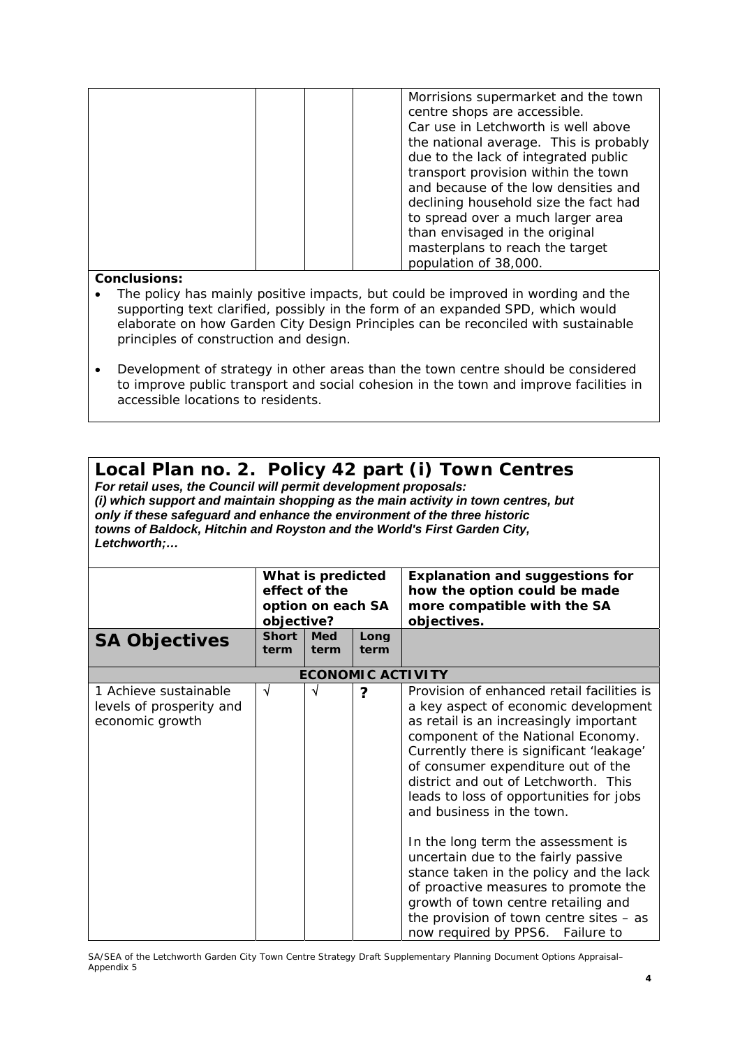| | | | | |
|---|---|---|---|---|
| | | | | Morrisions supermarket and the town centre shops are accessible. Car use in Letchworth is well above the national average. This is probably due to the lack of integrated public transport provision within the town and because of the low densities and declining household size the fact had to spread over a much larger area than envisaged in the original masterplans to reach the target population of 38,000. |

**Conclusions:**

- The policy has mainly positive impacts, but could be improved in wording and the supporting text clarified, possibly in the form of an expanded SPD, which would elaborate on how Garden City Design Principles can be reconciled with sustainable principles of construction and design.
- Development of strategy in other areas than the town centre should be considered to improve public transport and social cohesion in the town and improve facilities in accessible locations to residents.

## Local Plan no. 2. Policy 42 part (i) Town Centres

***For retail uses, the Council will permit development proposals:***
***(i) which support and maintain shopping as the main activity in town centres, but only if these safeguard and enhance the environment of the three historic towns of Baldock, Hitchin and Royston and the World's First Garden City, Letchworth;…***

| | **What is predicted effect of the option on each SA objective?** | | | **Explanation and suggestions for how the option could be made more compatible with the SA objectives.** |
|---|---|---|---|---|
| **SA Objectives** | **Short term** | **Med term** | **Long term** | |
| **ECONOMIC ACTIVITY** | | | | |
| 1 Achieve sustainable levels of prosperity and economic growth | √ | √ | **?** | Provision of enhanced retail facilities is a key aspect of economic development as retail is an increasingly important component of the National Economy. Currently there is significant 'leakage' of consumer expenditure out of the district and out of Letchworth. This leads to loss of opportunities for jobs and business in the town.<br><br>In the long term the assessment is uncertain due to the fairly passive stance taken in the policy and the lack of proactive measures to promote the growth of town centre retailing and the provision of town centre sites – as now required by PPS6. Failure to |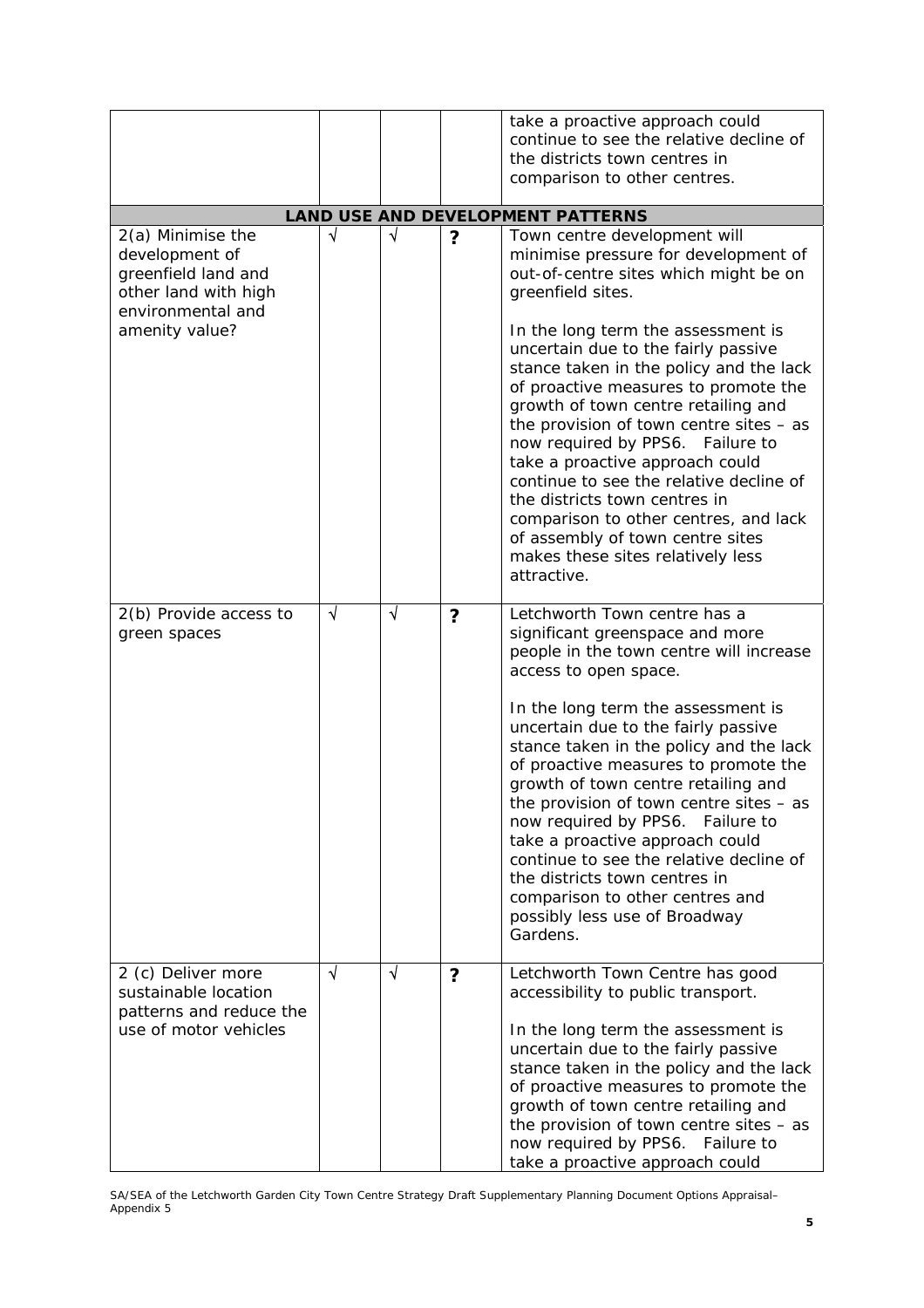| | | | | |
|---|---|---|---|---|
| | | | | take a proactive approach could continue to see the relative decline of the districts town centres in comparison to other centres. |
| **LAND USE AND DEVELOPMENT PATTERNS** | | | | |
| 2(a) Minimise the development of greenfield land and other land with high environmental and amenity value? | √ | √ | **?** | Town centre development will minimise pressure for development of out-of-centre sites which might be on greenfield sites.<br><br>In the long term the assessment is uncertain due to the fairly passive stance taken in the policy and the lack of proactive measures to promote the growth of town centre retailing and the provision of town centre sites – as now required by PPS6. Failure to take a proactive approach could continue to see the relative decline of the districts town centres in comparison to other centres, and lack of assembly of town centre sites makes these sites relatively less attractive. |
| 2(b) Provide access to green spaces | √ | √ | **?** | Letchworth Town centre has a significant greenspace and more people in the town centre will increase access to open space.<br><br>In the long term the assessment is uncertain due to the fairly passive stance taken in the policy and the lack of proactive measures to promote the growth of town centre retailing and the provision of town centre sites – as now required by PPS6. Failure to take a proactive approach could continue to see the relative decline of the districts town centres in comparison to other centres and possibly less use of Broadway Gardens. |
| 2 (c) Deliver more sustainable location patterns and reduce the use of motor vehicles | √ | √ | **?** | Letchworth Town Centre has good accessibility to public transport.<br><br>In the long term the assessment is uncertain due to the fairly passive stance taken in the policy and the lack of proactive measures to promote the growth of town centre retailing and the provision of town centre sites – as now required by PPS6. Failure to take a proactive approach could |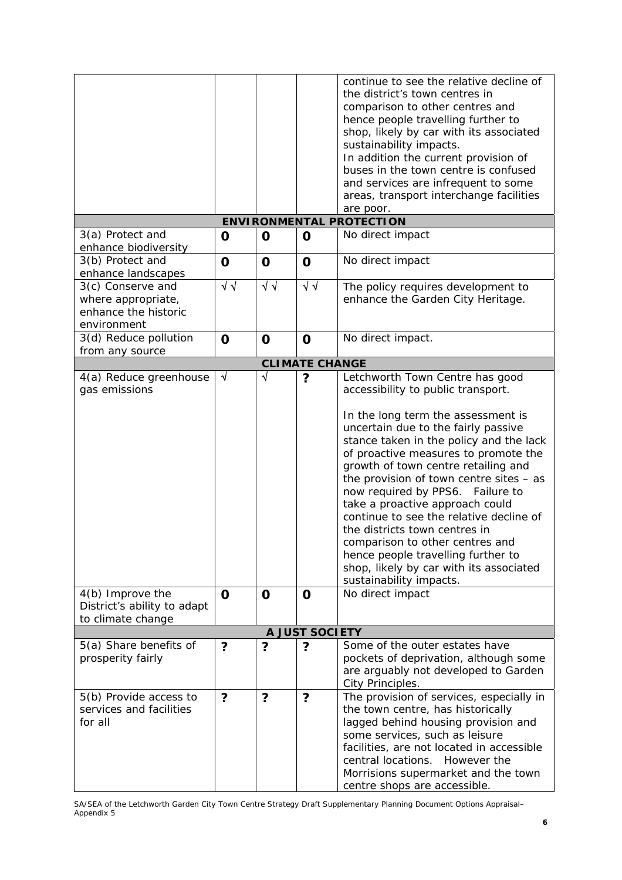| | | | | |
|---|---|---|---|---|
| | | | | continue to see the relative decline of the district's town centres in comparison to other centres and hence people travelling further to shop, likely by car with its associated sustainability impacts. In addition the current provision of buses in the town centre is confused and services are infrequent to some areas, transport interchange facilities are poor. |
| **ENVIRONMENTAL PROTECTION** | | | | |
| 3(a) Protect and enhance biodiversity | **0** | **0** | **0** | No direct impact |
| 3(b) Protect and enhance landscapes | **0** | **0** | **0** | No direct impact |
| 3(c) Conserve and where appropriate, enhance the historic environment | √√ | √√ | √√ | The policy requires development to enhance the Garden City Heritage. |
| 3(d) Reduce pollution from any source | **0** | **0** | **0** | No direct impact. |
| **CLIMATE CHANGE** | | | | |
| 4(a) Reduce greenhouse gas emissions | √ | √ | **?** | Letchworth Town Centre has good accessibility to public transport.<br><br>In the long term the assessment is uncertain due to the fairly passive stance taken in the policy and the lack of proactive measures to promote the growth of town centre retailing and the provision of town centre sites – as now required by PPS6. Failure to take a proactive approach could continue to see the relative decline of the districts town centres in comparison to other centres and hence people travelling further to shop, likely by car with its associated sustainability impacts. |
| 4(b) Improve the District's ability to adapt to climate change | **0** | **0** | **0** | No direct impact |
| **A JUST SOCIETY** | | | | |
| 5(a) Share benefits of prosperity fairly | **?** | **?** | **?** | Some of the outer estates have pockets of deprivation, although some are arguably not developed to Garden City Principles. |
| 5(b) Provide access to services and facilities for all | **?** | **?** | **?** | The provision of services, especially in the town centre, has historically lagged behind housing provision and some services, such as leisure facilities, are not located in accessible central locations. However the Morrisions supermarket and the town centre shops are accessible. |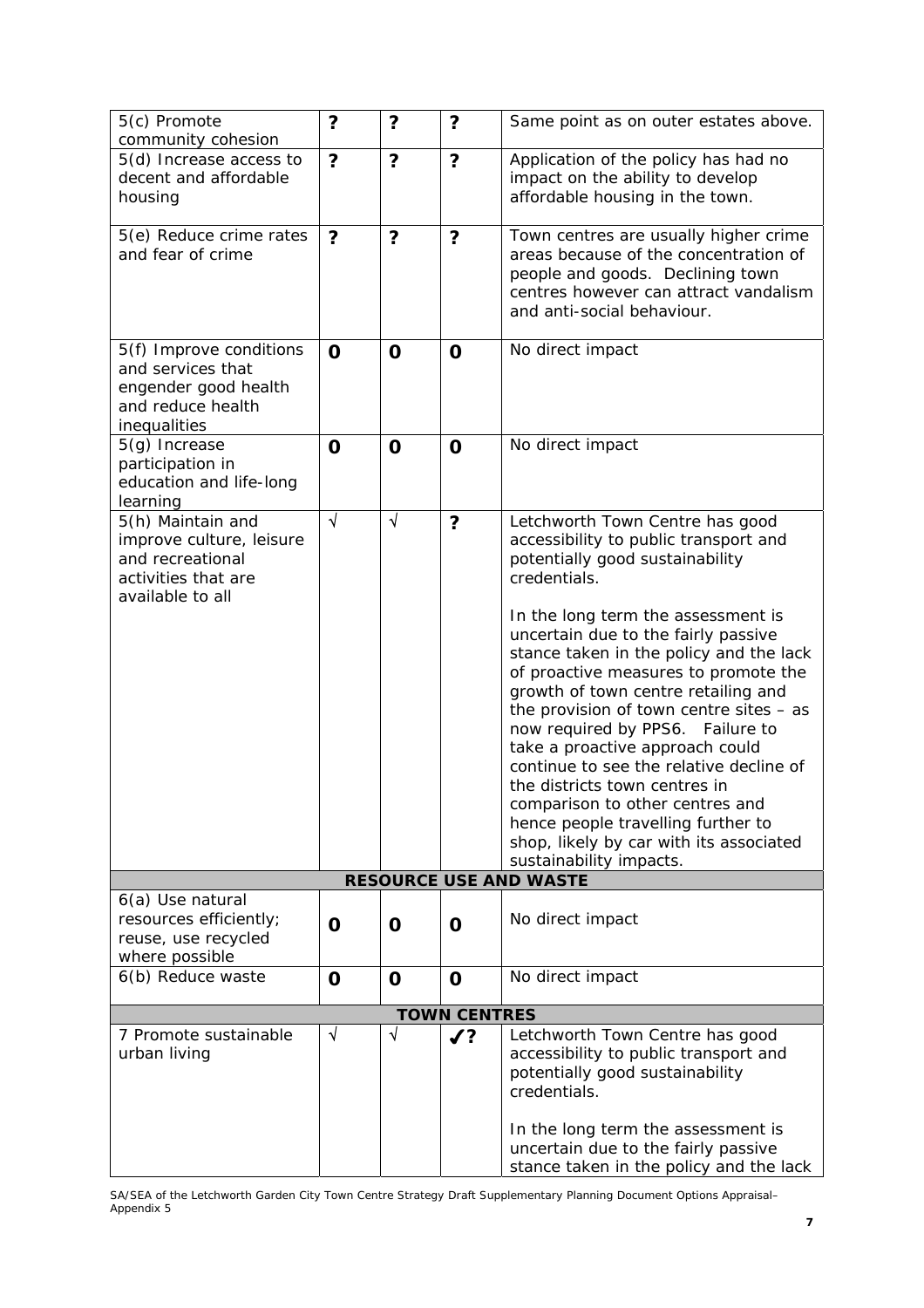| | | | | |
|---|---|---|---|---|
| 5(c) Promote community cohesion | ? | ? | ? | Same point as on outer estates above. |
| 5(d) Increase access to decent and affordable housing | ? | ? | ? | Application of the policy has had no impact on the ability to develop affordable housing in the town. |
| 5(e) Reduce crime rates and fear of crime | ? | ? | ? | Town centres are usually higher crime areas because of the concentration of people and goods. Declining town centres however can attract vandalism and anti-social behaviour. |
| 5(f) Improve conditions and services that engender good health and reduce health inequalities | 0 | 0 | 0 | No direct impact |
| 5(g) Increase participation in education and life-long learning | 0 | 0 | 0 | No direct impact |
| 5(h) Maintain and improve culture, leisure and recreational activities that are available to all | √ | √ | ? | Letchworth Town Centre has good accessibility to public transport and potentially good sustainability credentials.<br><br>In the long term the assessment is uncertain due to the fairly passive stance taken in the policy and the lack of proactive measures to promote the growth of town centre retailing and the provision of town centre sites – as now required by PPS6. Failure to take a proactive approach could continue to see the relative decline of the districts town centres in comparison to other centres and hence people travelling further to shop, likely by car with its associated sustainability impacts. |
| **RESOURCE USE AND WASTE** | | | | |
| 6(a) Use natural resources efficiently; reuse, use recycled where possible | 0 | 0 | 0 | No direct impact |
| 6(b) Reduce waste | 0 | 0 | 0 | No direct impact |
| **TOWN CENTRES** | | | | |
| 7 Promote sustainable urban living | √ | √ | ✓? | Letchworth Town Centre has good accessibility to public transport and potentially good sustainability credentials.<br><br>In the long term the assessment is uncertain due to the fairly passive stance taken in the policy and the lack |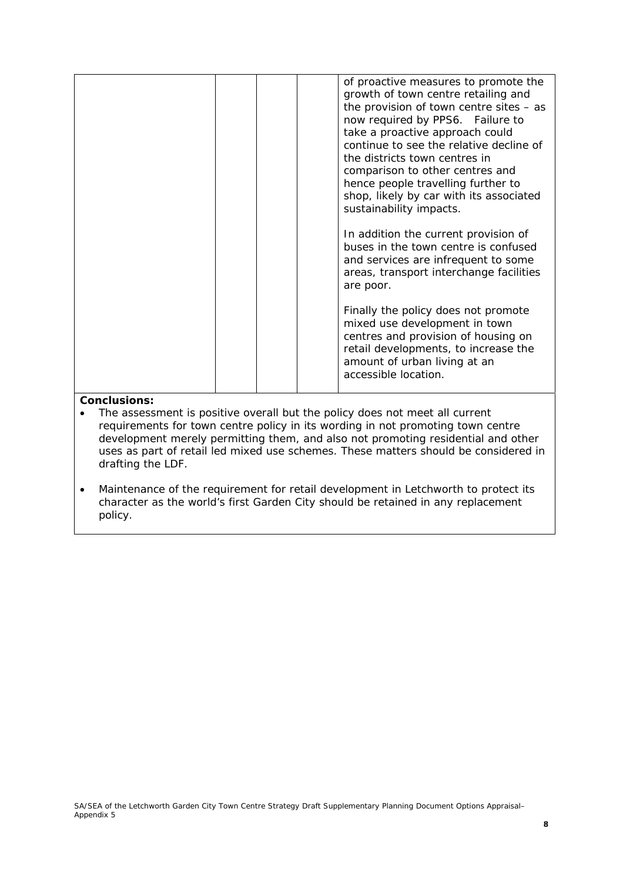| | | | | |
|---|---|---|---|---|
| | | | | of proactive measures to promote the growth of town centre retailing and the provision of town centre sites – as now required by PPS6. Failure to take a proactive approach could continue to see the relative decline of the districts town centres in comparison to other centres and hence people travelling further to shop, likely by car with its associated sustainability impacts.<br><br>In addition the current provision of buses in the town centre is confused and services are infrequent to some areas, transport interchange facilities are poor.<br><br>Finally the policy does not promote mixed use development in town centres and provision of housing on retail developments, to increase the amount of urban living at an accessible location. |

**Conclusions:**

- The assessment is positive overall but the policy does not meet all current requirements for town centre policy in its wording in not promoting town centre development merely permitting them, and also not promoting residential and other uses as part of retail led mixed use schemes. These matters should be considered in drafting the LDF.
- Maintenance of the requirement for retail development in Letchworth to protect its character as the world's first Garden City should be retained in any replacement policy.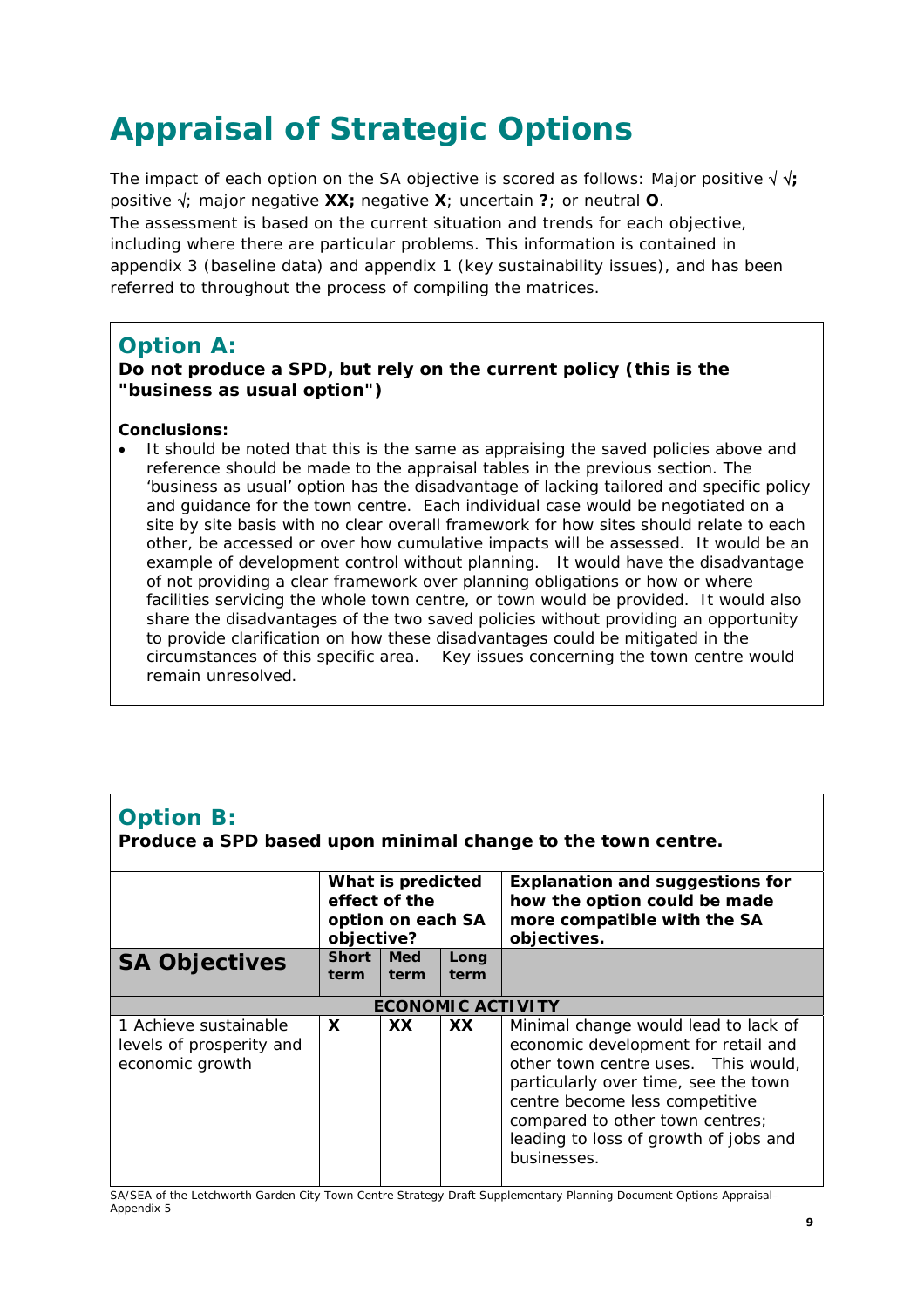# Appraisal of Strategic Options

The impact of each option on the SA objective is scored as follows: Major positive √ √**;** positive √; major negative **XX;** negative **X**; uncertain **?**; or neutral **O**.
The assessment is based on the current situation and trends for each objective, including where there are particular problems. This information is contained in appendix 3 (baseline data) and appendix 1 (key sustainability issues), and has been referred to throughout the process of compiling the matrices.

## Option A:

**Do not produce a SPD, but rely on the current policy (this is the "business as usual option")**

**Conclusions:**

- It should be noted that this is the same as appraising the saved policies above and reference should be made to the appraisal tables in the previous section. The 'business as usual' option has the disadvantage of lacking tailored and specific policy and guidance for the town centre. Each individual case would be negotiated on a site by site basis with no clear overall framework for how sites should relate to each other, be accessed or over how cumulative impacts will be assessed. It would be an example of development control without planning. It would have the disadvantage of not providing a clear framework over planning obligations or how or where facilities servicing the whole town centre, or town would be provided. It would also share the disadvantages of the two saved policies without providing an opportunity to provide clarification on how these disadvantages could be mitigated in the circumstances of this specific area. Key issues concerning the town centre would remain unresolved.

## Option B:

**Produce a SPD based upon minimal change to the town centre.**

| | What is predicted effect of the option on each SA objective? | | | Explanation and suggestions for how the option could be made more compatible with the SA objectives. |
|---|---|---|---|---|
| **SA Objectives** | **Short term** | **Med term** | **Long term** | |
| **ECONOMIC ACTIVITY** | | | | |
| 1 Achieve sustainable levels of prosperity and economic growth | **X** | **XX** | **XX** | Minimal change would lead to lack of economic development for retail and other town centre uses. This would, particularly over time, see the town centre become less competitive compared to other town centres; leading to loss of growth of jobs and businesses. |

SA/SEA of the Letchworth Garden City Town Centre Strategy Draft Supplementary Planning Document Options Appraisal– Appendix 5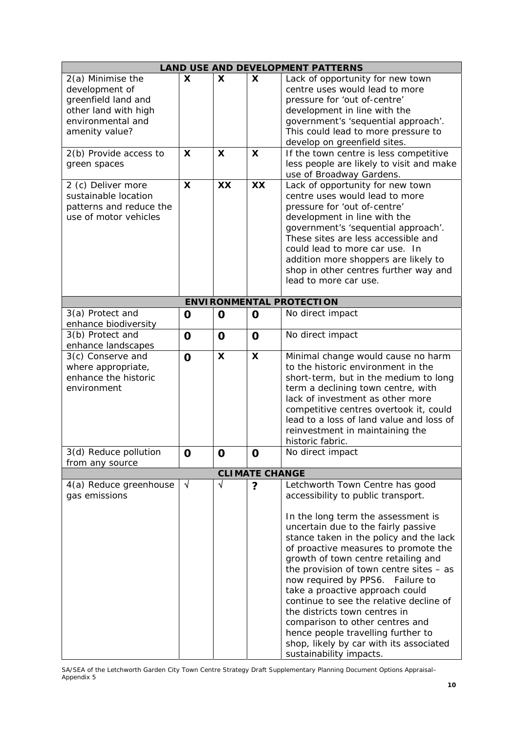| | | | | |
|---|---|---|---|---|
| **LAND USE AND DEVELOPMENT PATTERNS** | | | | |
| 2(a) Minimise the development of greenfield land and other land with high environmental and amenity value? | **X** | **X** | **X** | Lack of opportunity for new town centre uses would lead to more pressure for 'out of-centre' development in line with the government's 'sequential approach'. This could lead to more pressure to develop on greenfield sites. |
| 2(b) Provide access to green spaces | **X** | **X** | **X** | If the town centre is less competitive less people are likely to visit and make use of Broadway Gardens. |
| 2 (c) Deliver more sustainable location patterns and reduce the use of motor vehicles | **X** | **XX** | **XX** | Lack of opportunity for new town centre uses would lead to more pressure for 'out of-centre' development in line with the government's 'sequential approach'. These sites are less accessible and could lead to more car use. In addition more shoppers are likely to shop in other centres further way and lead to more car use. |
| **ENVIRONMENTAL PROTECTION** | | | | |
| 3(a) Protect and enhance biodiversity | **0** | **0** | **0** | No direct impact |
| 3(b) Protect and enhance landscapes | **0** | **0** | **0** | No direct impact |
| 3(c) Conserve and where appropriate, enhance the historic environment | **0** | **X** | **X** | Minimal change would cause no harm to the historic environment in the short-term, but in the medium to long term a declining town centre, with lack of investment as other more competitive centres overtook it, could lead to a loss of land value and loss of reinvestment in maintaining the historic fabric. |
| 3(d) Reduce pollution from any source | **0** | **0** | **0** | No direct impact |
| **CLIMATE CHANGE** | | | | |
| 4(a) Reduce greenhouse gas emissions | √ | √ | **?** | Letchworth Town Centre has good accessibility to public transport.<br><br>In the long term the assessment is uncertain due to the fairly passive stance taken in the policy and the lack of proactive measures to promote the growth of town centre retailing and the provision of town centre sites – as now required by PPS6. Failure to take a proactive approach could continue to see the relative decline of the districts town centres in comparison to other centres and hence people travelling further to shop, likely by car with its associated sustainability impacts. |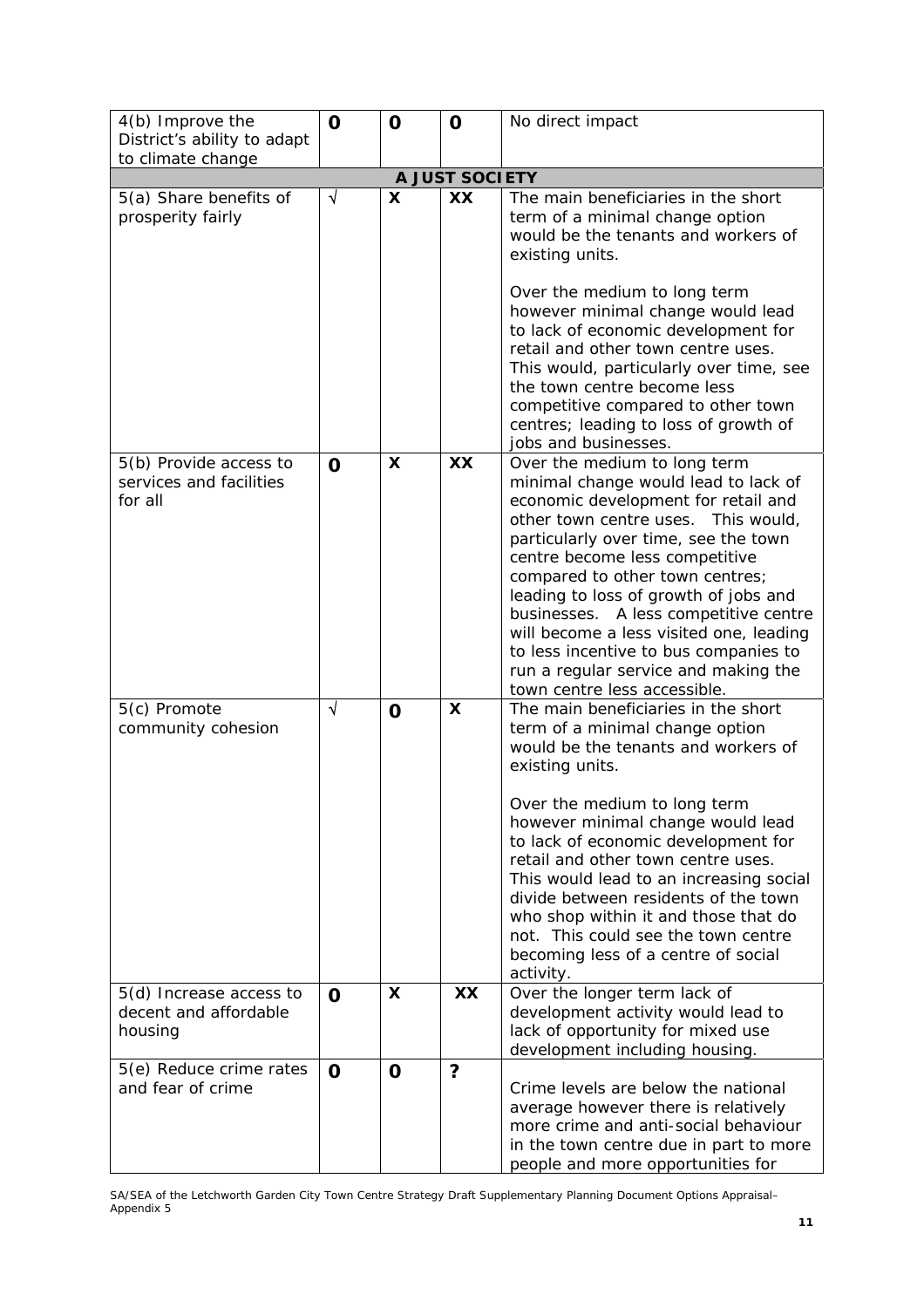| 4(b) Improve the District's ability to adapt to climate change | O | O | O | No direct impact |
|---|---|---|---|---|
| **A JUST SOCIETY** | | | | |
| 5(a) Share benefits of prosperity fairly | √ | X | XX | The main beneficiaries in the short term of a minimal change option would be the tenants and workers of existing units.<br><br>Over the medium to long term however minimal change would lead to lack of economic development for retail and other town centre uses. This would, particularly over time, see the town centre become less competitive compared to other town centres; leading to loss of growth of jobs and businesses. |
| 5(b) Provide access to services and facilities for all | O | X | XX | Over the medium to long term minimal change would lead to lack of economic development for retail and other town centre uses. This would, particularly over time, see the town centre become less competitive compared to other town centres; leading to loss of growth of jobs and businesses. A less competitive centre will become a less visited one, leading to less incentive to bus companies to run a regular service and making the town centre less accessible. |
| 5(c) Promote community cohesion | √ | O | X | The main beneficiaries in the short term of a minimal change option would be the tenants and workers of existing units.<br><br>Over the medium to long term however minimal change would lead to lack of economic development for retail and other town centre uses. This would lead to an increasing social divide between residents of the town who shop within it and those that do not. This could see the town centre becoming less of a centre of social activity. |
| 5(d) Increase access to decent and affordable housing | O | X | XX | Over the longer term lack of development activity would lead to lack of opportunity for mixed use development including housing. |
| 5(e) Reduce crime rates and fear of crime | O | O | ? | Crime levels are below the national average however there is relatively more crime and anti-social behaviour in the town centre due in part to more people and more opportunities for |

SA/SEA of the Letchworth Garden City Town Centre Strategy Draft Supplementary Planning Document Options Appraisal– Appendix 5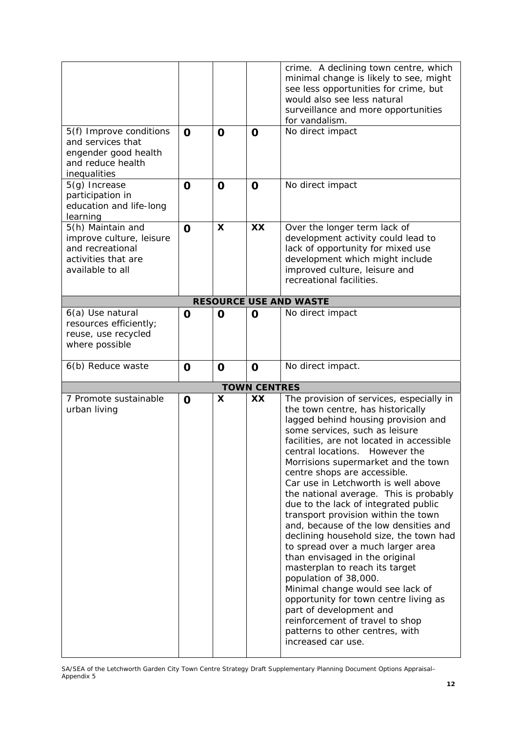| | | | | |
|---|---|---|---|---|
| | | | | crime. A declining town centre, which minimal change is likely to see, might see less opportunities for crime, but would also see less natural surveillance and more opportunities for vandalism. |
| 5(f) Improve conditions and services that engender good health and reduce health inequalities | **O** | **O** | **O** | No direct impact |
| 5(g) Increase participation in education and life-long learning | **O** | **O** | **O** | No direct impact |
| 5(h) Maintain and improve culture, leisure and recreational activities that are available to all | **O** | **X** | **XX** | Over the longer term lack of development activity could lead to lack of opportunity for mixed use development which might include improved culture, leisure and recreational facilities. |
| **RESOURCE USE AND WASTE** | | | | |
| 6(a) Use natural resources efficiently; reuse, use recycled where possible | **O** | **O** | **O** | No direct impact |
| 6(b) Reduce waste | **O** | **O** | **O** | No direct impact. |
| **TOWN CENTRES** | | | | |
| 7 Promote sustainable urban living | **O** | **X** | **XX** | The provision of services, especially in the town centre, has historically lagged behind housing provision and some services, such as leisure facilities, are not located in accessible central locations. However the Morrisions supermarket and the town centre shops are accessible.<br>Car use in Letchworth is well above the national average. This is probably due to the lack of integrated public transport provision within the town and, because of the low densities and declining household size, the town had to spread over a much larger area than envisaged in the original masterplan to reach its target population of 38,000.<br>Minimal change would see lack of opportunity for town centre living as part of development and reinforcement of travel to shop patterns to other centres, with increased car use. |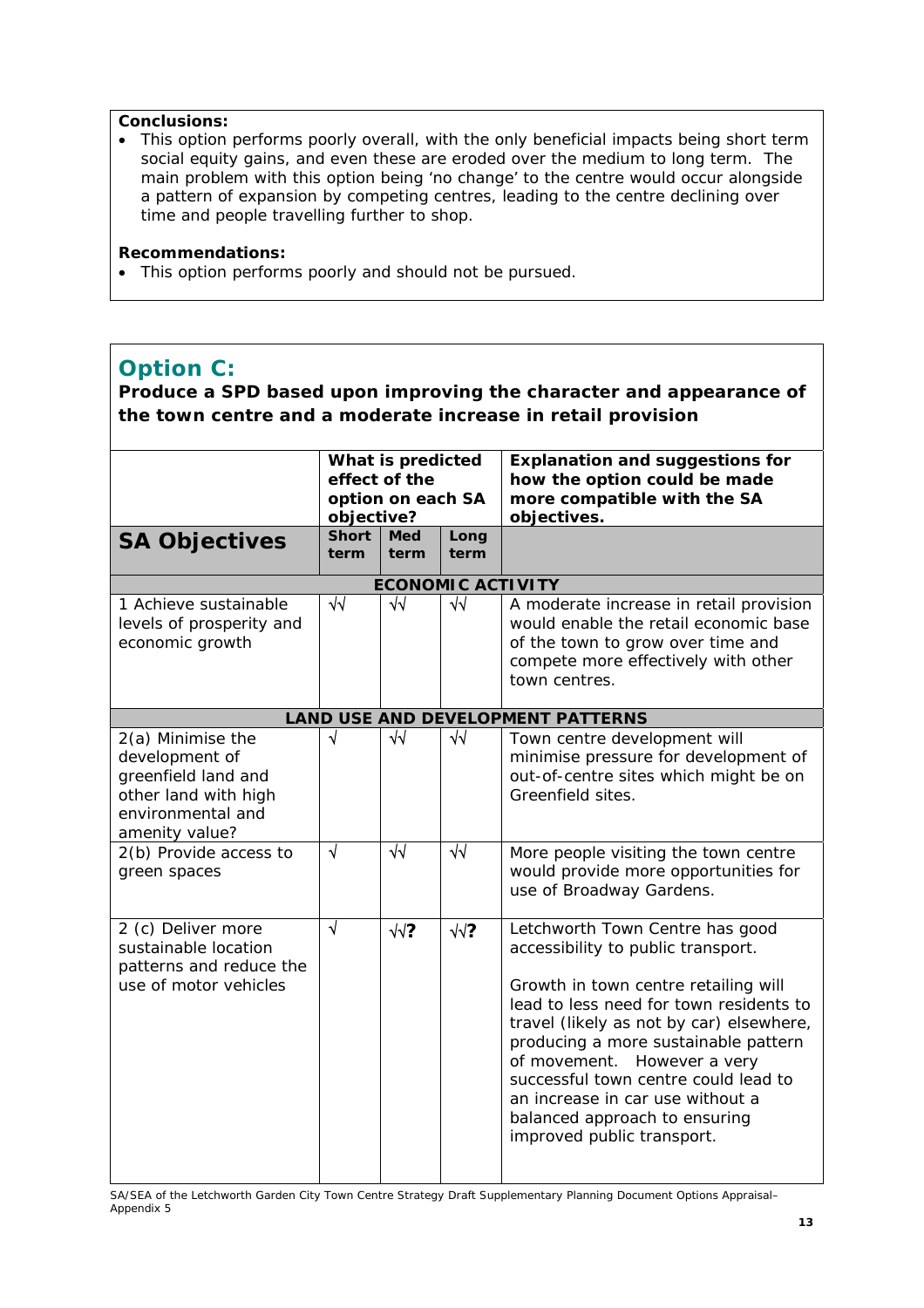**Conclusions:**

- This option performs poorly overall, with the only beneficial impacts being short term social equity gains, and even these are eroded over the medium to long term. The main problem with this option being 'no change' to the centre would occur alongside a pattern of expansion by competing centres, leading to the centre declining over time and people travelling further to shop.

**Recommendations:**

- This option performs poorly and should not be pursued.

## Option C:

**Produce a SPD based upon improving the character and appearance of the town centre and a moderate increase in retail provision**

| SA Objectives | What is predicted effect of the option on each SA objective? Short term | Med term | Long term | Explanation and suggestions for how the option could be made more compatible with the SA objectives. |
|---|---|---|---|---|
| **ECONOMIC ACTIVITY** | | | | |
| 1 Achieve sustainable levels of prosperity and economic growth | √√ | √√ | √√ | A moderate increase in retail provision would enable the retail economic base of the town to grow over time and compete more effectively with other town centres. |
| **LAND USE AND DEVELOPMENT PATTERNS** | | | | |
| 2(a) Minimise the development of greenfield land and other land with high environmental and amenity value? | √ | √√ | √√ | Town centre development will minimise pressure for development of out-of-centre sites which might be on Greenfield sites. |
| 2(b) Provide access to green spaces | √ | √√ | √√ | More people visiting the town centre would provide more opportunities for use of Broadway Gardens. |
| 2 (c) Deliver more sustainable location patterns and reduce the use of motor vehicles | √ | √√**?** | √√**?** | Letchworth Town Centre has good accessibility to public transport.<br><br>Growth in town centre retailing will lead to less need for town residents to travel (likely as not by car) elsewhere, producing a more sustainable pattern of movement. However a very successful town centre could lead to an increase in car use without a balanced approach to ensuring improved public transport. |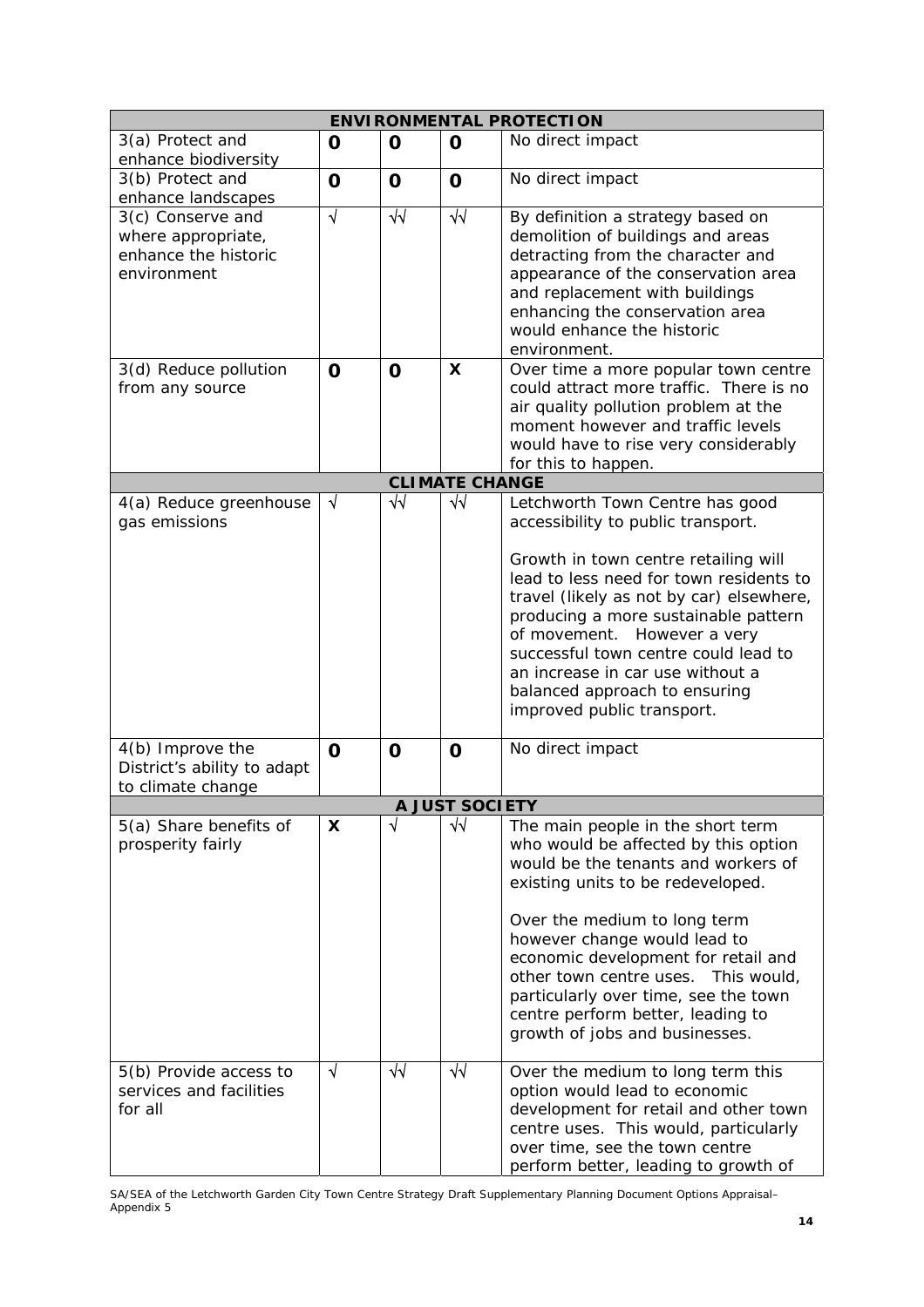| ENVIRONMENTAL PROTECTION | | | | |
|---|---|---|---|---|
| 3(a) Protect and enhance biodiversity | **0** | **0** | **0** | No direct impact |
| 3(b) Protect and enhance landscapes | **0** | **0** | **0** | No direct impact |
| 3(c) Conserve and where appropriate, enhance the historic environment | √ | √√ | √√ | By definition a strategy based on demolition of buildings and areas detracting from the character and appearance of the conservation area and replacement with buildings enhancing the conservation area would enhance the historic environment. |
| 3(d) Reduce pollution from any source | **0** | **0** | **X** | Over time a more popular town centre could attract more traffic. There is no air quality pollution problem at the moment however and traffic levels would have to rise very considerably for this to happen. |
| **CLIMATE CHANGE** | | | | |
| 4(a) Reduce greenhouse gas emissions | √ | √√ | √√ | Letchworth Town Centre has good accessibility to public transport.<br><br>Growth in town centre retailing will lead to less need for town residents to travel (likely as not by car) elsewhere, producing a more sustainable pattern of movement. However a very successful town centre could lead to an increase in car use without a balanced approach to ensuring improved public transport. |
| 4(b) Improve the District's ability to adapt to climate change | **0** | **0** | **0** | No direct impact |
| **A JUST SOCIETY** | | | | |
| 5(a) Share benefits of prosperity fairly | **X** | √ | √√ | The main people in the short term who would be affected by this option would be the tenants and workers of existing units to be redeveloped.<br><br>Over the medium to long term however change would lead to economic development for retail and other town centre uses. This would, particularly over time, see the town centre perform better, leading to growth of jobs and businesses. |
| 5(b) Provide access to services and facilities for all | √ | √√ | √√ | Over the medium to long term this option would lead to economic development for retail and other town centre uses. This would, particularly over time, see the town centre perform better, leading to growth of |

SA/SEA of the Letchworth Garden City Town Centre Strategy Draft Supplementary Planning Document Options Appraisal– Appendix 5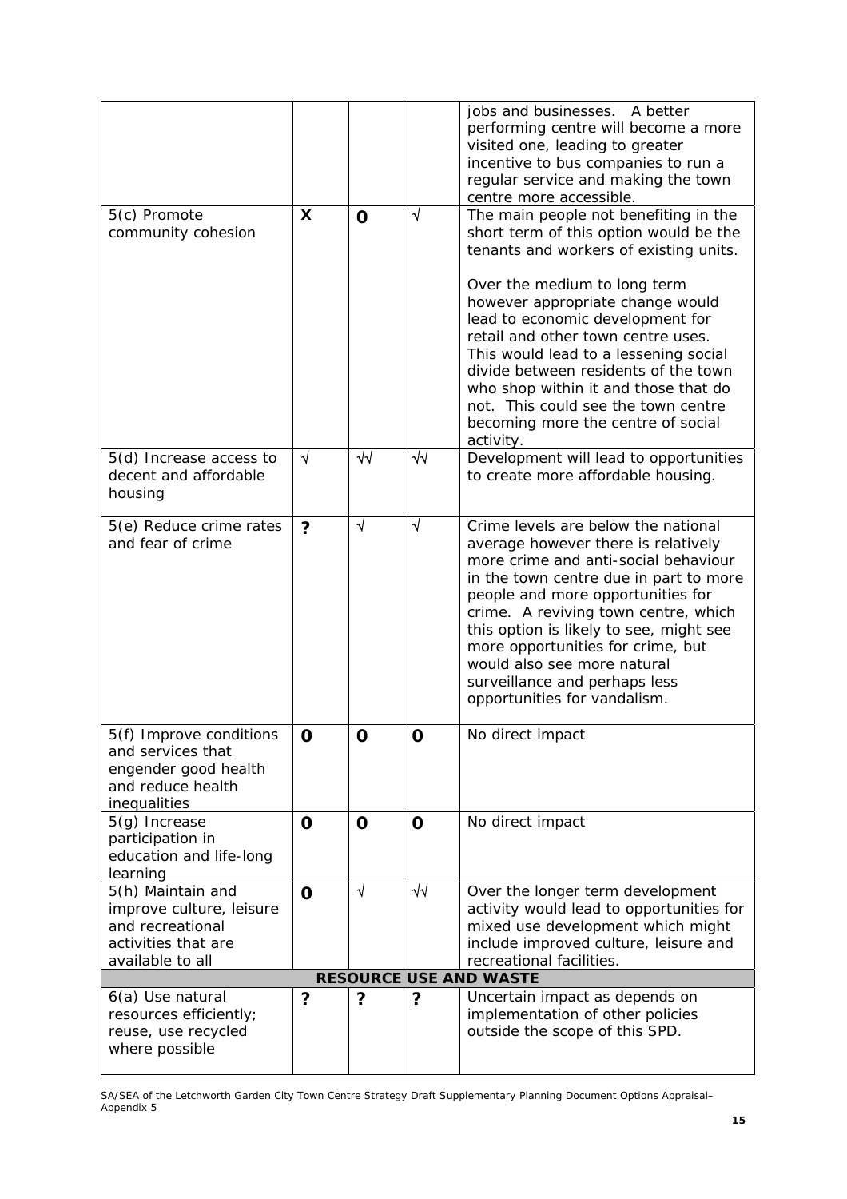| | | | | |
|---|---|---|---|---|
| | | | | jobs and businesses. A better performing centre will become a more visited one, leading to greater incentive to bus companies to run a regular service and making the town centre more accessible. |
| 5(c) Promote community cohesion | **X** | **0** | √ | The main people not benefiting in the short term of this option would be the tenants and workers of existing units.<br><br>Over the medium to long term however appropriate change would lead to economic development for retail and other town centre uses. This would lead to a lessening social divide between residents of the town who shop within it and those that do not. This could see the town centre becoming more the centre of social activity. |
| 5(d) Increase access to decent and affordable housing | √ | √√ | √√ | Development will lead to opportunities to create more affordable housing. |
| 5(e) Reduce crime rates and fear of crime | **?** | √ | √ | Crime levels are below the national average however there is relatively more crime and anti-social behaviour in the town centre due in part to more people and more opportunities for crime. A reviving town centre, which this option is likely to see, might see more opportunities for crime, but would also see more natural surveillance and perhaps less opportunities for vandalism. |
| 5(f) Improve conditions and services that engender good health and reduce health inequalities | **0** | **0** | **0** | No direct impact |
| 5(g) Increase participation in education and life-long learning | **0** | **0** | **0** | No direct impact |
| 5(h) Maintain and improve culture, leisure and recreational activities that are available to all | **0** | √ | √√ | Over the longer term development activity would lead to opportunities for mixed use development which might include improved culture, leisure and recreational facilities. |
| **RESOURCE USE AND WASTE** | | | | |
| 6(a) Use natural resources efficiently; reuse, use recycled where possible | **?** | **?** | **?** | Uncertain impact as depends on implementation of other policies outside the scope of this SPD. |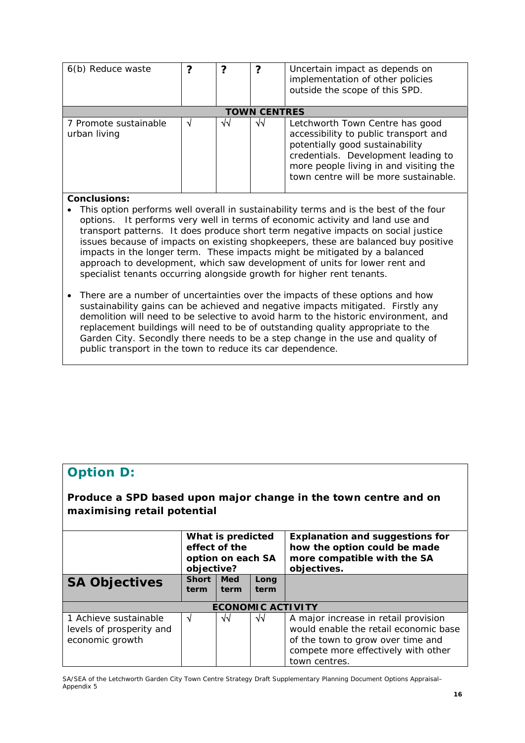| 6(b) Reduce waste | ? | ? | ? | Uncertain impact as depends on implementation of other policies outside the scope of this SPD. |
|---|---|---|---|---|
| **TOWN CENTRES** | | | | |
| 7 Promote sustainable urban living | √ | √√ | √√ | Letchworth Town Centre has good accessibility to public transport and potentially good sustainability credentials. Development leading to more people living in and visiting the town centre will be more sustainable. |

**Conclusions:**

- This option performs well overall in sustainability terms and is the best of the four options. It performs very well in terms of economic activity and land use and transport patterns. It does produce short term negative impacts on social justice issues because of impacts on existing shopkeepers, these are balanced buy positive impacts in the longer term. These impacts might be mitigated by a balanced approach to development, which saw development of units for lower rent and specialist tenants occurring alongside growth for higher rent tenants.
- There are a number of uncertainties over the impacts of these options and how sustainability gains can be achieved and negative impacts mitigated. Firstly any demolition will need to be selective to avoid harm to the historic environment, and replacement buildings will need to be of outstanding quality appropriate to the Garden City. Secondly there needs to be a step change in the use and quality of public transport in the town to reduce its car dependence.

## Option D:

**Produce a SPD based upon major change in the town centre and on maximising retail potential**

| | What is predicted effect of the option on each SA objective? | | | Explanation and suggestions for how the option could be made more compatible with the SA objectives. |
|---|---|---|---|---|
| **SA Objectives** | **Short term** | **Med term** | **Long term** | |
| **ECONOMIC ACTIVITY** | | | | |
| 1 Achieve sustainable levels of prosperity and economic growth | √ | √√ | √√ | A major increase in retail provision would enable the retail economic base of the town to grow over time and compete more effectively with other town centres. |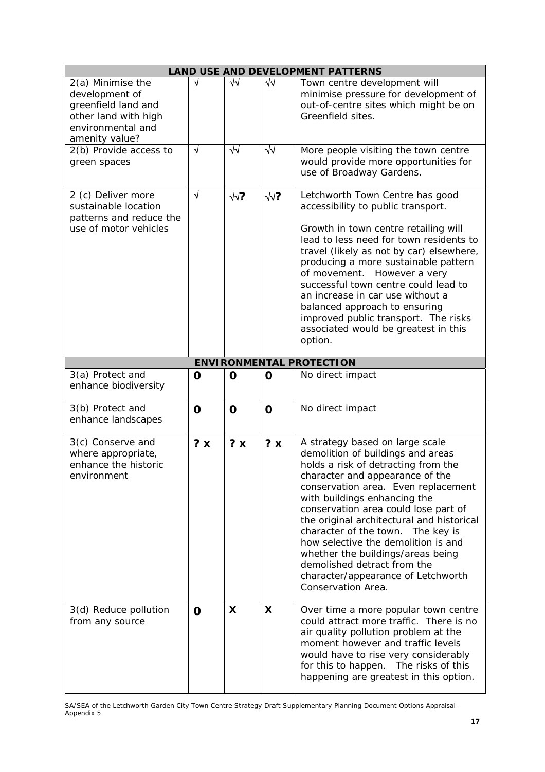| LAND USE AND DEVELOPMENT PATTERNS | | | | |
|---|---|---|---|---|
| 2(a) Minimise the development of greenfield land and other land with high environmental and amenity value? | √ | √√ | √√ | Town centre development will minimise pressure for development of out-of-centre sites which might be on Greenfield sites. |
| 2(b) Provide access to green spaces | √ | √√ | √√ | More people visiting the town centre would provide more opportunities for use of Broadway Gardens. |
| 2 (c) Deliver more sustainable location patterns and reduce the use of motor vehicles | √ | √√**?** | √√**?** | Letchworth Town Centre has good accessibility to public transport.<br><br>Growth in town centre retailing will lead to less need for town residents to travel (likely as not by car) elsewhere, producing a more sustainable pattern of movement. However a very successful town centre could lead to an increase in car use without a balanced approach to ensuring improved public transport. The risks associated would be greatest in this option. |
| **ENVIRONMENTAL PROTECTION** | | | | |
| 3(a) Protect and enhance biodiversity | **0** | **0** | **0** | No direct impact |
| 3(b) Protect and enhance landscapes | **0** | **0** | **0** | No direct impact |
| 3(c) Conserve and where appropriate, enhance the historic environment | **? X** | **? X** | **? X** | A strategy based on large scale demolition of buildings and areas holds a risk of detracting from the character and appearance of the conservation area. Even replacement with buildings enhancing the conservation area could lose part of the original architectural and historical character of the town. The key is how selective the demolition is and whether the buildings/areas being demolished detract from the character/appearance of Letchworth Conservation Area. |
| 3(d) Reduce pollution from any source | **0** | **X** | **X** | Over time a more popular town centre could attract more traffic. There is no air quality pollution problem at the moment however and traffic levels would have to rise very considerably for this to happen. The risks of this happening are greatest in this option. |

SA/SEA of the Letchworth Garden City Town Centre Strategy Draft Supplementary Planning Document Options Appraisal– Appendix 5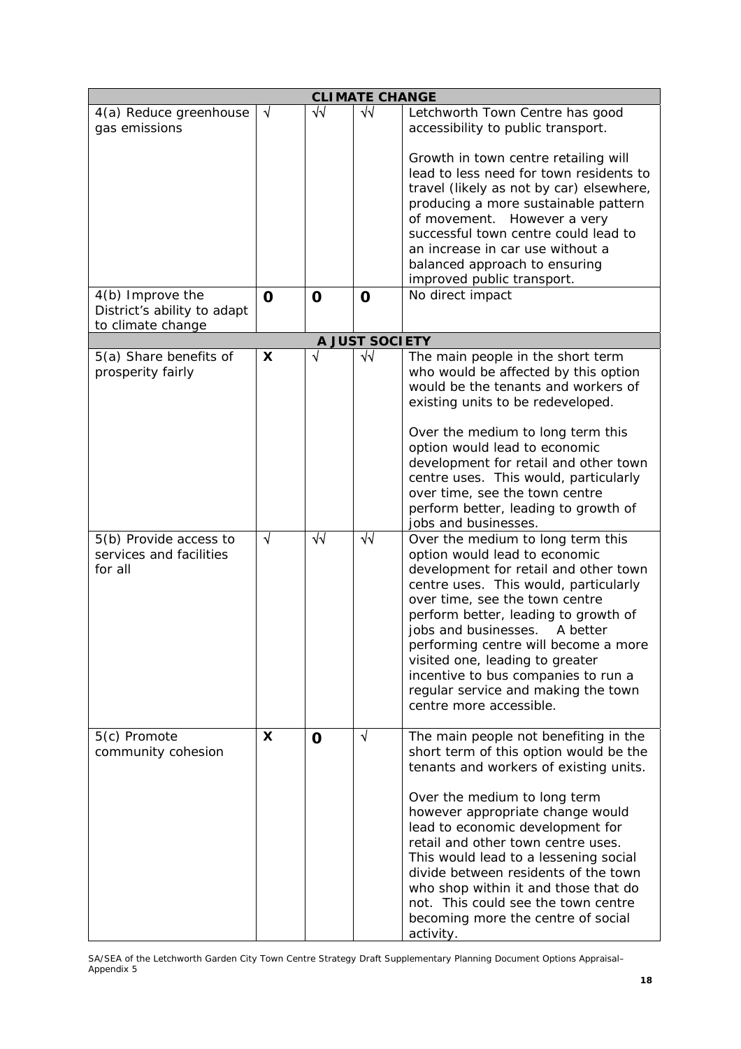| | | | | |
|---|---|---|---|---|
| **CLIMATE CHANGE** | | | | |
| 4(a) Reduce greenhouse gas emissions | √ | √√ | √√ | Letchworth Town Centre has good accessibility to public transport.<br><br>Growth in town centre retailing will lead to less need for town residents to travel (likely as not by car) elsewhere, producing a more sustainable pattern of movement. However a very successful town centre could lead to an increase in car use without a balanced approach to ensuring improved public transport. |
| 4(b) Improve the District's ability to adapt to climate change | **0** | **0** | **0** | No direct impact |
| **A JUST SOCIETY** | | | | |
| 5(a) Share benefits of prosperity fairly | **X** | √ | √√ | The main people in the short term who would be affected by this option would be the tenants and workers of existing units to be redeveloped.<br><br>Over the medium to long term this option would lead to economic development for retail and other town centre uses. This would, particularly over time, see the town centre perform better, leading to growth of jobs and businesses. |
| 5(b) Provide access to services and facilities for all | √ | √√ | √√ | Over the medium to long term this option would lead to economic development for retail and other town centre uses. This would, particularly over time, see the town centre perform better, leading to growth of jobs and businesses. A better performing centre will become a more visited one, leading to greater incentive to bus companies to run a regular service and making the town centre more accessible. |
| 5(c) Promote community cohesion | **X** | **0** | √ | The main people not benefiting in the short term of this option would be the tenants and workers of existing units.<br><br>Over the medium to long term however appropriate change would lead to economic development for retail and other town centre uses. This would lead to a lessening social divide between residents of the town who shop within it and those that do not. This could see the town centre becoming more the centre of social activity. |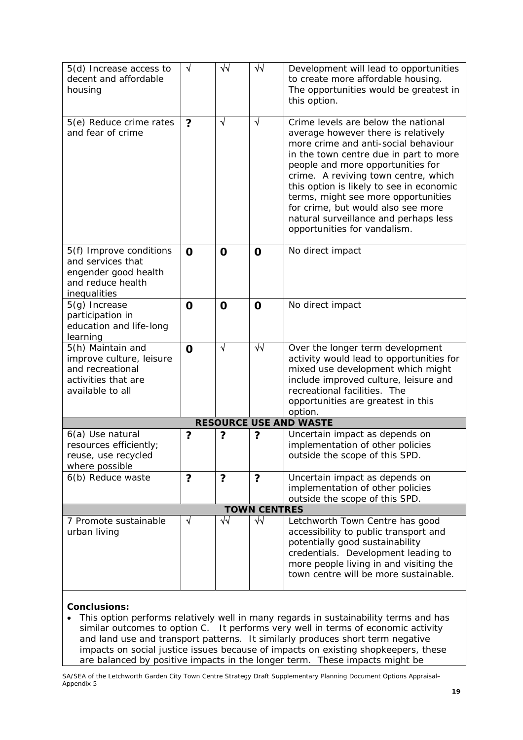| | | | | |
|---|---|---|---|---|
| 5(d) Increase access to decent and affordable housing | √ | √√ | √√ | Development will lead to opportunities to create more affordable housing. The opportunities would be greatest in this option. |
| 5(e) Reduce crime rates and fear of crime | **?** | √ | √ | Crime levels are below the national average however there is relatively more crime and anti-social behaviour in the town centre due in part to more people and more opportunities for crime. A reviving town centre, which this option is likely to see in economic terms, might see more opportunities for crime, but would also see more natural surveillance and perhaps less opportunities for vandalism. |
| 5(f) Improve conditions and services that engender good health and reduce health inequalities | **0** | **0** | **0** | No direct impact |
| 5(g) Increase participation in education and life-long learning | **0** | **0** | **0** | No direct impact |
| 5(h) Maintain and improve culture, leisure and recreational activities that are available to all | **0** | √ | √√ | Over the longer term development activity would lead to opportunities for mixed use development which might include improved culture, leisure and recreational facilities. The opportunities are greatest in this option. |
| **RESOURCE USE AND WASTE** | | | | |
| 6(a) Use natural resources efficiently; reuse, use recycled where possible | **?** | **?** | **?** | Uncertain impact as depends on implementation of other policies outside the scope of this SPD. |
| 6(b) Reduce waste | **?** | **?** | **?** | Uncertain impact as depends on implementation of other policies outside the scope of this SPD. |
| **TOWN CENTRES** | | | | |
| 7 Promote sustainable urban living | √ | √√ | √√ | Letchworth Town Centre has good accessibility to public transport and potentially good sustainability credentials. Development leading to more people living in and visiting the town centre will be more sustainable. |

**Conclusions:**

- This option performs relatively well in many regards in sustainability terms and has similar outcomes to option C. It performs very well in terms of economic activity and land use and transport patterns. It similarly produces short term negative impacts on social justice issues because of impacts on existing shopkeepers, these are balanced by positive impacts in the longer term. These impacts might be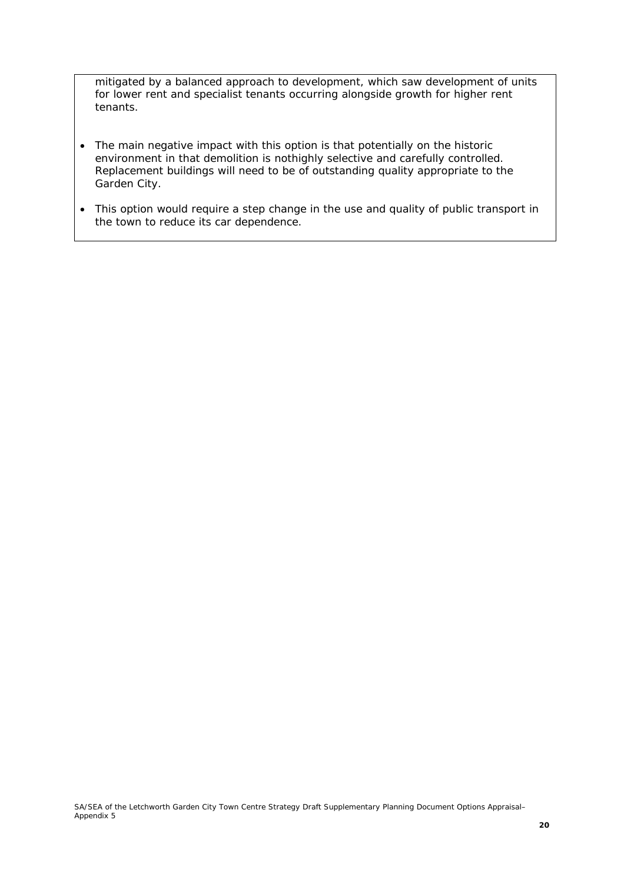mitigated by a balanced approach to development, which saw development of units for lower rent and specialist tenants occurring alongside growth for higher rent tenants.

- The main negative impact with this option is that potentially on the historic environment in that demolition is nothighly selective and carefully controlled. Replacement buildings will need to be of outstanding quality appropriate to the Garden City.
- This option would require a step change in the use and quality of public transport in the town to reduce its car dependence.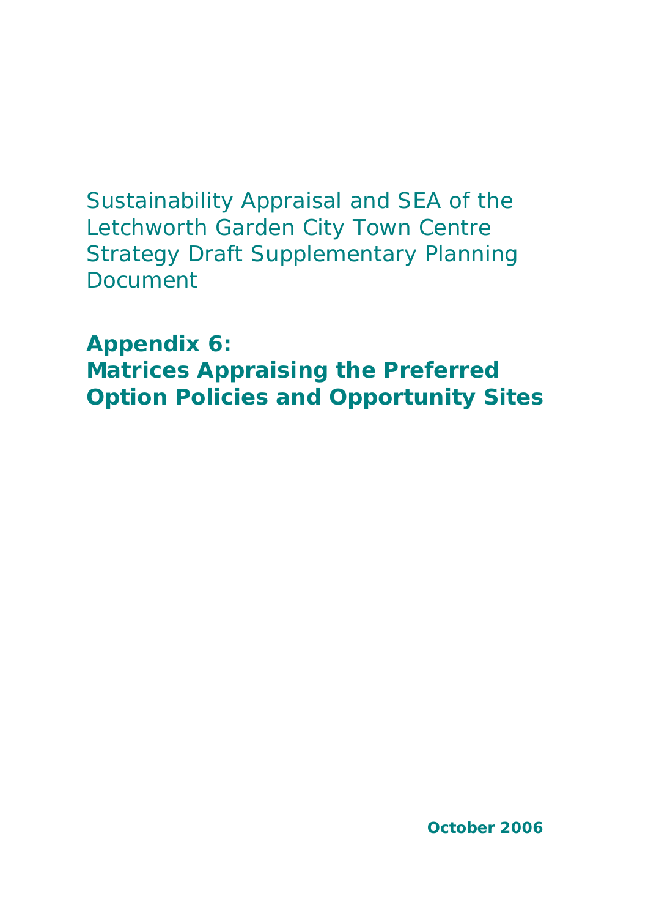Sustainability Appraisal and SEA of the Letchworth Garden City Town Centre Strategy Draft Supplementary Planning Document

# Appendix 6: Matrices Appraising the Preferred Option Policies and Opportunity Sites

**October 2006**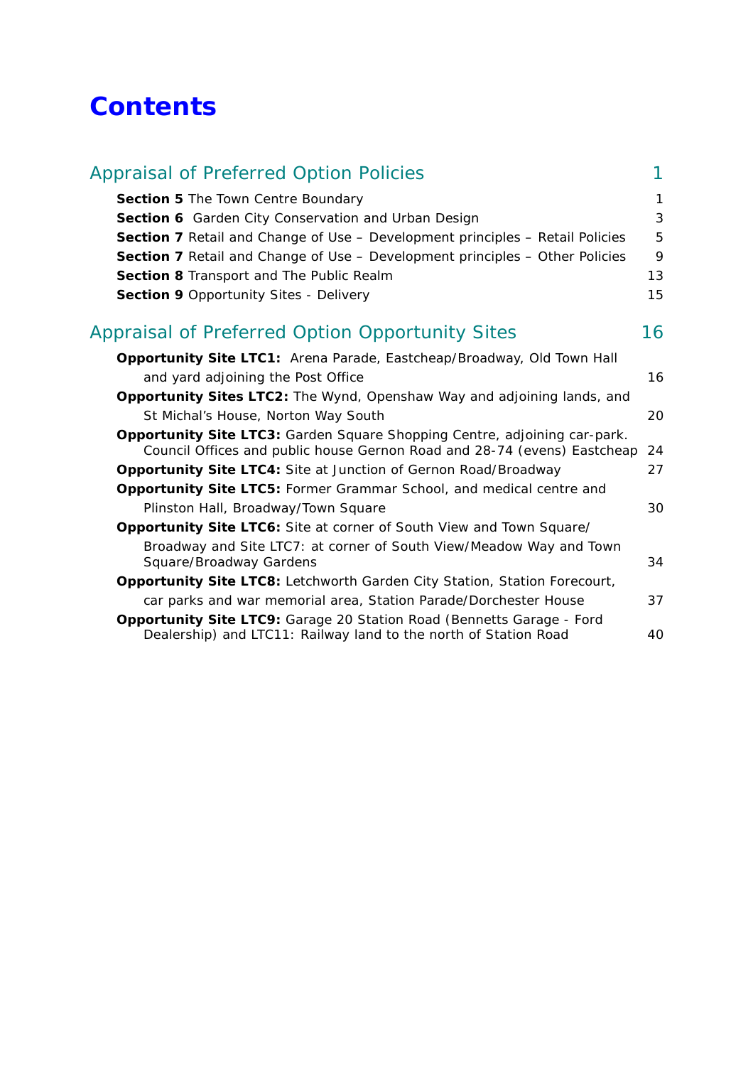# Contents

## Appraisal of Preferred Option Policies 1

**Section 5** The Town Centre Boundary 1

**Section 6** Garden City Conservation and Urban Design 3

**Section 7** Retail and Change of Use – Development principles – Retail Policies 5

**Section 7** Retail and Change of Use – Development principles – Other Policies 9

**Section 8** Transport and The Public Realm 13

**Section 9** Opportunity Sites - Delivery 15

## Appraisal of Preferred Option Opportunity Sites 16

**Opportunity Site LTC1:** Arena Parade, Eastcheap/Broadway, Old Town Hall and yard adjoining the Post Office 16

**Opportunity Sites LTC2:** The Wynd, Openshaw Way and adjoining lands, and St Michal's House, Norton Way South 20

**Opportunity Site LTC3:** Garden Square Shopping Centre, adjoining car-park. Council Offices and public house Gernon Road and 28-74 (evens) Eastcheap 24

**Opportunity Site LTC4:** Site at Junction of Gernon Road/Broadway 27

**Opportunity Site LTC5:** Former Grammar School, and medical centre and Plinston Hall, Broadway/Town Square 30

**Opportunity Site LTC6:** Site at corner of South View and Town Square/ Broadway and Site LTC7: at corner of South View/Meadow Way and Town Square/Broadway Gardens 34

**Opportunity Site LTC8:** Letchworth Garden City Station, Station Forecourt, car parks and war memorial area, Station Parade/Dorchester House 37

**Opportunity Site LTC9:** Garage 20 Station Road (Bennetts Garage - Ford Dealership) and LTC11: Railway land to the north of Station Road 40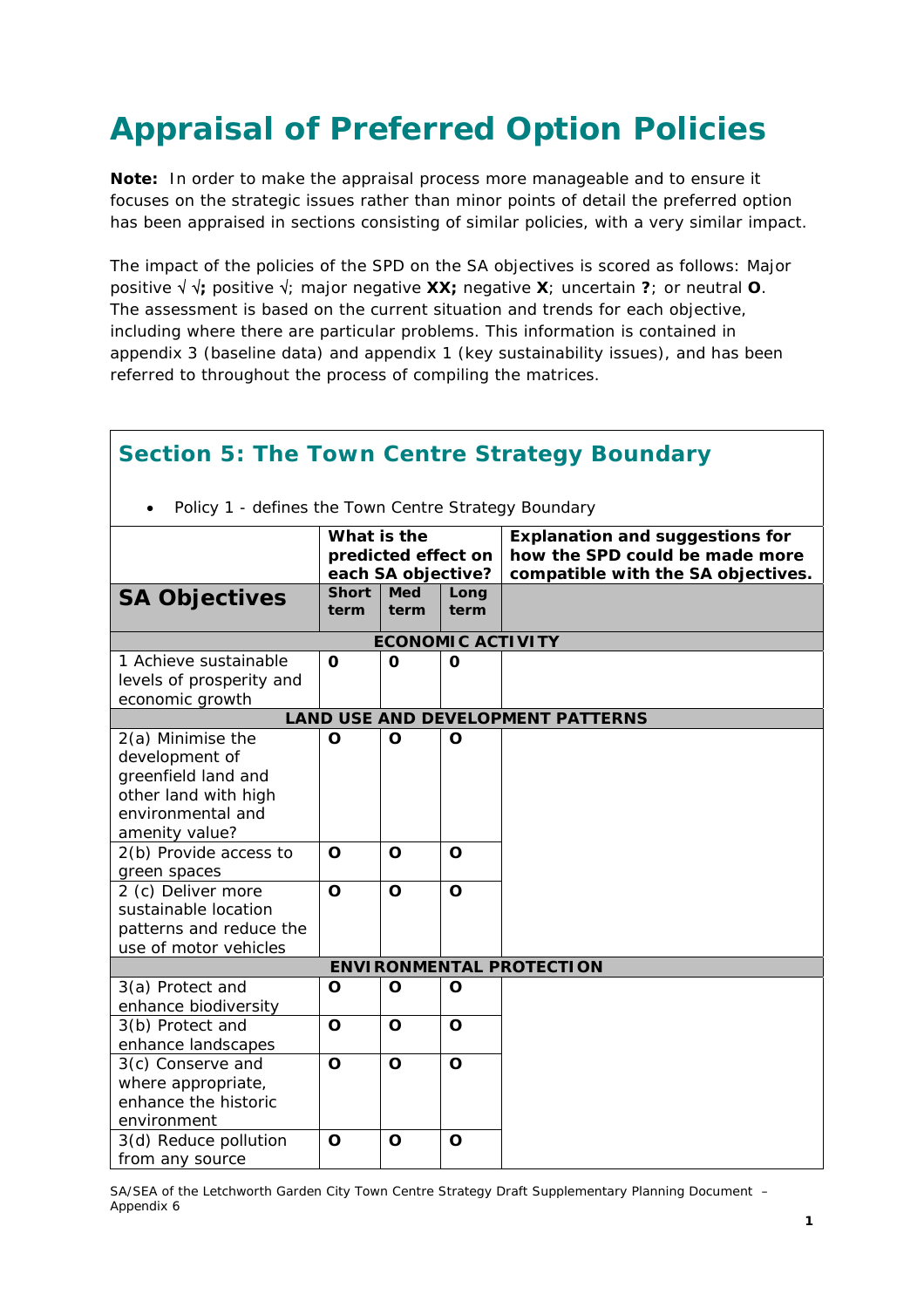# Appraisal of Preferred Option Policies

**Note:** In order to make the appraisal process more manageable and to ensure it focuses on the strategic issues rather than minor points of detail the preferred option has been appraised in sections consisting of similar policies, with a very similar impact.

The impact of the policies of the SPD on the SA objectives is scored as follows: Major positive √ √**;** positive √; major negative **XX;** negative **X**; uncertain **?**; or neutral **O**. The assessment is based on the current situation and trends for each objective, including where there are particular problems. This information is contained in appendix 3 (baseline data) and appendix 1 (key sustainability issues), and has been referred to throughout the process of compiling the matrices.

## Section 5: The Town Centre Strategy Boundary

- Policy 1 - defines the Town Centre Strategy Boundary

| SA Objectives | What is the predicted effect on each SA objective? | | | Explanation and suggestions for how the SPD could be made more compatible with the SA objectives. |
|---|---|---|---|---|
| | **Short term** | **Med term** | **Long term** | |
| **ECONOMIC ACTIVITY** | | | | |
| 1 Achieve sustainable levels of prosperity and economic growth | **O** | **O** | **O** | |
| **LAND USE AND DEVELOPMENT PATTERNS** | | | | |
| 2(a) Minimise the development of greenfield land and other land with high environmental and amenity value? | **O** | **O** | **O** | |
| 2(b) Provide access to green spaces | **O** | **O** | **O** | |
| 2 (c) Deliver more sustainable location patterns and reduce the use of motor vehicles | **O** | **O** | **O** | |
| **ENVIRONMENTAL PROTECTION** | | | | |
| 3(a) Protect and enhance biodiversity | **O** | **O** | **O** | |
| 3(b) Protect and enhance landscapes | **O** | **O** | **O** | |
| 3(c) Conserve and where appropriate, enhance the historic environment | **O** | **O** | **O** | |
| 3(d) Reduce pollution from any source | **O** | **O** | **O** | |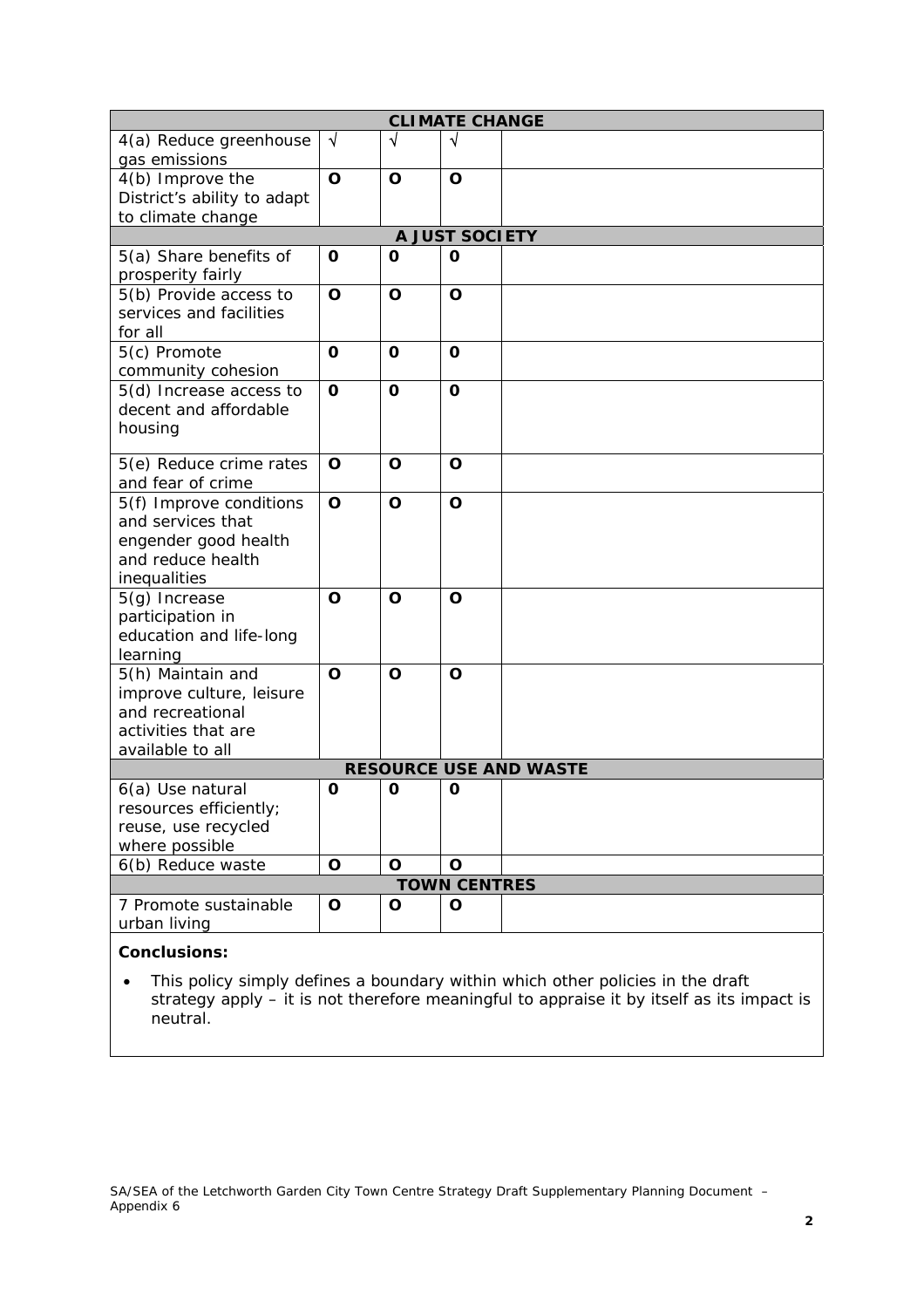| | | | | |
|---|---|---|---|---|
| **CLIMATE CHANGE** | | | | |
| 4(a) Reduce greenhouse gas emissions | √ | √ | √ | |
| 4(b) Improve the District's ability to adapt to climate change | **O** | **O** | **O** | |
| **A JUST SOCIETY** | | | | |
| 5(a) Share benefits of prosperity fairly | **O** | **O** | **O** | |
| 5(b) Provide access to services and facilities for all | **O** | **O** | **O** | |
| 5(c) Promote community cohesion | **O** | **O** | **O** | |
| 5(d) Increase access to decent and affordable housing | **O** | **O** | **O** | |
| 5(e) Reduce crime rates and fear of crime | **O** | **O** | **O** | |
| 5(f) Improve conditions and services that engender good health and reduce health inequalities | **O** | **O** | **O** | |
| 5(g) Increase participation in education and life-long learning | **O** | **O** | **O** | |
| 5(h) Maintain and improve culture, leisure and recreational activities that are available to all | **O** | **O** | **O** | |
| **RESOURCE USE AND WASTE** | | | | |
| 6(a) Use natural resources efficiently; reuse, use recycled where possible | **O** | **O** | **O** | |
| 6(b) Reduce waste | **O** | **O** | **O** | |
| **TOWN CENTRES** | | | | |
| 7 Promote sustainable urban living | **O** | **O** | **O** | |

**Conclusions:**

- This policy simply defines a boundary within which other policies in the draft strategy apply – it is not therefore meaningful to appraise it by itself as its impact is neutral.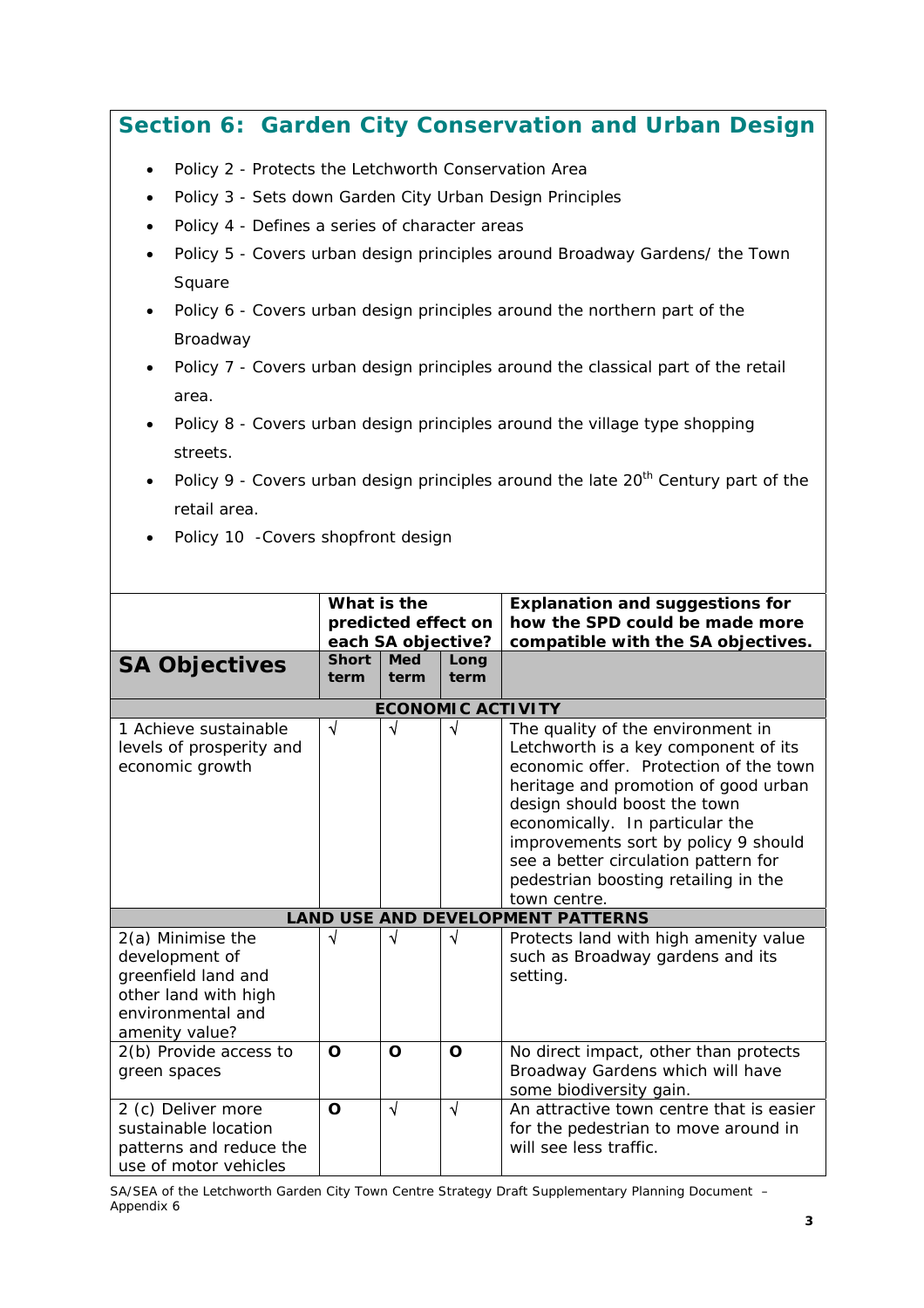## Section 6: Garden City Conservation and Urban Design

- Policy 2 - Protects the Letchworth Conservation Area
- Policy 3 - Sets down Garden City Urban Design Principles
- Policy 4 - Defines a series of character areas
- Policy 5 - Covers urban design principles around Broadway Gardens/ the Town Square
- Policy 6 - Covers urban design principles around the northern part of the Broadway
- Policy 7 - Covers urban design principles around the classical part of the retail area.
- Policy 8 - Covers urban design principles around the village type shopping streets.
- Policy 9 - Covers urban design principles around the late 20th Century part of the retail area.
- Policy 10 -Covers shopfront design

| | **What is the predicted effect on each SA objective?** | | | **Explanation and suggestions for how the SPD could be made more compatible with the SA objectives.** |
|---|---|---|---|---|
| **SA Objectives** | **Short term** | **Med term** | **Long term** | |
| **ECONOMIC ACTIVITY** | | | | |
| 1 Achieve sustainable levels of prosperity and economic growth | √ | √ | √ | The quality of the environment in Letchworth is a key component of its economic offer. Protection of the town heritage and promotion of good urban design should boost the town economically. In particular the improvements sort by policy 9 should see a better circulation pattern for pedestrian boosting retailing in the town centre. |
| **LAND USE AND DEVELOPMENT PATTERNS** | | | | |
| 2(a) Minimise the development of greenfield land and other land with high environmental and amenity value? | √ | √ | √ | Protects land with high amenity value such as Broadway gardens and its setting. |
| 2(b) Provide access to green spaces | O | O | O | No direct impact, other than protects Broadway Gardens which will have some biodiversity gain. |
| 2 (c) Deliver more sustainable location patterns and reduce the use of motor vehicles | O | √ | √ | An attractive town centre that is easier for the pedestrian to move around in will see less traffic. |

SA/SEA of the Letchworth Garden City Town Centre Strategy Draft Supplementary Planning Document – Appendix 6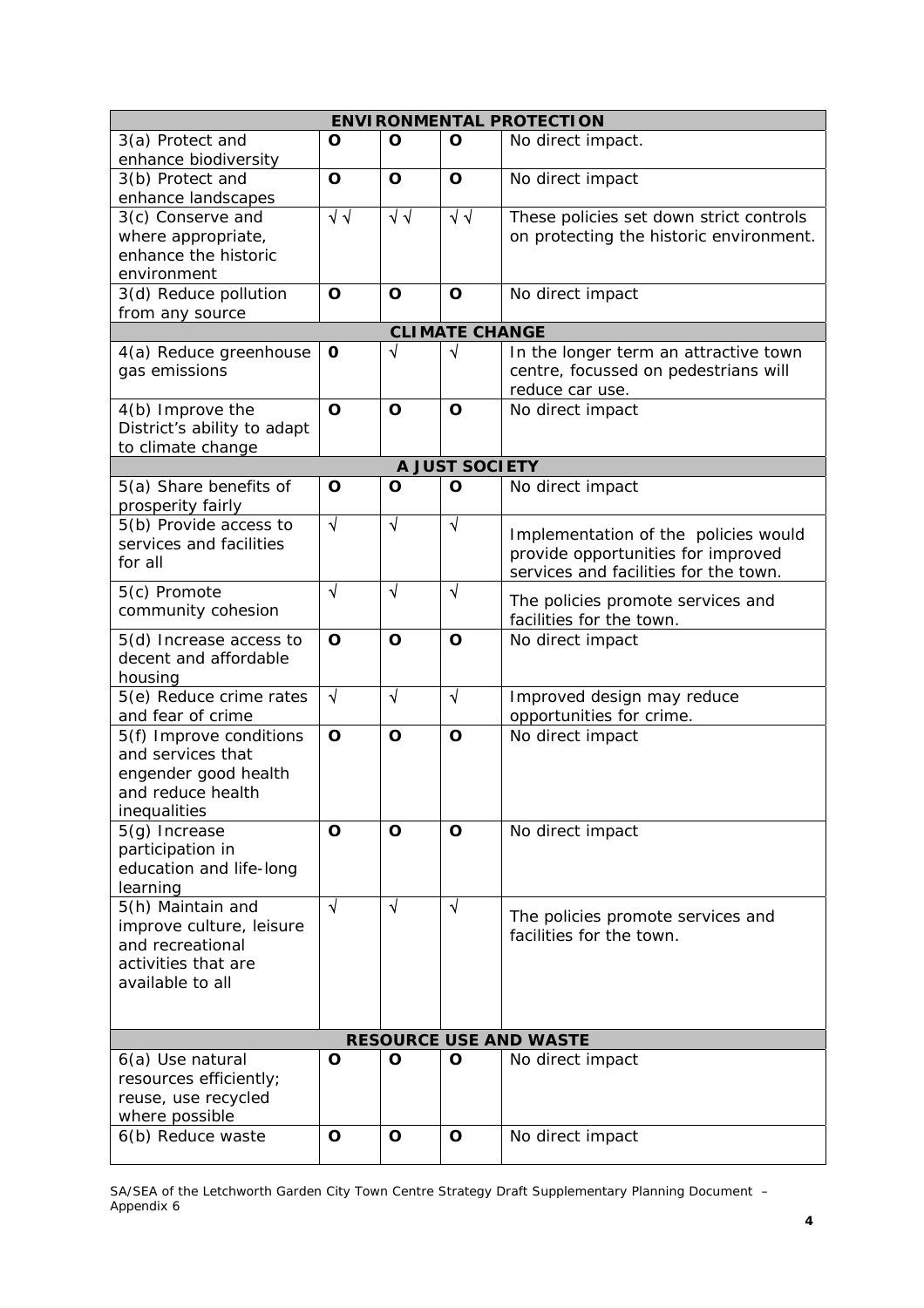| ENVIRONMENTAL PROTECTION | | | | |
|---|---|---|---|---|
| 3(a) Protect and enhance biodiversity | O | O | O | No direct impact. |
| 3(b) Protect and enhance landscapes | O | O | O | No direct impact |
| 3(c) Conserve and where appropriate, enhance the historic environment | √ √ | √ √ | √ √ | These policies set down strict controls on protecting the historic environment. |
| 3(d) Reduce pollution from any source | O | O | O | No direct impact |
| **CLIMATE CHANGE** | | | | |
| 4(a) Reduce greenhouse gas emissions | 0 | √ | √ | In the longer term an attractive town centre, focussed on pedestrians will reduce car use. |
| 4(b) Improve the District's ability to adapt to climate change | O | O | O | No direct impact |
| **A JUST SOCIETY** | | | | |
| 5(a) Share benefits of prosperity fairly | O | O | O | No direct impact |
| 5(b) Provide access to services and facilities for all | √ | √ | √ | Implementation of the policies would provide opportunities for improved services and facilities for the town. |
| 5(c) Promote community cohesion | √ | √ | √ | The policies promote services and facilities for the town. |
| 5(d) Increase access to decent and affordable housing | O | O | O | No direct impact |
| 5(e) Reduce crime rates and fear of crime | √ | √ | √ | Improved design may reduce opportunities for crime. |
| 5(f) Improve conditions and services that engender good health and reduce health inequalities | O | O | O | No direct impact |
| 5(g) Increase participation in education and life-long learning | O | O | O | No direct impact |
| 5(h) Maintain and improve culture, leisure and recreational activities that are available to all | √ | √ | √ | The policies promote services and facilities for the town. |
| **RESOURCE USE AND WASTE** | | | | |
| 6(a) Use natural resources efficiently; reuse, use recycled where possible | O | O | O | No direct impact |
| 6(b) Reduce waste | O | O | O | No direct impact |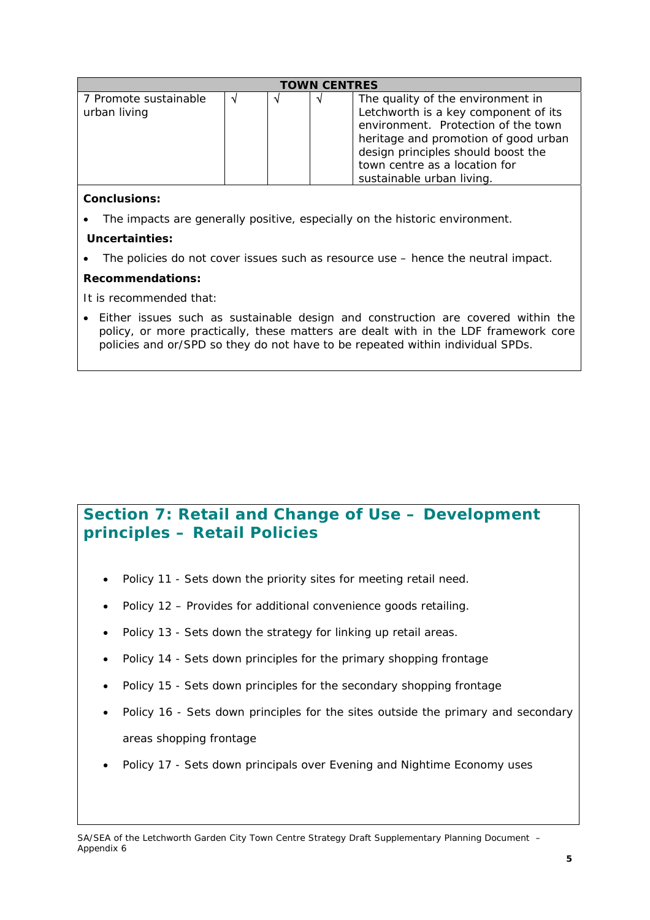| TOWN CENTRES | | | | |
|---|---|---|---|---|
| 7 Promote sustainable urban living | √ | √ | √ | The quality of the environment in Letchworth is a key component of its environment. Protection of the town heritage and promotion of good urban design principles should boost the town centre as a location for sustainable urban living. |

**Conclusions:**

- The impacts are generally positive, especially on the historic environment.

**Uncertainties:**

- The policies do not cover issues such as resource use – hence the neutral impact.

**Recommendations:**

It is recommended that:

- Either issues such as sustainable design and construction are covered within the policy, or more practically, these matters are dealt with in the LDF framework core policies and or/SPD so they do not have to be repeated within individual SPDs.

## Section 7: Retail and Change of Use – Development principles – Retail Policies

- Policy 11 - Sets down the priority sites for meeting retail need.
- Policy 12 – Provides for additional convenience goods retailing.
- Policy 13 - Sets down the strategy for linking up retail areas.
- Policy 14 - Sets down principles for the primary shopping frontage
- Policy 15 - Sets down principles for the secondary shopping frontage
- Policy 16 - Sets down principles for the sites outside the primary and secondary areas shopping frontage
- Policy 17 - Sets down principals over Evening and Nightime Economy uses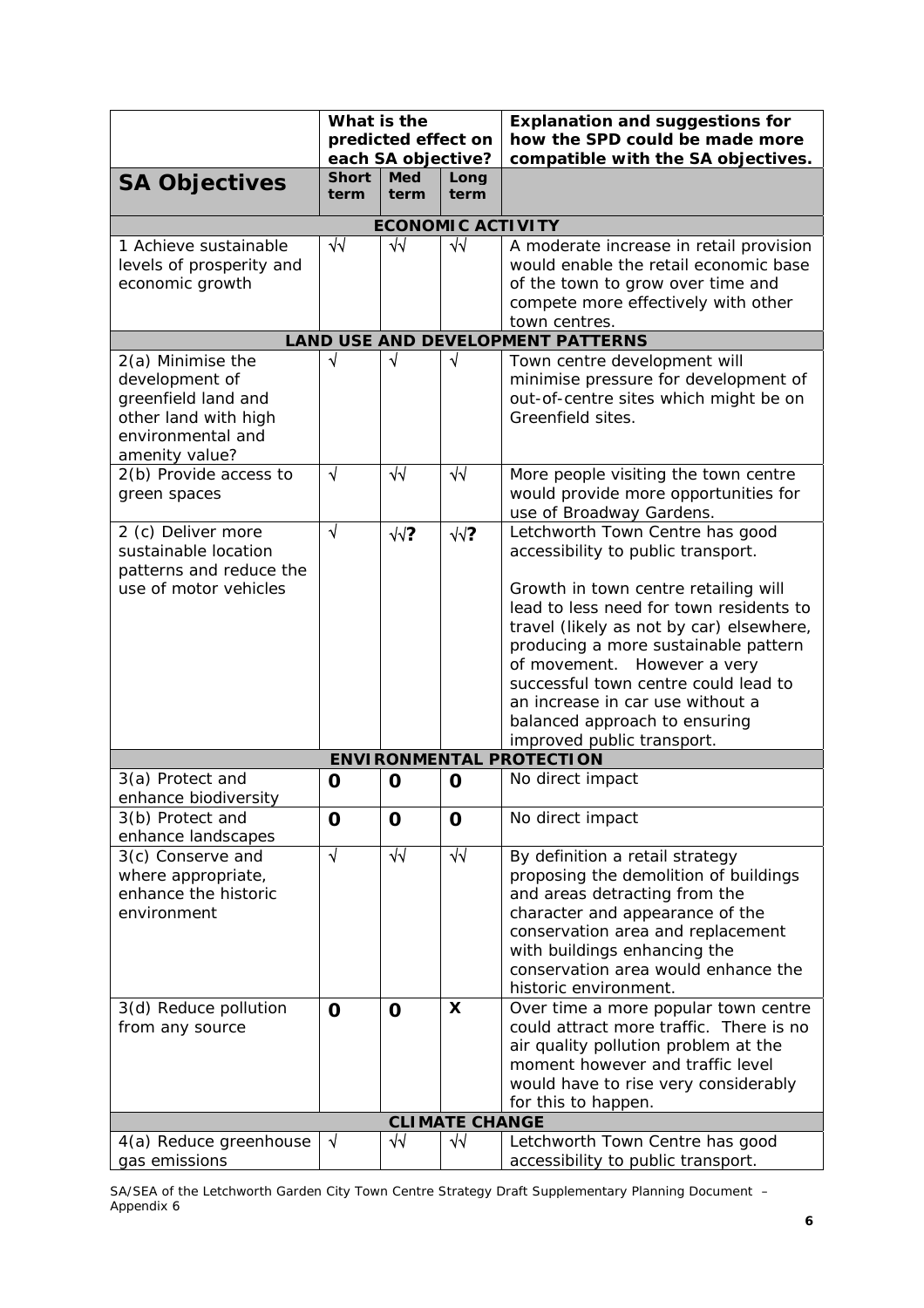| SA Objectives | What is the predicted effect on each SA objective? | | | Explanation and suggestions for how the SPD could be made more compatible with the SA objectives. |
|---|---|---|---|---|
| | Short term | Med term | Long term | |
| **ECONOMIC ACTIVITY** | | | | |
| 1 Achieve sustainable levels of prosperity and economic growth | √√ | √√ | √√ | A moderate increase in retail provision would enable the retail economic base of the town to grow over time and compete more effectively with other town centres. |
| **LAND USE AND DEVELOPMENT PATTERNS** | | | | |
| 2(a) Minimise the development of greenfield land and other land with high environmental and amenity value? | √ | √ | √ | Town centre development will minimise pressure for development of out-of-centre sites which might be on Greenfield sites. |
| 2(b) Provide access to green spaces | √ | √√ | √√ | More people visiting the town centre would provide more opportunities for use of Broadway Gardens. |
| 2 (c) Deliver more sustainable location patterns and reduce the use of motor vehicles | √ | √√? | √√? | Letchworth Town Centre has good accessibility to public transport.<br><br>Growth in town centre retailing will lead to less need for town residents to travel (likely as not by car) elsewhere, producing a more sustainable pattern of movement. However a very successful town centre could lead to an increase in car use without a balanced approach to ensuring improved public transport. |
| **ENVIRONMENTAL PROTECTION** | | | | |
| 3(a) Protect and enhance biodiversity | 0 | 0 | 0 | No direct impact |
| 3(b) Protect and enhance landscapes | 0 | 0 | 0 | No direct impact |
| 3(c) Conserve and where appropriate, enhance the historic environment | √ | √√ | √√ | By definition a retail strategy proposing the demolition of buildings and areas detracting from the character and appearance of the conservation area and replacement with buildings enhancing the conservation area would enhance the historic environment. |
| 3(d) Reduce pollution from any source | 0 | 0 | X | Over time a more popular town centre could attract more traffic. There is no air quality pollution problem at the moment however and traffic level would have to rise very considerably for this to happen. |
| **CLIMATE CHANGE** | | | | |
| 4(a) Reduce greenhouse gas emissions | √ | √√ | √√ | Letchworth Town Centre has good accessibility to public transport. |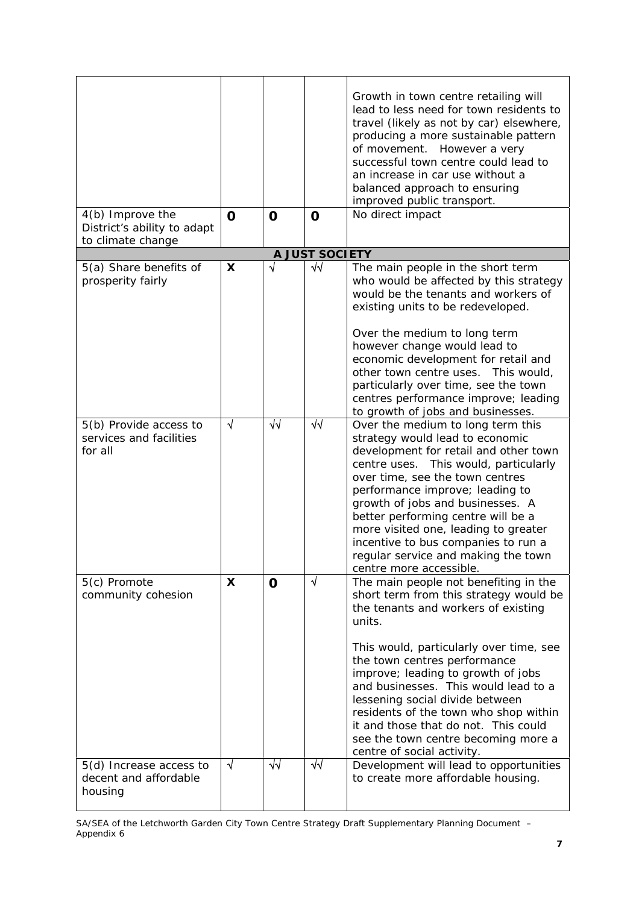| | | | | |
|---|---|---|---|---|
| | | | | Growth in town centre retailing will lead to less need for town residents to travel (likely as not by car) elsewhere, producing a more sustainable pattern of movement. However a very successful town centre could lead to an increase in car use without a balanced approach to ensuring improved public transport. |
| 4(b) Improve the District's ability to adapt to climate change | **0** | **0** | **0** | No direct impact |
| **A JUST SOCIETY** | | | | |
| 5(a) Share benefits of prosperity fairly | **X** | √ | √√ | The main people in the short term who would be affected by this strategy would be the tenants and workers of existing units to be redeveloped.<br><br>Over the medium to long term however change would lead to economic development for retail and other town centre uses. This would, particularly over time, see the town centres performance improve; leading to growth of jobs and businesses. |
| 5(b) Provide access to services and facilities for all | √ | √√ | √√ | Over the medium to long term this strategy would lead to economic development for retail and other town centre uses. This would, particularly over time, see the town centres performance improve; leading to growth of jobs and businesses. A better performing centre will be a more visited one, leading to greater incentive to bus companies to run a regular service and making the town centre more accessible. |
| 5(c) Promote community cohesion | **X** | **0** | √ | The main people not benefiting in the short term from this strategy would be the tenants and workers of existing units.<br><br>This would, particularly over time, see the town centres performance improve; leading to growth of jobs and businesses. This would lead to a lessening social divide between residents of the town who shop within it and those that do not. This could see the town centre becoming more a centre of social activity. |
| 5(d) Increase access to decent and affordable housing | √ | √√ | √√ | Development will lead to opportunities to create more affordable housing. |

SA/SEA of the Letchworth Garden City Town Centre Strategy Draft Supplementary Planning Document – Appendix 6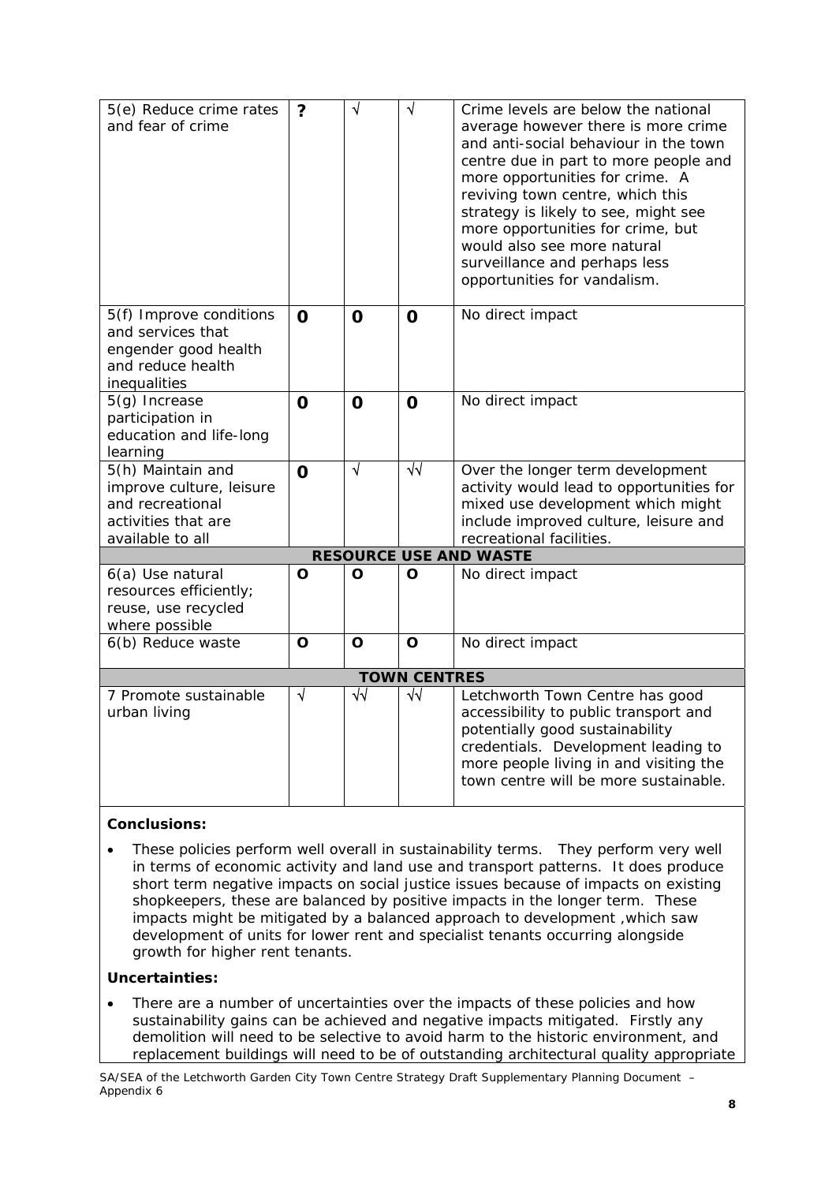| | | | | |
|---|---|---|---|---|
| 5(e) Reduce crime rates and fear of crime | ? | √ | √ | Crime levels are below the national average however there is more crime and anti-social behaviour in the town centre due in part to more people and more opportunities for crime. A reviving town centre, which this strategy is likely to see, might see more opportunities for crime, but would also see more natural surveillance and perhaps less opportunities for vandalism. |
| 5(f) Improve conditions and services that engender good health and reduce health inequalities | 0 | 0 | 0 | No direct impact |
| 5(g) Increase participation in education and life-long learning | 0 | 0 | 0 | No direct impact |
| 5(h) Maintain and improve culture, leisure and recreational activities that are available to all | 0 | √ | √√ | Over the longer term development activity would lead to opportunities for mixed use development which might include improved culture, leisure and recreational facilities. |
| **RESOURCE USE AND WASTE** | | | | |
| 6(a) Use natural resources efficiently; reuse, use recycled where possible | O | O | O | No direct impact |
| 6(b) Reduce waste | O | O | O | No direct impact |
| **TOWN CENTRES** | | | | |
| 7 Promote sustainable urban living | √ | √√ | √√ | Letchworth Town Centre has good accessibility to public transport and potentially good sustainability credentials. Development leading to more people living in and visiting the town centre will be more sustainable. |

**Conclusions:**

- These policies perform well overall in sustainability terms. They perform very well in terms of economic activity and land use and transport patterns. It does produce short term negative impacts on social justice issues because of impacts on existing shopkeepers, these are balanced by positive impacts in the longer term. These impacts might be mitigated by a balanced approach to development ,which saw development of units for lower rent and specialist tenants occurring alongside growth for higher rent tenants.

**Uncertainties:**

- There are a number of uncertainties over the impacts of these policies and how sustainability gains can be achieved and negative impacts mitigated. Firstly any demolition will need to be selective to avoid harm to the historic environment, and replacement buildings will need to be of outstanding architectural quality appropriate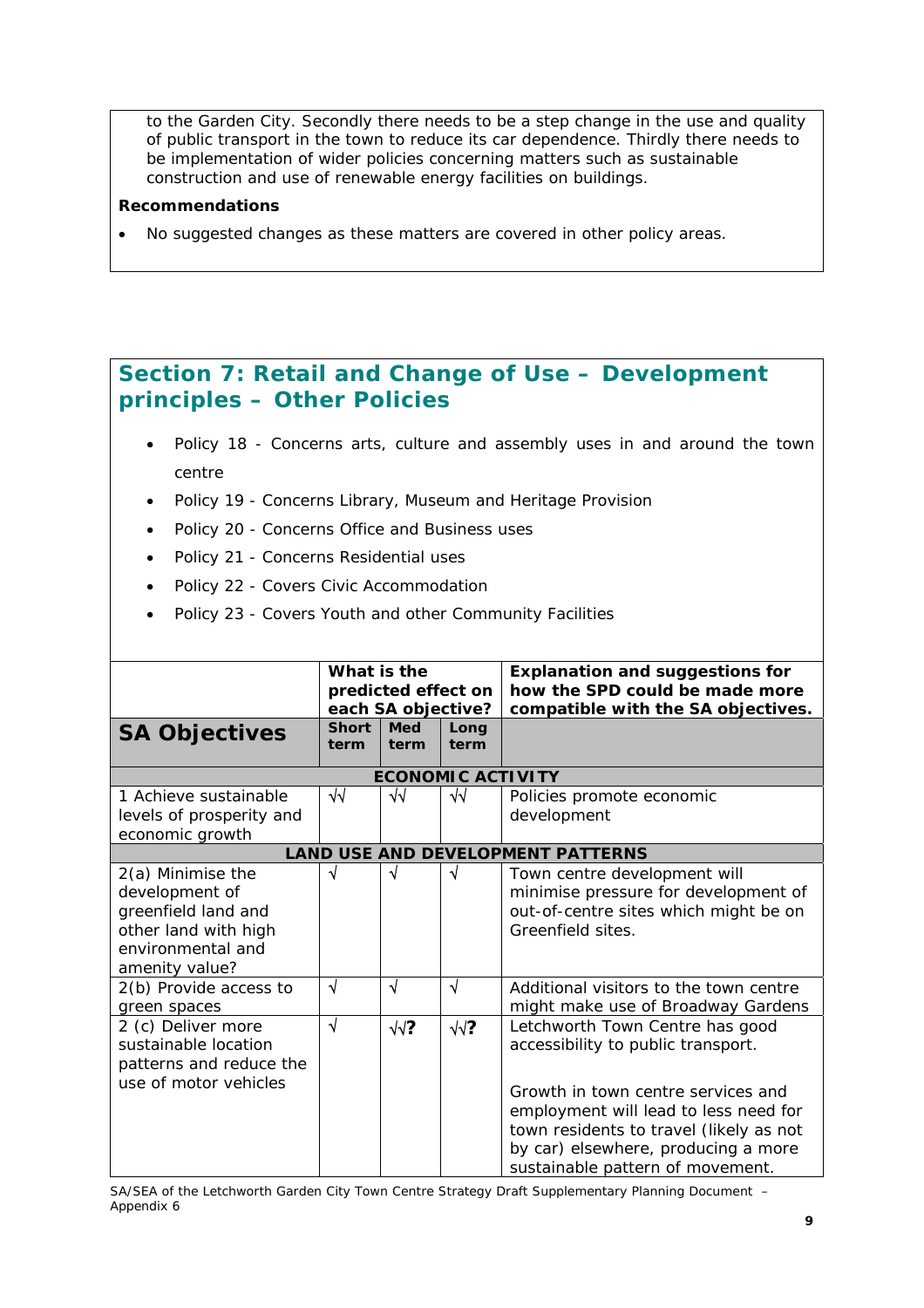to the Garden City. Secondly there needs to be a step change in the use and quality of public transport in the town to reduce its car dependence. Thirdly there needs to be implementation of wider policies concerning matters such as sustainable construction and use of renewable energy facilities on buildings.

**Recommendations**

- No suggested changes as these matters are covered in other policy areas.

## Section 7: Retail and Change of Use – Development principles – Other Policies

- Policy 18 - Concerns arts, culture and assembly uses in and around the town centre
- Policy 19 - Concerns Library, Museum and Heritage Provision
- Policy 20 - Concerns Office and Business uses
- Policy 21 - Concerns Residential uses
- Policy 22 - Covers Civic Accommodation
- Policy 23 - Covers Youth and other Community Facilities

| | **What is the predicted effect on each SA objective?** | | | **Explanation and suggestions for how the SPD could be made more compatible with the SA objectives.** |
|---|---|---|---|---|
| **SA Objectives** | **Short term** | **Med term** | **Long term** | |
| **ECONOMIC ACTIVITY** | | | | |
| 1 Achieve sustainable levels of prosperity and economic growth | √√ | √√ | √√ | Policies promote economic development |
| **LAND USE AND DEVELOPMENT PATTERNS** | | | | |
| 2(a) Minimise the development of greenfield land and other land with high environmental and amenity value? | √ | √ | √ | Town centre development will minimise pressure for development of out-of-centre sites which might be on Greenfield sites. |
| 2(b) Provide access to green spaces | √ | √ | √ | Additional visitors to the town centre might make use of Broadway Gardens |
| 2 (c) Deliver more sustainable location patterns and reduce the use of motor vehicles | √ | √√**?** | √√**?** | Letchworth Town Centre has good accessibility to public transport.<br><br>Growth in town centre services and employment will lead to less need for town residents to travel (likely as not by car) elsewhere, producing a more sustainable pattern of movement. |

SA/SEA of the Letchworth Garden City Town Centre Strategy Draft Supplementary Planning Document – Appendix 6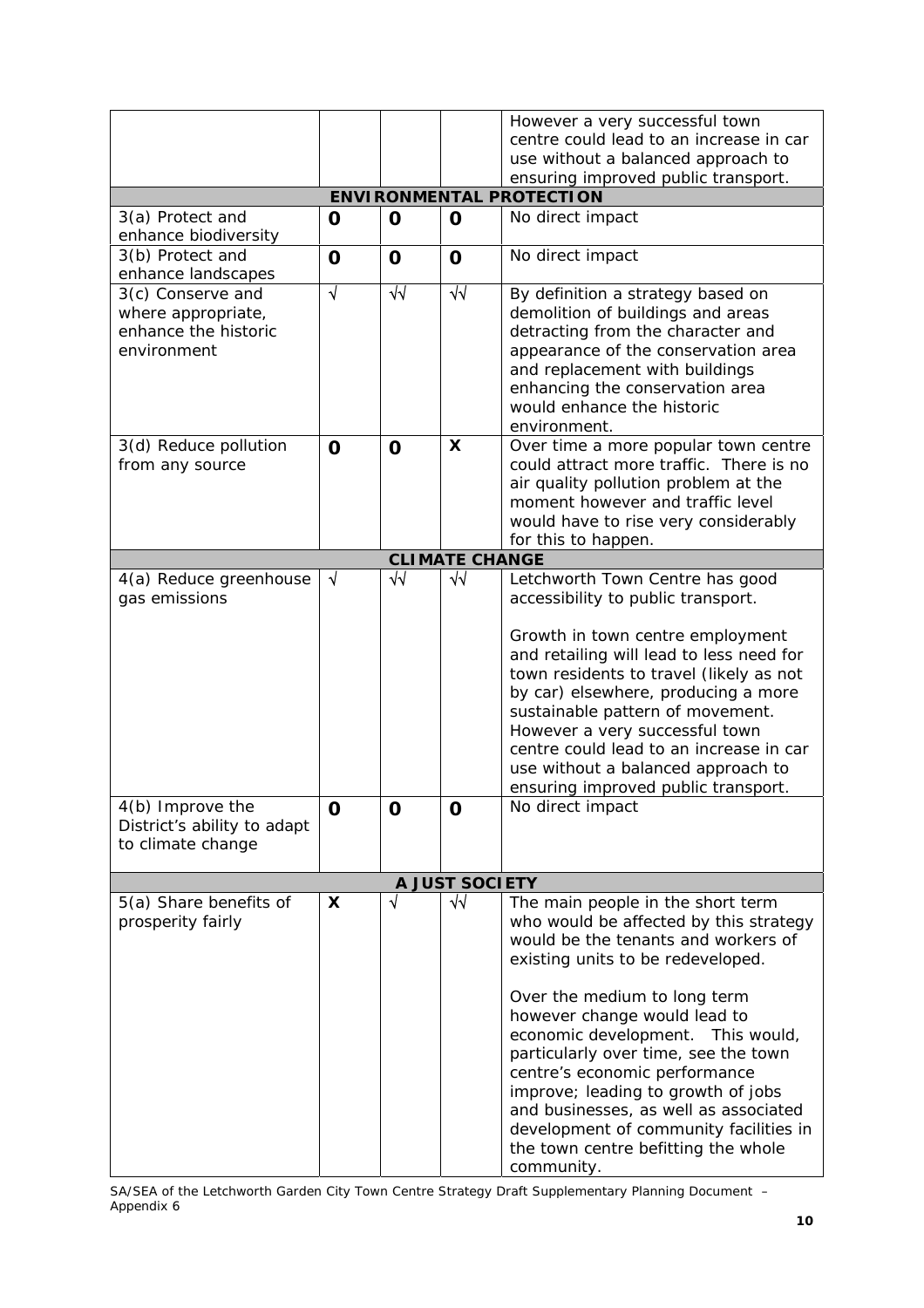| | | | | |
|---|---|---|---|---|
| | | | | However a very successful town centre could lead to an increase in car use without a balanced approach to ensuring improved public transport. |
| **ENVIRONMENTAL PROTECTION** | | | | |
| 3(a) Protect and enhance biodiversity | **0** | **0** | **0** | No direct impact |
| 3(b) Protect and enhance landscapes | **0** | **0** | **0** | No direct impact |
| 3(c) Conserve and where appropriate, enhance the historic environment | √ | √√ | √√ | By definition a strategy based on demolition of buildings and areas detracting from the character and appearance of the conservation area and replacement with buildings enhancing the conservation area would enhance the historic environment. |
| 3(d) Reduce pollution from any source | **0** | **0** | **X** | Over time a more popular town centre could attract more traffic. There is no air quality pollution problem at the moment however and traffic level would have to rise very considerably for this to happen. |
| **CLIMATE CHANGE** | | | | |
| 4(a) Reduce greenhouse gas emissions | √ | √√ | √√ | Letchworth Town Centre has good accessibility to public transport.<br><br>Growth in town centre employment and retailing will lead to less need for town residents to travel (likely as not by car) elsewhere, producing a more sustainable pattern of movement. However a very successful town centre could lead to an increase in car use without a balanced approach to ensuring improved public transport. |
| 4(b) Improve the District's ability to adapt to climate change | **0** | **0** | **0** | No direct impact |
| **A JUST SOCIETY** | | | | |
| 5(a) Share benefits of prosperity fairly | **X** | √ | √√ | The main people in the short term who would be affected by this strategy would be the tenants and workers of existing units to be redeveloped.<br><br>Over the medium to long term however change would lead to economic development. This would, particularly over time, see the town centre's economic performance improve; leading to growth of jobs and businesses, as well as associated development of community facilities in the town centre befitting the whole community. |

SA/SEA of the Letchworth Garden City Town Centre Strategy Draft Supplementary Planning Document – Appendix 6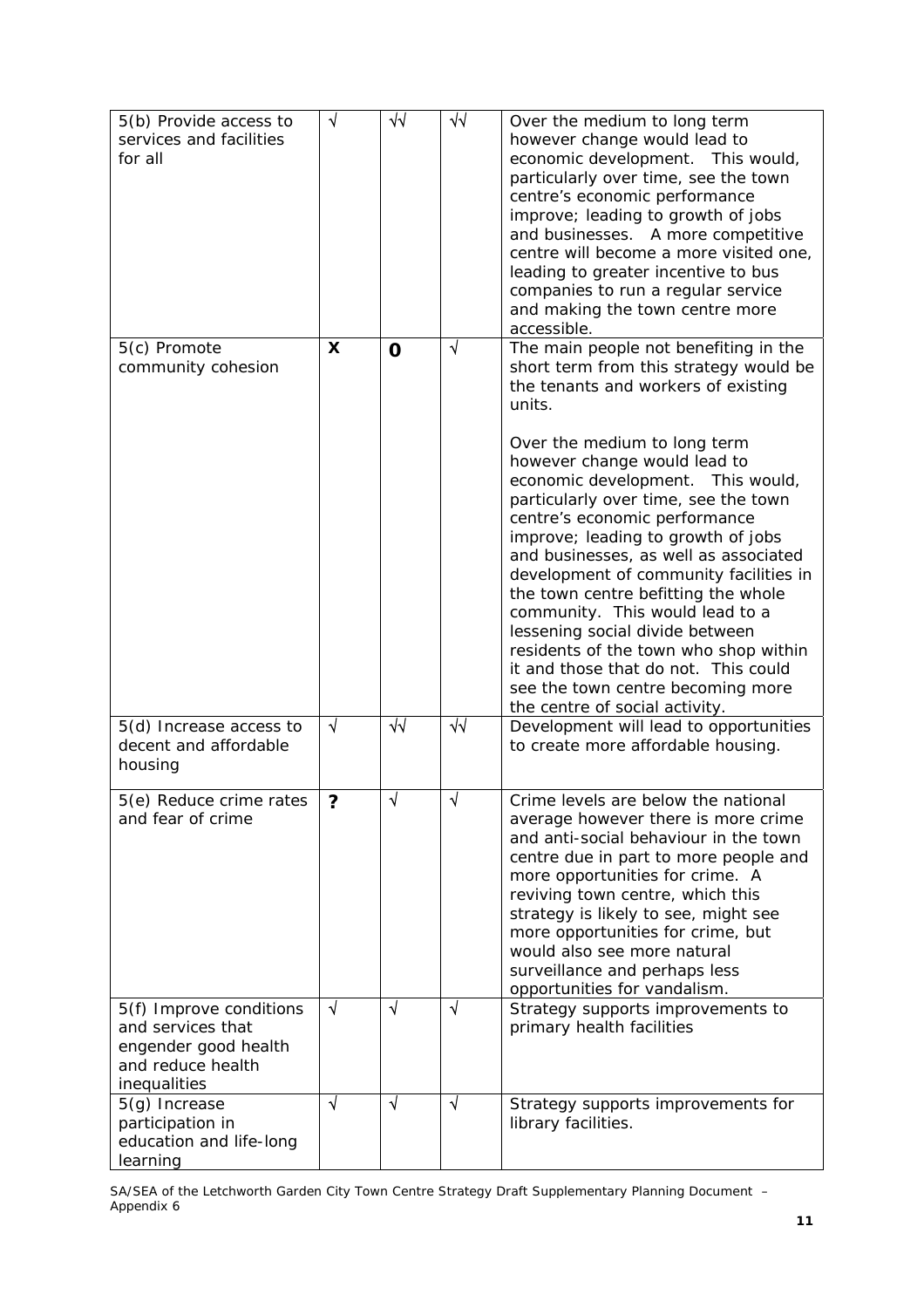| | | | | |
|---|---|---|---|---|
| 5(b) Provide access to services and facilities for all | √ | √√ | √√ | Over the medium to long term however change would lead to economic development. This would, particularly over time, see the town centre's economic performance improve; leading to growth of jobs and businesses. A more competitive centre will become a more visited one, leading to greater incentive to bus companies to run a regular service and making the town centre more accessible. |
| 5(c) Promote community cohesion | **X** | **0** | √ | The main people not benefiting in the short term from this strategy would be the tenants and workers of existing units.<br><br>Over the medium to long term however change would lead to economic development. This would, particularly over time, see the town centre's economic performance improve; leading to growth of jobs and businesses, as well as associated development of community facilities in the town centre befitting the whole community. This would lead to a lessening social divide between residents of the town who shop within it and those that do not. This could see the town centre becoming more the centre of social activity. |
| 5(d) Increase access to decent and affordable housing | √ | √√ | √√ | Development will lead to opportunities to create more affordable housing. |
| 5(e) Reduce crime rates and fear of crime | **?** | √ | √ | Crime levels are below the national average however there is more crime and anti-social behaviour in the town centre due in part to more people and more opportunities for crime. A reviving town centre, which this strategy is likely to see, might see more opportunities for crime, but would also see more natural surveillance and perhaps less opportunities for vandalism. |
| 5(f) Improve conditions and services that engender good health and reduce health inequalities | √ | √ | √ | Strategy supports improvements to primary health facilities |
| 5(g) Increase participation in education and life-long learning | √ | √ | √ | Strategy supports improvements for library facilities. |

SA/SEA of the Letchworth Garden City Town Centre Strategy Draft Supplementary Planning Document – Appendix 6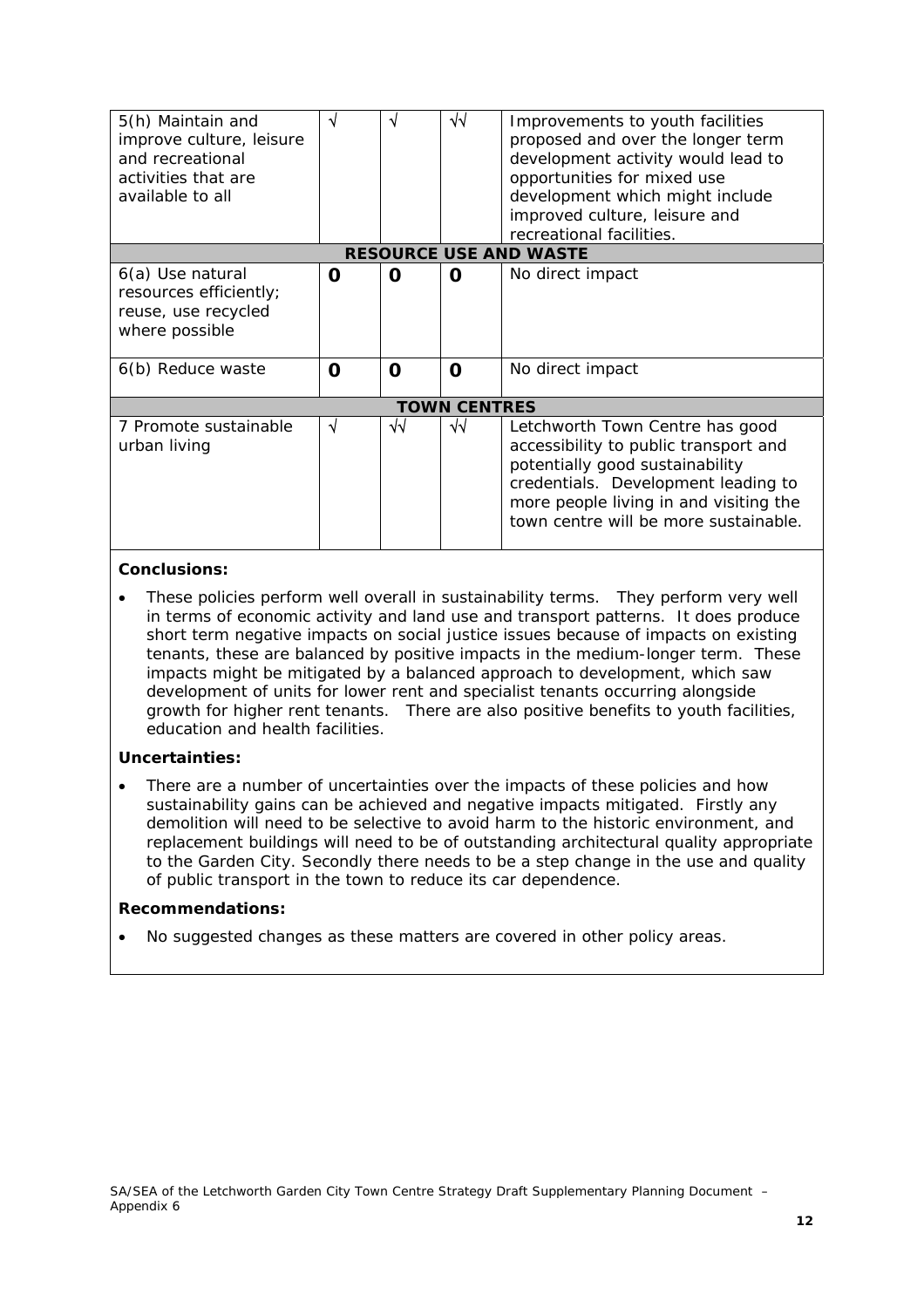| | | | | |
|---|---|---|---|---|
| 5(h) Maintain and improve culture, leisure and recreational activities that are available to all | √ | √ | √√ | Improvements to youth facilities proposed and over the longer term development activity would lead to opportunities for mixed use development which might include improved culture, leisure and recreational facilities. |
| **RESOURCE USE AND WASTE** | | | | |
| 6(a) Use natural resources efficiently; reuse, use recycled where possible | **0** | **0** | **0** | No direct impact |
| 6(b) Reduce waste | **0** | **0** | **0** | No direct impact |
| **TOWN CENTRES** | | | | |
| 7 Promote sustainable urban living | √ | √√ | √√ | Letchworth Town Centre has good accessibility to public transport and potentially good sustainability credentials. Development leading to more people living in and visiting the town centre will be more sustainable. |

**Conclusions:**

- These policies perform well overall in sustainability terms. They perform very well in terms of economic activity and land use and transport patterns. It does produce short term negative impacts on social justice issues because of impacts on existing tenants, these are balanced by positive impacts in the medium-longer term. These impacts might be mitigated by a balanced approach to development, which saw development of units for lower rent and specialist tenants occurring alongside growth for higher rent tenants. There are also positive benefits to youth facilities, education and health facilities.

**Uncertainties:**

- There are a number of uncertainties over the impacts of these policies and how sustainability gains can be achieved and negative impacts mitigated. Firstly any demolition will need to be selective to avoid harm to the historic environment, and replacement buildings will need to be of outstanding architectural quality appropriate to the Garden City. Secondly there needs to be a step change in the use and quality of public transport in the town to reduce its car dependence.

**Recommendations:**

- No suggested changes as these matters are covered in other policy areas.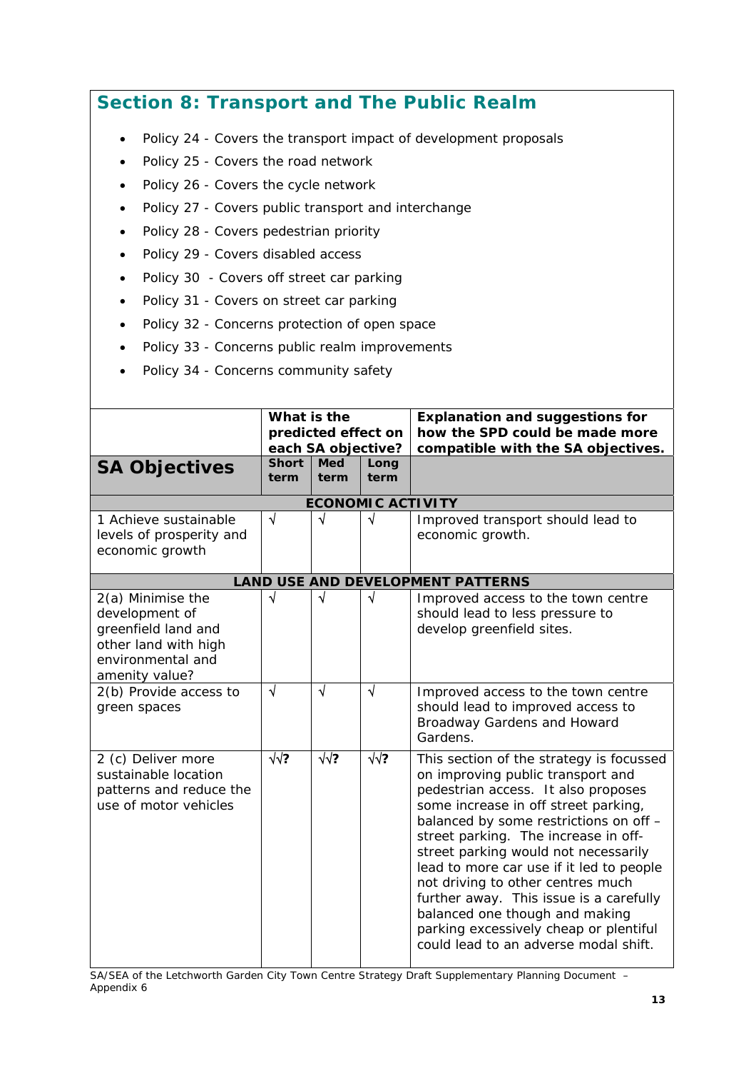## Section 8: Transport and The Public Realm

- Policy 24 - Covers the transport impact of development proposals
- Policy 25 - Covers the road network
- Policy 26 - Covers the cycle network
- Policy 27 - Covers public transport and interchange
- Policy 28 - Covers pedestrian priority
- Policy 29 - Covers disabled access
- Policy 30 - Covers off street car parking
- Policy 31 - Covers on street car parking
- Policy 32 - Concerns protection of open space
- Policy 33 - Concerns public realm improvements
- Policy 34 - Concerns community safety

| SA Objectives | What is the predicted effect on each SA objective? | | | Explanation and suggestions for how the SPD could be made more compatible with the SA objectives. |
|---|---|---|---|---|
| | **Short term** | **Med term** | **Long term** | |
| **ECONOMIC ACTIVITY** | | | | |
| 1 Achieve sustainable levels of prosperity and economic growth | √ | √ | √ | Improved transport should lead to economic growth. |
| **LAND USE AND DEVELOPMENT PATTERNS** | | | | |
| 2(a) Minimise the development of greenfield land and other land with high environmental and amenity value? | √ | √ | √ | Improved access to the town centre should lead to less pressure to develop greenfield sites. |
| 2(b) Provide access to green spaces | √ | √ | √ | Improved access to the town centre should lead to improved access to Broadway Gardens and Howard Gardens. |
| 2 (c) Deliver more sustainable location patterns and reduce the use of motor vehicles | √√? | √√? | √√? | This section of the strategy is focussed on improving public transport and pedestrian access. It also proposes some increase in off street parking, balanced by some restrictions on off – street parking. The increase in off-street parking would not necessarily lead to more car use if it led to people not driving to other centres much further away. This issue is a carefully balanced one though and making parking excessively cheap or plentiful could lead to an adverse modal shift. |

SA/SEA of the Letchworth Garden City Town Centre Strategy Draft Supplementary Planning Document – Appendix 6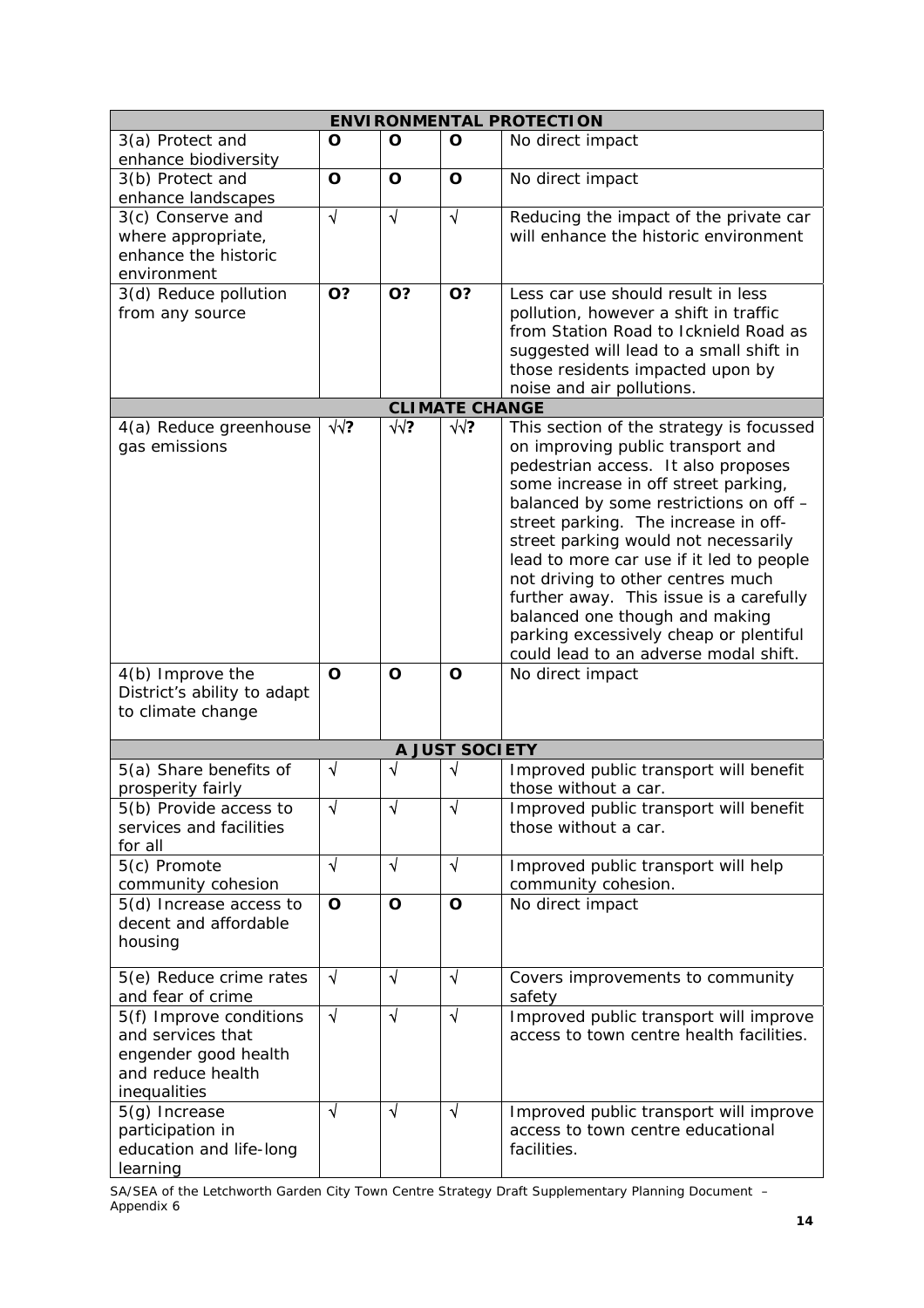| ENVIRONMENTAL PROTECTION | | | | |
|---|---|---|---|---|
| 3(a) Protect and enhance biodiversity | O | O | O | No direct impact |
| 3(b) Protect and enhance landscapes | O | O | O | No direct impact |
| 3(c) Conserve and where appropriate, enhance the historic environment | √ | √ | √ | Reducing the impact of the private car will enhance the historic environment |
| 3(d) Reduce pollution from any source | O? | O? | O? | Less car use should result in less pollution, however a shift in traffic from Station Road to Icknield Road as suggested will lead to a small shift in those residents impacted upon by noise and air pollutions. |
| **CLIMATE CHANGE** | | | | |
| 4(a) Reduce greenhouse gas emissions | √√? | √√? | √√? | This section of the strategy is focussed on improving public transport and pedestrian access. It also proposes some increase in off street parking, balanced by some restrictions on off – street parking. The increase in off-street parking would not necessarily lead to more car use if it led to people not driving to other centres much further away. This issue is a carefully balanced one though and making parking excessively cheap or plentiful could lead to an adverse modal shift. |
| 4(b) Improve the District's ability to adapt to climate change | O | O | O | No direct impact |
| **A JUST SOCIETY** | | | | |
| 5(a) Share benefits of prosperity fairly | √ | √ | √ | Improved public transport will benefit those without a car. |
| 5(b) Provide access to services and facilities for all | √ | √ | √ | Improved public transport will benefit those without a car. |
| 5(c) Promote community cohesion | √ | √ | √ | Improved public transport will help community cohesion. |
| 5(d) Increase access to decent and affordable housing | O | O | O | No direct impact |
| 5(e) Reduce crime rates and fear of crime | √ | √ | √ | Covers improvements to community safety |
| 5(f) Improve conditions and services that engender good health and reduce health inequalities | √ | √ | √ | Improved public transport will improve access to town centre health facilities. |
| 5(g) Increase participation in education and life-long learning | √ | √ | √ | Improved public transport will improve access to town centre educational facilities. |

SA/SEA of the Letchworth Garden City Town Centre Strategy Draft Supplementary Planning Document – Appendix 6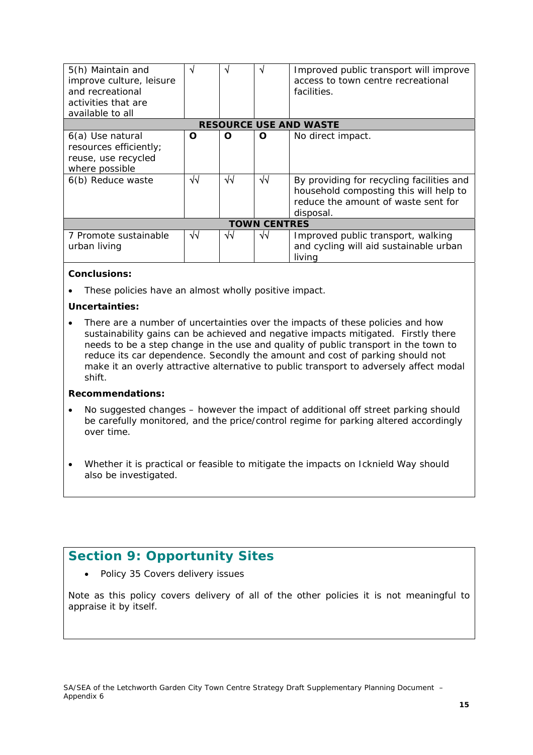| | | | | |
|---|---|---|---|---|
| 5(h) Maintain and improve culture, leisure and recreational activities that are available to all | √ | √ | √ | Improved public transport will improve access to town centre recreational facilities. |
| **RESOURCE USE AND WASTE** | | | | |
| 6(a) Use natural resources efficiently; reuse, use recycled where possible | **O** | **O** | **O** | No direct impact. |
| 6(b) Reduce waste | √√ | √√ | √√ | By providing for recycling facilities and household composting this will help to reduce the amount of waste sent for disposal. |
| **TOWN CENTRES** | | | | |
| 7 Promote sustainable urban living | √√ | √√ | √√ | Improved public transport, walking and cycling will aid sustainable urban living |

**Conclusions:**

- These policies have an almost wholly positive impact.

**Uncertainties:**

- There are a number of uncertainties over the impacts of these policies and how sustainability gains can be achieved and negative impacts mitigated. Firstly there needs to be a step change in the use and quality of public transport in the town to reduce its car dependence. Secondly the amount and cost of parking should not make it an overly attractive alternative to public transport to adversely affect modal shift.

**Recommendations:**

- No suggested changes – however the impact of additional off street parking should be carefully monitored, and the price/control regime for parking altered accordingly over time.

- Whether it is practical or feasible to mitigate the impacts on Icknield Way should also be investigated.

## Section 9: Opportunity Sites

- Policy 35 Covers delivery issues

Note as this policy covers delivery of all of the other policies it is not meaningful to appraise it by itself.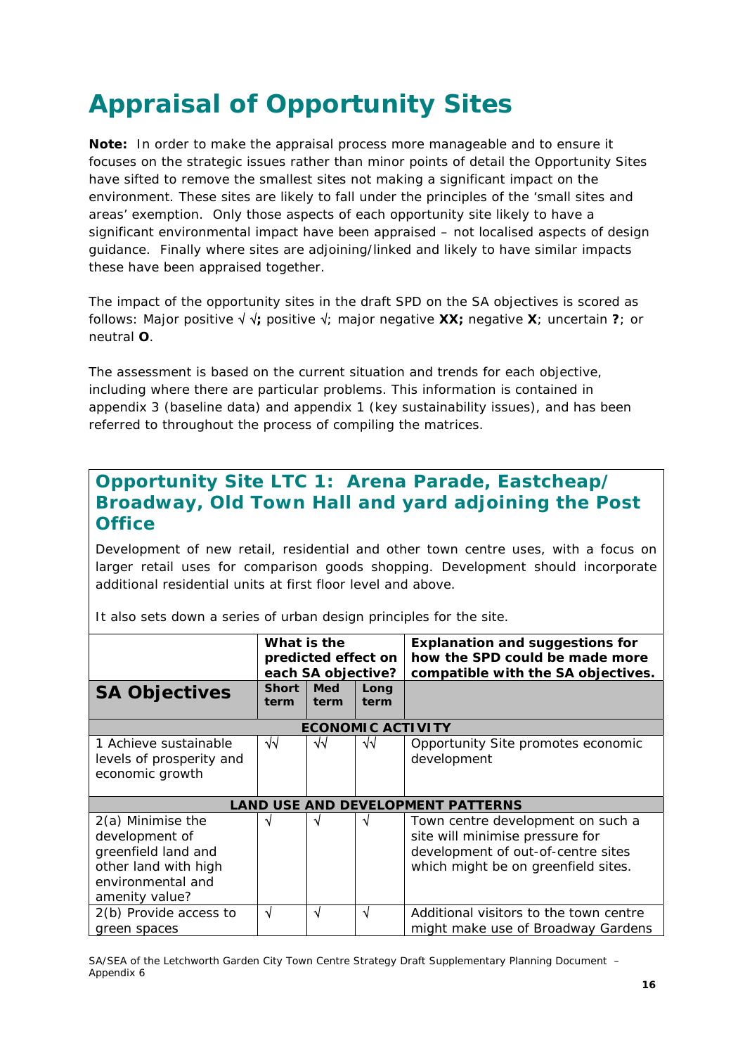# Appraisal of Opportunity Sites

**Note:** In order to make the appraisal process more manageable and to ensure it focuses on the strategic issues rather than minor points of detail the Opportunity Sites have sifted to remove the smallest sites not making a significant impact on the environment. These sites are likely to fall under the principles of the 'small sites and areas' exemption. Only those aspects of each opportunity site likely to have a significant environmental impact have been appraised – not localised aspects of design guidance. Finally where sites are adjoining/linked and likely to have similar impacts these have been appraised together.

The impact of the opportunity sites in the draft SPD on the SA objectives is scored as follows: Major positive √ √**;** positive √; major negative **XX;** negative **X**; uncertain **?**; or neutral **O**.

The assessment is based on the current situation and trends for each objective, including where there are particular problems. This information is contained in appendix 3 (baseline data) and appendix 1 (key sustainability issues), and has been referred to throughout the process of compiling the matrices.

## Opportunity Site LTC 1: Arena Parade, Eastcheap/ Broadway, Old Town Hall and yard adjoining the Post Office

Development of new retail, residential and other town centre uses, with a focus on larger retail uses for comparison goods shopping. Development should incorporate additional residential units at first floor level and above.

It also sets down a series of urban design principles for the site.

| | **What is the predicted effect on each SA objective?** | | | **Explanation and suggestions for how the SPD could be made more compatible with the SA objectives.** |
|---|---|---|---|---|
| **SA Objectives** | **Short term** | **Med term** | **Long term** | |
| **ECONOMIC ACTIVITY** | | | | |
| 1 Achieve sustainable levels of prosperity and economic growth | √√ | √√ | √√ | Opportunity Site promotes economic development |
| **LAND USE AND DEVELOPMENT PATTERNS** | | | | |
| 2(a) Minimise the development of greenfield land and other land with high environmental and amenity value? | √ | √ | √ | Town centre development on such a site will minimise pressure for development of out-of-centre sites which might be on greenfield sites. |
| 2(b) Provide access to green spaces | √ | √ | √ | Additional visitors to the town centre might make use of Broadway Gardens |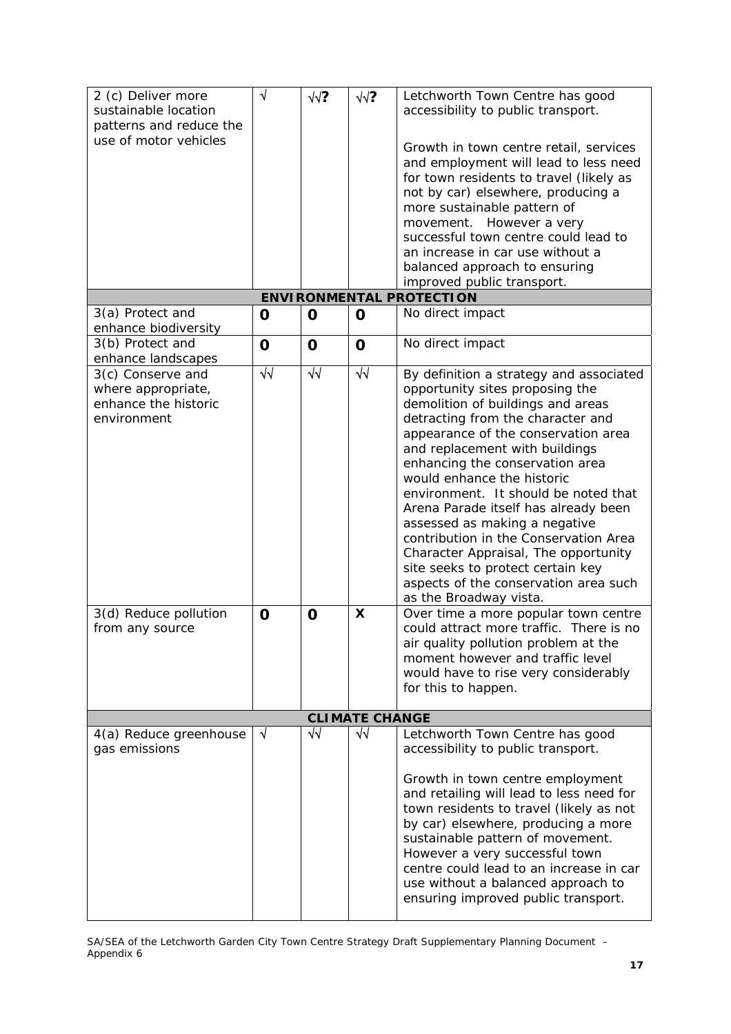| | | | | |
|---|---|---|---|---|
| 2 (c) Deliver more sustainable location patterns and reduce the use of motor vehicles | √ | √√? | √√? | Letchworth Town Centre has good accessibility to public transport.<br><br>Growth in town centre retail, services and employment will lead to less need for town residents to travel (likely as not by car) elsewhere, producing a more sustainable pattern of movement. However a very successful town centre could lead to an increase in car use without a balanced approach to ensuring improved public transport. |
| **ENVIRONMENTAL PROTECTION** | | | | |
| 3(a) Protect and enhance biodiversity | **0** | **0** | **0** | No direct impact |
| 3(b) Protect and enhance landscapes | **0** | **0** | **0** | No direct impact |
| 3(c) Conserve and where appropriate, enhance the historic environment | √√ | √√ | √√ | By definition a strategy and associated opportunity sites proposing the demolition of buildings and areas detracting from the character and appearance of the conservation area and replacement with buildings enhancing the conservation area would enhance the historic environment. It should be noted that Arena Parade itself has already been assessed as making a negative contribution in the Conservation Area Character Appraisal, The opportunity site seeks to protect certain key aspects of the conservation area such as the Broadway vista. |
| 3(d) Reduce pollution from any source | **0** | **0** | **X** | Over time a more popular town centre could attract more traffic. There is no air quality pollution problem at the moment however and traffic level would have to rise very considerably for this to happen. |
| **CLIMATE CHANGE** | | | | |
| 4(a) Reduce greenhouse gas emissions | √ | √√ | √√ | Letchworth Town Centre has good accessibility to public transport.<br><br>Growth in town centre employment and retailing will lead to less need for town residents to travel (likely as not by car) elsewhere, producing a more sustainable pattern of movement. However a very successful town centre could lead to an increase in car use without a balanced approach to ensuring improved public transport. |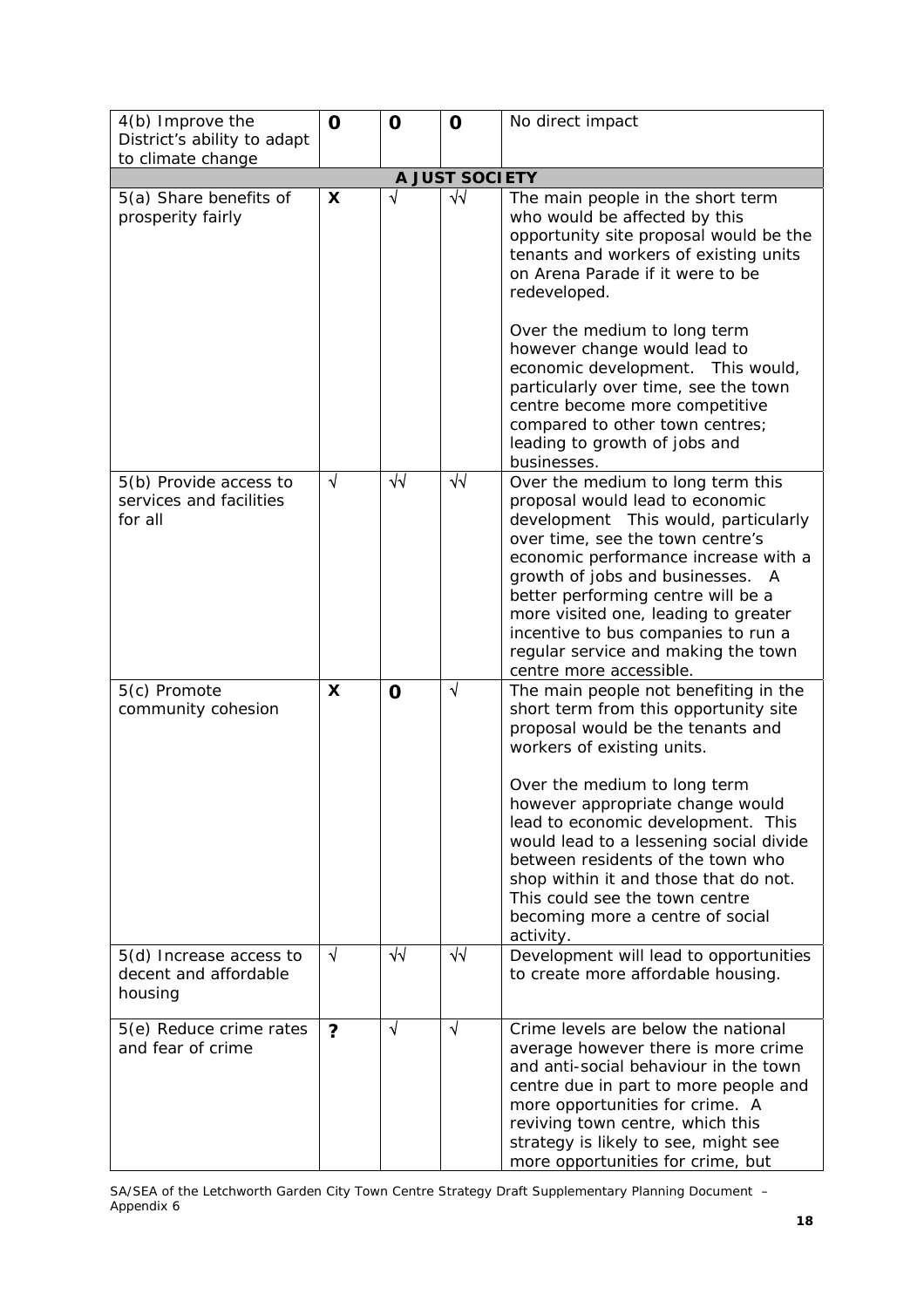| | | | | |
|---|---|---|---|---|
| 4(b) Improve the District's ability to adapt to climate change | **0** | **0** | **0** | No direct impact |
| **A JUST SOCIETY** | | | | |
| 5(a) Share benefits of prosperity fairly | **X** | √ | √√ | The main people in the short term who would be affected by this opportunity site proposal would be the tenants and workers of existing units on Arena Parade if it were to be redeveloped.<br><br>Over the medium to long term however change would lead to economic development. This would, particularly over time, see the town centre become more competitive compared to other town centres; leading to growth of jobs and businesses. |
| 5(b) Provide access to services and facilities for all | √ | √√ | √√ | Over the medium to long term this proposal would lead to economic development This would, particularly over time, see the town centre's economic performance increase with a growth of jobs and businesses. A better performing centre will be a more visited one, leading to greater incentive to bus companies to run a regular service and making the town centre more accessible. |
| 5(c) Promote community cohesion | **X** | **0** | √ | The main people not benefiting in the short term from this opportunity site proposal would be the tenants and workers of existing units.<br><br>Over the medium to long term however appropriate change would lead to economic development. This would lead to a lessening social divide between residents of the town who shop within it and those that do not. This could see the town centre becoming more a centre of social activity. |
| 5(d) Increase access to decent and affordable housing | √ | √√ | √√ | Development will lead to opportunities to create more affordable housing. |
| 5(e) Reduce crime rates and fear of crime | **?** | √ | √ | Crime levels are below the national average however there is more crime and anti-social behaviour in the town centre due in part to more people and more opportunities for crime. A reviving town centre, which this strategy is likely to see, might see more opportunities for crime, but |

SA/SEA of the Letchworth Garden City Town Centre Strategy Draft Supplementary Planning Document – Appendix 6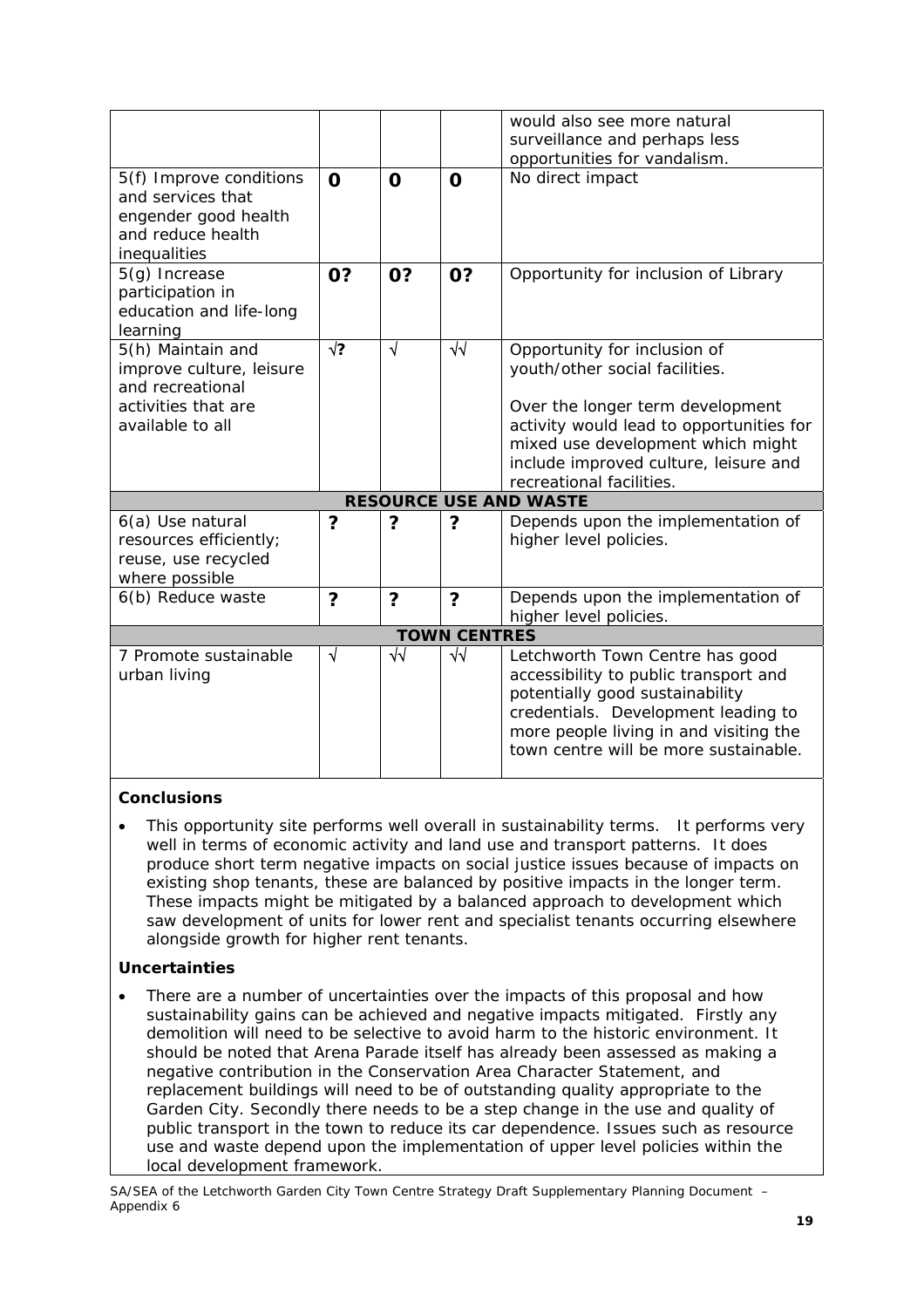| | | | | |
|---|---|---|---|---|
| | | | | would also see more natural surveillance and perhaps less opportunities for vandalism. |
| 5(f) Improve conditions and services that engender good health and reduce health inequalities | **0** | **0** | **0** | No direct impact |
| 5(g) Increase participation in education and life-long learning | **0?** | **0?** | **0?** | Opportunity for inclusion of Library |
| 5(h) Maintain and improve culture, leisure and recreational activities that are available to all | √**?** | √ | √√ | Opportunity for inclusion of youth/other social facilities.<br><br>Over the longer term development activity would lead to opportunities for mixed use development which might include improved culture, leisure and recreational facilities. |
| **RESOURCE USE AND WASTE** | | | | |
| 6(a) Use natural resources efficiently; reuse, use recycled where possible | **?** | **?** | **?** | Depends upon the implementation of higher level policies. |
| 6(b) Reduce waste | **?** | **?** | **?** | Depends upon the implementation of higher level policies. |
| **TOWN CENTRES** | | | | |
| 7 Promote sustainable urban living | √ | √√ | √√ | Letchworth Town Centre has good accessibility to public transport and potentially good sustainability credentials. Development leading to more people living in and visiting the town centre will be more sustainable. |

**Conclusions**

- This opportunity site performs well overall in sustainability terms. It performs very well in terms of economic activity and land use and transport patterns. It does produce short term negative impacts on social justice issues because of impacts on existing shop tenants, these are balanced by positive impacts in the longer term. These impacts might be mitigated by a balanced approach to development which saw development of units for lower rent and specialist tenants occurring elsewhere alongside growth for higher rent tenants.

**Uncertainties**

- There are a number of uncertainties over the impacts of this proposal and how sustainability gains can be achieved and negative impacts mitigated. Firstly any demolition will need to be selective to avoid harm to the historic environment. It should be noted that Arena Parade itself has already been assessed as making a negative contribution in the Conservation Area Character Statement, and replacement buildings will need to be of outstanding quality appropriate to the Garden City. Secondly there needs to be a step change in the use and quality of public transport in the town to reduce its car dependence. Issues such as resource use and waste depend upon the implementation of upper level policies within the local development framework.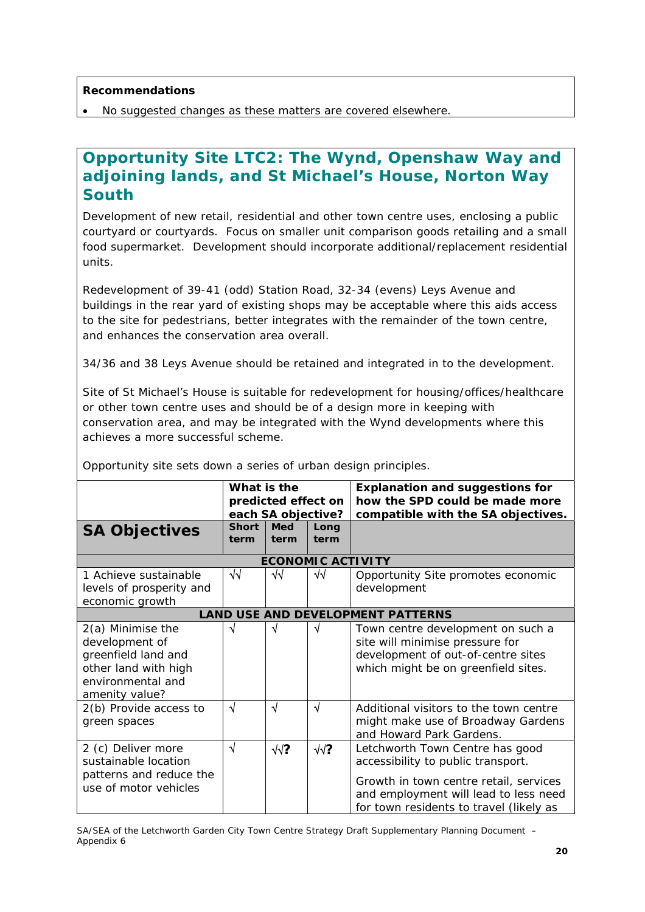**Recommendations**

- No suggested changes as these matters are covered elsewhere.

## Opportunity Site LTC2: The Wynd, Openshaw Way and adjoining lands, and St Michael's House, Norton Way South

Development of new retail, residential and other town centre uses, enclosing a public courtyard or courtyards. Focus on smaller unit comparison goods retailing and a small food supermarket. Development should incorporate additional/replacement residential units.

Redevelopment of 39-41 (odd) Station Road, 32-34 (evens) Leys Avenue and buildings in the rear yard of existing shops may be acceptable where this aids access to the site for pedestrians, better integrates with the remainder of the town centre, and enhances the conservation area overall.

34/36 and 38 Leys Avenue should be retained and integrated in to the development.

Site of St Michael's House is suitable for redevelopment for housing/offices/healthcare or other town centre uses and should be of a design more in keeping with conservation area, and may be integrated with the Wynd developments where this achieves a more successful scheme.

Opportunity site sets down a series of urban design principles.

| | What is the predicted effect on each SA objective? | | | Explanation and suggestions for how the SPD could be made more compatible with the SA objectives. |
|---|---|---|---|---|
| **SA Objectives** | **Short term** | **Med term** | **Long term** | |
| **ECONOMIC ACTIVITY** | | | | |
| 1 Achieve sustainable levels of prosperity and economic growth | √√ | √√ | √√ | Opportunity Site promotes economic development |
| **LAND USE AND DEVELOPMENT PATTERNS** | | | | |
| 2(a) Minimise the development of greenfield land and other land with high environmental and amenity value? | √ | √ | √ | Town centre development on such a site will minimise pressure for development of out-of-centre sites which might be on greenfield sites. |
| 2(b) Provide access to green spaces | √ | √ | √ | Additional visitors to the town centre might make use of Broadway Gardens and Howard Park Gardens. |
| 2 (c) Deliver more sustainable location patterns and reduce the use of motor vehicles | √ | √√**?** | √√**?** | Letchworth Town Centre has good accessibility to public transport.<br><br>Growth in town centre retail, services and employment will lead to less need for town residents to travel (likely as |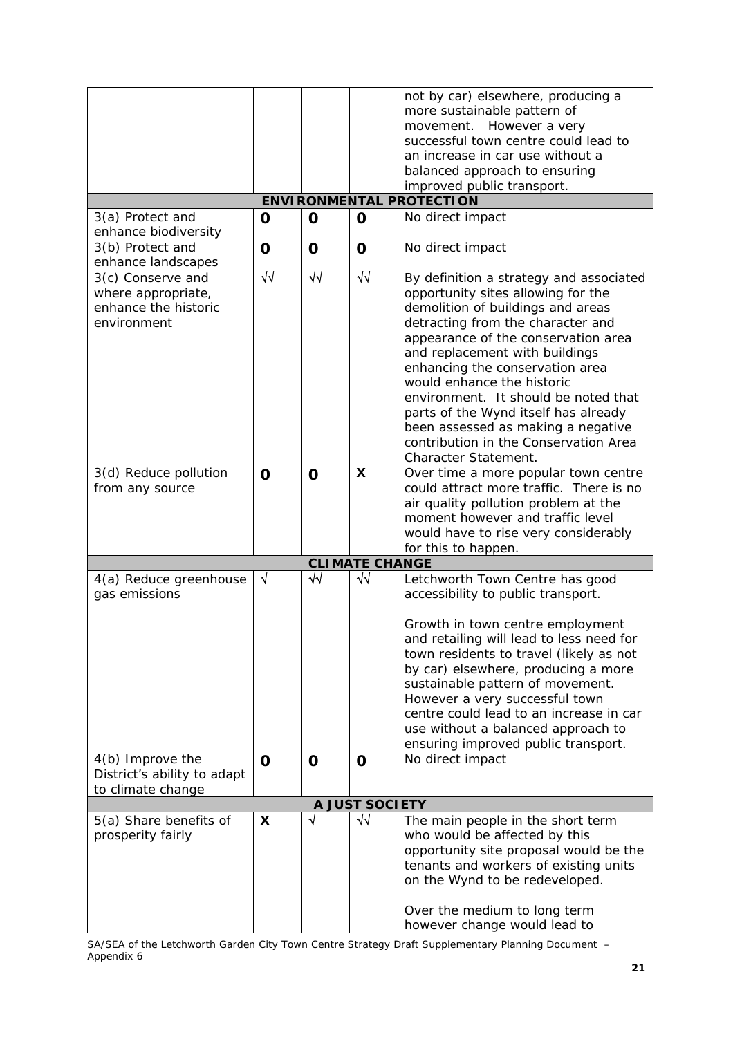| | | | | |
|---|---|---|---|---|
| | | | | not by car) elsewhere, producing a more sustainable pattern of movement. However a very successful town centre could lead to an increase in car use without a balanced approach to ensuring improved public transport. |
| **ENVIRONMENTAL PROTECTION** | | | | |
| 3(a) Protect and enhance biodiversity | **0** | **0** | **0** | No direct impact |
| 3(b) Protect and enhance landscapes | **0** | **0** | **0** | No direct impact |
| 3(c) Conserve and where appropriate, enhance the historic environment | √√ | √√ | √√ | By definition a strategy and associated opportunity sites allowing for the demolition of buildings and areas detracting from the character and appearance of the conservation area and replacement with buildings enhancing the conservation area would enhance the historic environment. It should be noted that parts of the Wynd itself has already been assessed as making a negative contribution in the Conservation Area Character Statement. |
| 3(d) Reduce pollution from any source | **0** | **0** | **X** | Over time a more popular town centre could attract more traffic. There is no air quality pollution problem at the moment however and traffic level would have to rise very considerably for this to happen. |
| **CLIMATE CHANGE** | | | | |
| 4(a) Reduce greenhouse gas emissions | √ | √√ | √√ | Letchworth Town Centre has good accessibility to public transport.<br><br>Growth in town centre employment and retailing will lead to less need for town residents to travel (likely as not by car) elsewhere, producing a more sustainable pattern of movement. However a very successful town centre could lead to an increase in car use without a balanced approach to ensuring improved public transport. |
| 4(b) Improve the District's ability to adapt to climate change | **0** | **0** | **0** | No direct impact |
| **A JUST SOCIETY** | | | | |
| 5(a) Share benefits of prosperity fairly | **X** | √ | √√ | The main people in the short term who would be affected by this opportunity site proposal would be the tenants and workers of existing units on the Wynd to be redeveloped.<br><br>Over the medium to long term however change would lead to |

SA/SEA of the Letchworth Garden City Town Centre Strategy Draft Supplementary Planning Document – Appendix 6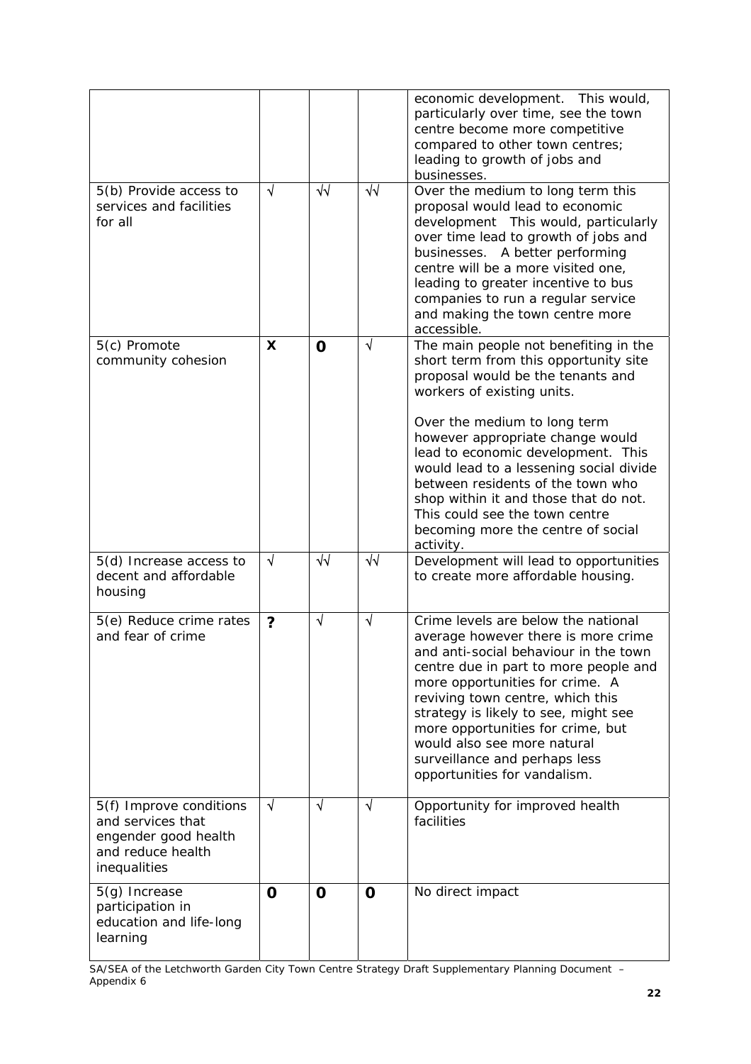|  |  |  |  | economic development. This would, particularly over time, see the town centre become more competitive compared to other town centres; leading to growth of jobs and businesses. |
|---|---|---|---|---|
| 5(b) Provide access to services and facilities for all | √ | √√ | √√ | Over the medium to long term this proposal would lead to economic development This would, particularly over time lead to growth of jobs and businesses. A better performing centre will be a more visited one, leading to greater incentive to bus companies to run a regular service and making the town centre more accessible. |
| 5(c) Promote community cohesion | **X** | **0** | √ | The main people not benefiting in the short term from this opportunity site proposal would be the tenants and workers of existing units.<br><br>Over the medium to long term however appropriate change would lead to economic development. This would lead to a lessening social divide between residents of the town who shop within it and those that do not. This could see the town centre becoming more the centre of social activity. |
| 5(d) Increase access to decent and affordable housing | √ | √√ | √√ | Development will lead to opportunities to create more affordable housing. |
| 5(e) Reduce crime rates and fear of crime | **?** | √ | √ | Crime levels are below the national average however there is more crime and anti-social behaviour in the town centre due in part to more people and more opportunities for crime. A reviving town centre, which this strategy is likely to see, might see more opportunities for crime, but would also see more natural surveillance and perhaps less opportunities for vandalism. |
| 5(f) Improve conditions and services that engender good health and reduce health inequalities | √ | √ | √ | Opportunity for improved health facilities |
| 5(g) Increase participation in education and life-long learning | **0** | **0** | **0** | No direct impact |

SA/SEA of the Letchworth Garden City Town Centre Strategy Draft Supplementary Planning Document – Appendix 6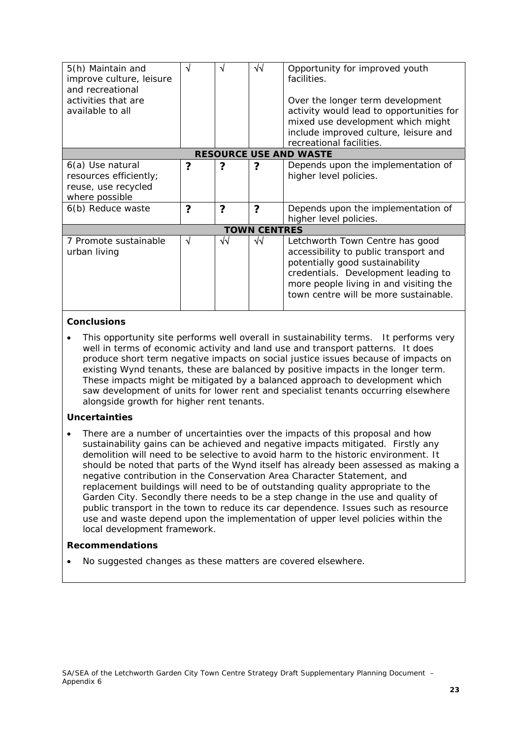| | | | | |
|---|---|---|---|---|
| 5(h) Maintain and improve culture, leisure and recreational activities that are available to all | √ | √ | √√ | Opportunity for improved youth facilities.<br><br>Over the longer term development activity would lead to opportunities for mixed use development which might include improved culture, leisure and recreational facilities. |
| **RESOURCE USE AND WASTE** | | | | |
| 6(a) Use natural resources efficiently; reuse, use recycled where possible | **?** | **?** | **?** | Depends upon the implementation of higher level policies. |
| 6(b) Reduce waste | **?** | **?** | **?** | Depends upon the implementation of higher level policies. |
| **TOWN CENTRES** | | | | |
| 7 Promote sustainable urban living | √ | √√ | √√ | Letchworth Town Centre has good accessibility to public transport and potentially good sustainability credentials. Development leading to more people living in and visiting the town centre will be more sustainable. |

**Conclusions**

- This opportunity site performs well overall in sustainability terms. It performs very well in terms of economic activity and land use and transport patterns. It does produce short term negative impacts on social justice issues because of impacts on existing Wynd tenants, these are balanced by positive impacts in the longer term. These impacts might be mitigated by a balanced approach to development which saw development of units for lower rent and specialist tenants occurring elsewhere alongside growth for higher rent tenants.

**Uncertainties**

- There are a number of uncertainties over the impacts of this proposal and how sustainability gains can be achieved and negative impacts mitigated. Firstly any demolition will need to be selective to avoid harm to the historic environment. It should be noted that parts of the Wynd itself has already been assessed as making a negative contribution in the Conservation Area Character Statement, and replacement buildings will need to be of outstanding quality appropriate to the Garden City. Secondly there needs to be a step change in the use and quality of public transport in the town to reduce its car dependence. Issues such as resource use and waste depend upon the implementation of upper level policies within the local development framework.

**Recommendations**

- No suggested changes as these matters are covered elsewhere.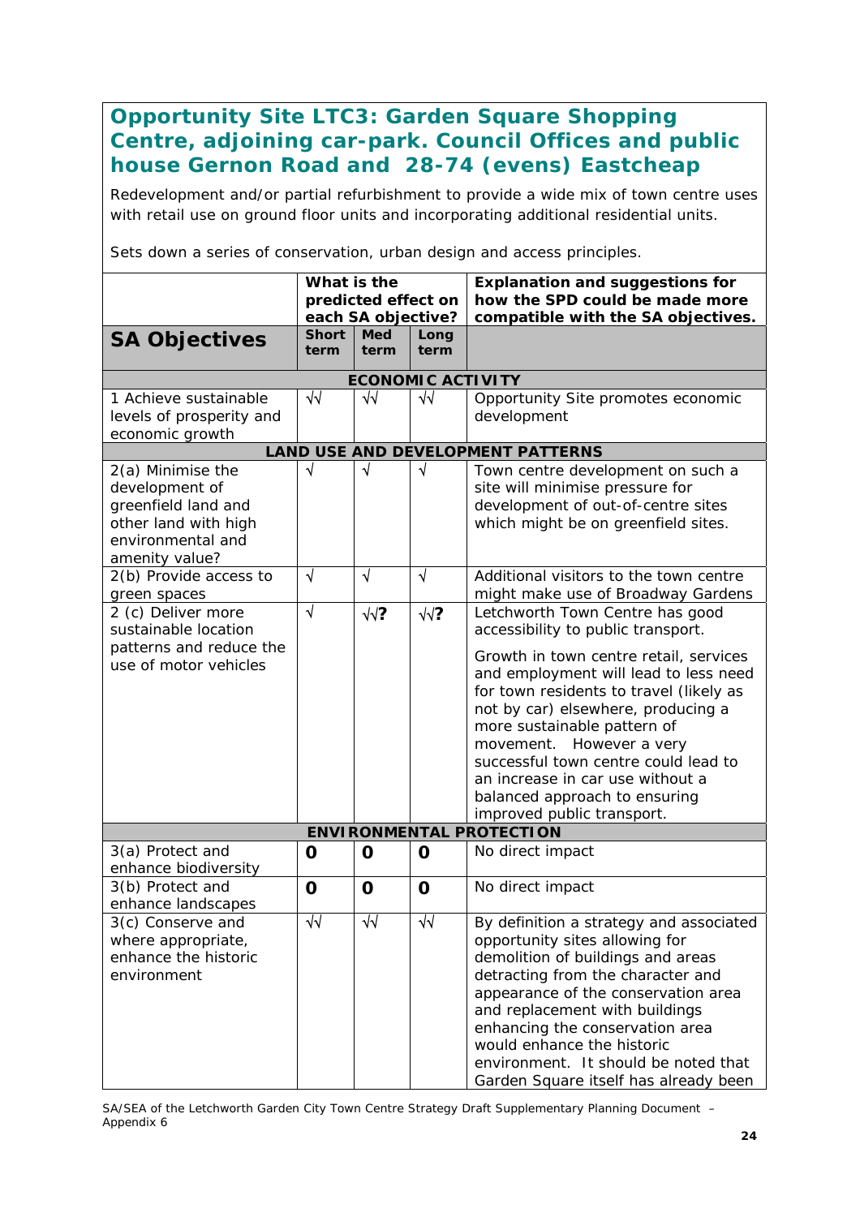## Opportunity Site LTC3: Garden Square Shopping Centre, adjoining car-park. Council Offices and public house Gernon Road and 28-74 (evens) Eastcheap

Redevelopment and/or partial refurbishment to provide a wide mix of town centre uses with retail use on ground floor units and incorporating additional residential units.

Sets down a series of conservation, urban design and access principles.

| | What is the predicted effect on each SA objective? | | | Explanation and suggestions for how the SPD could be made more compatible with the SA objectives. |
|---|---|---|---|---|
| **SA Objectives** | **Short term** | **Med term** | **Long term** | |
| **ECONOMIC ACTIVITY** | | | | |
| 1 Achieve sustainable levels of prosperity and economic growth | √√ | √√ | √√ | Opportunity Site promotes economic development |
| **LAND USE AND DEVELOPMENT PATTERNS** | | | | |
| 2(a) Minimise the development of greenfield land and other land with high environmental and amenity value? | √ | √ | √ | Town centre development on such a site will minimise pressure for development of out-of-centre sites which might be on greenfield sites. |
| 2(b) Provide access to green spaces | √ | √ | √ | Additional visitors to the town centre might make use of Broadway Gardens |
| 2 (c) Deliver more sustainable location patterns and reduce the use of motor vehicles | √ | √√? | √√? | Letchworth Town Centre has good accessibility to public transport.<br><br>Growth in town centre retail, services and employment will lead to less need for town residents to travel (likely as not by car) elsewhere, producing a more sustainable pattern of movement. However a very successful town centre could lead to an increase in car use without a balanced approach to ensuring improved public transport. |
| **ENVIRONMENTAL PROTECTION** | | | | |
| 3(a) Protect and enhance biodiversity | **0** | **0** | **0** | No direct impact |
| 3(b) Protect and enhance landscapes | **0** | **0** | **0** | No direct impact |
| 3(c) Conserve and where appropriate, enhance the historic environment | √√ | √√ | √√ | By definition a strategy and associated opportunity sites allowing for demolition of buildings and areas detracting from the character and appearance of the conservation area and replacement with buildings enhancing the conservation area would enhance the historic environment. It should be noted that Garden Square itself has already been |

SA/SEA of the Letchworth Garden City Town Centre Strategy Draft Supplementary Planning Document – Appendix 6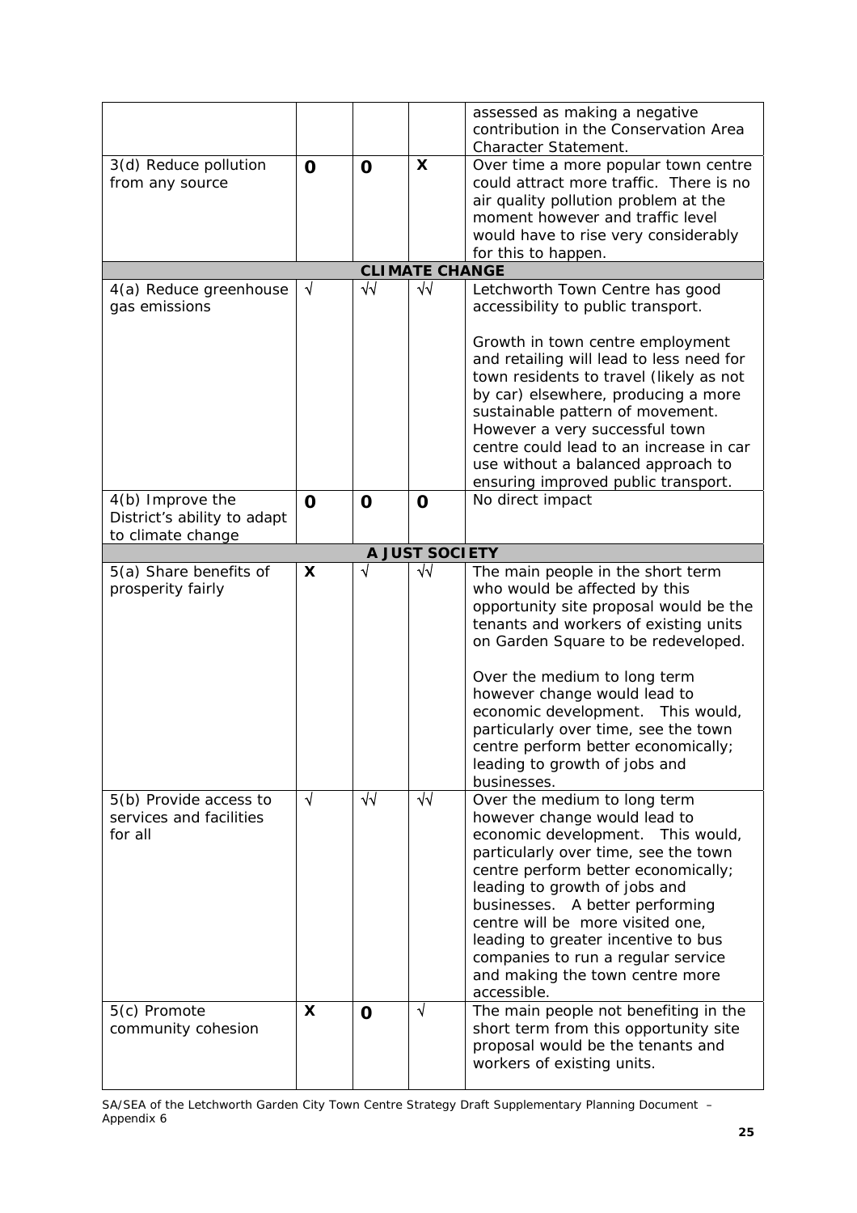| | | | | |
|---|---|---|---|---|
| | | | | assessed as making a negative contribution in the Conservation Area Character Statement. |
| 3(d) Reduce pollution from any source | 0 | 0 | X | Over time a more popular town centre could attract more traffic. There is no air quality pollution problem at the moment however and traffic level would have to rise very considerably for this to happen. |
| **CLIMATE CHANGE** | | | | |
| 4(a) Reduce greenhouse gas emissions | √ | √√ | √√ | Letchworth Town Centre has good accessibility to public transport.<br><br>Growth in town centre employment and retailing will lead to less need for town residents to travel (likely as not by car) elsewhere, producing a more sustainable pattern of movement. However a very successful town centre could lead to an increase in car use without a balanced approach to ensuring improved public transport. |
| 4(b) Improve the District's ability to adapt to climate change | 0 | 0 | 0 | No direct impact |
| **A JUST SOCIETY** | | | | |
| 5(a) Share benefits of prosperity fairly | X | √ | √√ | The main people in the short term who would be affected by this opportunity site proposal would be the tenants and workers of existing units on Garden Square to be redeveloped.<br><br>Over the medium to long term however change would lead to economic development. This would, particularly over time, see the town centre perform better economically; leading to growth of jobs and businesses. |
| 5(b) Provide access to services and facilities for all | √ | √√ | √√ | Over the medium to long term however change would lead to economic development. This would, particularly over time, see the town centre perform better economically; leading to growth of jobs and businesses. A better performing centre will be more visited one, leading to greater incentive to bus companies to run a regular service and making the town centre more accessible. |
| 5(c) Promote community cohesion | X | 0 | √ | The main people not benefiting in the short term from this opportunity site proposal would be the tenants and workers of existing units. |

SA/SEA of the Letchworth Garden City Town Centre Strategy Draft Supplementary Planning Document – Appendix 6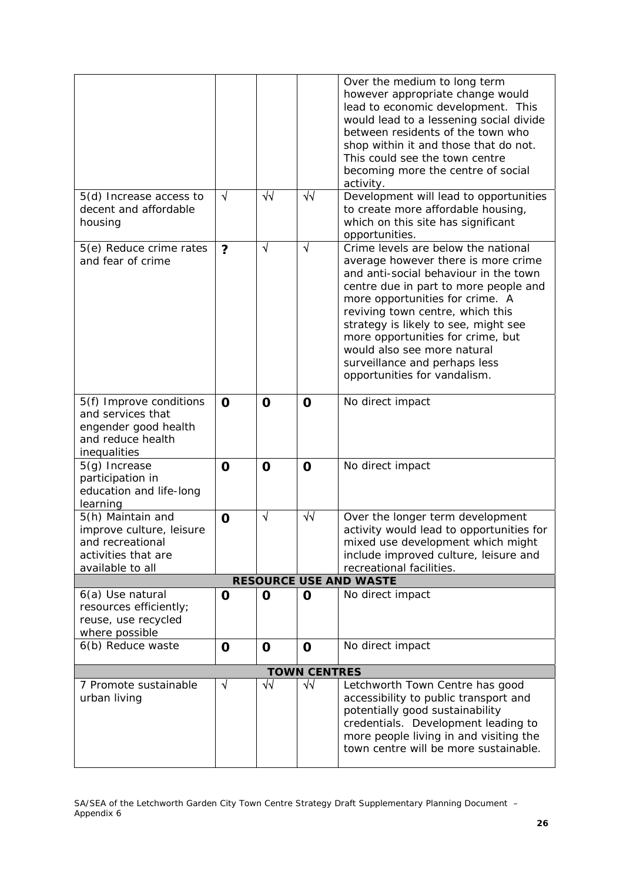| | | | | |
|---|---|---|---|---|
| | | | | Over the medium to long term however appropriate change would lead to economic development. This would lead to a lessening social divide between residents of the town who shop within it and those that do not. This could see the town centre becoming more the centre of social activity. |
| 5(d) Increase access to decent and affordable housing | √ | √√ | √√ | Development will lead to opportunities to create more affordable housing, which on this site has significant opportunities. |
| 5(e) Reduce crime rates and fear of crime | **?** | √ | √ | Crime levels are below the national average however there is more crime and anti-social behaviour in the town centre due in part to more people and more opportunities for crime. A reviving town centre, which this strategy is likely to see, might see more opportunities for crime, but would also see more natural surveillance and perhaps less opportunities for vandalism. |
| 5(f) Improve conditions and services that engender good health and reduce health inequalities | **0** | **0** | **0** | No direct impact |
| 5(g) Increase participation in education and life-long learning | **0** | **0** | **0** | No direct impact |
| 5(h) Maintain and improve culture, leisure and recreational activities that are available to all | **0** | √ | √√ | Over the longer term development activity would lead to opportunities for mixed use development which might include improved culture, leisure and recreational facilities. |
| **RESOURCE USE AND WASTE** | | | | |
| 6(a) Use natural resources efficiently; reuse, use recycled where possible | **0** | **0** | **0** | No direct impact |
| 6(b) Reduce waste | **0** | **0** | **0** | No direct impact |
| **TOWN CENTRES** | | | | |
| 7 Promote sustainable urban living | √ | √√ | √√ | Letchworth Town Centre has good accessibility to public transport and potentially good sustainability credentials. Development leading to more people living in and visiting the town centre will be more sustainable. |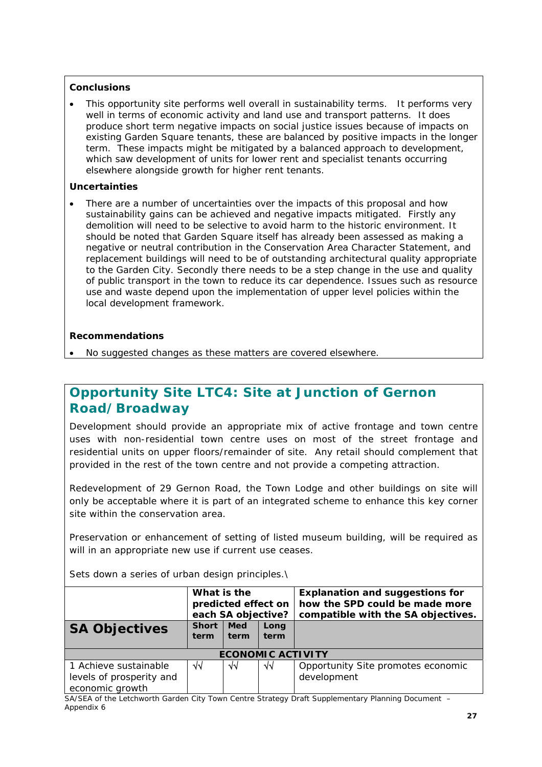**Conclusions**

- This opportunity site performs well overall in sustainability terms. It performs very well in terms of economic activity and land use and transport patterns. It does produce short term negative impacts on social justice issues because of impacts on existing Garden Square tenants, these are balanced by positive impacts in the longer term. These impacts might be mitigated by a balanced approach to development, which saw development of units for lower rent and specialist tenants occurring elsewhere alongside growth for higher rent tenants.

**Uncertainties**

- There are a number of uncertainties over the impacts of this proposal and how sustainability gains can be achieved and negative impacts mitigated. Firstly any demolition will need to be selective to avoid harm to the historic environment. It should be noted that Garden Square itself has already been assessed as making a negative or neutral contribution in the Conservation Area Character Statement, and replacement buildings will need to be of outstanding architectural quality appropriate to the Garden City. Secondly there needs to be a step change in the use and quality of public transport in the town to reduce its car dependence. Issues such as resource use and waste depend upon the implementation of upper level policies within the local development framework.

**Recommendations**

- No suggested changes as these matters are covered elsewhere.

## Opportunity Site LTC4: Site at Junction of Gernon Road/Broadway

Development should provide an appropriate mix of active frontage and town centre uses with non-residential town centre uses on most of the street frontage and residential units on upper floors/remainder of site. Any retail should complement that provided in the rest of the town centre and not provide a competing attraction.

Redevelopment of 29 Gernon Road, the Town Lodge and other buildings on site will only be acceptable where it is part of an integrated scheme to enhance this key corner site within the conservation area.

Preservation or enhancement of setting of listed museum building, will be required as will in an appropriate new use if current use ceases.

Sets down a series of urban design principles.\

| | What is the predicted effect on each SA objective? | | | Explanation and suggestions for how the SPD could be made more compatible with the SA objectives. |
|---|---|---|---|---|
| **SA Objectives** | **Short term** | **Med term** | **Long term** | |
| **ECONOMIC ACTIVITY** | | | | |
| 1 Achieve sustainable levels of prosperity and economic growth | √√ | √√ | √√ | Opportunity Site promotes economic development |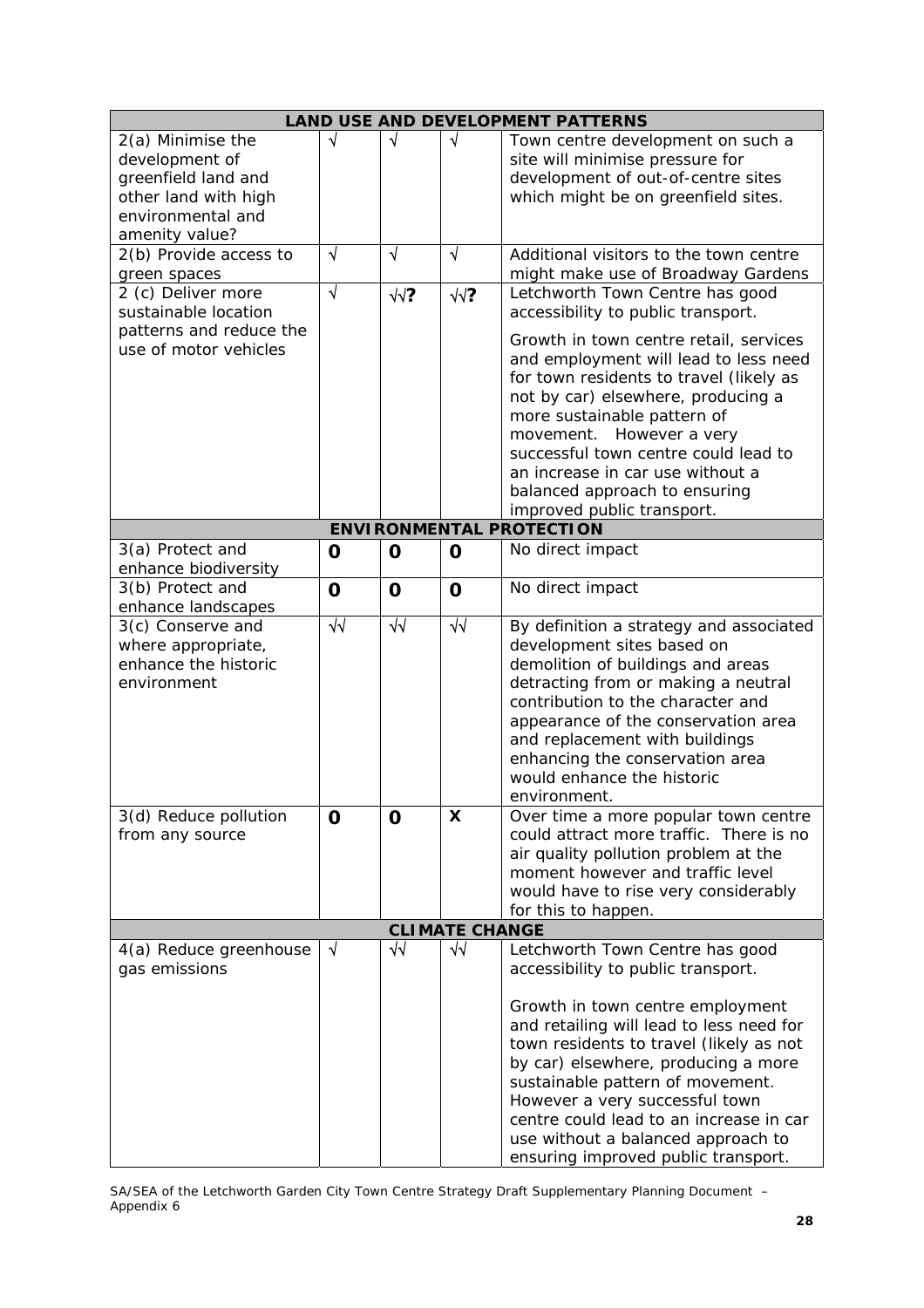| LAND USE AND DEVELOPMENT PATTERNS | | | | |
|---|---|---|---|---|
| 2(a) Minimise the development of greenfield land and other land with high environmental and amenity value? | √ | √ | √ | Town centre development on such a site will minimise pressure for development of out-of-centre sites which might be on greenfield sites. |
| 2(b) Provide access to green spaces | √ | √ | √ | Additional visitors to the town centre might make use of Broadway Gardens |
| 2 (c) Deliver more sustainable location patterns and reduce the use of motor vehicles | √ | √√? | √√? | Letchworth Town Centre has good accessibility to public transport.<br><br>Growth in town centre retail, services and employment will lead to less need for town residents to travel (likely as not by car) elsewhere, producing a more sustainable pattern of movement. However a very successful town centre could lead to an increase in car use without a balanced approach to ensuring improved public transport. |
| **ENVIRONMENTAL PROTECTION** | | | | |
| 3(a) Protect and enhance biodiversity | **0** | **0** | **0** | No direct impact |
| 3(b) Protect and enhance landscapes | **0** | **0** | **0** | No direct impact |
| 3(c) Conserve and where appropriate, enhance the historic environment | √√ | √√ | √√ | By definition a strategy and associated development sites based on demolition of buildings and areas detracting from or making a neutral contribution to the character and appearance of the conservation area and replacement with buildings enhancing the conservation area would enhance the historic environment. |
| 3(d) Reduce pollution from any source | **0** | **0** | **X** | Over time a more popular town centre could attract more traffic. There is no air quality pollution problem at the moment however and traffic level would have to rise very considerably for this to happen. |
| **CLIMATE CHANGE** | | | | |
| 4(a) Reduce greenhouse gas emissions | √ | √√ | √√ | Letchworth Town Centre has good accessibility to public transport.<br><br>Growth in town centre employment and retailing will lead to less need for town residents to travel (likely as not by car) elsewhere, producing a more sustainable pattern of movement. However a very successful town centre could lead to an increase in car use without a balanced approach to ensuring improved public transport. |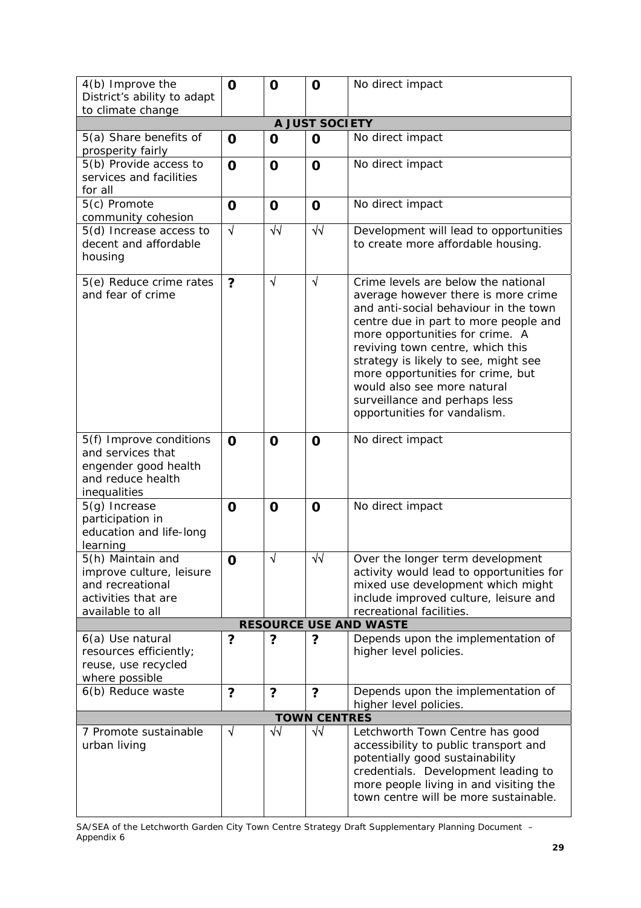| 4(b) Improve the District's ability to adapt to climate change | 0 | 0 | 0 | No direct impact |
|---|---|---|---|---|
| **A JUST SOCIETY** | | | | |
| 5(a) Share benefits of prosperity fairly | 0 | 0 | 0 | No direct impact |
| 5(b) Provide access to services and facilities for all | 0 | 0 | 0 | No direct impact |
| 5(c) Promote community cohesion | 0 | 0 | 0 | No direct impact |
| 5(d) Increase access to decent and affordable housing | √ | √√ | √√ | Development will lead to opportunities to create more affordable housing. |
| 5(e) Reduce crime rates and fear of crime | ? | √ | √ | Crime levels are below the national average however there is more crime and anti-social behaviour in the town centre due in part to more people and more opportunities for crime. A reviving town centre, which this strategy is likely to see, might see more opportunities for crime, but would also see more natural surveillance and perhaps less opportunities for vandalism. |
| 5(f) Improve conditions and services that engender good health and reduce health inequalities | 0 | 0 | 0 | No direct impact |
| 5(g) Increase participation in education and life-long learning | 0 | 0 | 0 | No direct impact |
| 5(h) Maintain and improve culture, leisure and recreational activities that are available to all | 0 | √ | √√ | Over the longer term development activity would lead to opportunities for mixed use development which might include improved culture, leisure and recreational facilities. |
| **RESOURCE USE AND WASTE** | | | | |
| 6(a) Use natural resources efficiently; reuse, use recycled where possible | ? | ? | ? | Depends upon the implementation of higher level policies. |
| 6(b) Reduce waste | ? | ? | ? | Depends upon the implementation of higher level policies. |
| **TOWN CENTRES** | | | | |
| 7 Promote sustainable urban living | √ | √√ | √√ | Letchworth Town Centre has good accessibility to public transport and potentially good sustainability credentials. Development leading to more people living in and visiting the town centre will be more sustainable. |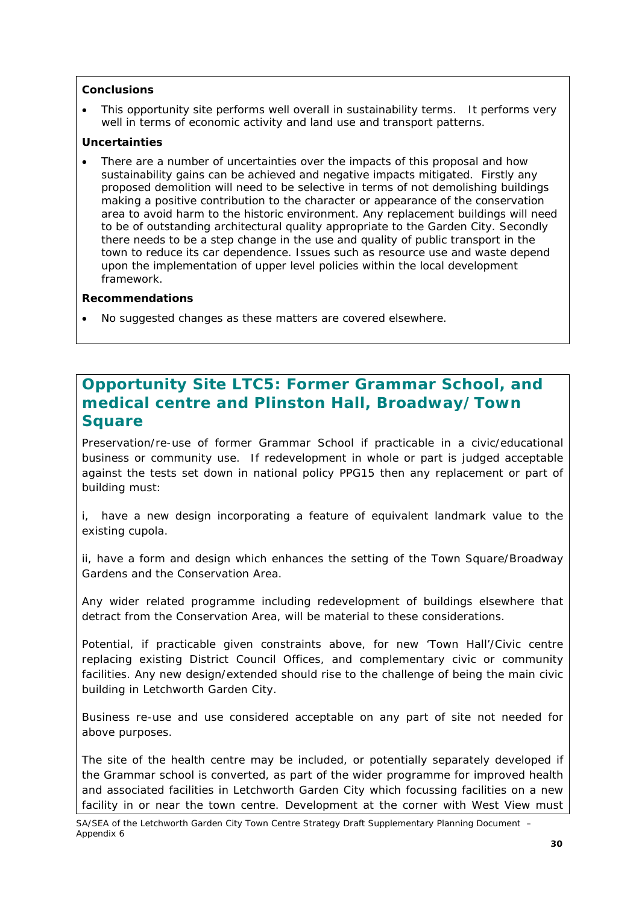**Conclusions**

- This opportunity site performs well overall in sustainability terms. It performs very well in terms of economic activity and land use and transport patterns.

**Uncertainties**

- There are a number of uncertainties over the impacts of this proposal and how sustainability gains can be achieved and negative impacts mitigated. Firstly any proposed demolition will need to be selective in terms of not demolishing buildings making a positive contribution to the character or appearance of the conservation area to avoid harm to the historic environment. Any replacement buildings will need to be of outstanding architectural quality appropriate to the Garden City. Secondly there needs to be a step change in the use and quality of public transport in the town to reduce its car dependence. Issues such as resource use and waste depend upon the implementation of upper level policies within the local development framework.

**Recommendations**

- No suggested changes as these matters are covered elsewhere.

## Opportunity Site LTC5: Former Grammar School, and medical centre and Plinston Hall, Broadway/Town Square

Preservation/re-use of former Grammar School if practicable in a civic/educational business or community use. If redevelopment in whole or part is judged acceptable against the tests set down in national policy PPG15 then any replacement or part of building must:

i, have a new design incorporating a feature of equivalent landmark value to the existing cupola.

ii, have a form and design which enhances the setting of the Town Square/Broadway Gardens and the Conservation Area.

Any wider related programme including redevelopment of buildings elsewhere that detract from the Conservation Area, will be material to these considerations.

Potential, if practicable given constraints above, for new 'Town Hall'/Civic centre replacing existing District Council Offices, and complementary civic or community facilities. Any new design/extended should rise to the challenge of being the main civic building in Letchworth Garden City.

Business re-use and use considered acceptable on any part of site not needed for above purposes.

The site of the health centre may be included, or potentially separately developed if the Grammar school is converted, as part of the wider programme for improved health and associated facilities in Letchworth Garden City which focussing facilities on a new facility in or near the town centre. Development at the corner with West View must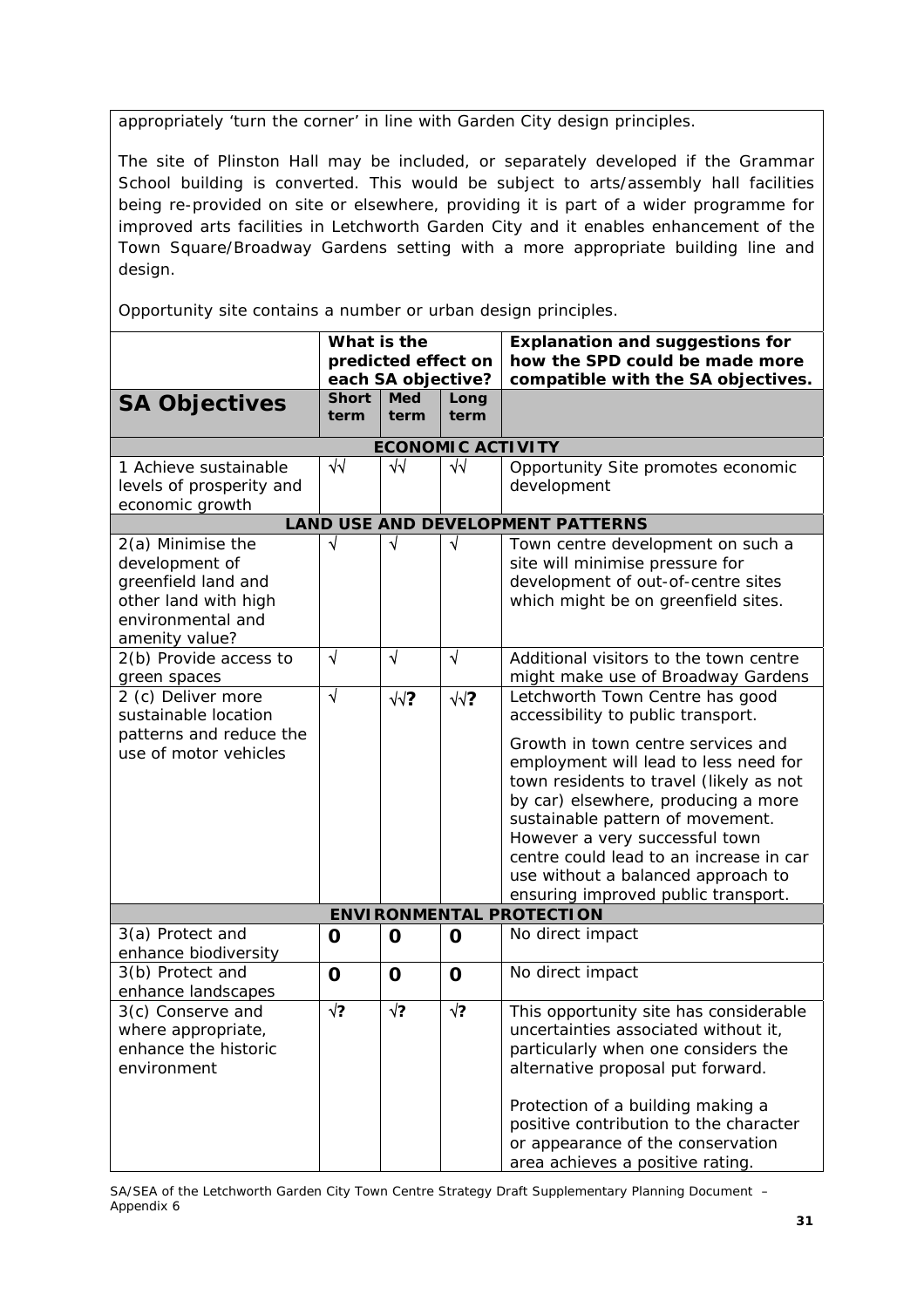appropriately 'turn the corner' in line with Garden City design principles.

The site of Plinston Hall may be included, or separately developed if the Grammar School building is converted. This would be subject to arts/assembly hall facilities being re-provided on site or elsewhere, providing it is part of a wider programme for improved arts facilities in Letchworth Garden City and it enables enhancement of the Town Square/Broadway Gardens setting with a more appropriate building line and design.

Opportunity site contains a number or urban design principles.

| | What is the predicted effect on each SA objective? | | | Explanation and suggestions for how the SPD could be made more compatible with the SA objectives. |
|---|---|---|---|---|
| **SA Objectives** | **Short term** | **Med term** | **Long term** | |
| **ECONOMIC ACTIVITY** | | | | |
| 1 Achieve sustainable levels of prosperity and economic growth | √√ | √√ | √√ | Opportunity Site promotes economic development |
| **LAND USE AND DEVELOPMENT PATTERNS** | | | | |
| 2(a) Minimise the development of greenfield land and other land with high environmental and amenity value? | √ | √ | √ | Town centre development on such a site will minimise pressure for development of out-of-centre sites which might be on greenfield sites. |
| 2(b) Provide access to green spaces | √ | √ | √ | Additional visitors to the town centre might make use of Broadway Gardens |
| 2 (c) Deliver more sustainable location patterns and reduce the use of motor vehicles | √ | √√? | √√? | Letchworth Town Centre has good accessibility to public transport.<br><br>Growth in town centre services and employment will lead to less need for town residents to travel (likely as not by car) elsewhere, producing a more sustainable pattern of movement. However a very successful town centre could lead to an increase in car use without a balanced approach to ensuring improved public transport. |
| **ENVIRONMENTAL PROTECTION** | | | | |
| 3(a) Protect and enhance biodiversity | 0 | 0 | 0 | No direct impact |
| 3(b) Protect and enhance landscapes | 0 | 0 | 0 | No direct impact |
| 3(c) Conserve and where appropriate, enhance the historic environment | √? | √? | √? | This opportunity site has considerable uncertainties associated without it, particularly when one considers the alternative proposal put forward.<br><br>Protection of a building making a positive contribution to the character or appearance of the conservation area achieves a positive rating. |

SA/SEA of the Letchworth Garden City Town Centre Strategy Draft Supplementary Planning Document – Appendix 6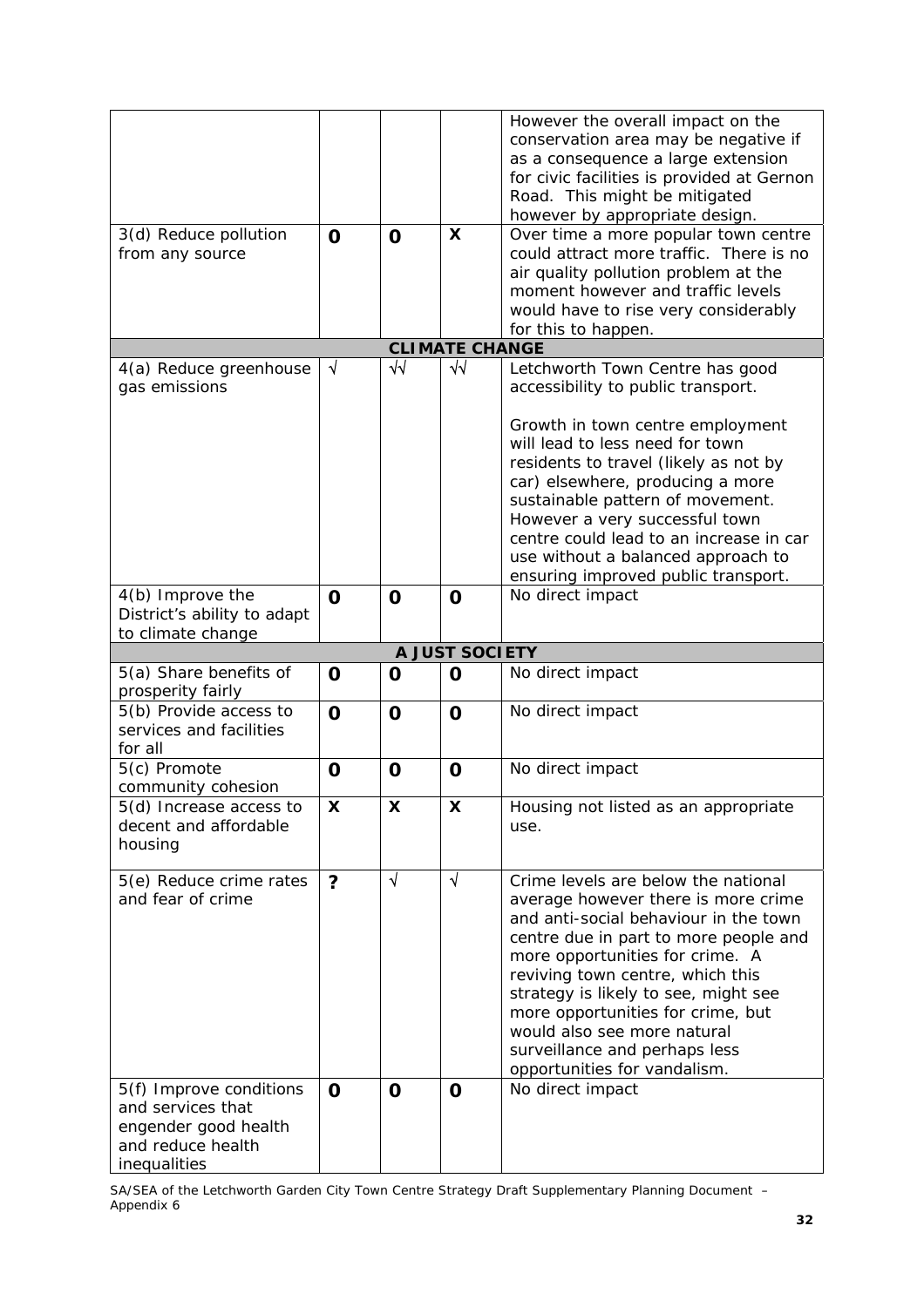| | | | | |
|---|---|---|---|---|
| | | | | However the overall impact on the conservation area may be negative if as a consequence a large extension for civic facilities is provided at Gernon Road. This might be mitigated however by appropriate design. |
| 3(d) Reduce pollution from any source | **O** | **O** | **X** | Over time a more popular town centre could attract more traffic. There is no air quality pollution problem at the moment however and traffic levels would have to rise very considerably for this to happen. |
| **CLIMATE CHANGE** | | | | |
| 4(a) Reduce greenhouse gas emissions | √ | √√ | √√ | Letchworth Town Centre has good accessibility to public transport.<br><br>Growth in town centre employment will lead to less need for town residents to travel (likely as not by car) elsewhere, producing a more sustainable pattern of movement. However a very successful town centre could lead to an increase in car use without a balanced approach to ensuring improved public transport. |
| 4(b) Improve the District's ability to adapt to climate change | **O** | **O** | **O** | No direct impact |
| **A JUST SOCIETY** | | | | |
| 5(a) Share benefits of prosperity fairly | **O** | **O** | **O** | No direct impact |
| 5(b) Provide access to services and facilities for all | **O** | **O** | **O** | No direct impact |
| 5(c) Promote community cohesion | **O** | **O** | **O** | No direct impact |
| 5(d) Increase access to decent and affordable housing | **X** | **X** | **X** | Housing not listed as an appropriate use. |
| 5(e) Reduce crime rates and fear of crime | **?** | √ | √ | Crime levels are below the national average however there is more crime and anti-social behaviour in the town centre due in part to more people and more opportunities for crime. A reviving town centre, which this strategy is likely to see, might see more opportunities for crime, but would also see more natural surveillance and perhaps less opportunities for vandalism. |
| 5(f) Improve conditions and services that engender good health and reduce health inequalities | **O** | **O** | **O** | No direct impact |

SA/SEA of the Letchworth Garden City Town Centre Strategy Draft Supplementary Planning Document – Appendix 6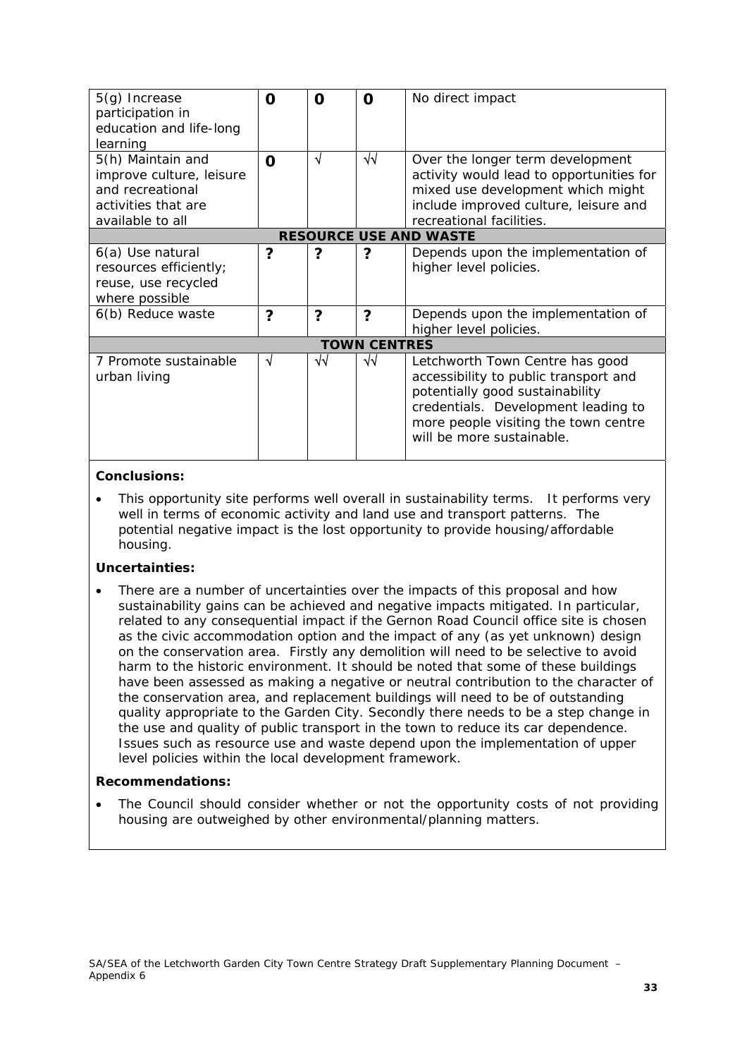| | | | | |
|---|---|---|---|---|
| 5(g) Increase participation in education and life-long learning | **0** | **0** | **0** | No direct impact |
| 5(h) Maintain and improve culture, leisure and recreational activities that are available to all | **0** | √ | √√ | Over the longer term development activity would lead to opportunities for mixed use development which might include improved culture, leisure and recreational facilities. |
| **RESOURCE USE AND WASTE** | | | | |
| 6(a) Use natural resources efficiently; reuse, use recycled where possible | **?** | **?** | **?** | Depends upon the implementation of higher level policies. |
| 6(b) Reduce waste | **?** | **?** | **?** | Depends upon the implementation of higher level policies. |
| **TOWN CENTRES** | | | | |
| 7 Promote sustainable urban living | √ | √√ | √√ | Letchworth Town Centre has good accessibility to public transport and potentially good sustainability credentials. Development leading to more people visiting the town centre will be more sustainable. |

**Conclusions:**

- This opportunity site performs well overall in sustainability terms. It performs very well in terms of economic activity and land use and transport patterns. The potential negative impact is the lost opportunity to provide housing/affordable housing.

**Uncertainties:**

- There are a number of uncertainties over the impacts of this proposal and how sustainability gains can be achieved and negative impacts mitigated. In particular, related to any consequential impact if the Gernon Road Council office site is chosen as the civic accommodation option and the impact of any (as yet unknown) design on the conservation area. Firstly any demolition will need to be selective to avoid harm to the historic environment. It should be noted that some of these buildings have been assessed as making a negative or neutral contribution to the character of the conservation area, and replacement buildings will need to be of outstanding quality appropriate to the Garden City. Secondly there needs to be a step change in the use and quality of public transport in the town to reduce its car dependence. Issues such as resource use and waste depend upon the implementation of upper level policies within the local development framework.

**Recommendations:**

- The Council should consider whether or not the opportunity costs of not providing housing are outweighed by other environmental/planning matters.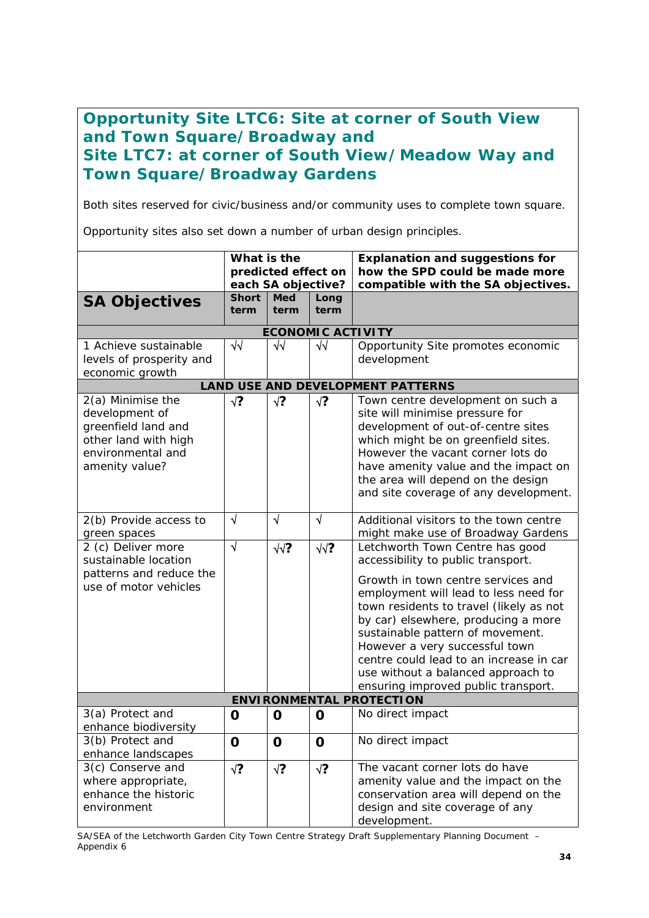## Opportunity Site LTC6: Site at corner of South View and Town Square/Broadway and Site LTC7: at corner of South View/Meadow Way and Town Square/Broadway Gardens

Both sites reserved for civic/business and/or community uses to complete town square.

Opportunity sites also set down a number of urban design principles.

| | What is the predicted effect on each SA objective? | | | Explanation and suggestions for how the SPD could be made more compatible with the SA objectives. |
|---|---|---|---|---|
| **SA Objectives** | **Short term** | **Med term** | **Long term** | |
| **ECONOMIC ACTIVITY** | | | | |
| 1 Achieve sustainable levels of prosperity and economic growth | √√ | √√ | √√ | Opportunity Site promotes economic development |
| **LAND USE AND DEVELOPMENT PATTERNS** | | | | |
| 2(a) Minimise the development of greenfield land and other land with high environmental and amenity value? | √? | √? | √? | Town centre development on such a site will minimise pressure for development of out-of-centre sites which might be on greenfield sites. However the vacant corner lots do have amenity value and the impact on the area will depend on the design and site coverage of any development. |
| 2(b) Provide access to green spaces | √ | √ | √ | Additional visitors to the town centre might make use of Broadway Gardens |
| 2 (c) Deliver more sustainable location patterns and reduce the use of motor vehicles | √ | √√? | √√? | Letchworth Town Centre has good accessibility to public transport.<br><br>Growth in town centre services and employment will lead to less need for town residents to travel (likely as not by car) elsewhere, producing a more sustainable pattern of movement. However a very successful town centre could lead to an increase in car use without a balanced approach to ensuring improved public transport. |
| **ENVIRONMENTAL PROTECTION** | | | | |
| 3(a) Protect and enhance biodiversity | 0 | 0 | 0 | No direct impact |
| 3(b) Protect and enhance landscapes | 0 | 0 | 0 | No direct impact |
| 3(c) Conserve and where appropriate, enhance the historic environment | √? | √? | √? | The vacant corner lots do have amenity value and the impact on the conservation area will depend on the design and site coverage of any development. |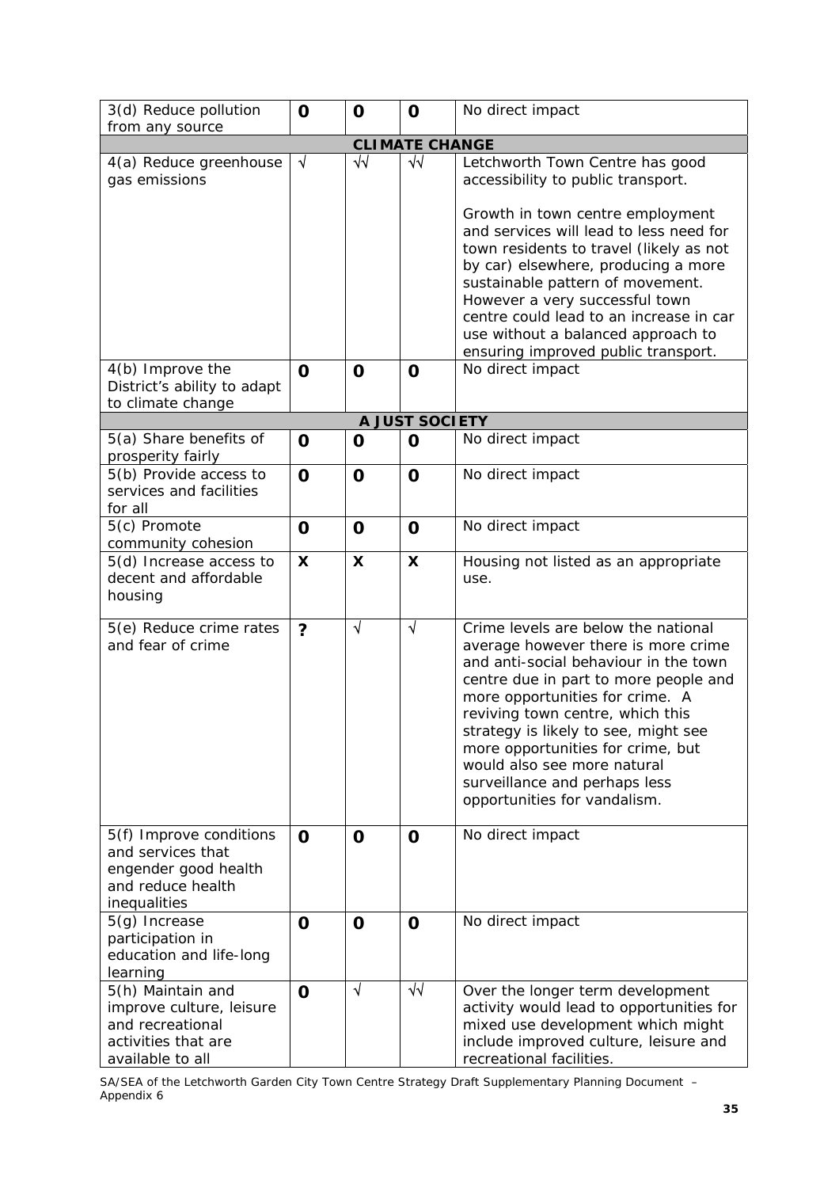| | | | | |
|---|---|---|---|---|
| 3(d) Reduce pollution from any source | **0** | **0** | **0** | No direct impact |
| **CLIMATE CHANGE** | | | | |
| 4(a) Reduce greenhouse gas emissions | √ | √√ | √√ | Letchworth Town Centre has good accessibility to public transport.<br><br>Growth in town centre employment and services will lead to less need for town residents to travel (likely as not by car) elsewhere, producing a more sustainable pattern of movement. However a very successful town centre could lead to an increase in car use without a balanced approach to ensuring improved public transport. |
| 4(b) Improve the District's ability to adapt to climate change | **0** | **0** | **0** | No direct impact |
| **A JUST SOCIETY** | | | | |
| 5(a) Share benefits of prosperity fairly | **0** | **0** | **0** | No direct impact |
| 5(b) Provide access to services and facilities for all | **0** | **0** | **0** | No direct impact |
| 5(c) Promote community cohesion | **0** | **0** | **0** | No direct impact |
| 5(d) Increase access to decent and affordable housing | **X** | **X** | **X** | Housing not listed as an appropriate use. |
| 5(e) Reduce crime rates and fear of crime | **?** | √ | √ | Crime levels are below the national average however there is more crime and anti-social behaviour in the town centre due in part to more people and more opportunities for crime. A reviving town centre, which this strategy is likely to see, might see more opportunities for crime, but would also see more natural surveillance and perhaps less opportunities for vandalism. |
| 5(f) Improve conditions and services that engender good health and reduce health inequalities | **0** | **0** | **0** | No direct impact |
| 5(g) Increase participation in education and life-long learning | **0** | **0** | **0** | No direct impact |
| 5(h) Maintain and improve culture, leisure and recreational activities that are available to all | **0** | √ | √√ | Over the longer term development activity would lead to opportunities for mixed use development which might include improved culture, leisure and recreational facilities. |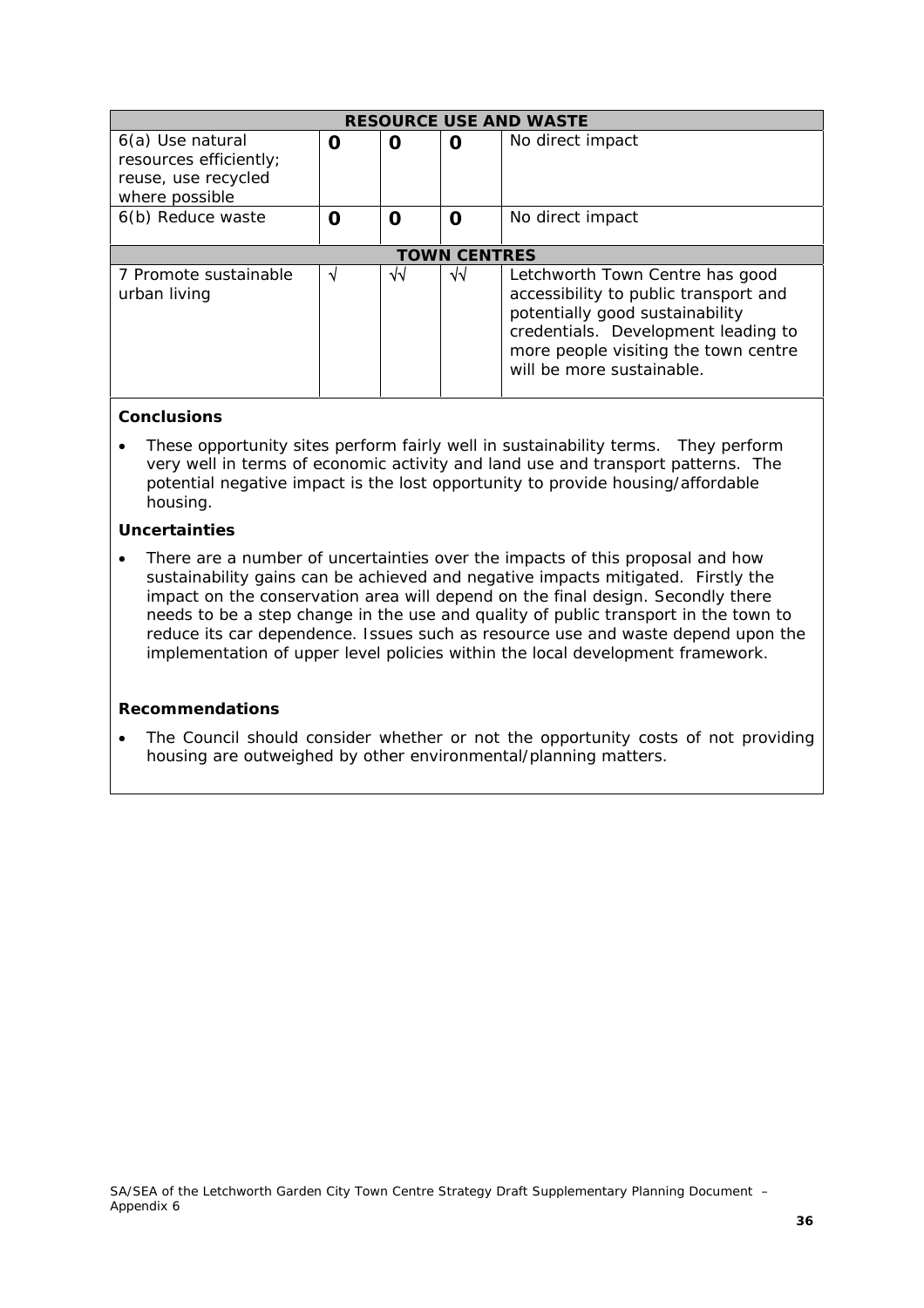| RESOURCE USE AND WASTE | | | | |
|---|---|---|---|---|
| 6(a) Use natural resources efficiently; reuse, use recycled where possible | **0** | **0** | **0** | No direct impact |
| 6(b) Reduce waste | **0** | **0** | **0** | No direct impact |
| **TOWN CENTRES** | | | | |
| 7 Promote sustainable urban living | √ | √√ | √√ | Letchworth Town Centre has good accessibility to public transport and potentially good sustainability credentials. Development leading to more people visiting the town centre will be more sustainable. |

**Conclusions**

- These opportunity sites perform fairly well in sustainability terms. They perform very well in terms of economic activity and land use and transport patterns. The potential negative impact is the lost opportunity to provide housing/affordable housing.

**Uncertainties**

- There are a number of uncertainties over the impacts of this proposal and how sustainability gains can be achieved and negative impacts mitigated. Firstly the impact on the conservation area will depend on the final design. Secondly there needs to be a step change in the use and quality of public transport in the town to reduce its car dependence. Issues such as resource use and waste depend upon the implementation of upper level policies within the local development framework.

**Recommendations**

- The Council should consider whether or not the opportunity costs of not providing housing are outweighed by other environmental/planning matters.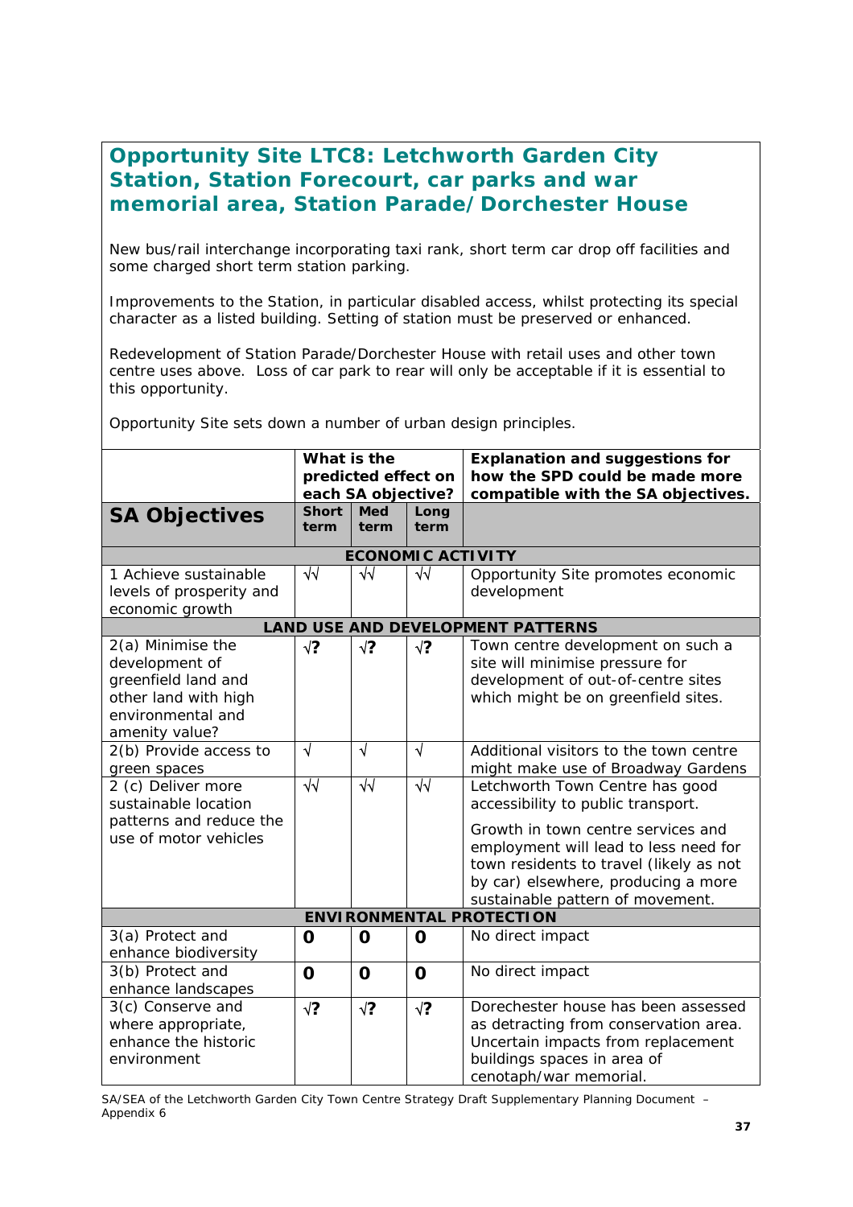## Opportunity Site LTC8: Letchworth Garden City Station, Station Forecourt, car parks and war memorial area, Station Parade/Dorchester House

New bus/rail interchange incorporating taxi rank, short term car drop off facilities and some charged short term station parking.

Improvements to the Station, in particular disabled access, whilst protecting its special character as a listed building. Setting of station must be preserved or enhanced.

Redevelopment of Station Parade/Dorchester House with retail uses and other town centre uses above. Loss of car park to rear will only be acceptable if it is essential to this opportunity.

Opportunity Site sets down a number of urban design principles.

| | What is the predicted effect on each SA objective? | | | Explanation and suggestions for how the SPD could be made more compatible with the SA objectives. |
|---|---|---|---|---|
| **SA Objectives** | **Short term** | **Med term** | **Long term** | |
| **ECONOMIC ACTIVITY** | | | | |
| 1 Achieve sustainable levels of prosperity and economic growth | √√ | √√ | √√ | Opportunity Site promotes economic development |
| **LAND USE AND DEVELOPMENT PATTERNS** | | | | |
| 2(a) Minimise the development of greenfield land and other land with high environmental and amenity value? | √? | √? | √? | Town centre development on such a site will minimise pressure for development of out-of-centre sites which might be on greenfield sites. |
| 2(b) Provide access to green spaces | √ | √ | √ | Additional visitors to the town centre might make use of Broadway Gardens |
| 2 (c) Deliver more sustainable location patterns and reduce the use of motor vehicles | √√ | √√ | √√ | Letchworth Town Centre has good accessibility to public transport.<br><br>Growth in town centre services and employment will lead to less need for town residents to travel (likely as not by car) elsewhere, producing a more sustainable pattern of movement. |
| **ENVIRONMENTAL PROTECTION** | | | | |
| 3(a) Protect and enhance biodiversity | 0 | 0 | 0 | No direct impact |
| 3(b) Protect and enhance landscapes | 0 | 0 | 0 | No direct impact |
| 3(c) Conserve and where appropriate, enhance the historic environment | √? | √? | √? | Dorechester house has been assessed as detracting from conservation area. Uncertain impacts from replacement buildings spaces in area of cenotaph/war memorial. |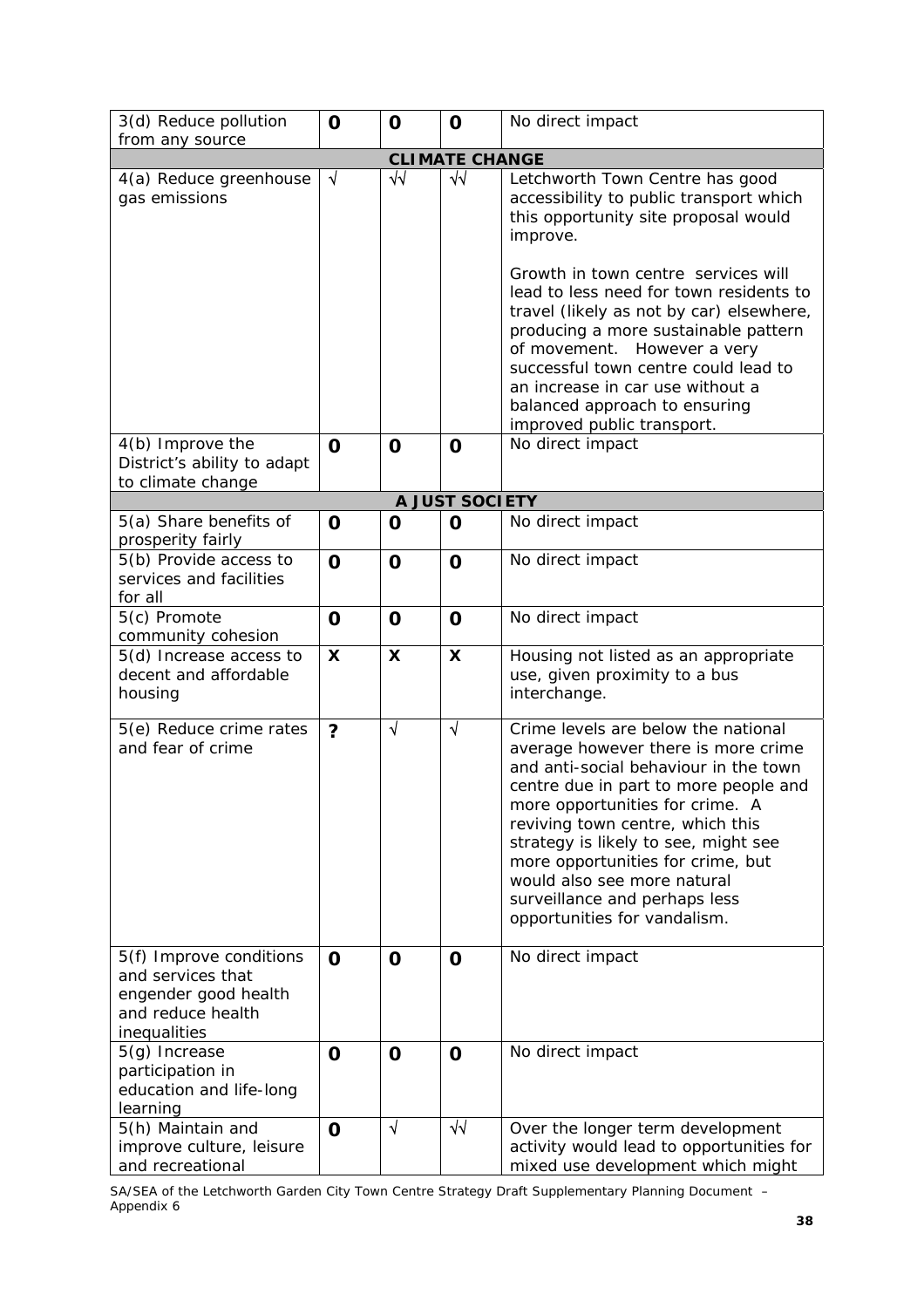| 3(d) Reduce pollution from any source | 0 | 0 | 0 | No direct impact |
|---|---|---|---|---|
| **CLIMATE CHANGE** | | | | |
| 4(a) Reduce greenhouse gas emissions | √ | √√ | √√ | Letchworth Town Centre has good accessibility to public transport which this opportunity site proposal would improve.<br><br>Growth in town centre services will lead to less need for town residents to travel (likely as not by car) elsewhere, producing a more sustainable pattern of movement. However a very successful town centre could lead to an increase in car use without a balanced approach to ensuring improved public transport. |
| 4(b) Improve the District's ability to adapt to climate change | 0 | 0 | 0 | No direct impact |
| **A JUST SOCIETY** | | | | |
| 5(a) Share benefits of prosperity fairly | 0 | 0 | 0 | No direct impact |
| 5(b) Provide access to services and facilities for all | 0 | 0 | 0 | No direct impact |
| 5(c) Promote community cohesion | 0 | 0 | 0 | No direct impact |
| 5(d) Increase access to decent and affordable housing | X | X | X | Housing not listed as an appropriate use, given proximity to a bus interchange. |
| 5(e) Reduce crime rates and fear of crime | ? | √ | √ | Crime levels are below the national average however there is more crime and anti-social behaviour in the town centre due in part to more people and more opportunities for crime. A reviving town centre, which this strategy is likely to see, might see more opportunities for crime, but would also see more natural surveillance and perhaps less opportunities for vandalism. |
| 5(f) Improve conditions and services that engender good health and reduce health inequalities | 0 | 0 | 0 | No direct impact |
| 5(g) Increase participation in education and life-long learning | 0 | 0 | 0 | No direct impact |
| 5(h) Maintain and improve culture, leisure and recreational | 0 | √ | √√ | Over the longer term development activity would lead to opportunities for mixed use development which might |

SA/SEA of the Letchworth Garden City Town Centre Strategy Draft Supplementary Planning Document – Appendix 6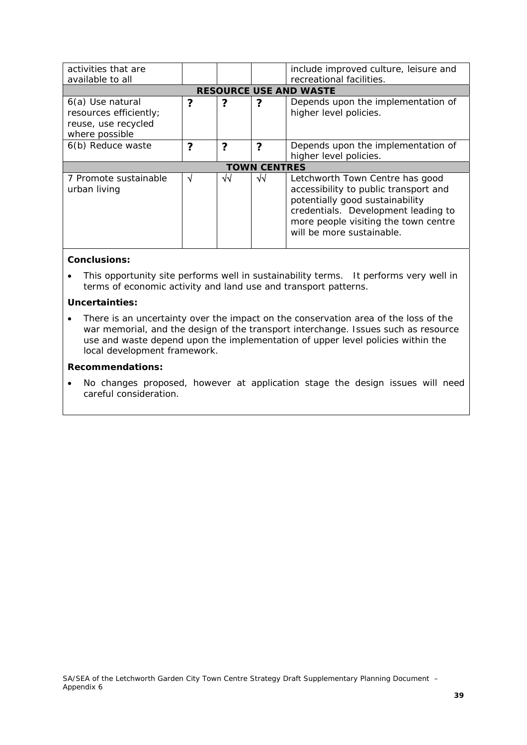| | | | | |
|---|---|---|---|---|
| activities that are available to all | | | | include improved culture, leisure and recreational facilities. |
| **RESOURCE USE AND WASTE** | | | | |
| 6(a) Use natural resources efficiently; reuse, use recycled where possible | **?** | **?** | **?** | Depends upon the implementation of higher level policies. |
| 6(b) Reduce waste | **?** | **?** | **?** | Depends upon the implementation of higher level policies. |
| **TOWN CENTRES** | | | | |
| 7 Promote sustainable urban living | √ | √√ | √√ | Letchworth Town Centre has good accessibility to public transport and potentially good sustainability credentials. Development leading to more people visiting the town centre will be more sustainable. |

**Conclusions:**

- This opportunity site performs well in sustainability terms. It performs very well in terms of economic activity and land use and transport patterns.

**Uncertainties:**

- There is an uncertainty over the impact on the conservation area of the loss of the war memorial, and the design of the transport interchange. Issues such as resource use and waste depend upon the implementation of upper level policies within the local development framework.

**Recommendations:**

- No changes proposed, however at application stage the design issues will need careful consideration.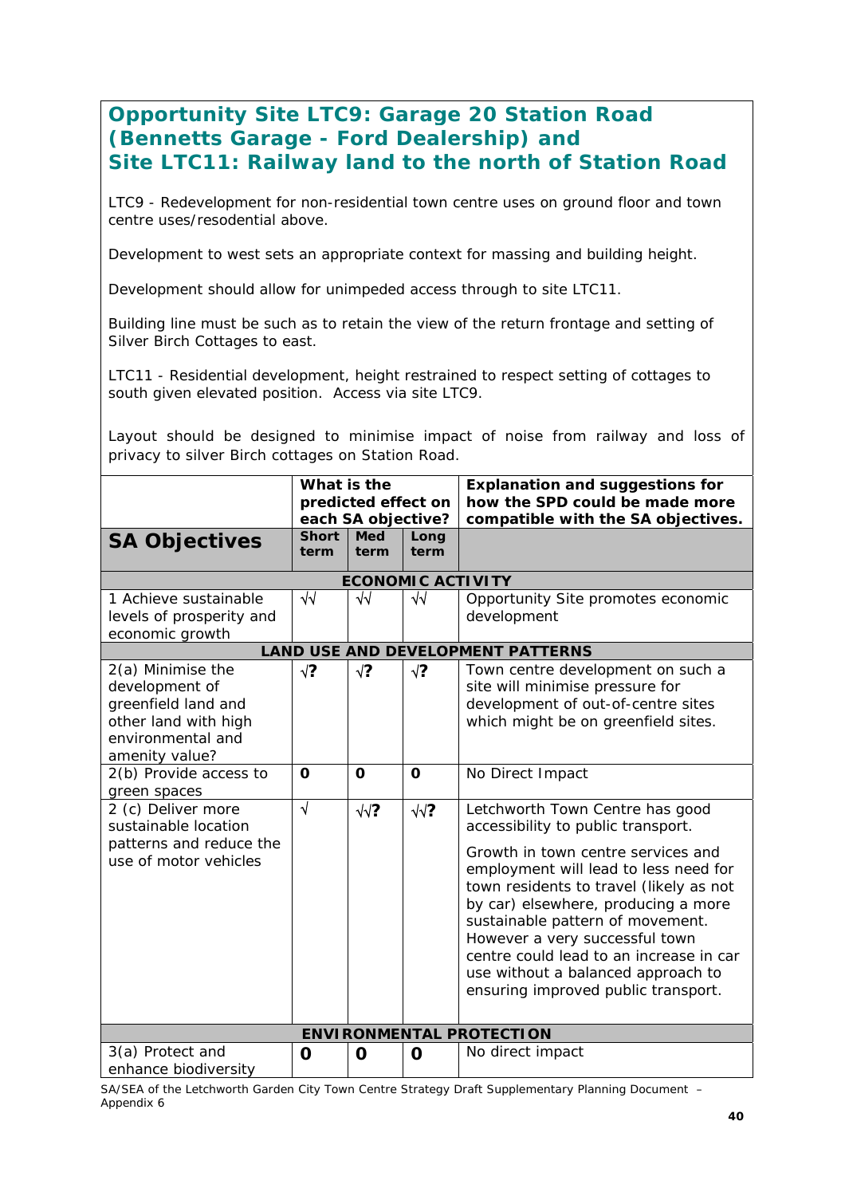## Opportunity Site LTC9: Garage 20 Station Road (Bennetts Garage - Ford Dealership) and Site LTC11: Railway land to the north of Station Road

LTC9 - Redevelopment for non-residential town centre uses on ground floor and town centre uses/resodential above.

Development to west sets an appropriate context for massing and building height.

Development should allow for unimpeded access through to site LTC11.

Building line must be such as to retain the view of the return frontage and setting of Silver Birch Cottages to east.

LTC11 - Residential development, height restrained to respect setting of cottages to south given elevated position. Access via site LTC9.

Layout should be designed to minimise impact of noise from railway and loss of privacy to silver Birch cottages on Station Road.

| SA Objectives | What is the predicted effect on each SA objective? Short term | Med term | Long term | Explanation and suggestions for how the SPD could be made more compatible with the SA objectives. |
|---|---|---|---|---|
| **ECONOMIC ACTIVITY** | | | | |
| 1 Achieve sustainable levels of prosperity and economic growth | √√ | √√ | √√ | Opportunity Site promotes economic development |
| **LAND USE AND DEVELOPMENT PATTERNS** | | | | |
| 2(a) Minimise the development of greenfield land and other land with high environmental and amenity value? | √**?** | √**?** | √**?** | Town centre development on such a site will minimise pressure for development of out-of-centre sites which might be on greenfield sites. |
| 2(b) Provide access to green spaces | **0** | **0** | **0** | No Direct Impact |
| 2 (c) Deliver more sustainable location patterns and reduce the use of motor vehicles | √ | √√**?** | √√**?** | Letchworth Town Centre has good accessibility to public transport.<br><br>Growth in town centre services and employment will lead to less need for town residents to travel (likely as not by car) elsewhere, producing a more sustainable pattern of movement. However a very successful town centre could lead to an increase in car use without a balanced approach to ensuring improved public transport. |
| **ENVIRONMENTAL PROTECTION** | | | | |
| 3(a) Protect and enhance biodiversity | **0** | **0** | **0** | No direct impact |

SA/SEA of the Letchworth Garden City Town Centre Strategy Draft Supplementary Planning Document – Appendix 6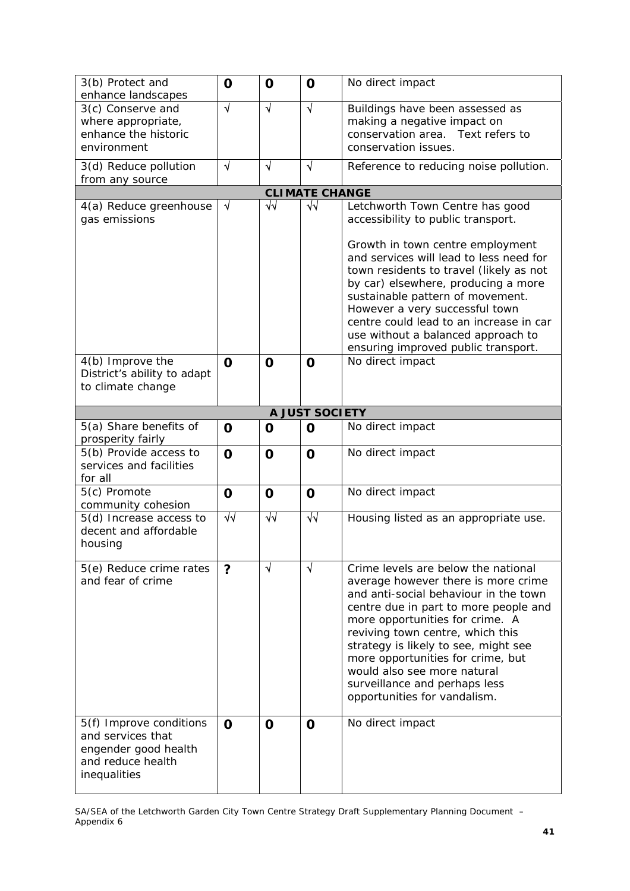| | | | | |
|---|---|---|---|---|
| 3(b) Protect and enhance landscapes | **0** | **0** | **0** | No direct impact |
| 3(c) Conserve and where appropriate, enhance the historic environment | √ | √ | √ | Buildings have been assessed as making a negative impact on conservation area. Text refers to conservation issues. |
| 3(d) Reduce pollution from any source | √ | √ | √ | Reference to reducing noise pollution. |
| **CLIMATE CHANGE** | | | | |
| 4(a) Reduce greenhouse gas emissions | √ | √√ | √√ | Letchworth Town Centre has good accessibility to public transport.<br><br>Growth in town centre employment and services will lead to less need for town residents to travel (likely as not by car) elsewhere, producing a more sustainable pattern of movement. However a very successful town centre could lead to an increase in car use without a balanced approach to ensuring improved public transport. |
| 4(b) Improve the District's ability to adapt to climate change | **0** | **0** | **0** | No direct impact |
| **A JUST SOCIETY** | | | | |
| 5(a) Share benefits of prosperity fairly | **0** | **0** | **0** | No direct impact |
| 5(b) Provide access to services and facilities for all | **0** | **0** | **0** | No direct impact |
| 5(c) Promote community cohesion | **0** | **0** | **0** | No direct impact |
| 5(d) Increase access to decent and affordable housing | √√ | √√ | √√ | Housing listed as an appropriate use. |
| 5(e) Reduce crime rates and fear of crime | **?** | √ | √ | Crime levels are below the national average however there is more crime and anti-social behaviour in the town centre due in part to more people and more opportunities for crime. A reviving town centre, which this strategy is likely to see, might see more opportunities for crime, but would also see more natural surveillance and perhaps less opportunities for vandalism. |
| 5(f) Improve conditions and services that engender good health and reduce health inequalities | **0** | **0** | **0** | No direct impact |

SA/SEA of the Letchworth Garden City Town Centre Strategy Draft Supplementary Planning Document – Appendix 6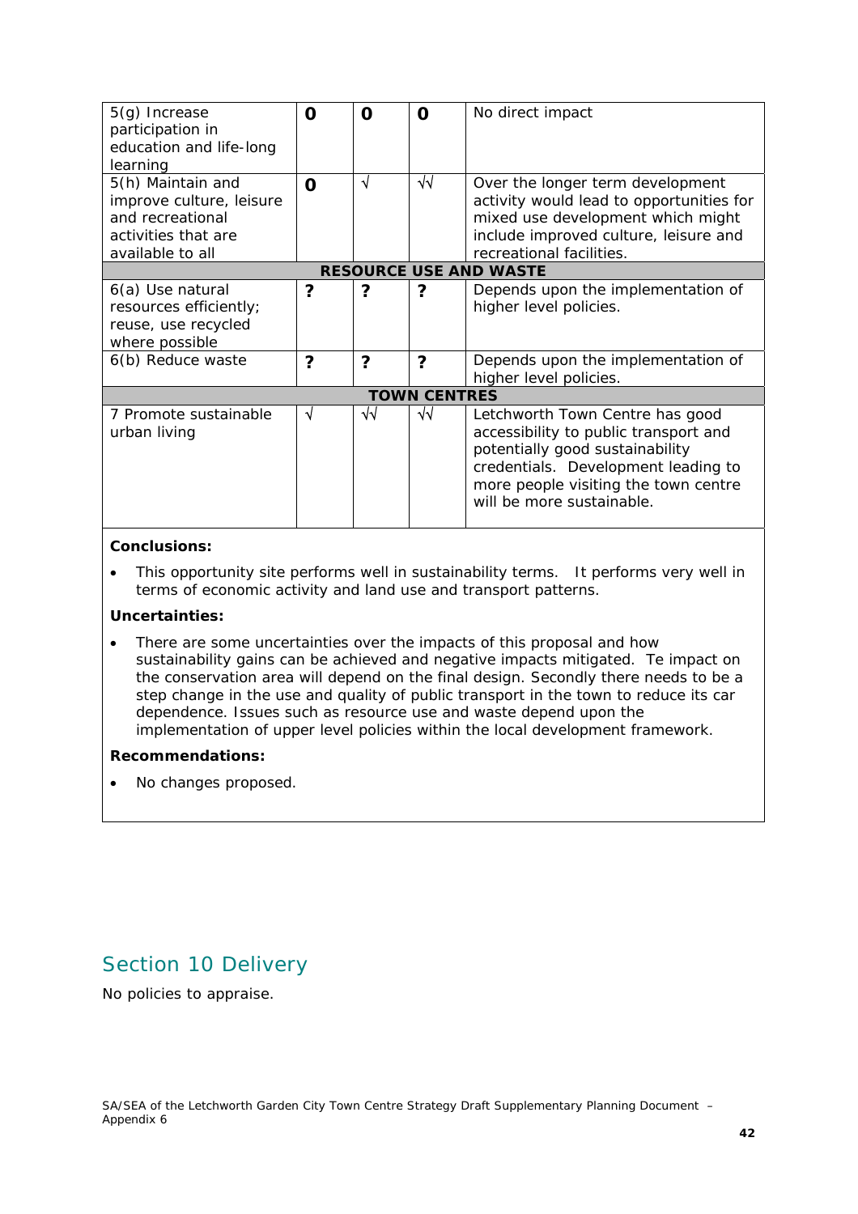| | | | | |
|---|---|---|---|---|
| 5(g) Increase participation in education and life-long learning | **0** | **0** | **0** | No direct impact |
| 5(h) Maintain and improve culture, leisure and recreational activities that are available to all | **0** | √ | √√ | Over the longer term development activity would lead to opportunities for mixed use development which might include improved culture, leisure and recreational facilities. |
| **RESOURCE USE AND WASTE** | | | | |
| 6(a) Use natural resources efficiently; reuse, use recycled where possible | **?** | **?** | **?** | Depends upon the implementation of higher level policies. |
| 6(b) Reduce waste | **?** | **?** | **?** | Depends upon the implementation of higher level policies. |
| **TOWN CENTRES** | | | | |
| 7 Promote sustainable urban living | √ | √√ | √√ | Letchworth Town Centre has good accessibility to public transport and potentially good sustainability credentials. Development leading to more people visiting the town centre will be more sustainable. |

**Conclusions:**

- This opportunity site performs well in sustainability terms. It performs very well in terms of economic activity and land use and transport patterns.

**Uncertainties:**

- There are some uncertainties over the impacts of this proposal and how sustainability gains can be achieved and negative impacts mitigated. Te impact on the conservation area will depend on the final design. Secondly there needs to be a step change in the use and quality of public transport in the town to reduce its car dependence. Issues such as resource use and waste depend upon the implementation of upper level policies within the local development framework.

**Recommendations:**

- No changes proposed.

## Section 10 Delivery

No policies to appraise.